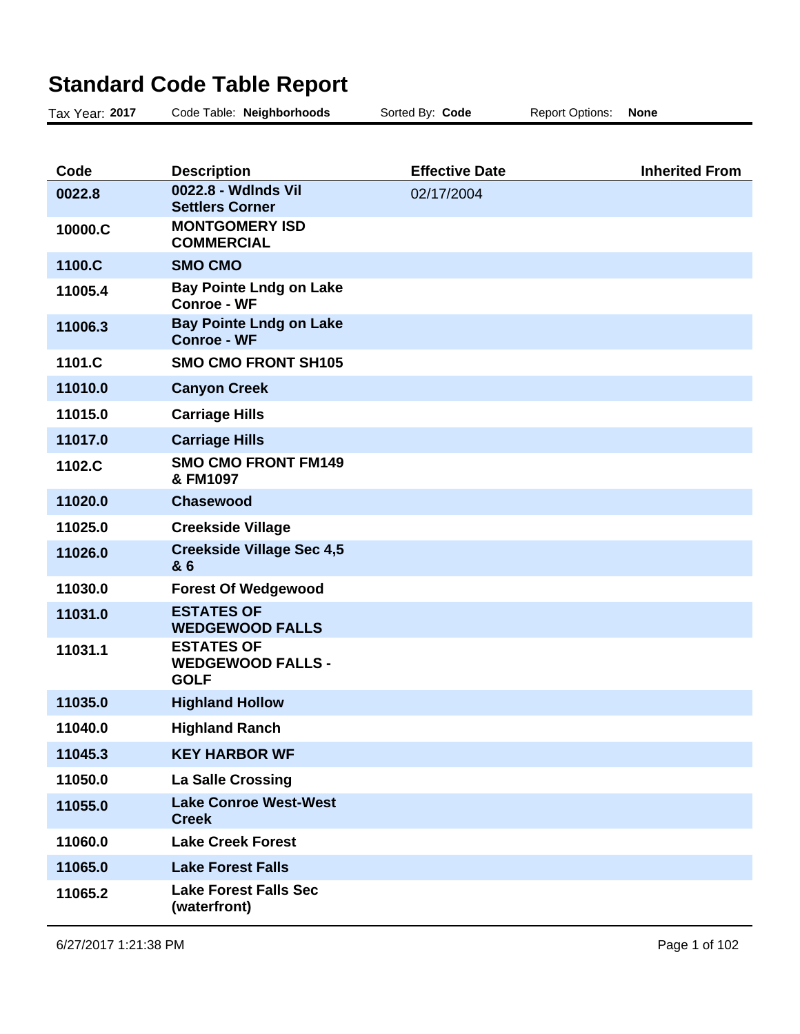# Standard Code Table Report

Tax Year: **2017** Code Table: **Neighborhoods** Sorted By: **Code** Report Options: **None**

| Code | Description | Effective Date | Inherited From |
|---|---|---|---|
| **0022.8** | **0022.8 - Wdlnds Vil Settlers Corner** | 02/17/2004 | |
| **10000.C** | **MONTGOMERY ISD COMMERCIAL** | | |
| **1100.C** | **SMO CMO** | | |
| **11005.4** | **Bay Pointe Lndg on Lake Conroe - WF** | | |
| **11006.3** | **Bay Pointe Lndg on Lake Conroe - WF** | | |
| **1101.C** | **SMO CMO FRONT SH105** | | |
| **11010.0** | **Canyon Creek** | | |
| **11015.0** | **Carriage Hills** | | |
| **11017.0** | **Carriage Hills** | | |
| **1102.C** | **SMO CMO FRONT FM149 & FM1097** | | |
| **11020.0** | **Chasewood** | | |
| **11025.0** | **Creekside Village** | | |
| **11026.0** | **Creekside Village Sec 4,5 & 6** | | |
| **11030.0** | **Forest Of Wedgewood** | | |
| **11031.0** | **ESTATES OF WEDGEWOOD FALLS** | | |
| **11031.1** | **ESTATES OF WEDGEWOOD FALLS - GOLF** | | |
| **11035.0** | **Highland Hollow** | | |
| **11040.0** | **Highland Ranch** | | |
| **11045.3** | **KEY HARBOR WF** | | |
| **11050.0** | **La Salle Crossing** | | |
| **11055.0** | **Lake Conroe West-West Creek** | | |
| **11060.0** | **Lake Creek Forest** | | |
| **11065.0** | **Lake Forest Falls** | | |
| **11065.2** | **Lake Forest Falls Sec (waterfront)** | | |

6/27/2017 1:21:38 PM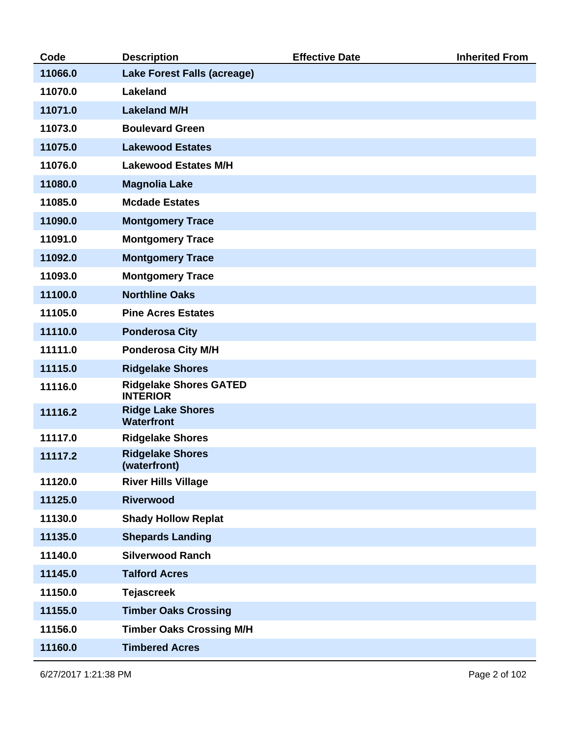| Code | Description | Effective Date | Inherited From |
|---|---|---|---|
| 11066.0 | Lake Forest Falls (acreage) | | |
| 11070.0 | Lakeland | | |
| 11071.0 | Lakeland M/H | | |
| 11073.0 | Boulevard Green | | |
| 11075.0 | Lakewood Estates | | |
| 11076.0 | Lakewood Estates M/H | | |
| 11080.0 | Magnolia Lake | | |
| 11085.0 | Mcdade Estates | | |
| 11090.0 | Montgomery Trace | | |
| 11091.0 | Montgomery Trace | | |
| 11092.0 | Montgomery Trace | | |
| 11093.0 | Montgomery Trace | | |
| 11100.0 | Northline Oaks | | |
| 11105.0 | Pine Acres Estates | | |
| 11110.0 | Ponderosa City | | |
| 11111.0 | Ponderosa City M/H | | |
| 11115.0 | Ridgelake Shores | | |
| 11116.0 | Ridgelake Shores GATED INTERIOR | | |
| 11116.2 | Ridge Lake Shores Waterfront | | |
| 11117.0 | Ridgelake Shores | | |
| 11117.2 | Ridgelake Shores (waterfront) | | |
| 11120.0 | River Hills Village | | |
| 11125.0 | Riverwood | | |
| 11130.0 | Shady Hollow Replat | | |
| 11135.0 | Shepards Landing | | |
| 11140.0 | Silverwood Ranch | | |
| 11145.0 | Talford Acres | | |
| 11150.0 | Tejascreek | | |
| 11155.0 | Timber Oaks Crossing | | |
| 11156.0 | Timber Oaks Crossing M/H | | |
| 11160.0 | Timbered Acres | | |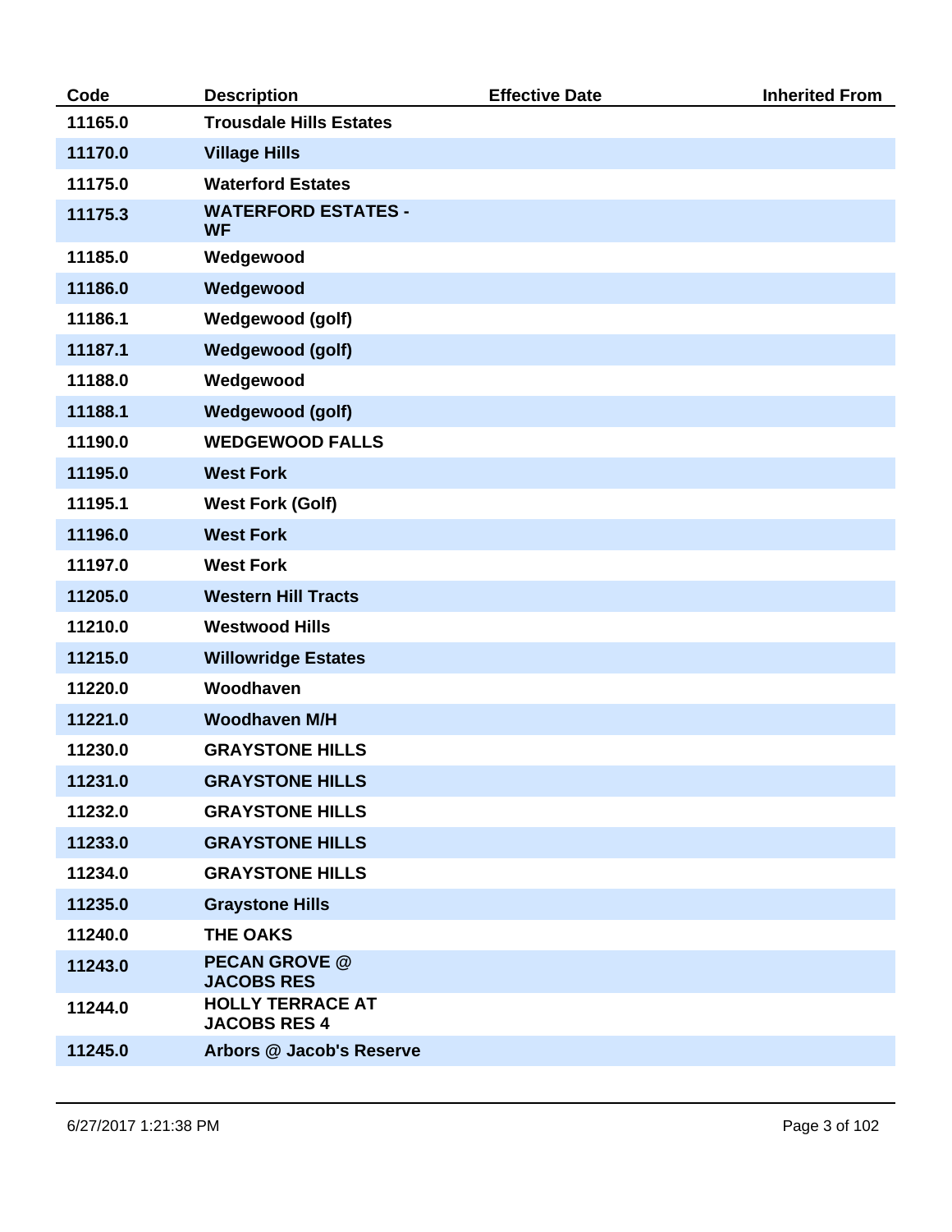| Code | Description | Effective Date | Inherited From |
| --- | --- | --- | --- |
| 11165.0 | Trousdale Hills Estates | | |
| 11170.0 | Village Hills | | |
| 11175.0 | Waterford Estates | | |
| 11175.3 | WATERFORD ESTATES - WF | | |
| 11185.0 | Wedgewood | | |
| 11186.0 | Wedgewood | | |
| 11186.1 | Wedgewood (golf) | | |
| 11187.1 | Wedgewood (golf) | | |
| 11188.0 | Wedgewood | | |
| 11188.1 | Wedgewood (golf) | | |
| 11190.0 | WEDGEWOOD FALLS | | |
| 11195.0 | West Fork | | |
| 11195.1 | West Fork (Golf) | | |
| 11196.0 | West Fork | | |
| 11197.0 | West Fork | | |
| 11205.0 | Western Hill Tracts | | |
| 11210.0 | Westwood Hills | | |
| 11215.0 | Willowridge Estates | | |
| 11220.0 | Woodhaven | | |
| 11221.0 | Woodhaven M/H | | |
| 11230.0 | GRAYSTONE HILLS | | |
| 11231.0 | GRAYSTONE HILLS | | |
| 11232.0 | GRAYSTONE HILLS | | |
| 11233.0 | GRAYSTONE HILLS | | |
| 11234.0 | GRAYSTONE HILLS | | |
| 11235.0 | Graystone Hills | | |
| 11240.0 | THE OAKS | | |
| 11243.0 | PECAN GROVE @ JACOBS RES | | |
| 11244.0 | HOLLY TERRACE AT JACOBS RES 4 | | |
| 11245.0 | Arbors @ Jacob's Reserve | | |

6/27/2017 1:21:38 PM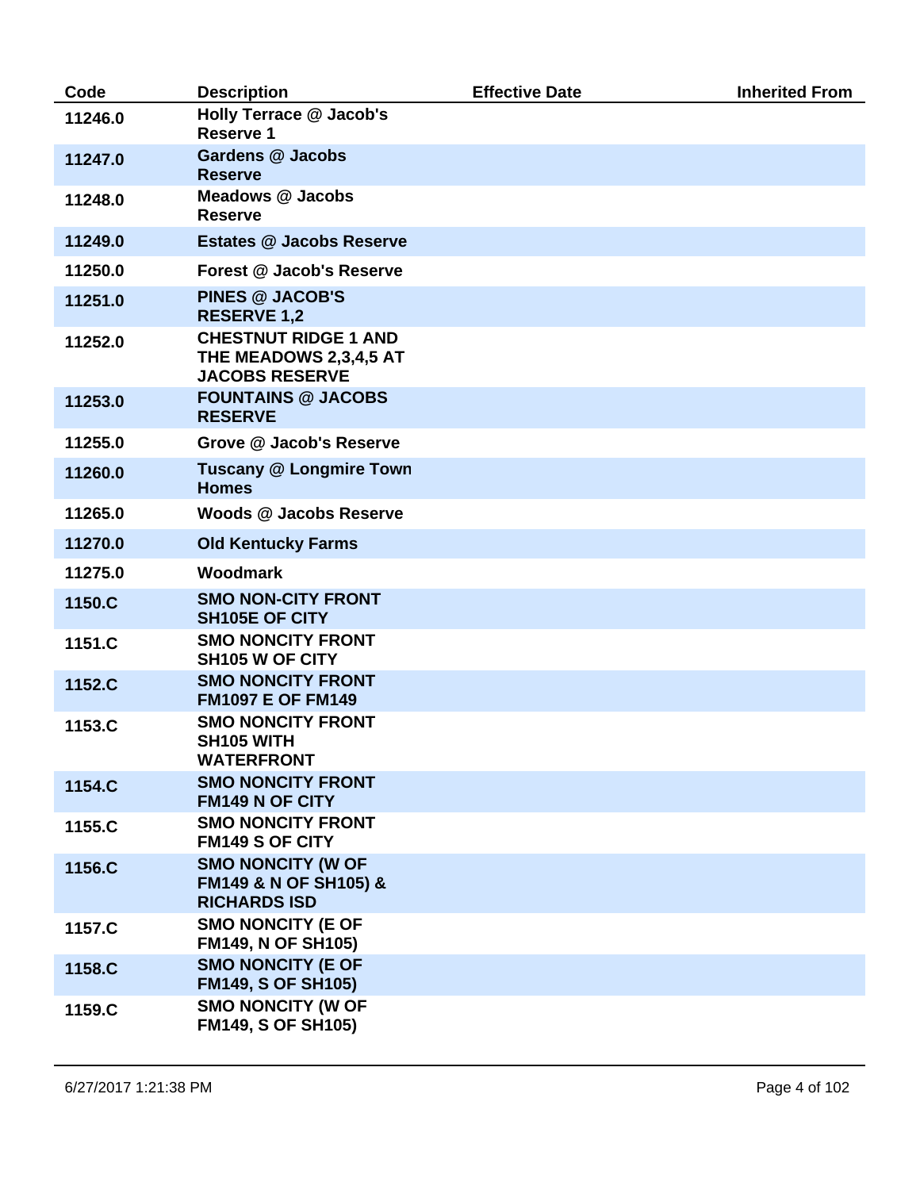| Code | Description | Effective Date | Inherited From |
| --- | --- | --- | --- |
| 11246.0 | Holly Terrace @ Jacob's Reserve 1 | | |
| 11247.0 | Gardens @ Jacobs Reserve | | |
| 11248.0 | Meadows @ Jacobs Reserve | | |
| 11249.0 | Estates @ Jacobs Reserve | | |
| 11250.0 | Forest @ Jacob's Reserve | | |
| 11251.0 | PINES @ JACOB'S RESERVE 1,2 | | |
| 11252.0 | CHESTNUT RIDGE 1 AND THE MEADOWS 2,3,4,5 AT JACOBS RESERVE | | |
| 11253.0 | FOUNTAINS @ JACOBS RESERVE | | |
| 11255.0 | Grove @ Jacob's Reserve | | |
| 11260.0 | Tuscany @ Longmire Town Homes | | |
| 11265.0 | Woods @ Jacobs Reserve | | |
| 11270.0 | Old Kentucky Farms | | |
| 11275.0 | Woodmark | | |
| 1150.C | SMO NON-CITY FRONT SH105E OF CITY | | |
| 1151.C | SMO NONCITY FRONT SH105 W OF CITY | | |
| 1152.C | SMO NONCITY FRONT FM1097 E OF FM149 | | |
| 1153.C | SMO NONCITY FRONT SH105 WITH WATERFRONT | | |
| 1154.C | SMO NONCITY FRONT FM149 N OF CITY | | |
| 1155.C | SMO NONCITY FRONT FM149 S OF CITY | | |
| 1156.C | SMO NONCITY (W OF FM149 & N OF SH105) & RICHARDS ISD | | |
| 1157.C | SMO NONCITY (E OF FM149, N OF SH105) | | |
| 1158.C | SMO NONCITY (E OF FM149, S OF SH105) | | |
| 1159.C | SMO NONCITY (W OF FM149, S OF SH105) | | |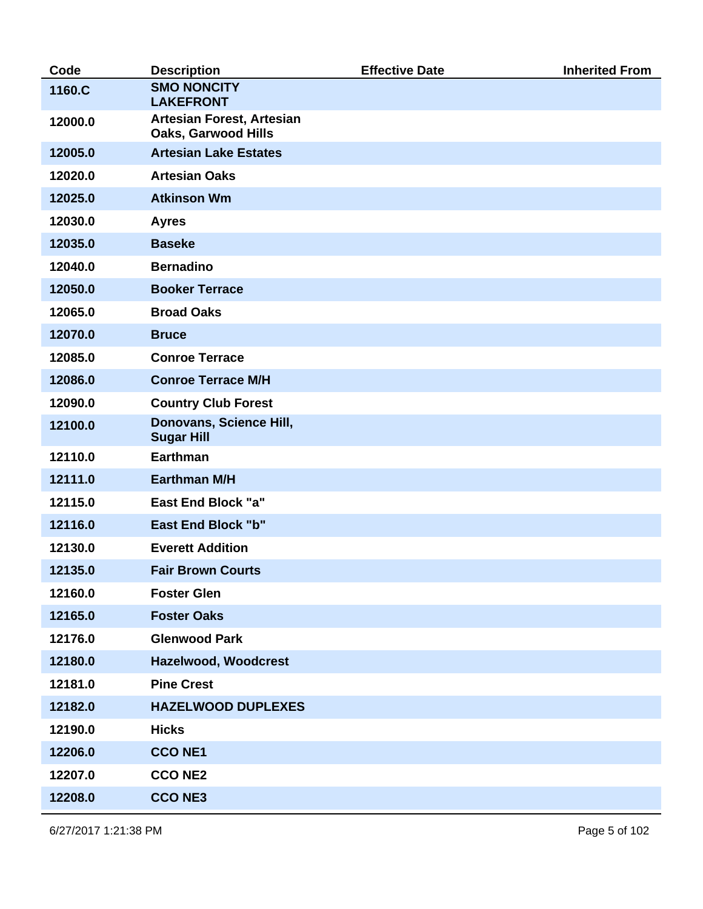| Code | Description | Effective Date | Inherited From |
|---|---|---|---|
| 1160.C | SMO NONCITY LAKEFRONT | | |
| 12000.0 | Artesian Forest, Artesian Oaks, Garwood Hills | | |
| 12005.0 | Artesian Lake Estates | | |
| 12020.0 | Artesian Oaks | | |
| 12025.0 | Atkinson Wm | | |
| 12030.0 | Ayres | | |
| 12035.0 | Baseke | | |
| 12040.0 | Bernadino | | |
| 12050.0 | Booker Terrace | | |
| 12065.0 | Broad Oaks | | |
| 12070.0 | Bruce | | |
| 12085.0 | Conroe Terrace | | |
| 12086.0 | Conroe Terrace M/H | | |
| 12090.0 | Country Club Forest | | |
| 12100.0 | Donovans, Science Hill, Sugar Hill | | |
| 12110.0 | Earthman | | |
| 12111.0 | Earthman M/H | | |
| 12115.0 | East End Block "a" | | |
| 12116.0 | East End Block "b" | | |
| 12130.0 | Everett Addition | | |
| 12135.0 | Fair Brown Courts | | |
| 12160.0 | Foster Glen | | |
| 12165.0 | Foster Oaks | | |
| 12176.0 | Glenwood Park | | |
| 12180.0 | Hazelwood, Woodcrest | | |
| 12181.0 | Pine Crest | | |
| 12182.0 | HAZELWOOD DUPLEXES | | |
| 12190.0 | Hicks | | |
| 12206.0 | CCO NE1 | | |
| 12207.0 | CCO NE2 | | |
| 12208.0 | CCO NE3 | | |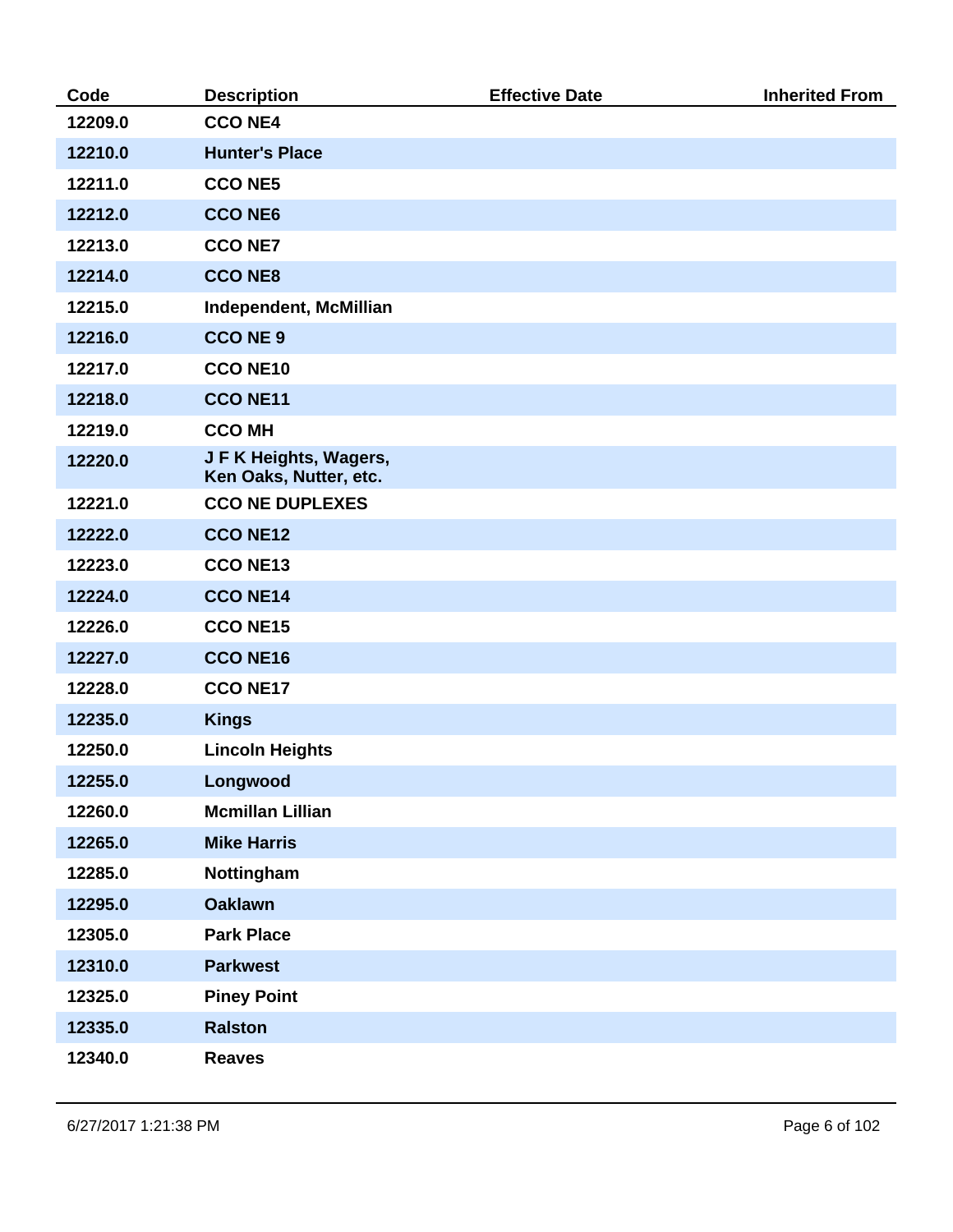| Code | Description | Effective Date | Inherited From |
| --- | --- | --- | --- |
| 12209.0 | CCO NE4 | | |
| 12210.0 | Hunter's Place | | |
| 12211.0 | CCO NE5 | | |
| 12212.0 | CCO NE6 | | |
| 12213.0 | CCO NE7 | | |
| 12214.0 | CCO NE8 | | |
| 12215.0 | Independent, McMillian | | |
| 12216.0 | CCO NE 9 | | |
| 12217.0 | CCO NE10 | | |
| 12218.0 | CCO NE11 | | |
| 12219.0 | CCO MH | | |
| 12220.0 | J F K Heights, Wagers, Ken Oaks, Nutter, etc. | | |
| 12221.0 | CCO NE DUPLEXES | | |
| 12222.0 | CCO NE12 | | |
| 12223.0 | CCO NE13 | | |
| 12224.0 | CCO NE14 | | |
| 12226.0 | CCO NE15 | | |
| 12227.0 | CCO NE16 | | |
| 12228.0 | CCO NE17 | | |
| 12235.0 | Kings | | |
| 12250.0 | Lincoln Heights | | |
| 12255.0 | Longwood | | |
| 12260.0 | Mcmillan Lillian | | |
| 12265.0 | Mike Harris | | |
| 12285.0 | Nottingham | | |
| 12295.0 | Oaklawn | | |
| 12305.0 | Park Place | | |
| 12310.0 | Parkwest | | |
| 12325.0 | Piney Point | | |
| 12335.0 | Ralston | | |
| 12340.0 | Reaves | | |

6/27/2017 1:21:38 PM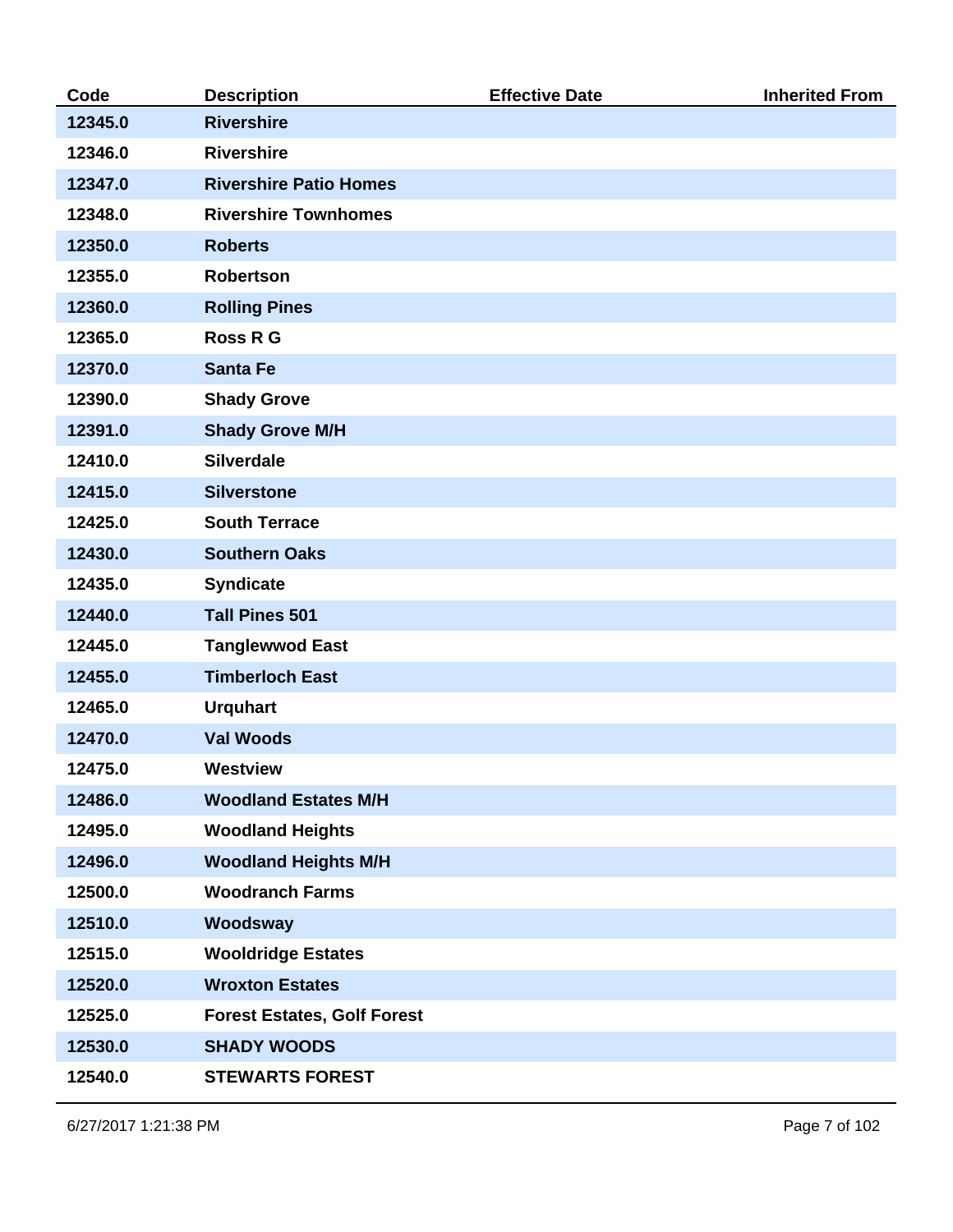| Code | Description | Effective Date | Inherited From |
| --- | --- | --- | --- |
| 12345.0 | Rivershire | | |
| 12346.0 | Rivershire | | |
| 12347.0 | Rivershire Patio Homes | | |
| 12348.0 | Rivershire Townhomes | | |
| 12350.0 | Roberts | | |
| 12355.0 | Robertson | | |
| 12360.0 | Rolling Pines | | |
| 12365.0 | Ross R G | | |
| 12370.0 | Santa Fe | | |
| 12390.0 | Shady Grove | | |
| 12391.0 | Shady Grove M/H | | |
| 12410.0 | Silverdale | | |
| 12415.0 | Silverstone | | |
| 12425.0 | South Terrace | | |
| 12430.0 | Southern Oaks | | |
| 12435.0 | Syndicate | | |
| 12440.0 | Tall Pines 501 | | |
| 12445.0 | Tanglewwod East | | |
| 12455.0 | Timberloch East | | |
| 12465.0 | Urquhart | | |
| 12470.0 | Val Woods | | |
| 12475.0 | Westview | | |
| 12486.0 | Woodland Estates M/H | | |
| 12495.0 | Woodland Heights | | |
| 12496.0 | Woodland Heights M/H | | |
| 12500.0 | Woodranch Farms | | |
| 12510.0 | Woodsway | | |
| 12515.0 | Wooldridge Estates | | |
| 12520.0 | Wroxton Estates | | |
| 12525.0 | Forest Estates, Golf Forest | | |
| 12530.0 | SHADY WOODS | | |
| 12540.0 | STEWARTS FOREST | | |

6/27/2017 1:21:38 PM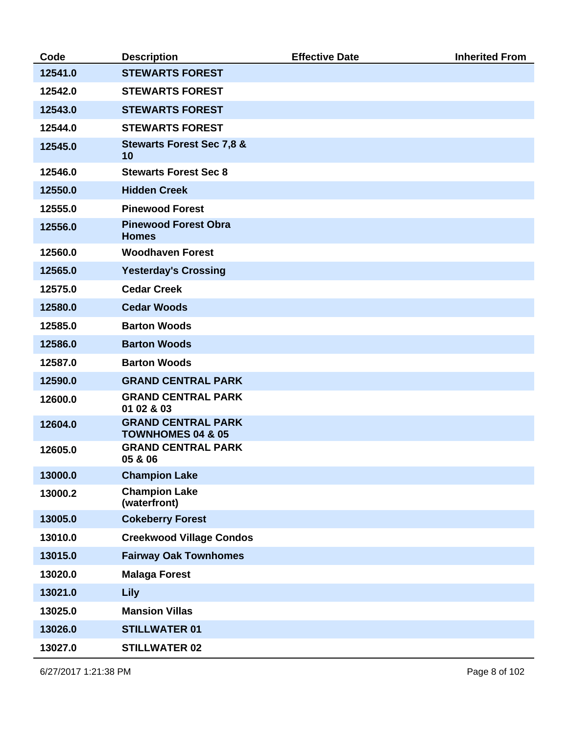| Code | Description | Effective Date | Inherited From |
|---|---|---|---|
| 12541.0 | STEWARTS FOREST | | |
| 12542.0 | STEWARTS FOREST | | |
| 12543.0 | STEWARTS FOREST | | |
| 12544.0 | STEWARTS FOREST | | |
| 12545.0 | Stewarts Forest Sec 7,8 & 10 | | |
| 12546.0 | Stewarts Forest Sec 8 | | |
| 12550.0 | Hidden Creek | | |
| 12555.0 | Pinewood Forest | | |
| 12556.0 | Pinewood Forest Obra Homes | | |
| 12560.0 | Woodhaven Forest | | |
| 12565.0 | Yesterday's Crossing | | |
| 12575.0 | Cedar Creek | | |
| 12580.0 | Cedar Woods | | |
| 12585.0 | Barton Woods | | |
| 12586.0 | Barton Woods | | |
| 12587.0 | Barton Woods | | |
| 12590.0 | GRAND CENTRAL PARK | | |
| 12600.0 | GRAND CENTRAL PARK 01 02 & 03 | | |
| 12604.0 | GRAND CENTRAL PARK TOWNHOMES 04 & 05 | | |
| 12605.0 | GRAND CENTRAL PARK 05 & 06 | | |
| 13000.0 | Champion Lake | | |
| 13000.2 | Champion Lake (waterfront) | | |
| 13005.0 | Cokeberry Forest | | |
| 13010.0 | Creekwood Village Condos | | |
| 13015.0 | Fairway Oak Townhomes | | |
| 13020.0 | Malaga Forest | | |
| 13021.0 | Lily | | |
| 13025.0 | Mansion Villas | | |
| 13026.0 | STILLWATER 01 | | |
| 13027.0 | STILLWATER 02 | | |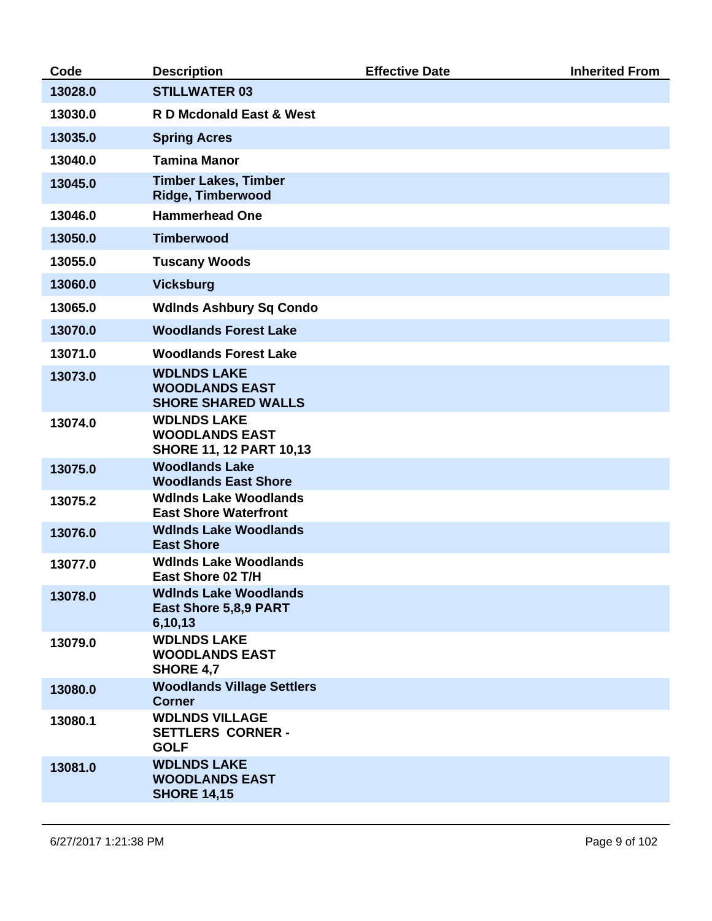| Code | Description | Effective Date | Inherited From |
|---|---|---|---|
| 13028.0 | STILLWATER 03 | | |
| 13030.0 | R D Mcdonald East & West | | |
| 13035.0 | Spring Acres | | |
| 13040.0 | Tamina Manor | | |
| 13045.0 | Timber Lakes, Timber Ridge, Timberwood | | |
| 13046.0 | Hammerhead One | | |
| 13050.0 | Timberwood | | |
| 13055.0 | Tuscany Woods | | |
| 13060.0 | Vicksburg | | |
| 13065.0 | Wdlnds Ashbury Sq Condo | | |
| 13070.0 | Woodlands Forest Lake | | |
| 13071.0 | Woodlands Forest Lake | | |
| 13073.0 | WDLNDS LAKE WOODLANDS EAST SHORE SHARED WALLS | | |
| 13074.0 | WDLNDS LAKE WOODLANDS EAST SHORE 11, 12 PART 10,13 | | |
| 13075.0 | Woodlands Lake Woodlands East Shore | | |
| 13075.2 | Wdlnds Lake Woodlands East Shore Waterfront | | |
| 13076.0 | Wdlnds Lake Woodlands East Shore | | |
| 13077.0 | Wdlnds Lake Woodlands East Shore 02 T/H | | |
| 13078.0 | Wdlnds Lake Woodlands East Shore 5,8,9 PART 6,10,13 | | |
| 13079.0 | WDLNDS LAKE WOODLANDS EAST SHORE 4,7 | | |
| 13080.0 | Woodlands Village Settlers Corner | | |
| 13080.1 | WDLNDS VILLAGE SETTLERS CORNER - GOLF | | |
| 13081.0 | WDLNDS LAKE WOODLANDS EAST SHORE 14,15 | | |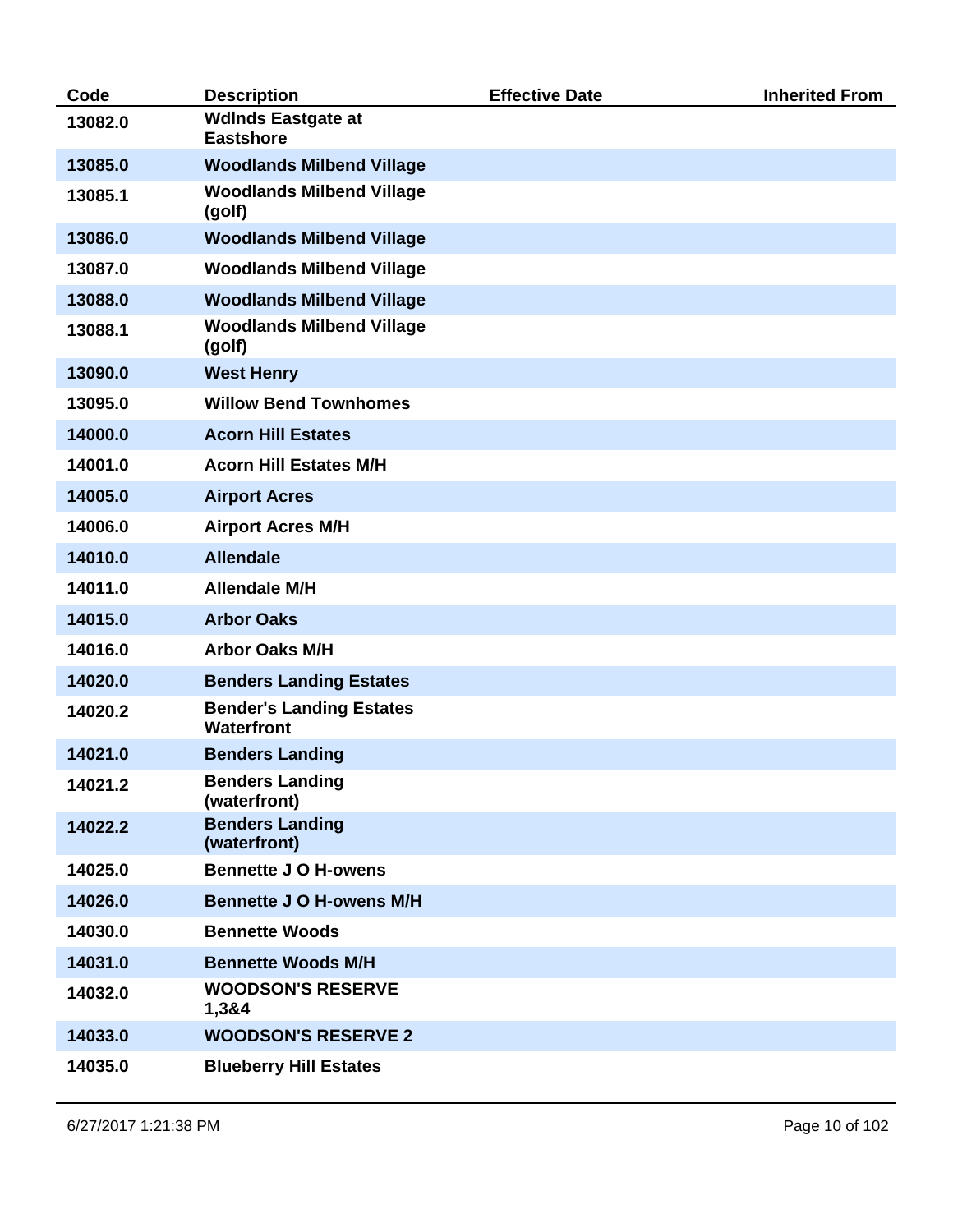| Code | Description | Effective Date | Inherited From |
| --- | --- | --- | --- |
| 13082.0 | Wdlnds Eastgate at Eastshore | | |
| 13085.0 | Woodlands Milbend Village | | |
| 13085.1 | Woodlands Milbend Village (golf) | | |
| 13086.0 | Woodlands Milbend Village | | |
| 13087.0 | Woodlands Milbend Village | | |
| 13088.0 | Woodlands Milbend Village | | |
| 13088.1 | Woodlands Milbend Village (golf) | | |
| 13090.0 | West Henry | | |
| 13095.0 | Willow Bend Townhomes | | |
| 14000.0 | Acorn Hill Estates | | |
| 14001.0 | Acorn Hill Estates M/H | | |
| 14005.0 | Airport Acres | | |
| 14006.0 | Airport Acres M/H | | |
| 14010.0 | Allendale | | |
| 14011.0 | Allendale M/H | | |
| 14015.0 | Arbor Oaks | | |
| 14016.0 | Arbor Oaks M/H | | |
| 14020.0 | Benders Landing Estates | | |
| 14020.2 | Bender's Landing Estates Waterfront | | |
| 14021.0 | Benders Landing | | |
| 14021.2 | Benders Landing (waterfront) | | |
| 14022.2 | Benders Landing (waterfront) | | |
| 14025.0 | Bennette J O H-owens | | |
| 14026.0 | Bennette J O H-owens M/H | | |
| 14030.0 | Bennette Woods | | |
| 14031.0 | Bennette Woods M/H | | |
| 14032.0 | WOODSON'S RESERVE 1,3&4 | | |
| 14033.0 | WOODSON'S RESERVE 2 | | |
| 14035.0 | Blueberry Hill Estates | | |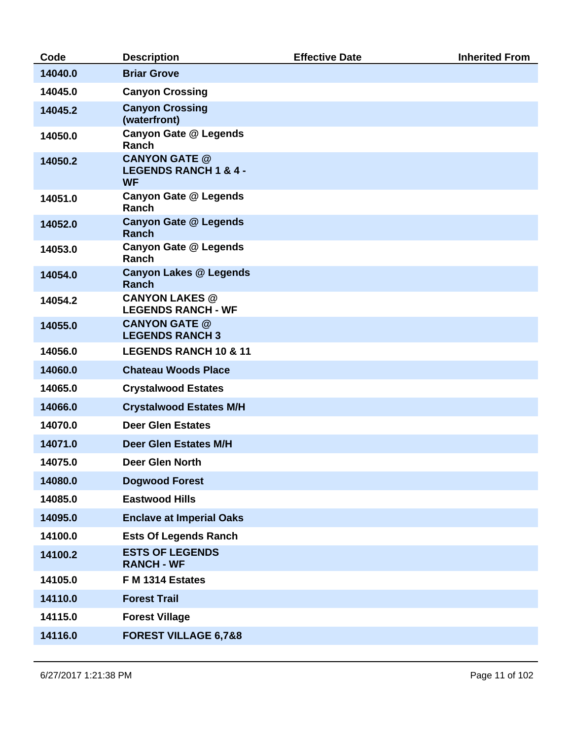| Code | Description | Effective Date | Inherited From |
| --- | --- | --- | --- |
| 14040.0 | Briar Grove | | |
| 14045.0 | Canyon Crossing | | |
| 14045.2 | Canyon Crossing (waterfront) | | |
| 14050.0 | Canyon Gate @ Legends Ranch | | |
| 14050.2 | CANYON GATE @ LEGENDS RANCH 1 & 4 - WF | | |
| 14051.0 | Canyon Gate @ Legends Ranch | | |
| 14052.0 | Canyon Gate @ Legends Ranch | | |
| 14053.0 | Canyon Gate @ Legends Ranch | | |
| 14054.0 | Canyon Lakes @ Legends Ranch | | |
| 14054.2 | CANYON LAKES @ LEGENDS RANCH - WF | | |
| 14055.0 | CANYON GATE @ LEGENDS RANCH 3 | | |
| 14056.0 | LEGENDS RANCH 10 & 11 | | |
| 14060.0 | Chateau Woods Place | | |
| 14065.0 | Crystalwood Estates | | |
| 14066.0 | Crystalwood Estates M/H | | |
| 14070.0 | Deer Glen Estates | | |
| 14071.0 | Deer Glen Estates M/H | | |
| 14075.0 | Deer Glen North | | |
| 14080.0 | Dogwood Forest | | |
| 14085.0 | Eastwood Hills | | |
| 14095.0 | Enclave at Imperial Oaks | | |
| 14100.0 | Ests Of Legends Ranch | | |
| 14100.2 | ESTS OF LEGENDS RANCH - WF | | |
| 14105.0 | F M 1314 Estates | | |
| 14110.0 | Forest Trail | | |
| 14115.0 | Forest Village | | |
| 14116.0 | FOREST VILLAGE 6,7&8 | | |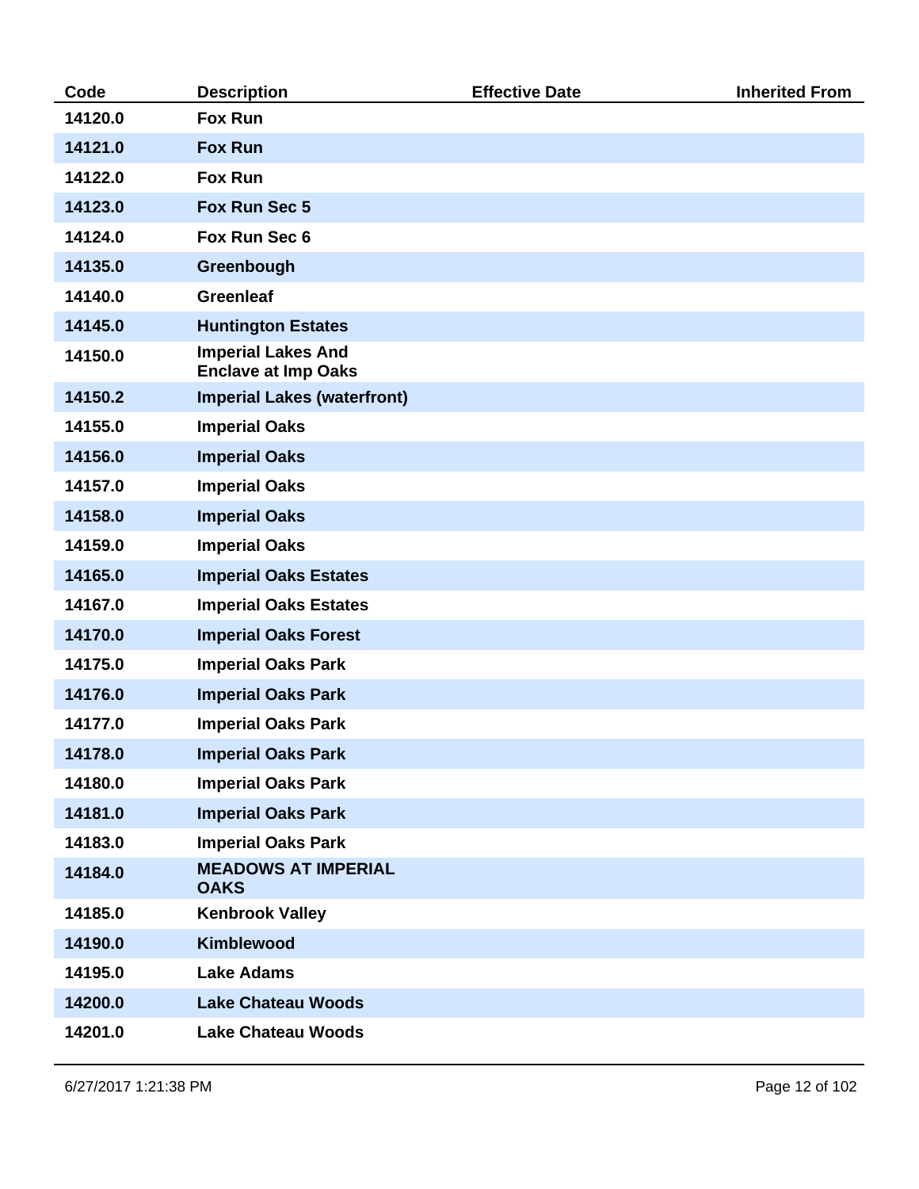| Code | Description | Effective Date | Inherited From |
| --- | --- | --- | --- |
| 14120.0 | Fox Run | | |
| 14121.0 | Fox Run | | |
| 14122.0 | Fox Run | | |
| 14123.0 | Fox Run Sec 5 | | |
| 14124.0 | Fox Run Sec 6 | | |
| 14135.0 | Greenbough | | |
| 14140.0 | Greenleaf | | |
| 14145.0 | Huntington Estates | | |
| 14150.0 | Imperial Lakes And Enclave at Imp Oaks | | |
| 14150.2 | Imperial Lakes (waterfront) | | |
| 14155.0 | Imperial Oaks | | |
| 14156.0 | Imperial Oaks | | |
| 14157.0 | Imperial Oaks | | |
| 14158.0 | Imperial Oaks | | |
| 14159.0 | Imperial Oaks | | |
| 14165.0 | Imperial Oaks Estates | | |
| 14167.0 | Imperial Oaks Estates | | |
| 14170.0 | Imperial Oaks Forest | | |
| 14175.0 | Imperial Oaks Park | | |
| 14176.0 | Imperial Oaks Park | | |
| 14177.0 | Imperial Oaks Park | | |
| 14178.0 | Imperial Oaks Park | | |
| 14180.0 | Imperial Oaks Park | | |
| 14181.0 | Imperial Oaks Park | | |
| 14183.0 | Imperial Oaks Park | | |
| 14184.0 | MEADOWS AT IMPERIAL OAKS | | |
| 14185.0 | Kenbrook Valley | | |
| 14190.0 | Kimblewood | | |
| 14195.0 | Lake Adams | | |
| 14200.0 | Lake Chateau Woods | | |
| 14201.0 | Lake Chateau Woods | | |

6/27/2017 1:21:38 PM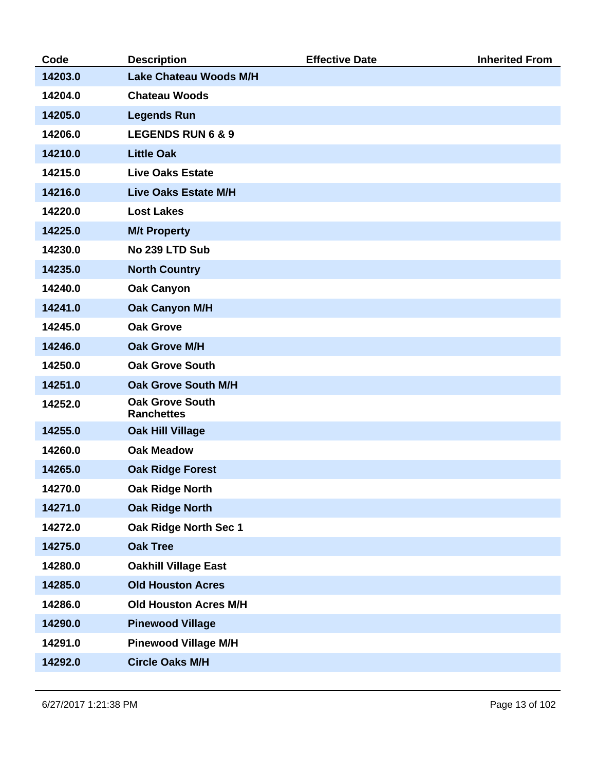| Code | Description | Effective Date | Inherited From |
|---|---|---|---|
| 14203.0 | Lake Chateau Woods M/H | | |
| 14204.0 | Chateau Woods | | |
| 14205.0 | Legends Run | | |
| 14206.0 | LEGENDS RUN 6 & 9 | | |
| 14210.0 | Little Oak | | |
| 14215.0 | Live Oaks Estate | | |
| 14216.0 | Live Oaks Estate M/H | | |
| 14220.0 | Lost Lakes | | |
| 14225.0 | M/t Property | | |
| 14230.0 | No 239 LTD Sub | | |
| 14235.0 | North Country | | |
| 14240.0 | Oak Canyon | | |
| 14241.0 | Oak Canyon M/H | | |
| 14245.0 | Oak Grove | | |
| 14246.0 | Oak Grove M/H | | |
| 14250.0 | Oak Grove South | | |
| 14251.0 | Oak Grove South M/H | | |
| 14252.0 | Oak Grove South Ranchettes | | |
| 14255.0 | Oak Hill Village | | |
| 14260.0 | Oak Meadow | | |
| 14265.0 | Oak Ridge Forest | | |
| 14270.0 | Oak Ridge North | | |
| 14271.0 | Oak Ridge North | | |
| 14272.0 | Oak Ridge North Sec 1 | | |
| 14275.0 | Oak Tree | | |
| 14280.0 | Oakhill Village East | | |
| 14285.0 | Old Houston Acres | | |
| 14286.0 | Old Houston Acres M/H | | |
| 14290.0 | Pinewood Village | | |
| 14291.0 | Pinewood Village M/H | | |
| 14292.0 | Circle Oaks M/H | | |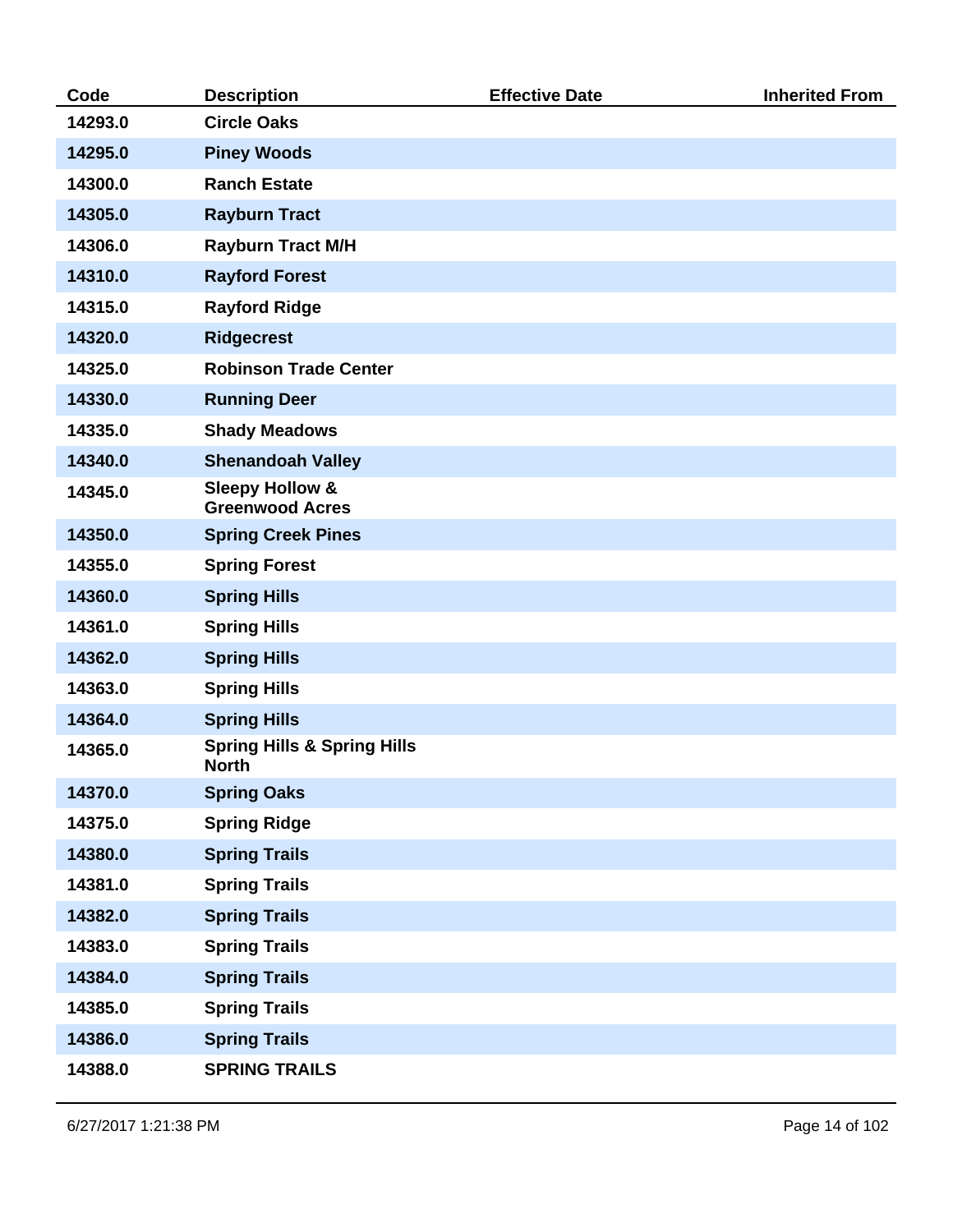| Code | Description | Effective Date | Inherited From |
|---|---|---|---|
| 14293.0 | Circle Oaks | | |
| 14295.0 | Piney Woods | | |
| 14300.0 | Ranch Estate | | |
| 14305.0 | Rayburn Tract | | |
| 14306.0 | Rayburn Tract M/H | | |
| 14310.0 | Rayford Forest | | |
| 14315.0 | Rayford Ridge | | |
| 14320.0 | Ridgecrest | | |
| 14325.0 | Robinson Trade Center | | |
| 14330.0 | Running Deer | | |
| 14335.0 | Shady Meadows | | |
| 14340.0 | Shenandoah Valley | | |
| 14345.0 | Sleepy Hollow & Greenwood Acres | | |
| 14350.0 | Spring Creek Pines | | |
| 14355.0 | Spring Forest | | |
| 14360.0 | Spring Hills | | |
| 14361.0 | Spring Hills | | |
| 14362.0 | Spring Hills | | |
| 14363.0 | Spring Hills | | |
| 14364.0 | Spring Hills | | |
| 14365.0 | Spring Hills & Spring Hills North | | |
| 14370.0 | Spring Oaks | | |
| 14375.0 | Spring Ridge | | |
| 14380.0 | Spring Trails | | |
| 14381.0 | Spring Trails | | |
| 14382.0 | Spring Trails | | |
| 14383.0 | Spring Trails | | |
| 14384.0 | Spring Trails | | |
| 14385.0 | Spring Trails | | |
| 14386.0 | Spring Trails | | |
| 14388.0 | SPRING TRAILS | | |

6/27/2017 1:21:38 PM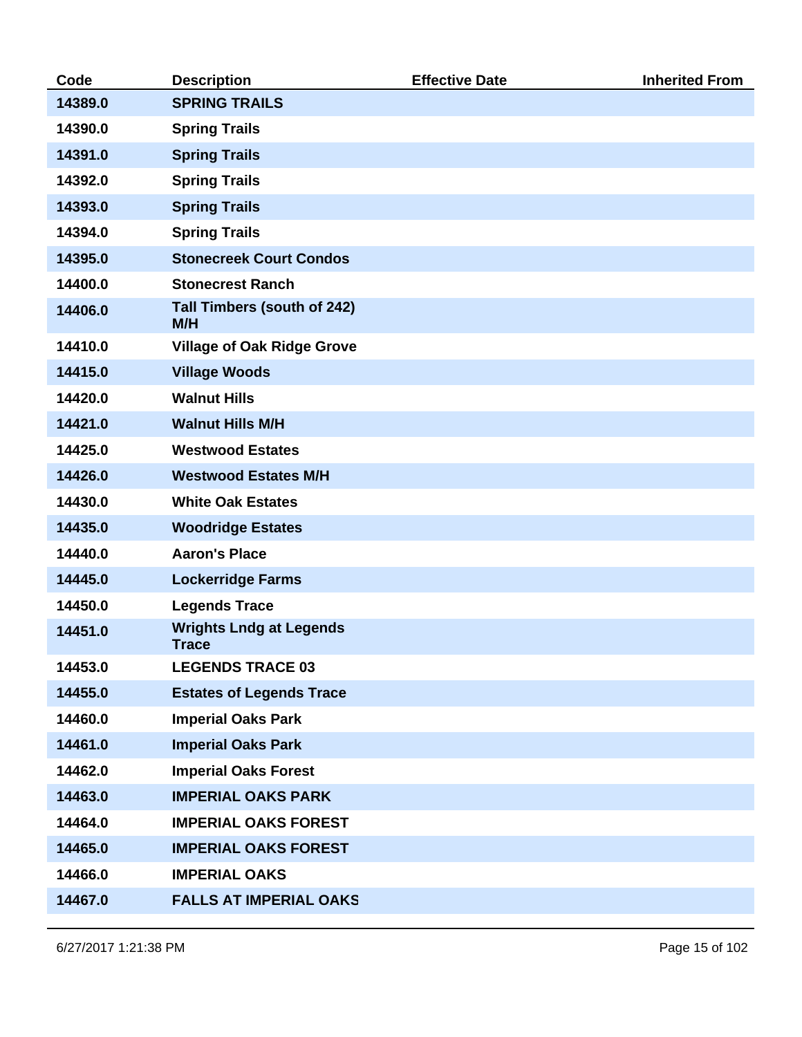| Code | Description | Effective Date | Inherited From |
| --- | --- | --- | --- |
| 14389.0 | SPRING TRAILS | | |
| 14390.0 | Spring Trails | | |
| 14391.0 | Spring Trails | | |
| 14392.0 | Spring Trails | | |
| 14393.0 | Spring Trails | | |
| 14394.0 | Spring Trails | | |
| 14395.0 | Stonecreek Court Condos | | |
| 14400.0 | Stonecrest Ranch | | |
| 14406.0 | Tall Timbers (south of 242) M/H | | |
| 14410.0 | Village of Oak Ridge Grove | | |
| 14415.0 | Village Woods | | |
| 14420.0 | Walnut Hills | | |
| 14421.0 | Walnut Hills M/H | | |
| 14425.0 | Westwood Estates | | |
| 14426.0 | Westwood Estates M/H | | |
| 14430.0 | White Oak Estates | | |
| 14435.0 | Woodridge Estates | | |
| 14440.0 | Aaron's Place | | |
| 14445.0 | Lockerridge Farms | | |
| 14450.0 | Legends Trace | | |
| 14451.0 | Wrights Lndg at Legends Trace | | |
| 14453.0 | LEGENDS TRACE 03 | | |
| 14455.0 | Estates of Legends Trace | | |
| 14460.0 | Imperial Oaks Park | | |
| 14461.0 | Imperial Oaks Park | | |
| 14462.0 | Imperial Oaks Forest | | |
| 14463.0 | IMPERIAL OAKS PARK | | |
| 14464.0 | IMPERIAL OAKS FOREST | | |
| 14465.0 | IMPERIAL OAKS FOREST | | |
| 14466.0 | IMPERIAL OAKS | | |
| 14467.0 | FALLS AT IMPERIAL OAKS | | |

6/27/2017 1:21:38 PM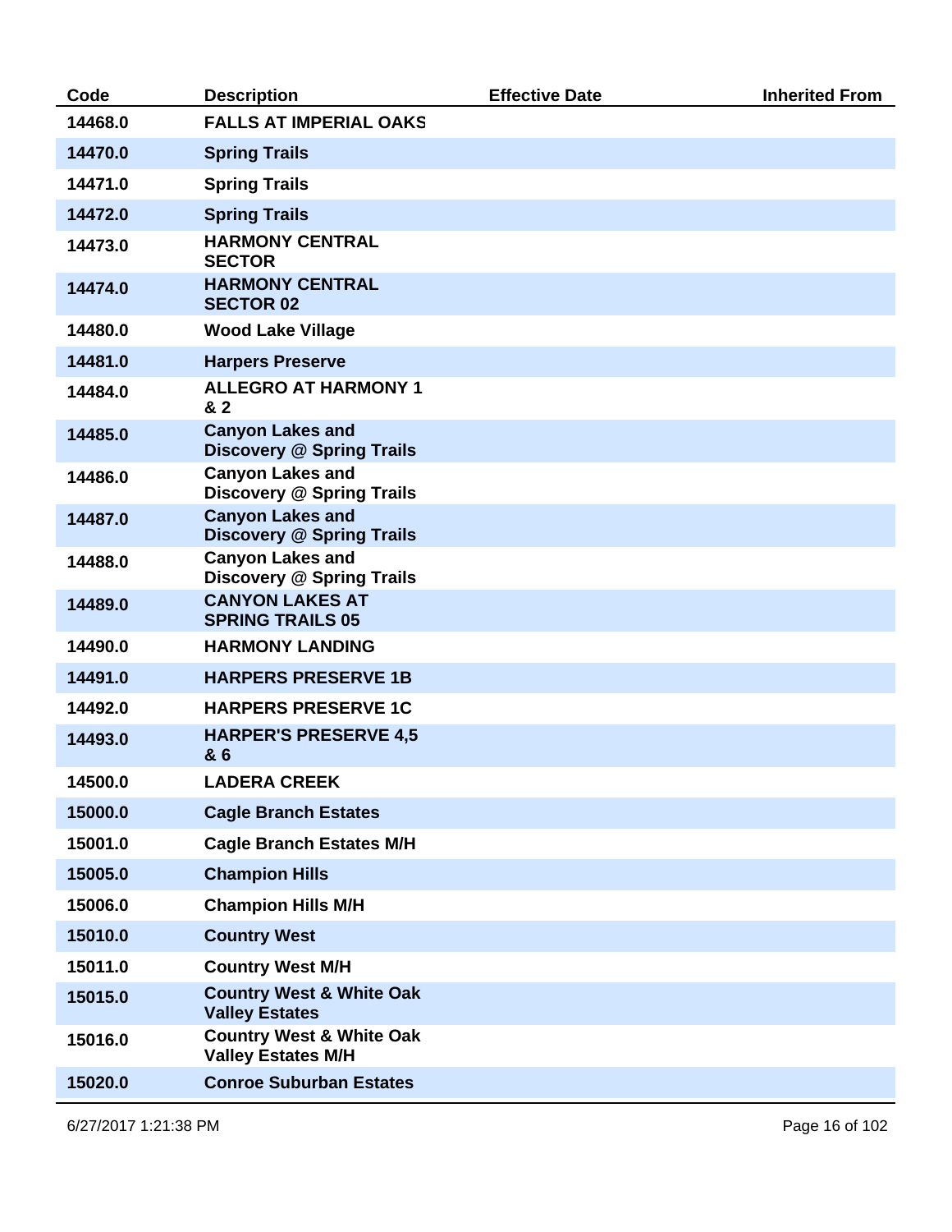| Code | Description | Effective Date | Inherited From |
|---|---|---|---|
| 14468.0 | FALLS AT IMPERIAL OAKS | | |
| 14470.0 | Spring Trails | | |
| 14471.0 | Spring Trails | | |
| 14472.0 | Spring Trails | | |
| 14473.0 | HARMONY CENTRAL SECTOR | | |
| 14474.0 | HARMONY CENTRAL SECTOR 02 | | |
| 14480.0 | Wood Lake Village | | |
| 14481.0 | Harpers Preserve | | |
| 14484.0 | ALLEGRO AT HARMONY 1 & 2 | | |
| 14485.0 | Canyon Lakes and Discovery @ Spring Trails | | |
| 14486.0 | Canyon Lakes and Discovery @ Spring Trails | | |
| 14487.0 | Canyon Lakes and Discovery @ Spring Trails | | |
| 14488.0 | Canyon Lakes and Discovery @ Spring Trails | | |
| 14489.0 | CANYON LAKES AT SPRING TRAILS 05 | | |
| 14490.0 | HARMONY LANDING | | |
| 14491.0 | HARPERS PRESERVE 1B | | |
| 14492.0 | HARPERS PRESERVE 1C | | |
| 14493.0 | HARPER'S PRESERVE 4,5 & 6 | | |
| 14500.0 | LADERA CREEK | | |
| 15000.0 | Cagle Branch Estates | | |
| 15001.0 | Cagle Branch Estates M/H | | |
| 15005.0 | Champion Hills | | |
| 15006.0 | Champion Hills M/H | | |
| 15010.0 | Country West | | |
| 15011.0 | Country West M/H | | |
| 15015.0 | Country West & White Oak Valley Estates | | |
| 15016.0 | Country West & White Oak Valley Estates M/H | | |
| 15020.0 | Conroe Suburban Estates | | |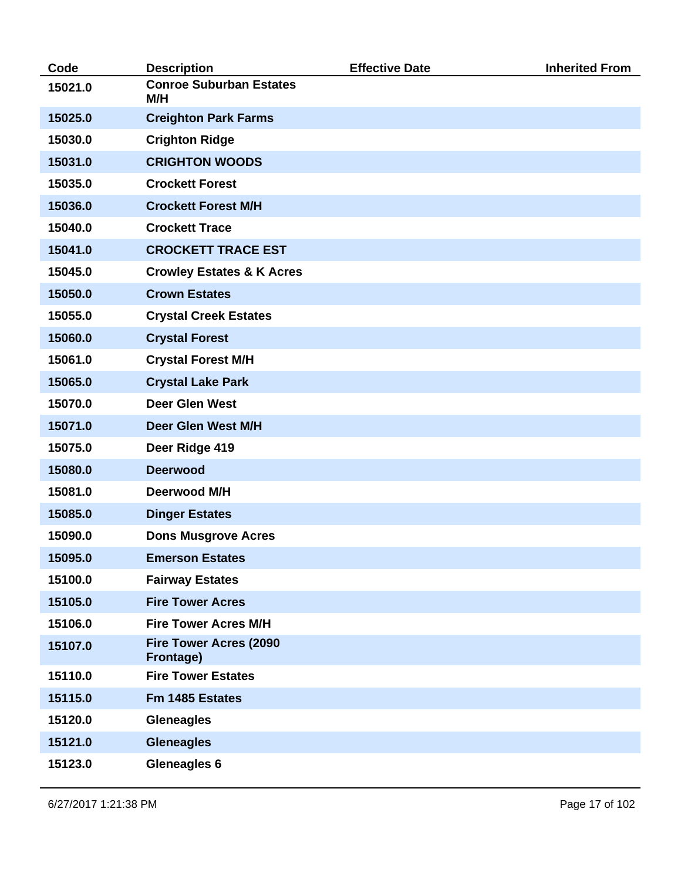| Code | Description | Effective Date | Inherited From |
|---|---|---|---|
| 15021.0 | Conroe Suburban Estates M/H | | |
| 15025.0 | Creighton Park Farms | | |
| 15030.0 | Crighton Ridge | | |
| 15031.0 | CRIGHTON WOODS | | |
| 15035.0 | Crockett Forest | | |
| 15036.0 | Crockett Forest M/H | | |
| 15040.0 | Crockett Trace | | |
| 15041.0 | CROCKETT TRACE EST | | |
| 15045.0 | Crowley Estates & K Acres | | |
| 15050.0 | Crown Estates | | |
| 15055.0 | Crystal Creek Estates | | |
| 15060.0 | Crystal Forest | | |
| 15061.0 | Crystal Forest M/H | | |
| 15065.0 | Crystal Lake Park | | |
| 15070.0 | Deer Glen West | | |
| 15071.0 | Deer Glen West M/H | | |
| 15075.0 | Deer Ridge 419 | | |
| 15080.0 | Deerwood | | |
| 15081.0 | Deerwood M/H | | |
| 15085.0 | Dinger Estates | | |
| 15090.0 | Dons Musgrove Acres | | |
| 15095.0 | Emerson Estates | | |
| 15100.0 | Fairway Estates | | |
| 15105.0 | Fire Tower Acres | | |
| 15106.0 | Fire Tower Acres M/H | | |
| 15107.0 | Fire Tower Acres (2090 Frontage) | | |
| 15110.0 | Fire Tower Estates | | |
| 15115.0 | Fm 1485 Estates | | |
| 15120.0 | Gleneagles | | |
| 15121.0 | Gleneagles | | |
| 15123.0 | Gleneagles 6 | | |

6/27/2017 1:21:38 PM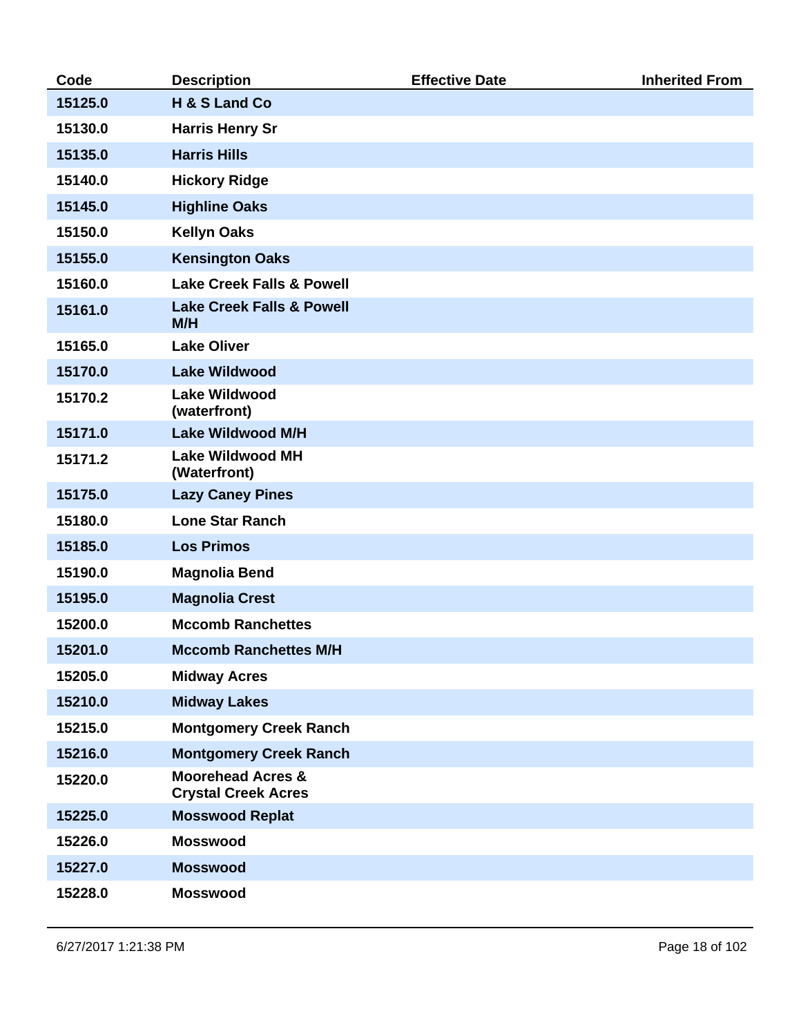| Code | Description | Effective Date | Inherited From |
|---|---|---|---|
| 15125.0 | H & S Land Co | | |
| 15130.0 | Harris Henry Sr | | |
| 15135.0 | Harris Hills | | |
| 15140.0 | Hickory Ridge | | |
| 15145.0 | Highline Oaks | | |
| 15150.0 | Kellyn Oaks | | |
| 15155.0 | Kensington Oaks | | |
| 15160.0 | Lake Creek Falls & Powell | | |
| 15161.0 | Lake Creek Falls & Powell M/H | | |
| 15165.0 | Lake Oliver | | |
| 15170.0 | Lake Wildwood | | |
| 15170.2 | Lake Wildwood (waterfront) | | |
| 15171.0 | Lake Wildwood M/H | | |
| 15171.2 | Lake Wildwood MH (Waterfront) | | |
| 15175.0 | Lazy Caney Pines | | |
| 15180.0 | Lone Star Ranch | | |
| 15185.0 | Los Primos | | |
| 15190.0 | Magnolia Bend | | |
| 15195.0 | Magnolia Crest | | |
| 15200.0 | Mccomb Ranchettes | | |
| 15201.0 | Mccomb Ranchettes M/H | | |
| 15205.0 | Midway Acres | | |
| 15210.0 | Midway Lakes | | |
| 15215.0 | Montgomery Creek Ranch | | |
| 15216.0 | Montgomery Creek Ranch | | |
| 15220.0 | Moorehead Acres & Crystal Creek Acres | | |
| 15225.0 | Mosswood Replat | | |
| 15226.0 | Mosswood | | |
| 15227.0 | Mosswood | | |
| 15228.0 | Mosswood | | |

6/27/2017 1:21:38 PM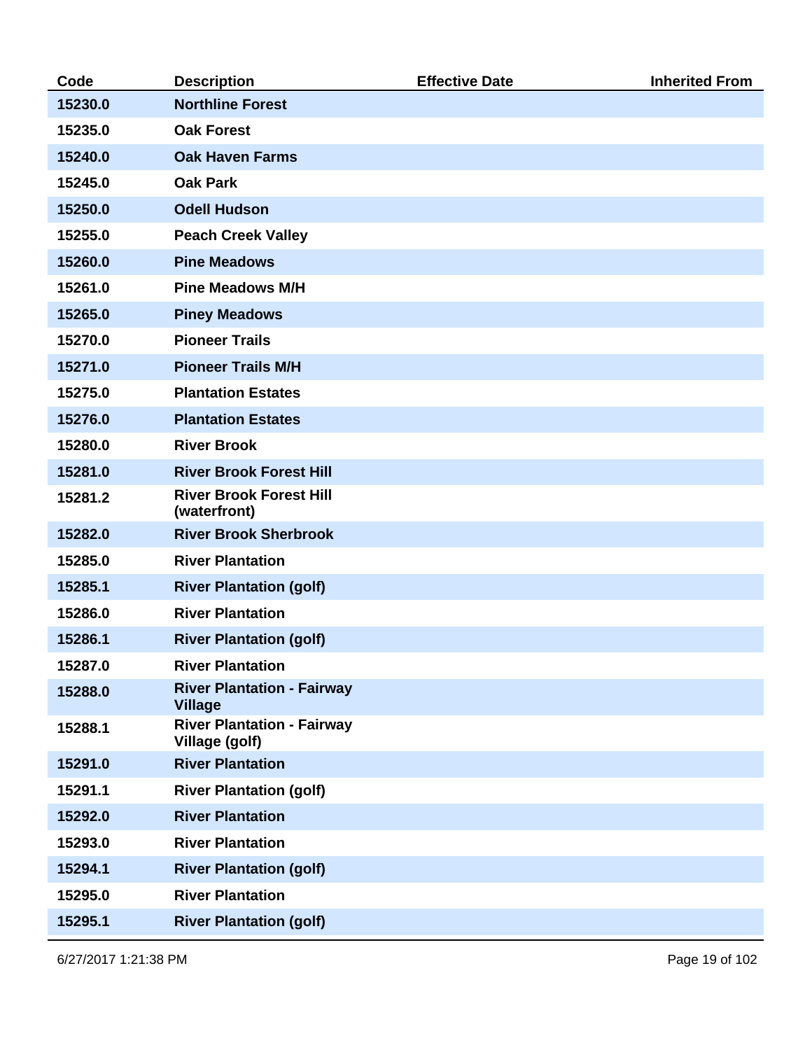| Code | Description | Effective Date | Inherited From |
| --- | --- | --- | --- |
| 15230.0 | Northline Forest | | |
| 15235.0 | Oak Forest | | |
| 15240.0 | Oak Haven Farms | | |
| 15245.0 | Oak Park | | |
| 15250.0 | Odell Hudson | | |
| 15255.0 | Peach Creek Valley | | |
| 15260.0 | Pine Meadows | | |
| 15261.0 | Pine Meadows M/H | | |
| 15265.0 | Piney Meadows | | |
| 15270.0 | Pioneer Trails | | |
| 15271.0 | Pioneer Trails M/H | | |
| 15275.0 | Plantation Estates | | |
| 15276.0 | Plantation Estates | | |
| 15280.0 | River Brook | | |
| 15281.0 | River Brook Forest Hill | | |
| 15281.2 | River Brook Forest Hill (waterfront) | | |
| 15282.0 | River Brook Sherbrook | | |
| 15285.0 | River Plantation | | |
| 15285.1 | River Plantation (golf) | | |
| 15286.0 | River Plantation | | |
| 15286.1 | River Plantation (golf) | | |
| 15287.0 | River Plantation | | |
| 15288.0 | River Plantation - Fairway Village | | |
| 15288.1 | River Plantation - Fairway Village (golf) | | |
| 15291.0 | River Plantation | | |
| 15291.1 | River Plantation (golf) | | |
| 15292.0 | River Plantation | | |
| 15293.0 | River Plantation | | |
| 15294.1 | River Plantation (golf) | | |
| 15295.0 | River Plantation | | |
| 15295.1 | River Plantation (golf) | | |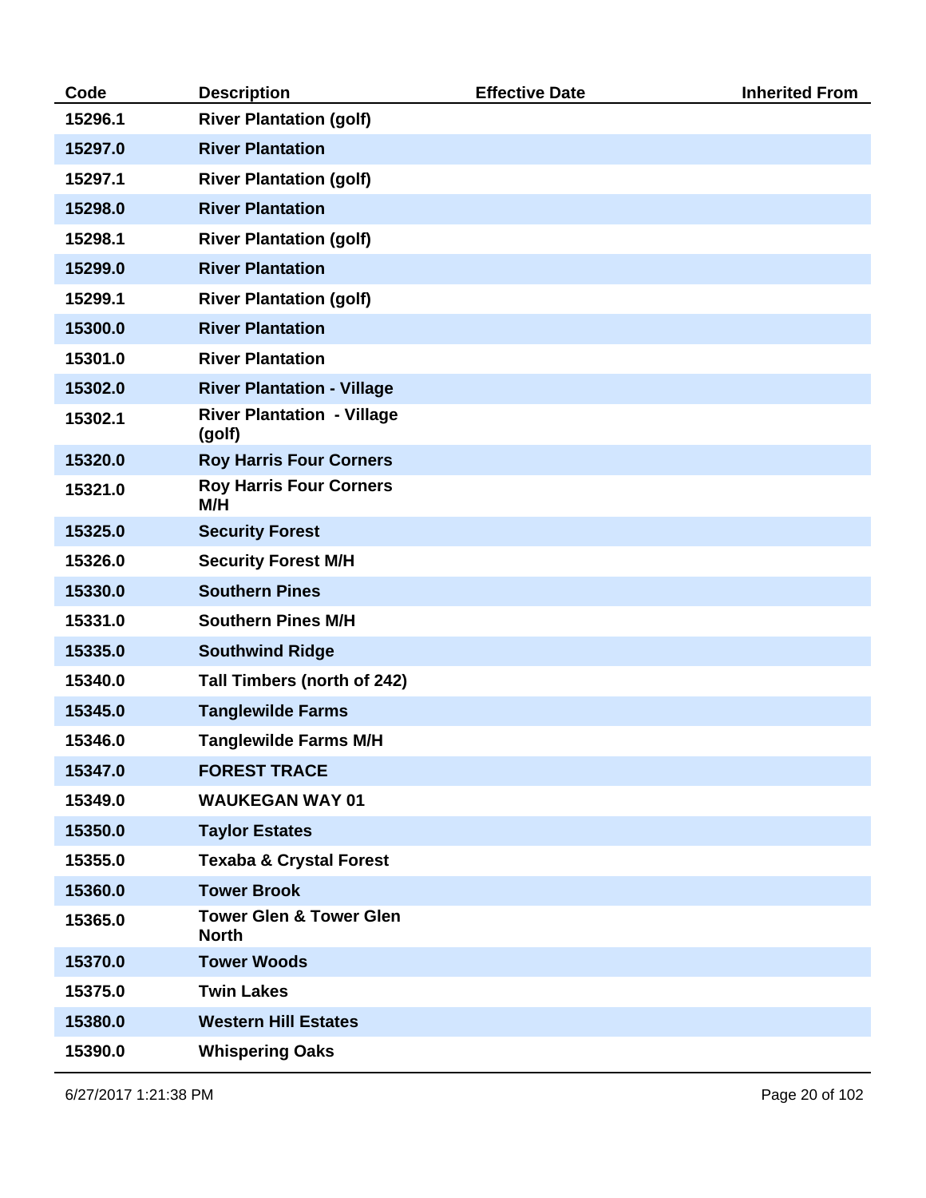| Code | Description | Effective Date | Inherited From |
|---|---|---|---|
| 15296.1 | River Plantation (golf) | | |
| 15297.0 | River Plantation | | |
| 15297.1 | River Plantation (golf) | | |
| 15298.0 | River Plantation | | |
| 15298.1 | River Plantation (golf) | | |
| 15299.0 | River Plantation | | |
| 15299.1 | River Plantation (golf) | | |
| 15300.0 | River Plantation | | |
| 15301.0 | River Plantation | | |
| 15302.0 | River Plantation - Village | | |
| 15302.1 | River Plantation - Village (golf) | | |
| 15320.0 | Roy Harris Four Corners | | |
| 15321.0 | Roy Harris Four Corners M/H | | |
| 15325.0 | Security Forest | | |
| 15326.0 | Security Forest M/H | | |
| 15330.0 | Southern Pines | | |
| 15331.0 | Southern Pines M/H | | |
| 15335.0 | Southwind Ridge | | |
| 15340.0 | Tall Timbers (north of 242) | | |
| 15345.0 | Tanglewilde Farms | | |
| 15346.0 | Tanglewilde Farms M/H | | |
| 15347.0 | FOREST TRACE | | |
| 15349.0 | WAUKEGAN WAY 01 | | |
| 15350.0 | Taylor Estates | | |
| 15355.0 | Texaba & Crystal Forest | | |
| 15360.0 | Tower Brook | | |
| 15365.0 | Tower Glen & Tower Glen North | | |
| 15370.0 | Tower Woods | | |
| 15375.0 | Twin Lakes | | |
| 15380.0 | Western Hill Estates | | |
| 15390.0 | Whispering Oaks | | |

6/27/2017 1:21:38 PM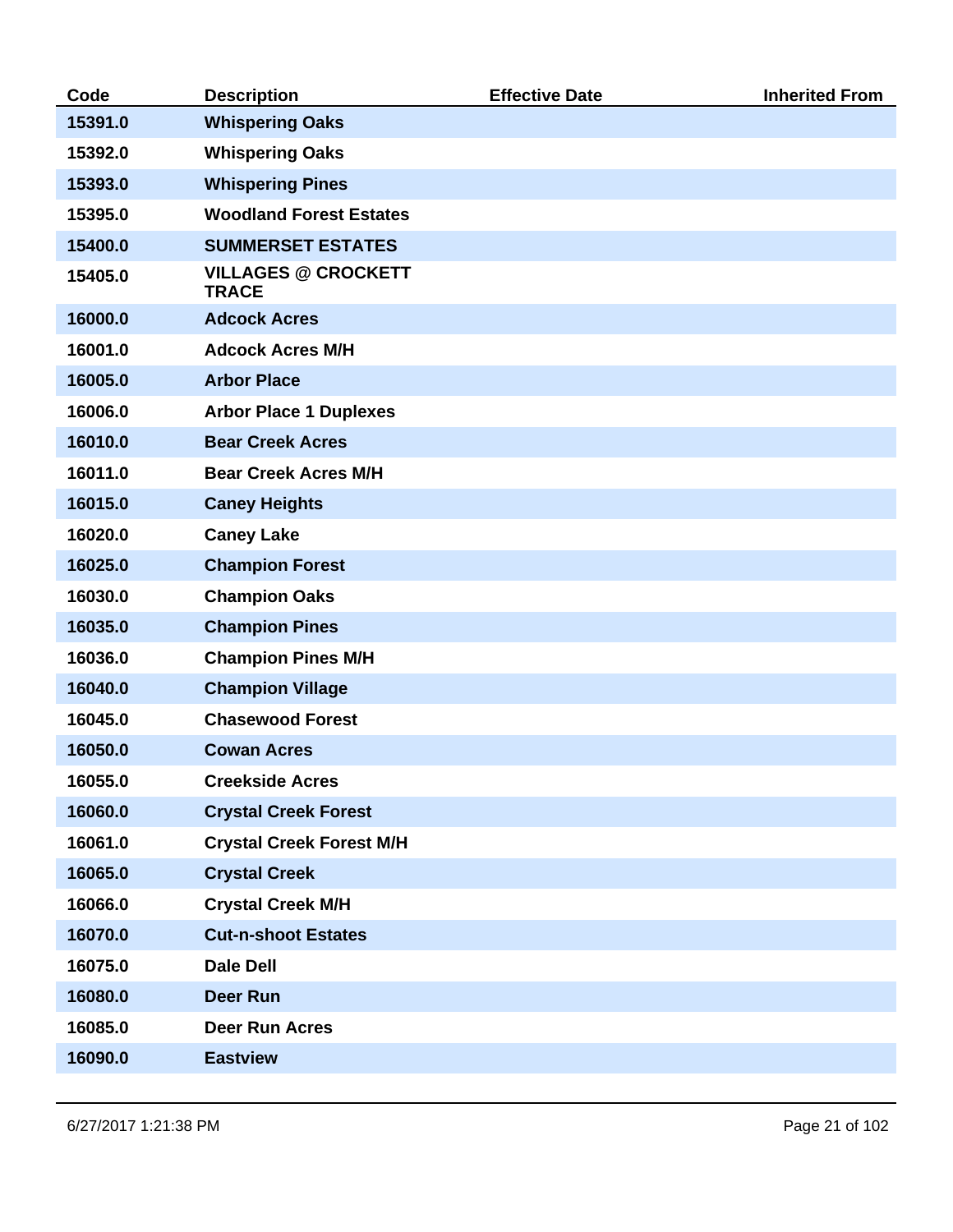| Code | Description | Effective Date | Inherited From |
|---|---|---|---|
| 15391.0 | Whispering Oaks | | |
| 15392.0 | Whispering Oaks | | |
| 15393.0 | Whispering Pines | | |
| 15395.0 | Woodland Forest Estates | | |
| 15400.0 | SUMMERSET ESTATES | | |
| 15405.0 | VILLAGES @ CROCKETT TRACE | | |
| 16000.0 | Adcock Acres | | |
| 16001.0 | Adcock Acres M/H | | |
| 16005.0 | Arbor Place | | |
| 16006.0 | Arbor Place 1 Duplexes | | |
| 16010.0 | Bear Creek Acres | | |
| 16011.0 | Bear Creek Acres M/H | | |
| 16015.0 | Caney Heights | | |
| 16020.0 | Caney Lake | | |
| 16025.0 | Champion Forest | | |
| 16030.0 | Champion Oaks | | |
| 16035.0 | Champion Pines | | |
| 16036.0 | Champion Pines M/H | | |
| 16040.0 | Champion Village | | |
| 16045.0 | Chasewood Forest | | |
| 16050.0 | Cowan Acres | | |
| 16055.0 | Creekside Acres | | |
| 16060.0 | Crystal Creek Forest | | |
| 16061.0 | Crystal Creek Forest M/H | | |
| 16065.0 | Crystal Creek | | |
| 16066.0 | Crystal Creek M/H | | |
| 16070.0 | Cut-n-shoot Estates | | |
| 16075.0 | Dale Dell | | |
| 16080.0 | Deer Run | | |
| 16085.0 | Deer Run Acres | | |
| 16090.0 | Eastview | | |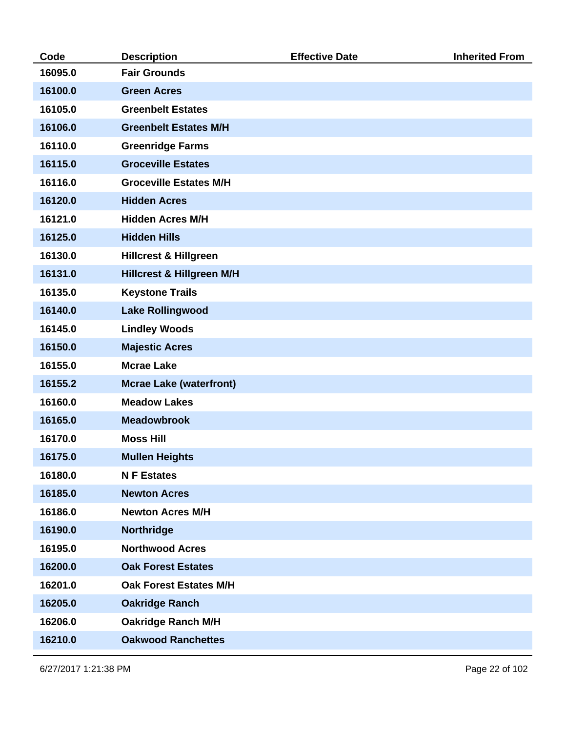| Code | Description | Effective Date | Inherited From |
|---|---|---|---|
| 16095.0 | Fair Grounds | | |
| 16100.0 | Green Acres | | |
| 16105.0 | Greenbelt Estates | | |
| 16106.0 | Greenbelt Estates M/H | | |
| 16110.0 | Greenridge Farms | | |
| 16115.0 | Groceville Estates | | |
| 16116.0 | Groceville Estates M/H | | |
| 16120.0 | Hidden Acres | | |
| 16121.0 | Hidden Acres M/H | | |
| 16125.0 | Hidden Hills | | |
| 16130.0 | Hillcrest & Hillgreen | | |
| 16131.0 | Hillcrest & Hillgreen M/H | | |
| 16135.0 | Keystone Trails | | |
| 16140.0 | Lake Rollingwood | | |
| 16145.0 | Lindley Woods | | |
| 16150.0 | Majestic Acres | | |
| 16155.0 | Mcrae Lake | | |
| 16155.2 | Mcrae Lake (waterfront) | | |
| 16160.0 | Meadow Lakes | | |
| 16165.0 | Meadowbrook | | |
| 16170.0 | Moss Hill | | |
| 16175.0 | Mullen Heights | | |
| 16180.0 | N F Estates | | |
| 16185.0 | Newton Acres | | |
| 16186.0 | Newton Acres M/H | | |
| 16190.0 | Northridge | | |
| 16195.0 | Northwood Acres | | |
| 16200.0 | Oak Forest Estates | | |
| 16201.0 | Oak Forest Estates M/H | | |
| 16205.0 | Oakridge Ranch | | |
| 16206.0 | Oakridge Ranch M/H | | |
| 16210.0 | Oakwood Ranchettes | | |

6/27/2017 1:21:38 PM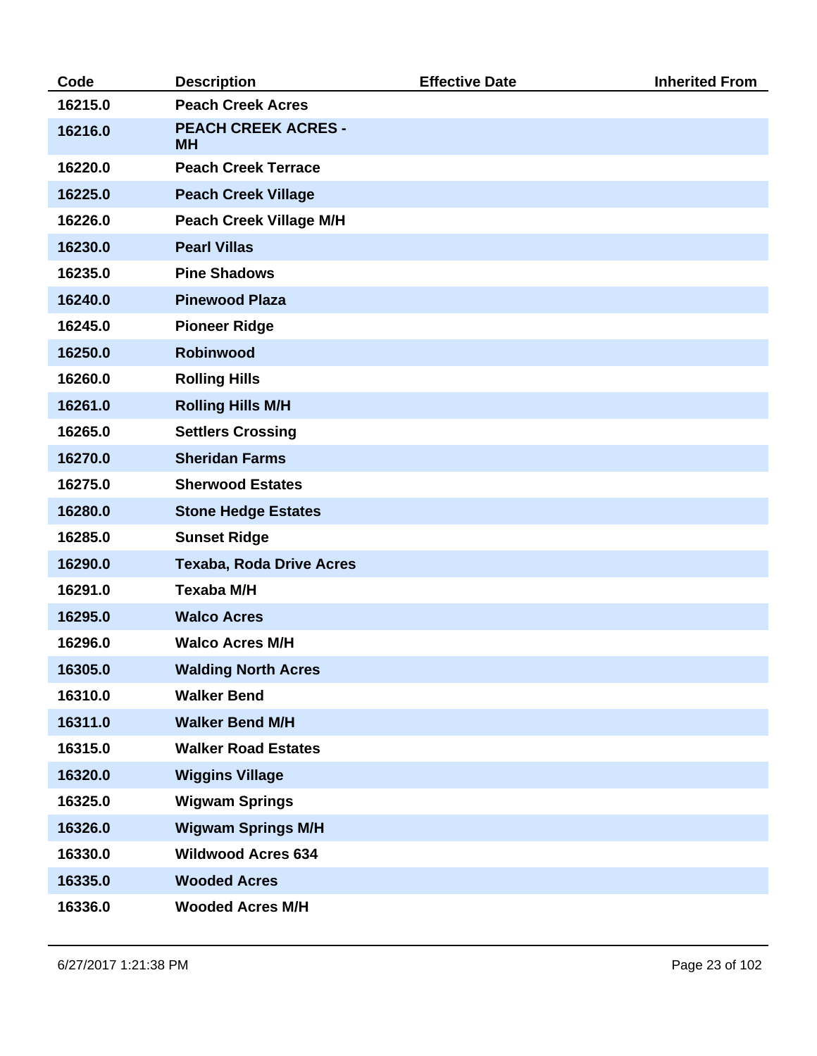| Code | Description | Effective Date | Inherited From |
|---|---|---|---|
| 16215.0 | Peach Creek Acres | | |
| 16216.0 | PEACH CREEK ACRES - MH | | |
| 16220.0 | Peach Creek Terrace | | |
| 16225.0 | Peach Creek Village | | |
| 16226.0 | Peach Creek Village M/H | | |
| 16230.0 | Pearl Villas | | |
| 16235.0 | Pine Shadows | | |
| 16240.0 | Pinewood Plaza | | |
| 16245.0 | Pioneer Ridge | | |
| 16250.0 | Robinwood | | |
| 16260.0 | Rolling Hills | | |
| 16261.0 | Rolling Hills M/H | | |
| 16265.0 | Settlers Crossing | | |
| 16270.0 | Sheridan Farms | | |
| 16275.0 | Sherwood Estates | | |
| 16280.0 | Stone Hedge Estates | | |
| 16285.0 | Sunset Ridge | | |
| 16290.0 | Texaba, Roda Drive Acres | | |
| 16291.0 | Texaba M/H | | |
| 16295.0 | Walco Acres | | |
| 16296.0 | Walco Acres M/H | | |
| 16305.0 | Walding North Acres | | |
| 16310.0 | Walker Bend | | |
| 16311.0 | Walker Bend M/H | | |
| 16315.0 | Walker Road Estates | | |
| 16320.0 | Wiggins Village | | |
| 16325.0 | Wigwam Springs | | |
| 16326.0 | Wigwam Springs M/H | | |
| 16330.0 | Wildwood Acres 634 | | |
| 16335.0 | Wooded Acres | | |
| 16336.0 | Wooded Acres M/H | | |

6/27/2017 1:21:38 PM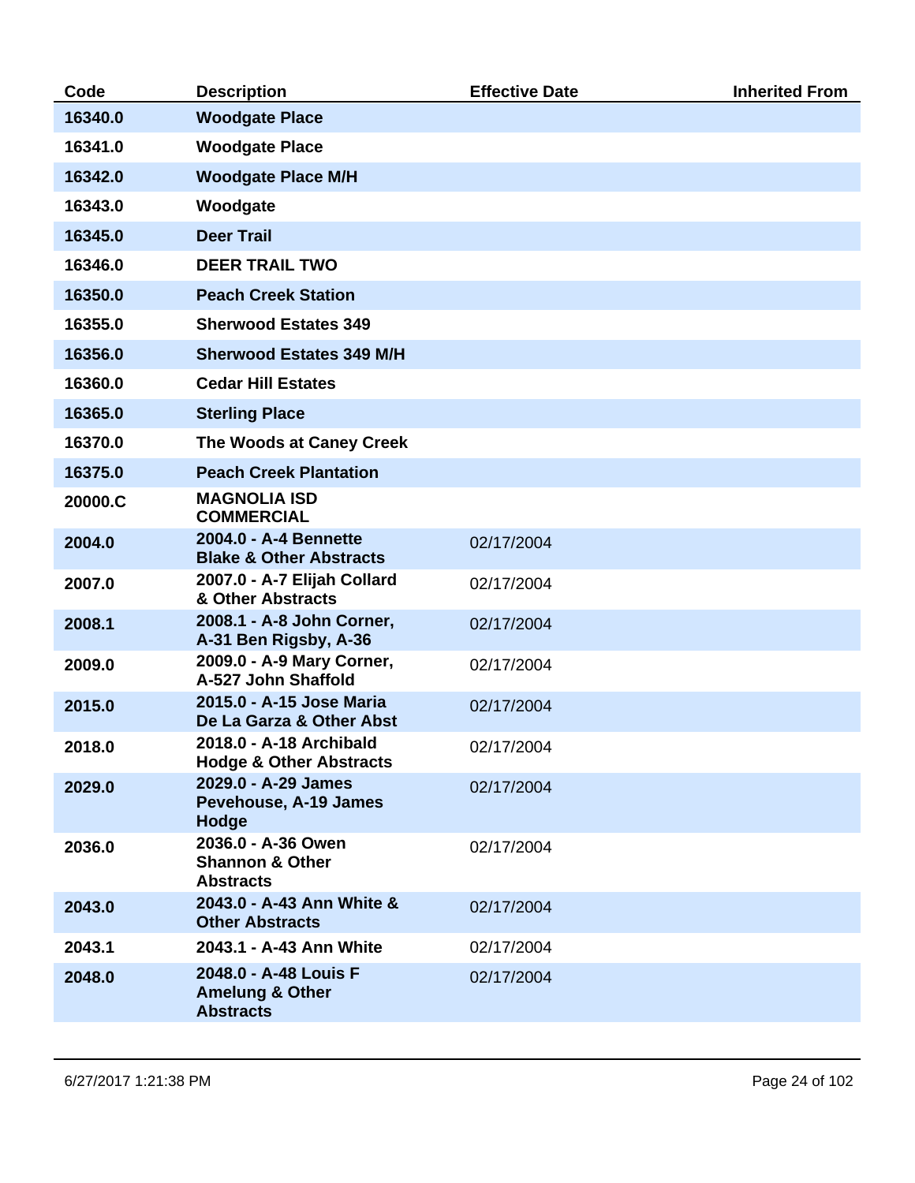| Code | Description | Effective Date | Inherited From |
| --- | --- | --- | --- |
| 16340.0 | Woodgate Place | | |
| 16341.0 | Woodgate Place | | |
| 16342.0 | Woodgate Place M/H | | |
| 16343.0 | Woodgate | | |
| 16345.0 | Deer Trail | | |
| 16346.0 | DEER TRAIL TWO | | |
| 16350.0 | Peach Creek Station | | |
| 16355.0 | Sherwood Estates 349 | | |
| 16356.0 | Sherwood Estates 349 M/H | | |
| 16360.0 | Cedar Hill Estates | | |
| 16365.0 | Sterling Place | | |
| 16370.0 | The Woods at Caney Creek | | |
| 16375.0 | Peach Creek Plantation | | |
| 20000.C | MAGNOLIA ISD COMMERCIAL | | |
| 2004.0 | 2004.0 - A-4 Bennette Blake & Other Abstracts | 02/17/2004 | |
| 2007.0 | 2007.0 - A-7 Elijah Collard & Other Abstracts | 02/17/2004 | |
| 2008.1 | 2008.1 - A-8 John Corner, A-31 Ben Rigsby, A-36 | 02/17/2004 | |
| 2009.0 | 2009.0 - A-9 Mary Corner, A-527 John Shaffold | 02/17/2004 | |
| 2015.0 | 2015.0 - A-15 Jose Maria De La Garza & Other Abst | 02/17/2004 | |
| 2018.0 | 2018.0 - A-18 Archibald Hodge & Other Abstracts | 02/17/2004 | |
| 2029.0 | 2029.0 - A-29 James Pevehouse, A-19 James Hodge | 02/17/2004 | |
| 2036.0 | 2036.0 - A-36 Owen Shannon & Other Abstracts | 02/17/2004 | |
| 2043.0 | 2043.0 - A-43 Ann White & Other Abstracts | 02/17/2004 | |
| 2043.1 | 2043.1 - A-43 Ann White | 02/17/2004 | |
| 2048.0 | 2048.0 - A-48 Louis F Amelung & Other Abstracts | 02/17/2004 | |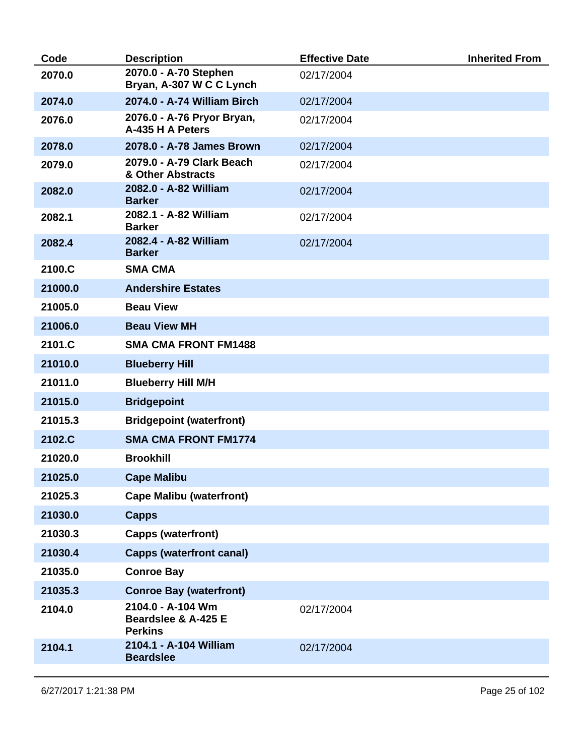| Code | Description | Effective Date | Inherited From |
|---|---|---|---|
| 2070.0 | 2070.0 - A-70 Stephen Bryan, A-307 W C C Lynch | 02/17/2004 | |
| 2074.0 | 2074.0 - A-74 William Birch | 02/17/2004 | |
| 2076.0 | 2076.0 - A-76 Pryor Bryan, A-435 H A Peters | 02/17/2004 | |
| 2078.0 | 2078.0 - A-78 James Brown | 02/17/2004 | |
| 2079.0 | 2079.0 - A-79 Clark Beach & Other Abstracts | 02/17/2004 | |
| 2082.0 | 2082.0 - A-82 William Barker | 02/17/2004 | |
| 2082.1 | 2082.1 - A-82 William Barker | 02/17/2004 | |
| 2082.4 | 2082.4 - A-82 William Barker | 02/17/2004 | |
| 2100.C | SMA CMA | | |
| 21000.0 | Andershire Estates | | |
| 21005.0 | Beau View | | |
| 21006.0 | Beau View MH | | |
| 2101.C | SMA CMA FRONT FM1488 | | |
| 21010.0 | Blueberry Hill | | |
| 21011.0 | Blueberry Hill M/H | | |
| 21015.0 | Bridgepoint | | |
| 21015.3 | Bridgepoint (waterfront) | | |
| 2102.C | SMA CMA FRONT FM1774 | | |
| 21020.0 | Brookhill | | |
| 21025.0 | Cape Malibu | | |
| 21025.3 | Cape Malibu (waterfront) | | |
| 21030.0 | Capps | | |
| 21030.3 | Capps (waterfront) | | |
| 21030.4 | Capps (waterfront canal) | | |
| 21035.0 | Conroe Bay | | |
| 21035.3 | Conroe Bay (waterfront) | | |
| 2104.0 | 2104.0 - A-104 Wm Beardslee & A-425 E Perkins | 02/17/2004 | |
| 2104.1 | 2104.1 - A-104 William Beardslee | 02/17/2004 | |

6/27/2017 1:21:38 PM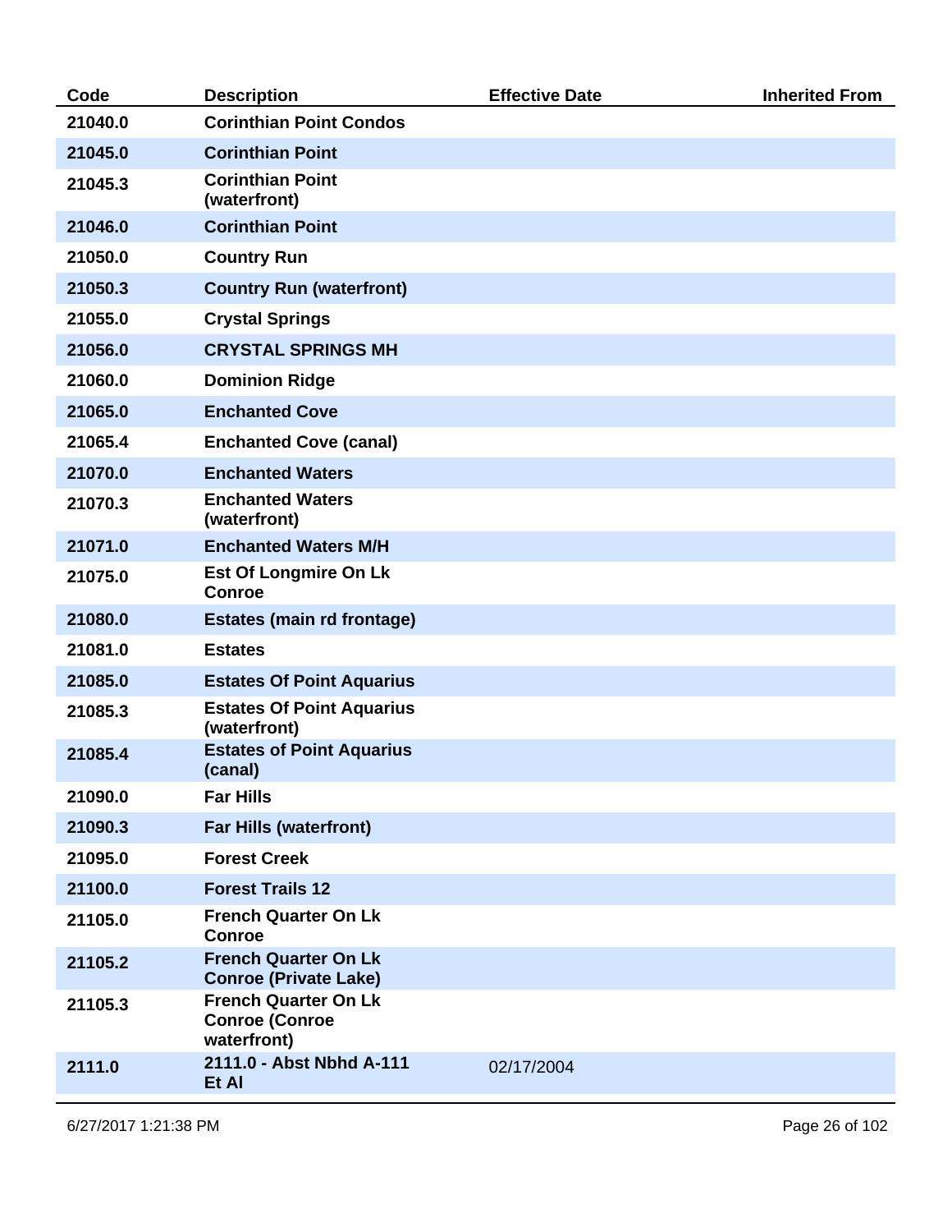| Code | Description | Effective Date | Inherited From |
|---|---|---|---|
| 21040.0 | Corinthian Point Condos | | |
| 21045.0 | Corinthian Point | | |
| 21045.3 | Corinthian Point (waterfront) | | |
| 21046.0 | Corinthian Point | | |
| 21050.0 | Country Run | | |
| 21050.3 | Country Run (waterfront) | | |
| 21055.0 | Crystal Springs | | |
| 21056.0 | CRYSTAL SPRINGS MH | | |
| 21060.0 | Dominion Ridge | | |
| 21065.0 | Enchanted Cove | | |
| 21065.4 | Enchanted Cove (canal) | | |
| 21070.0 | Enchanted Waters | | |
| 21070.3 | Enchanted Waters (waterfront) | | |
| 21071.0 | Enchanted Waters M/H | | |
| 21075.0 | Est Of Longmire On Lk Conroe | | |
| 21080.0 | Estates (main rd frontage) | | |
| 21081.0 | Estates | | |
| 21085.0 | Estates Of Point Aquarius | | |
| 21085.3 | Estates Of Point Aquarius (waterfront) | | |
| 21085.4 | Estates of Point Aquarius (canal) | | |
| 21090.0 | Far Hills | | |
| 21090.3 | Far Hills (waterfront) | | |
| 21095.0 | Forest Creek | | |
| 21100.0 | Forest Trails 12 | | |
| 21105.0 | French Quarter On Lk Conroe | | |
| 21105.2 | French Quarter On Lk Conroe (Private Lake) | | |
| 21105.3 | French Quarter On Lk Conroe (Conroe waterfront) | | |
| 2111.0 | 2111.0 - Abst Nbhd A-111 Et Al | 02/17/2004 | |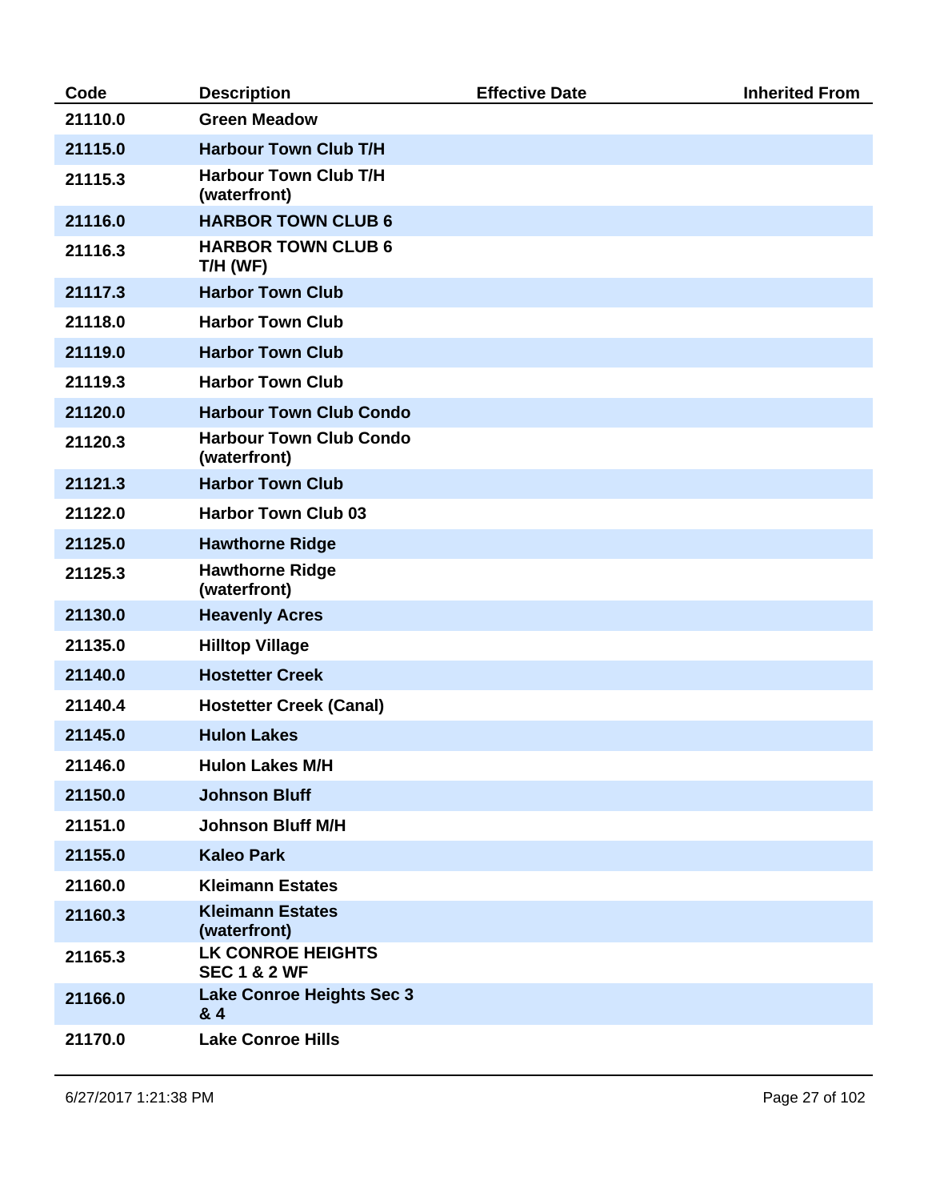| Code | Description | Effective Date | Inherited From |
| --- | --- | --- | --- |
| 21110.0 | Green Meadow | | |
| 21115.0 | Harbour Town Club T/H | | |
| 21115.3 | Harbour Town Club T/H (waterfront) | | |
| 21116.0 | HARBOR TOWN CLUB 6 | | |
| 21116.3 | HARBOR TOWN CLUB 6 T/H (WF) | | |
| 21117.3 | Harbor Town Club | | |
| 21118.0 | Harbor Town Club | | |
| 21119.0 | Harbor Town Club | | |
| 21119.3 | Harbor Town Club | | |
| 21120.0 | Harbour Town Club Condo | | |
| 21120.3 | Harbour Town Club Condo (waterfront) | | |
| 21121.3 | Harbor Town Club | | |
| 21122.0 | Harbor Town Club 03 | | |
| 21125.0 | Hawthorne Ridge | | |
| 21125.3 | Hawthorne Ridge (waterfront) | | |
| 21130.0 | Heavenly Acres | | |
| 21135.0 | Hilltop Village | | |
| 21140.0 | Hostetter Creek | | |
| 21140.4 | Hostetter Creek (Canal) | | |
| 21145.0 | Hulon Lakes | | |
| 21146.0 | Hulon Lakes M/H | | |
| 21150.0 | Johnson Bluff | | |
| 21151.0 | Johnson Bluff M/H | | |
| 21155.0 | Kaleo Park | | |
| 21160.0 | Kleimann Estates | | |
| 21160.3 | Kleimann Estates (waterfront) | | |
| 21165.3 | LK CONROE HEIGHTS SEC 1 & 2 WF | | |
| 21166.0 | Lake Conroe Heights Sec 3 & 4 | | |
| 21170.0 | Lake Conroe Hills | | |

6/27/2017 1:21:38 PM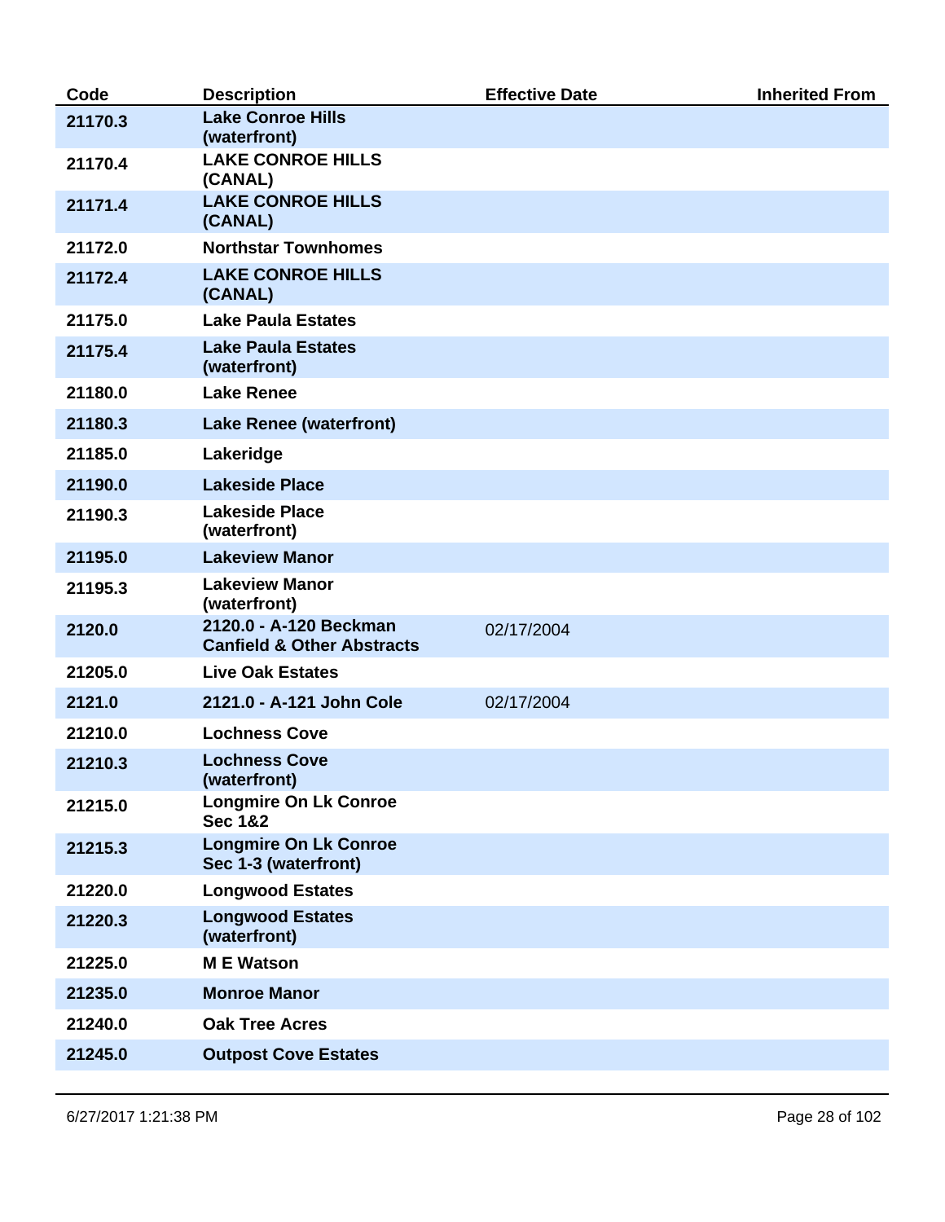| Code | Description | Effective Date | Inherited From |
| --- | --- | --- | --- |
| 21170.3 | Lake Conroe Hills (waterfront) | | |
| 21170.4 | LAKE CONROE HILLS (CANAL) | | |
| 21171.4 | LAKE CONROE HILLS (CANAL) | | |
| 21172.0 | Northstar Townhomes | | |
| 21172.4 | LAKE CONROE HILLS (CANAL) | | |
| 21175.0 | Lake Paula Estates | | |
| 21175.4 | Lake Paula Estates (waterfront) | | |
| 21180.0 | Lake Renee | | |
| 21180.3 | Lake Renee (waterfront) | | |
| 21185.0 | Lakeridge | | |
| 21190.0 | Lakeside Place | | |
| 21190.3 | Lakeside Place (waterfront) | | |
| 21195.0 | Lakeview Manor | | |
| 21195.3 | Lakeview Manor (waterfront) | | |
| 2120.0 | 2120.0 - A-120 Beckman Canfield & Other Abstracts | 02/17/2004 | |
| 21205.0 | Live Oak Estates | | |
| 2121.0 | 2121.0 - A-121 John Cole | 02/17/2004 | |
| 21210.0 | Lochness Cove | | |
| 21210.3 | Lochness Cove (waterfront) | | |
| 21215.0 | Longmire On Lk Conroe Sec 1&2 | | |
| 21215.3 | Longmire On Lk Conroe Sec 1-3 (waterfront) | | |
| 21220.0 | Longwood Estates | | |
| 21220.3 | Longwood Estates (waterfront) | | |
| 21225.0 | M E Watson | | |
| 21235.0 | Monroe Manor | | |
| 21240.0 | Oak Tree Acres | | |
| 21245.0 | Outpost Cove Estates | | |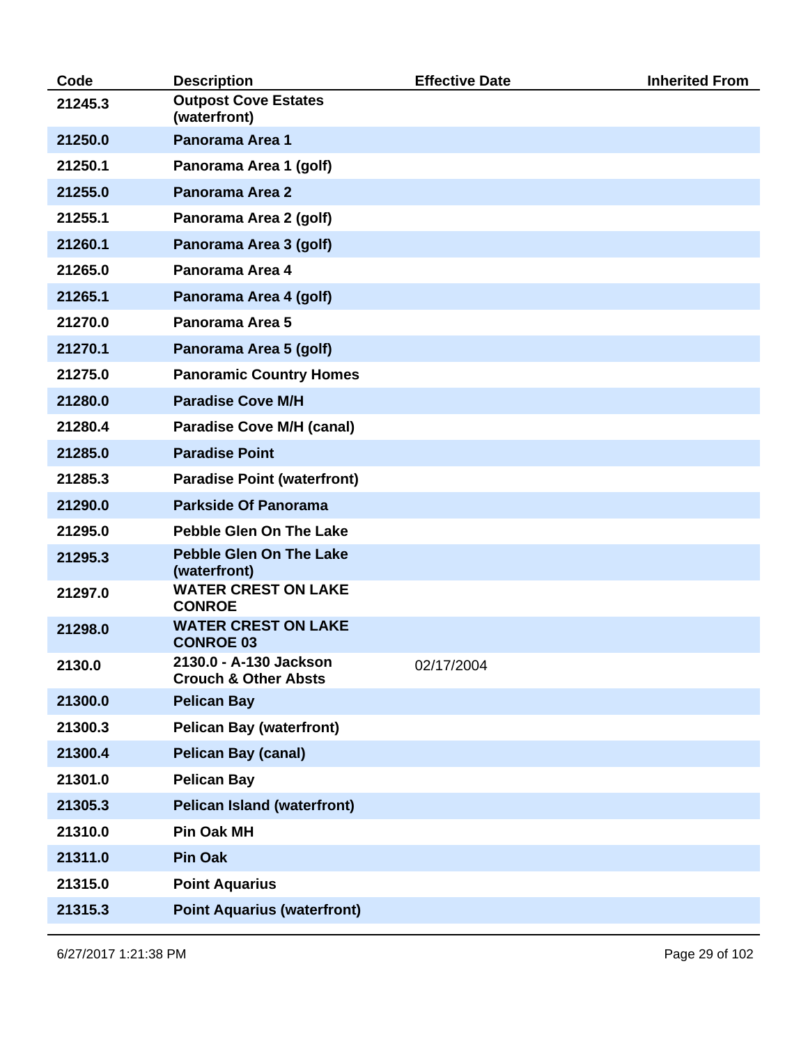| Code | Description | Effective Date | Inherited From |
|---|---|---|---|
| 21245.3 | Outpost Cove Estates (waterfront) | | |
| 21250.0 | Panorama Area 1 | | |
| 21250.1 | Panorama Area 1 (golf) | | |
| 21255.0 | Panorama Area 2 | | |
| 21255.1 | Panorama Area 2 (golf) | | |
| 21260.1 | Panorama Area 3 (golf) | | |
| 21265.0 | Panorama Area 4 | | |
| 21265.1 | Panorama Area 4 (golf) | | |
| 21270.0 | Panorama Area 5 | | |
| 21270.1 | Panorama Area 5 (golf) | | |
| 21275.0 | Panoramic Country Homes | | |
| 21280.0 | Paradise Cove M/H | | |
| 21280.4 | Paradise Cove M/H (canal) | | |
| 21285.0 | Paradise Point | | |
| 21285.3 | Paradise Point (waterfront) | | |
| 21290.0 | Parkside Of Panorama | | |
| 21295.0 | Pebble Glen On The Lake | | |
| 21295.3 | Pebble Glen On The Lake (waterfront) | | |
| 21297.0 | WATER CREST ON LAKE CONROE | | |
| 21298.0 | WATER CREST ON LAKE CONROE 03 | | |
| 2130.0 | 2130.0 - A-130 Jackson Crouch & Other Absts | 02/17/2004 | |
| 21300.0 | Pelican Bay | | |
| 21300.3 | Pelican Bay (waterfront) | | |
| 21300.4 | Pelican Bay (canal) | | |
| 21301.0 | Pelican Bay | | |
| 21305.3 | Pelican Island (waterfront) | | |
| 21310.0 | Pin Oak MH | | |
| 21311.0 | Pin Oak | | |
| 21315.0 | Point Aquarius | | |
| 21315.3 | Point Aquarius (waterfront) | | |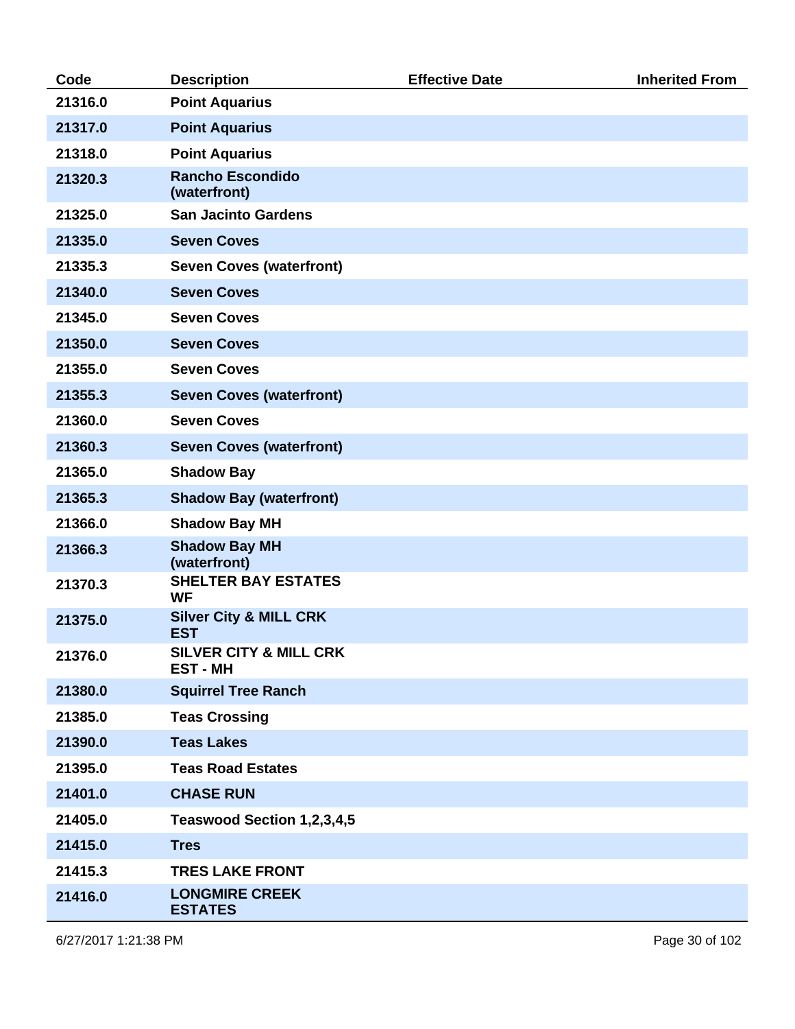| Code | Description | Effective Date | Inherited From |
| --- | --- | --- | --- |
| 21316.0 | Point Aquarius | | |
| 21317.0 | Point Aquarius | | |
| 21318.0 | Point Aquarius | | |
| 21320.3 | Rancho Escondido (waterfront) | | |
| 21325.0 | San Jacinto Gardens | | |
| 21335.0 | Seven Coves | | |
| 21335.3 | Seven Coves (waterfront) | | |
| 21340.0 | Seven Coves | | |
| 21345.0 | Seven Coves | | |
| 21350.0 | Seven Coves | | |
| 21355.0 | Seven Coves | | |
| 21355.3 | Seven Coves (waterfront) | | |
| 21360.0 | Seven Coves | | |
| 21360.3 | Seven Coves (waterfront) | | |
| 21365.0 | Shadow Bay | | |
| 21365.3 | Shadow Bay (waterfront) | | |
| 21366.0 | Shadow Bay MH | | |
| 21366.3 | Shadow Bay MH (waterfront) | | |
| 21370.3 | SHELTER BAY ESTATES WF | | |
| 21375.0 | Silver City & MILL CRK EST | | |
| 21376.0 | SILVER CITY & MILL CRK EST - MH | | |
| 21380.0 | Squirrel Tree Ranch | | |
| 21385.0 | Teas Crossing | | |
| 21390.0 | Teas Lakes | | |
| 21395.0 | Teas Road Estates | | |
| 21401.0 | CHASE RUN | | |
| 21405.0 | Teaswood Section 1,2,3,4,5 | | |
| 21415.0 | Tres | | |
| 21415.3 | TRES LAKE FRONT | | |
| 21416.0 | LONGMIRE CREEK ESTATES | | |

6/27/2017 1:21:38 PM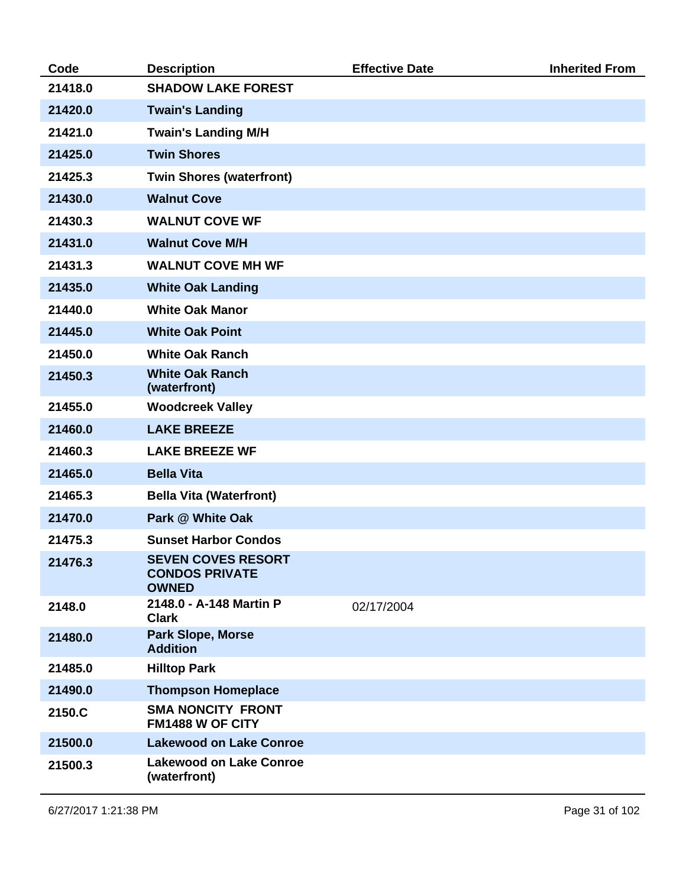| Code | Description | Effective Date | Inherited From |
| --- | --- | --- | --- |
| 21418.0 | SHADOW LAKE FOREST | | |
| 21420.0 | Twain's Landing | | |
| 21421.0 | Twain's Landing M/H | | |
| 21425.0 | Twin Shores | | |
| 21425.3 | Twin Shores (waterfront) | | |
| 21430.0 | Walnut Cove | | |
| 21430.3 | WALNUT COVE WF | | |
| 21431.0 | Walnut Cove M/H | | |
| 21431.3 | WALNUT COVE MH WF | | |
| 21435.0 | White Oak Landing | | |
| 21440.0 | White Oak Manor | | |
| 21445.0 | White Oak Point | | |
| 21450.0 | White Oak Ranch | | |
| 21450.3 | White Oak Ranch (waterfront) | | |
| 21455.0 | Woodcreek Valley | | |
| 21460.0 | LAKE BREEZE | | |
| 21460.3 | LAKE BREEZE WF | | |
| 21465.0 | Bella Vita | | |
| 21465.3 | Bella Vita (Waterfront) | | |
| 21470.0 | Park @ White Oak | | |
| 21475.3 | Sunset Harbor Condos | | |
| 21476.3 | SEVEN COVES RESORT CONDOS PRIVATE OWNED | | |
| 2148.0 | 2148.0 - A-148 Martin P Clark | 02/17/2004 | |
| 21480.0 | Park Slope, Morse Addition | | |
| 21485.0 | Hilltop Park | | |
| 21490.0 | Thompson Homeplace | | |
| 2150.C | SMA NONCITY FRONT FM1488 W OF CITY | | |
| 21500.0 | Lakewood on Lake Conroe | | |
| 21500.3 | Lakewood on Lake Conroe (waterfront) | | |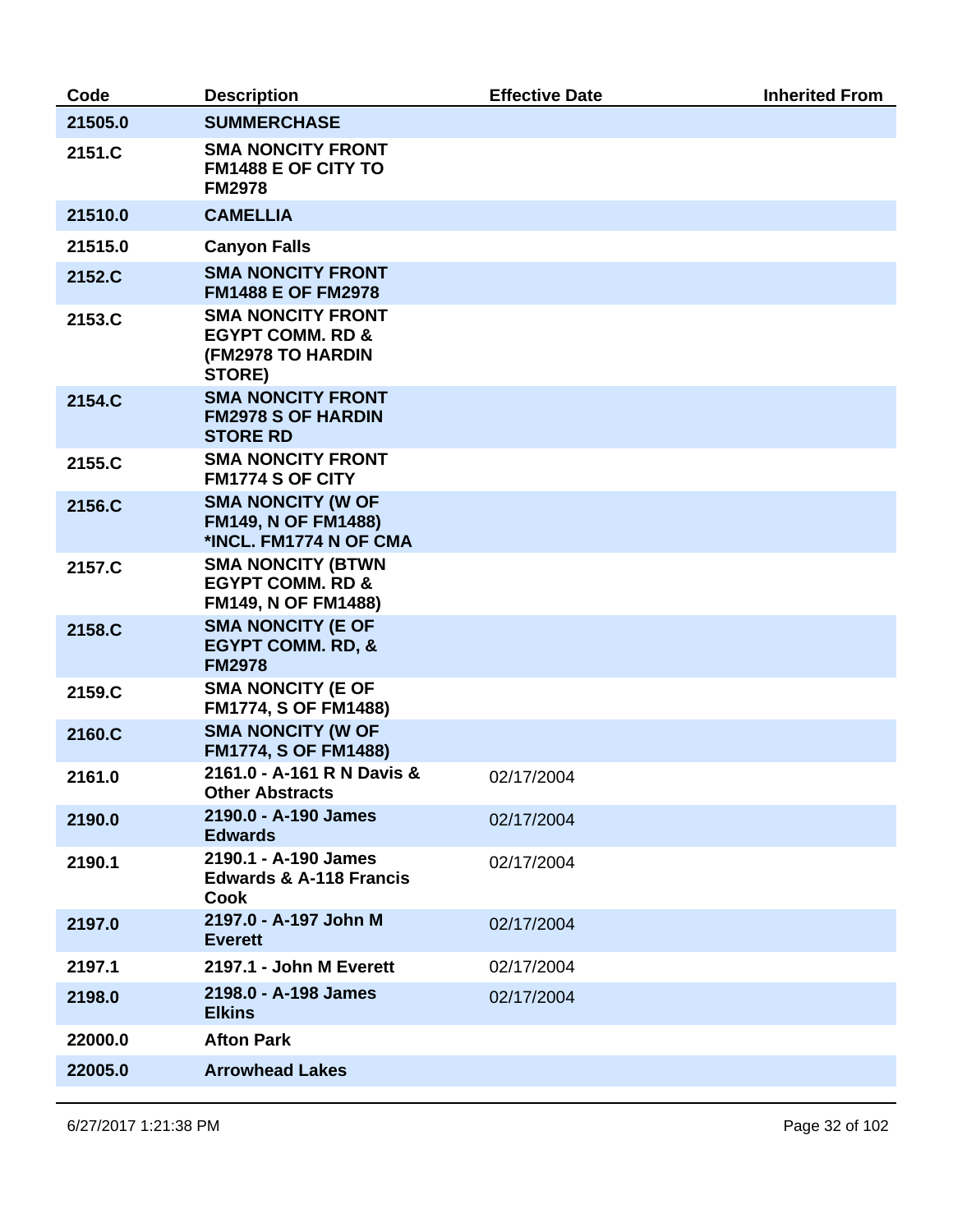| Code | Description | Effective Date | Inherited From |
|---|---|---|---|
| 21505.0 | SUMMERCHASE | | |
| 2151.C | SMA NONCITY FRONT FM1488 E OF CITY TO FM2978 | | |
| 21510.0 | CAMELLIA | | |
| 21515.0 | Canyon Falls | | |
| 2152.C | SMA NONCITY FRONT FM1488 E OF FM2978 | | |
| 2153.C | SMA NONCITY FRONT EGYPT COMM. RD & (FM2978 TO HARDIN STORE) | | |
| 2154.C | SMA NONCITY FRONT FM2978 S OF HARDIN STORE RD | | |
| 2155.C | SMA NONCITY FRONT FM1774 S OF CITY | | |
| 2156.C | SMA NONCITY (W OF FM149, N OF FM1488) *INCL. FM1774 N OF CMA | | |
| 2157.C | SMA NONCITY (BTWN EGYPT COMM. RD & FM149, N OF FM1488) | | |
| 2158.C | SMA NONCITY (E OF EGYPT COMM. RD, & FM2978 | | |
| 2159.C | SMA NONCITY (E OF FM1774, S OF FM1488) | | |
| 2160.C | SMA NONCITY (W OF FM1774, S OF FM1488) | | |
| 2161.0 | 2161.0 - A-161 R N Davis & Other Abstracts | 02/17/2004 | |
| 2190.0 | 2190.0 - A-190 James Edwards | 02/17/2004 | |
| 2190.1 | 2190.1 - A-190 James Edwards & A-118 Francis Cook | 02/17/2004 | |
| 2197.0 | 2197.0 - A-197 John M Everett | 02/17/2004 | |
| 2197.1 | 2197.1 - John M Everett | 02/17/2004 | |
| 2198.0 | 2198.0 - A-198 James Elkins | 02/17/2004 | |
| 22000.0 | Afton Park | | |
| 22005.0 | Arrowhead Lakes | | |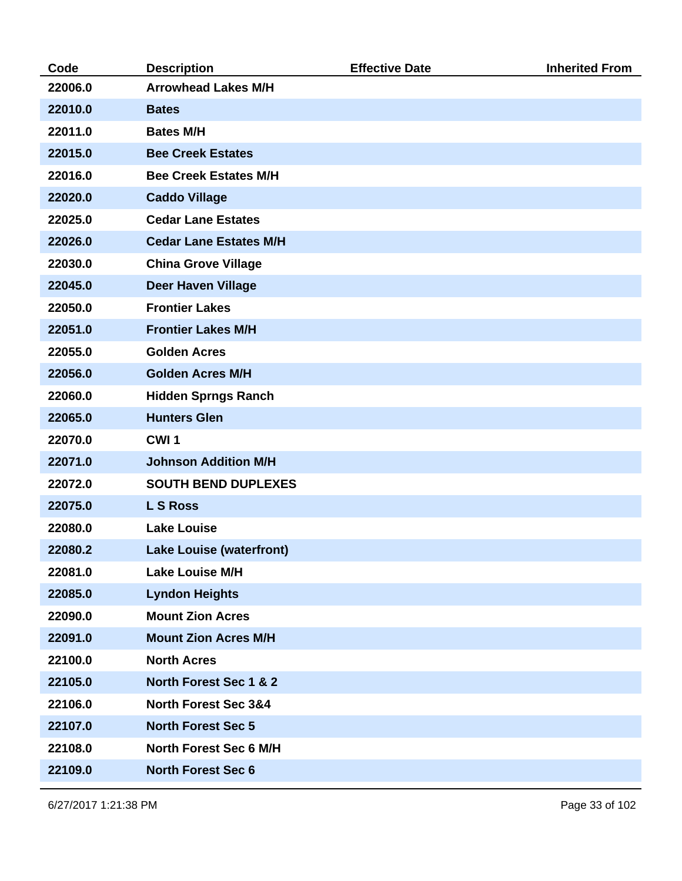| Code | Description | Effective Date | Inherited From |
| --- | --- | --- | --- |
| 22006.0 | Arrowhead Lakes M/H | | |
| 22010.0 | Bates | | |
| 22011.0 | Bates M/H | | |
| 22015.0 | Bee Creek Estates | | |
| 22016.0 | Bee Creek Estates M/H | | |
| 22020.0 | Caddo Village | | |
| 22025.0 | Cedar Lane Estates | | |
| 22026.0 | Cedar Lane Estates M/H | | |
| 22030.0 | China Grove Village | | |
| 22045.0 | Deer Haven Village | | |
| 22050.0 | Frontier Lakes | | |
| 22051.0 | Frontier Lakes M/H | | |
| 22055.0 | Golden Acres | | |
| 22056.0 | Golden Acres M/H | | |
| 22060.0 | Hidden Sprngs Ranch | | |
| 22065.0 | Hunters Glen | | |
| 22070.0 | CWI 1 | | |
| 22071.0 | Johnson Addition M/H | | |
| 22072.0 | SOUTH BEND DUPLEXES | | |
| 22075.0 | L S Ross | | |
| 22080.0 | Lake Louise | | |
| 22080.2 | Lake Louise (waterfront) | | |
| 22081.0 | Lake Louise M/H | | |
| 22085.0 | Lyndon Heights | | |
| 22090.0 | Mount Zion Acres | | |
| 22091.0 | Mount Zion Acres M/H | | |
| 22100.0 | North Acres | | |
| 22105.0 | North Forest Sec 1 & 2 | | |
| 22106.0 | North Forest Sec 3&4 | | |
| 22107.0 | North Forest Sec 5 | | |
| 22108.0 | North Forest Sec 6 M/H | | |
| 22109.0 | North Forest Sec 6 | | |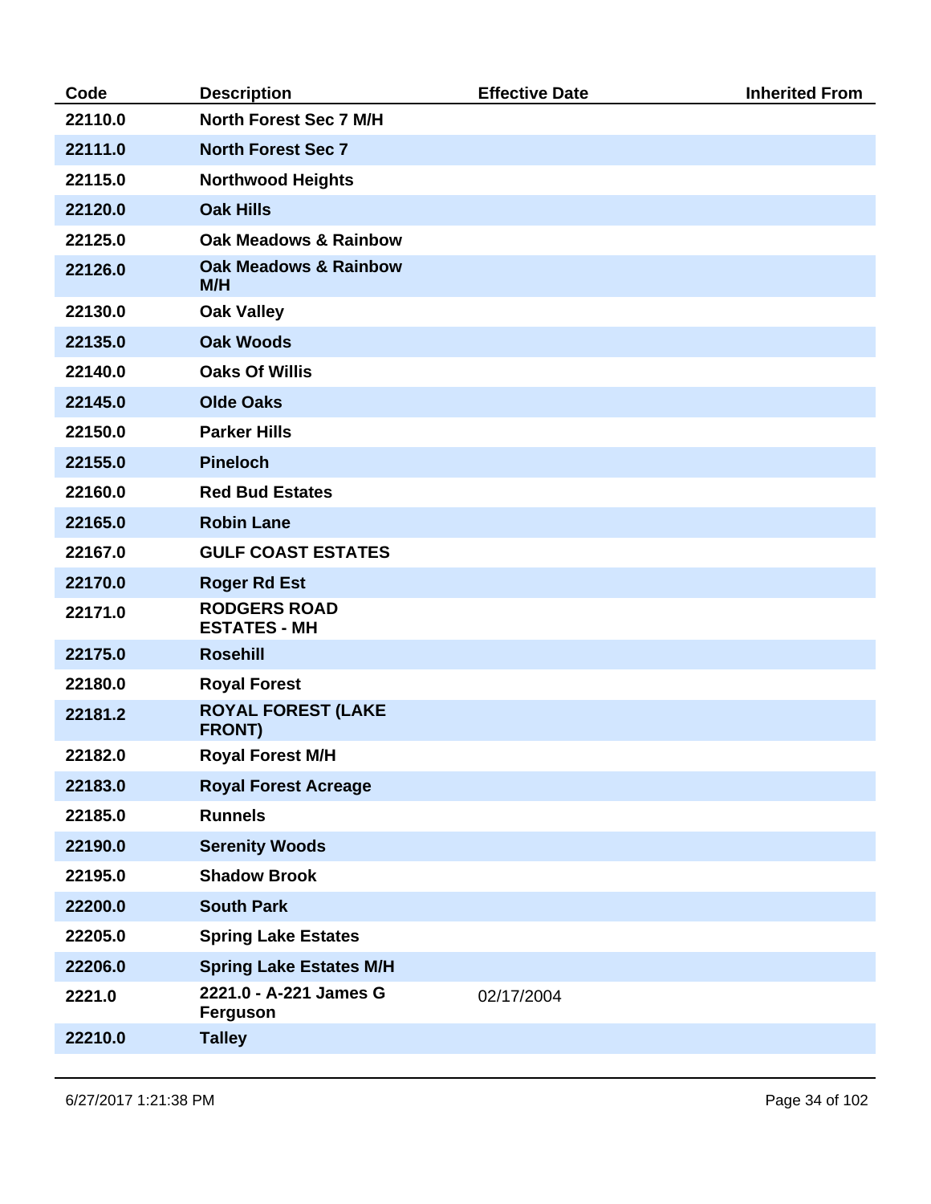| Code | Description | Effective Date | Inherited From |
| --- | --- | --- | --- |
| 22110.0 | North Forest Sec 7 M/H | | |
| 22111.0 | North Forest Sec 7 | | |
| 22115.0 | Northwood Heights | | |
| 22120.0 | Oak Hills | | |
| 22125.0 | Oak Meadows & Rainbow | | |
| 22126.0 | Oak Meadows & Rainbow M/H | | |
| 22130.0 | Oak Valley | | |
| 22135.0 | Oak Woods | | |
| 22140.0 | Oaks Of Willis | | |
| 22145.0 | Olde Oaks | | |
| 22150.0 | Parker Hills | | |
| 22155.0 | Pineloch | | |
| 22160.0 | Red Bud Estates | | |
| 22165.0 | Robin Lane | | |
| 22167.0 | GULF COAST ESTATES | | |
| 22170.0 | Roger Rd Est | | |
| 22171.0 | RODGERS ROAD ESTATES - MH | | |
| 22175.0 | Rosehill | | |
| 22180.0 | Royal Forest | | |
| 22181.2 | ROYAL FOREST (LAKE FRONT) | | |
| 22182.0 | Royal Forest M/H | | |
| 22183.0 | Royal Forest Acreage | | |
| 22185.0 | Runnels | | |
| 22190.0 | Serenity Woods | | |
| 22195.0 | Shadow Brook | | |
| 22200.0 | South Park | | |
| 22205.0 | Spring Lake Estates | | |
| 22206.0 | Spring Lake Estates M/H | | |
| 2221.0 | 2221.0 - A-221 James G Ferguson | 02/17/2004 | |
| 22210.0 | Talley | | |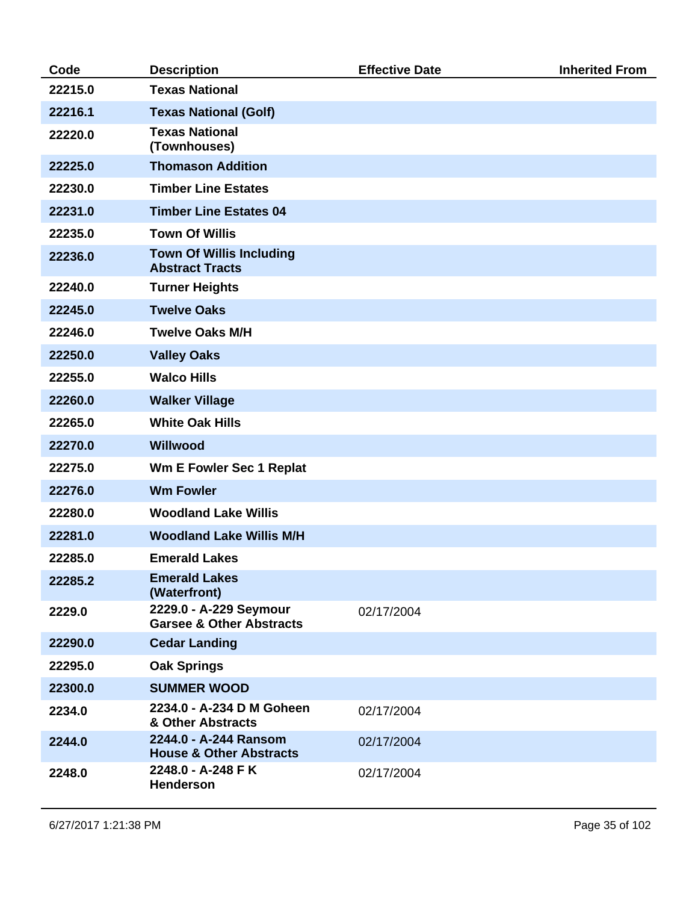| Code | Description | Effective Date | Inherited From |
| --- | --- | --- | --- |
| 22215.0 | Texas National | | |
| 22216.1 | Texas National (Golf) | | |
| 22220.0 | Texas National (Townhouses) | | |
| 22225.0 | Thomason Addition | | |
| 22230.0 | Timber Line Estates | | |
| 22231.0 | Timber Line Estates 04 | | |
| 22235.0 | Town Of Willis | | |
| 22236.0 | Town Of Willis Including Abstract Tracts | | |
| 22240.0 | Turner Heights | | |
| 22245.0 | Twelve Oaks | | |
| 22246.0 | Twelve Oaks M/H | | |
| 22250.0 | Valley Oaks | | |
| 22255.0 | Walco Hills | | |
| 22260.0 | Walker Village | | |
| 22265.0 | White Oak Hills | | |
| 22270.0 | Willwood | | |
| 22275.0 | Wm E Fowler Sec 1 Replat | | |
| 22276.0 | Wm Fowler | | |
| 22280.0 | Woodland Lake Willis | | |
| 22281.0 | Woodland Lake Willis M/H | | |
| 22285.0 | Emerald Lakes | | |
| 22285.2 | Emerald Lakes (Waterfront) | | |
| 2229.0 | 2229.0 - A-229 Seymour Garsee & Other Abstracts | 02/17/2004 | |
| 22290.0 | Cedar Landing | | |
| 22295.0 | Oak Springs | | |
| 22300.0 | SUMMER WOOD | | |
| 2234.0 | 2234.0 - A-234 D M Goheen & Other Abstracts | 02/17/2004 | |
| 2244.0 | 2244.0 - A-244 Ransom House & Other Abstracts | 02/17/2004 | |
| 2248.0 | 2248.0 - A-248 F K Henderson | 02/17/2004 | |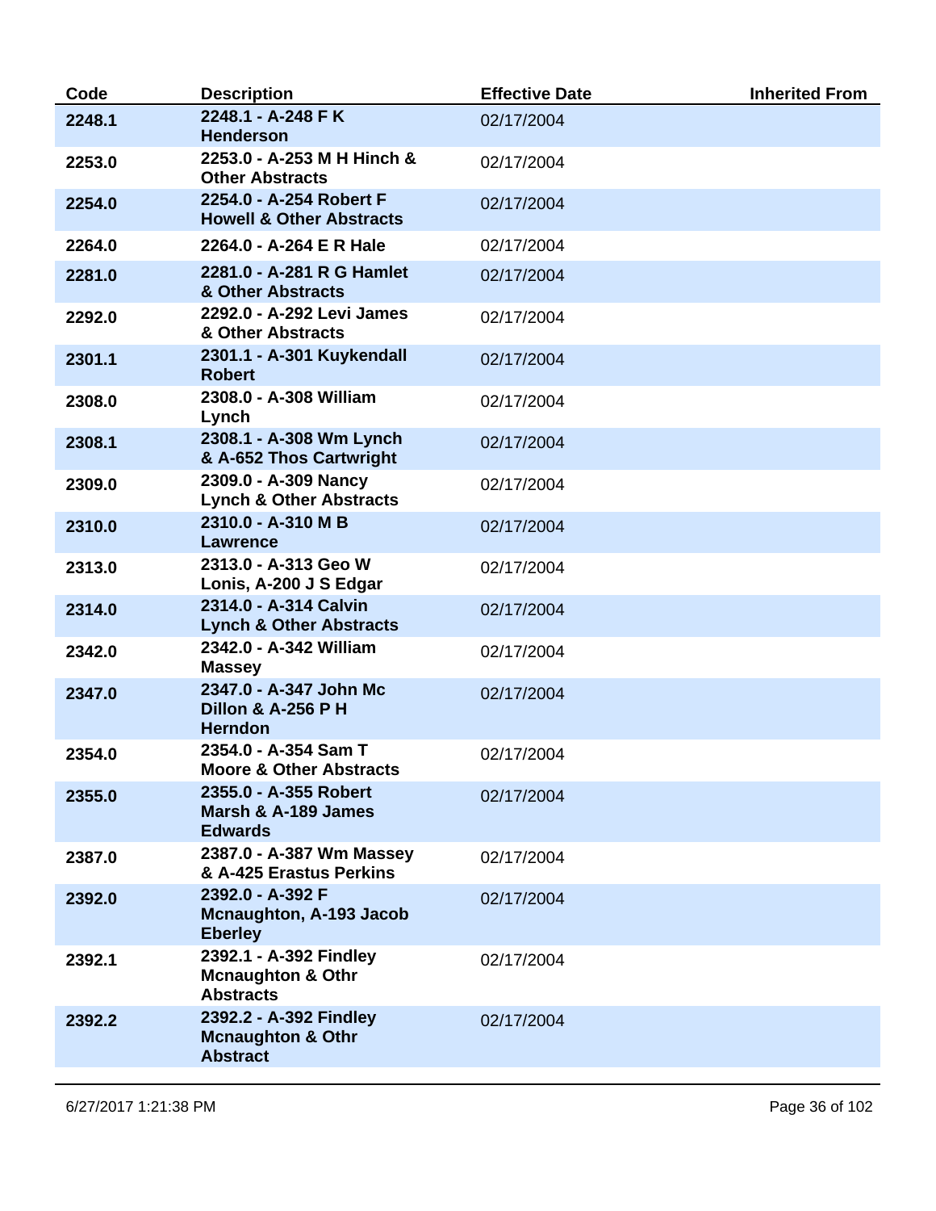| Code | Description | Effective Date | Inherited From |
|---|---|---|---|
| 2248.1 | 2248.1 - A-248 F K Henderson | 02/17/2004 | |
| 2253.0 | 2253.0 - A-253 M H Hinch & Other Abstracts | 02/17/2004 | |
| 2254.0 | 2254.0 - A-254 Robert F Howell & Other Abstracts | 02/17/2004 | |
| 2264.0 | 2264.0 - A-264 E R Hale | 02/17/2004 | |
| 2281.0 | 2281.0 - A-281 R G Hamlet & Other Abstracts | 02/17/2004 | |
| 2292.0 | 2292.0 - A-292 Levi James & Other Abstracts | 02/17/2004 | |
| 2301.1 | 2301.1 - A-301 Kuykendall Robert | 02/17/2004 | |
| 2308.0 | 2308.0 - A-308 William Lynch | 02/17/2004 | |
| 2308.1 | 2308.1 - A-308 Wm Lynch & A-652 Thos Cartwright | 02/17/2004 | |
| 2309.0 | 2309.0 - A-309 Nancy Lynch & Other Abstracts | 02/17/2004 | |
| 2310.0 | 2310.0 - A-310 M B Lawrence | 02/17/2004 | |
| 2313.0 | 2313.0 - A-313 Geo W Lonis, A-200 J S Edgar | 02/17/2004 | |
| 2314.0 | 2314.0 - A-314 Calvin Lynch & Other Abstracts | 02/17/2004 | |
| 2342.0 | 2342.0 - A-342 William Massey | 02/17/2004 | |
| 2347.0 | 2347.0 - A-347 John Mc Dillon & A-256 P H Herndon | 02/17/2004 | |
| 2354.0 | 2354.0 - A-354 Sam T Moore & Other Abstracts | 02/17/2004 | |
| 2355.0 | 2355.0 - A-355 Robert Marsh & A-189 James Edwards | 02/17/2004 | |
| 2387.0 | 2387.0 - A-387 Wm Massey & A-425 Erastus Perkins | 02/17/2004 | |
| 2392.0 | 2392.0 - A-392 F Mcnaughton, A-193 Jacob Eberley | 02/17/2004 | |
| 2392.1 | 2392.1 - A-392 Findley Mcnaughton & Othr Abstracts | 02/17/2004 | |
| 2392.2 | 2392.2 - A-392 Findley Mcnaughton & Othr Abstract | 02/17/2004 | |

6/27/2017 1:21:38 PM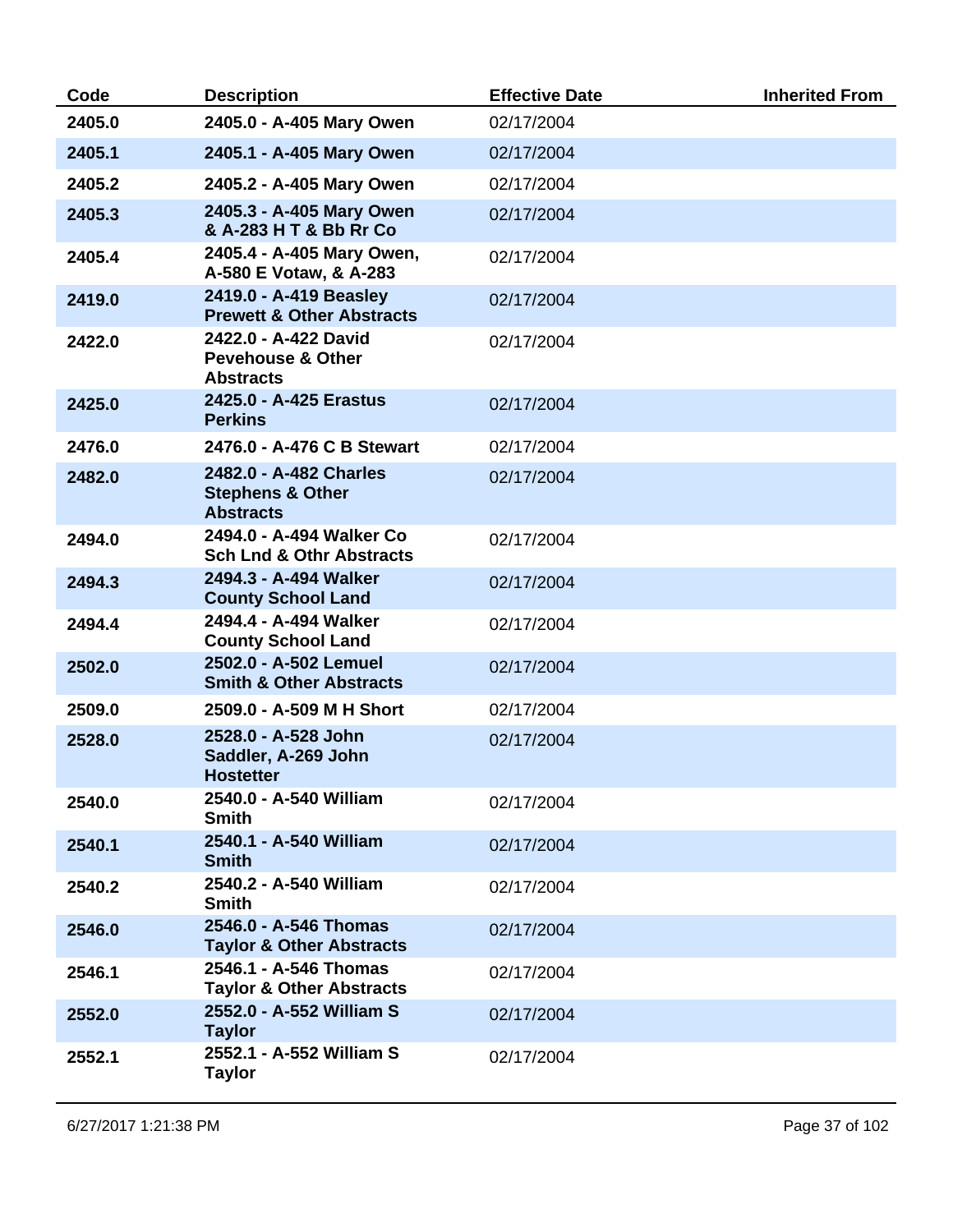| Code | Description | Effective Date | Inherited From |
|---|---|---|---|
| **2405.0** | **2405.0 - A-405 Mary Owen** | 02/17/2004 | |
| **2405.1** | **2405.1 - A-405 Mary Owen** | 02/17/2004 | |
| **2405.2** | **2405.2 - A-405 Mary Owen** | 02/17/2004 | |
| **2405.3** | **2405.3 - A-405 Mary Owen & A-283 H T & Bb Rr Co** | 02/17/2004 | |
| **2405.4** | **2405.4 - A-405 Mary Owen, A-580 E Votaw, & A-283** | 02/17/2004 | |
| **2419.0** | **2419.0 - A-419 Beasley Prewett & Other Abstracts** | 02/17/2004 | |
| **2422.0** | **2422.0 - A-422 David Pevehouse & Other Abstracts** | 02/17/2004 | |
| **2425.0** | **2425.0 - A-425 Erastus Perkins** | 02/17/2004 | |
| **2476.0** | **2476.0 - A-476 C B Stewart** | 02/17/2004 | |
| **2482.0** | **2482.0 - A-482 Charles Stephens & Other Abstracts** | 02/17/2004 | |
| **2494.0** | **2494.0 - A-494 Walker Co Sch Lnd & Othr Abstracts** | 02/17/2004 | |
| **2494.3** | **2494.3 - A-494 Walker County School Land** | 02/17/2004 | |
| **2494.4** | **2494.4 - A-494 Walker County School Land** | 02/17/2004 | |
| **2502.0** | **2502.0 - A-502 Lemuel Smith & Other Abstracts** | 02/17/2004 | |
| **2509.0** | **2509.0 - A-509 M H Short** | 02/17/2004 | |
| **2528.0** | **2528.0 - A-528 John Saddler, A-269 John Hostetter** | 02/17/2004 | |
| **2540.0** | **2540.0 - A-540 William Smith** | 02/17/2004 | |
| **2540.1** | **2540.1 - A-540 William Smith** | 02/17/2004 | |
| **2540.2** | **2540.2 - A-540 William Smith** | 02/17/2004 | |
| **2546.0** | **2546.0 - A-546 Thomas Taylor & Other Abstracts** | 02/17/2004 | |
| **2546.1** | **2546.1 - A-546 Thomas Taylor & Other Abstracts** | 02/17/2004 | |
| **2552.0** | **2552.0 - A-552 William S Taylor** | 02/17/2004 | |
| **2552.1** | **2552.1 - A-552 William S Taylor** | 02/17/2004 | |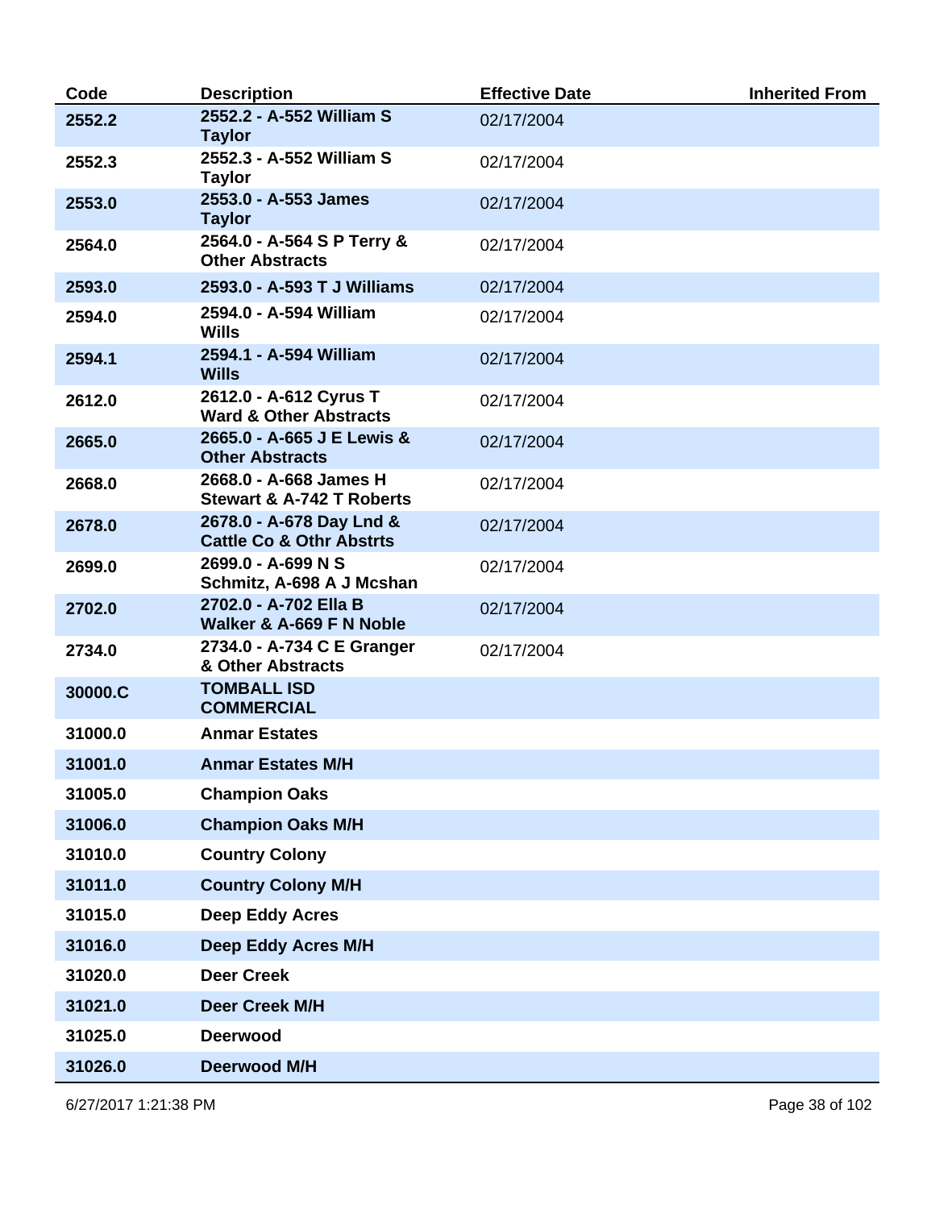| Code | Description | Effective Date | Inherited From |
|---|---|---|---|
| 2552.2 | 2552.2 - A-552 William S Taylor | 02/17/2004 | |
| 2552.3 | 2552.3 - A-552 William S Taylor | 02/17/2004 | |
| 2553.0 | 2553.0 - A-553 James Taylor | 02/17/2004 | |
| 2564.0 | 2564.0 - A-564 S P Terry & Other Abstracts | 02/17/2004 | |
| 2593.0 | 2593.0 - A-593 T J Williams | 02/17/2004 | |
| 2594.0 | 2594.0 - A-594 William Wills | 02/17/2004 | |
| 2594.1 | 2594.1 - A-594 William Wills | 02/17/2004 | |
| 2612.0 | 2612.0 - A-612 Cyrus T Ward & Other Abstracts | 02/17/2004 | |
| 2665.0 | 2665.0 - A-665 J E Lewis & Other Abstracts | 02/17/2004 | |
| 2668.0 | 2668.0 - A-668 James H Stewart & A-742 T Roberts | 02/17/2004 | |
| 2678.0 | 2678.0 - A-678 Day Lnd & Cattle Co & Othr Abstrts | 02/17/2004 | |
| 2699.0 | 2699.0 - A-699 N S Schmitz, A-698 A J Mcshan | 02/17/2004 | |
| 2702.0 | 2702.0 - A-702 Ella B Walker & A-669 F N Noble | 02/17/2004 | |
| 2734.0 | 2734.0 - A-734 C E Granger & Other Abstracts | 02/17/2004 | |
| 30000.C | TOMBALL ISD COMMERCIAL | | |
| 31000.0 | Anmar Estates | | |
| 31001.0 | Anmar Estates M/H | | |
| 31005.0 | Champion Oaks | | |
| 31006.0 | Champion Oaks M/H | | |
| 31010.0 | Country Colony | | |
| 31011.0 | Country Colony M/H | | |
| 31015.0 | Deep Eddy Acres | | |
| 31016.0 | Deep Eddy Acres M/H | | |
| 31020.0 | Deer Creek | | |
| 31021.0 | Deer Creek M/H | | |
| 31025.0 | Deerwood | | |
| 31026.0 | Deerwood M/H | | |

6/27/2017 1:21:38 PM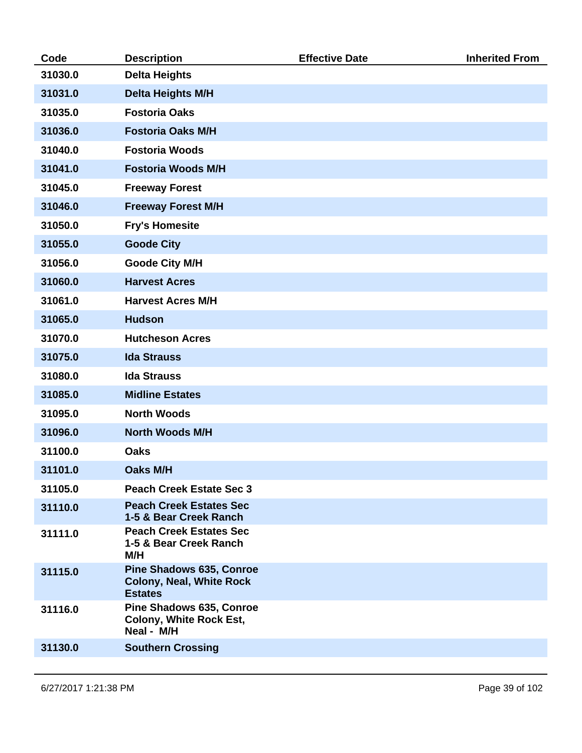| Code | Description | Effective Date | Inherited From |
|---|---|---|---|
| 31030.0 | Delta Heights | | |
| 31031.0 | Delta Heights M/H | | |
| 31035.0 | Fostoria Oaks | | |
| 31036.0 | Fostoria Oaks M/H | | |
| 31040.0 | Fostoria Woods | | |
| 31041.0 | Fostoria Woods M/H | | |
| 31045.0 | Freeway Forest | | |
| 31046.0 | Freeway Forest M/H | | |
| 31050.0 | Fry's Homesite | | |
| 31055.0 | Goode City | | |
| 31056.0 | Goode City M/H | | |
| 31060.0 | Harvest Acres | | |
| 31061.0 | Harvest Acres M/H | | |
| 31065.0 | Hudson | | |
| 31070.0 | Hutcheson Acres | | |
| 31075.0 | Ida Strauss | | |
| 31080.0 | Ida Strauss | | |
| 31085.0 | Midline Estates | | |
| 31095.0 | North Woods | | |
| 31096.0 | North Woods M/H | | |
| 31100.0 | Oaks | | |
| 31101.0 | Oaks M/H | | |
| 31105.0 | Peach Creek Estate Sec 3 | | |
| 31110.0 | Peach Creek Estates Sec 1-5 & Bear Creek Ranch | | |
| 31111.0 | Peach Creek Estates Sec 1-5 & Bear Creek Ranch M/H | | |
| 31115.0 | Pine Shadows 635, Conroe Colony, Neal, White Rock Estates | | |
| 31116.0 | Pine Shadows 635, Conroe Colony, White Rock Est, Neal - M/H | | |
| 31130.0 | Southern Crossing | | |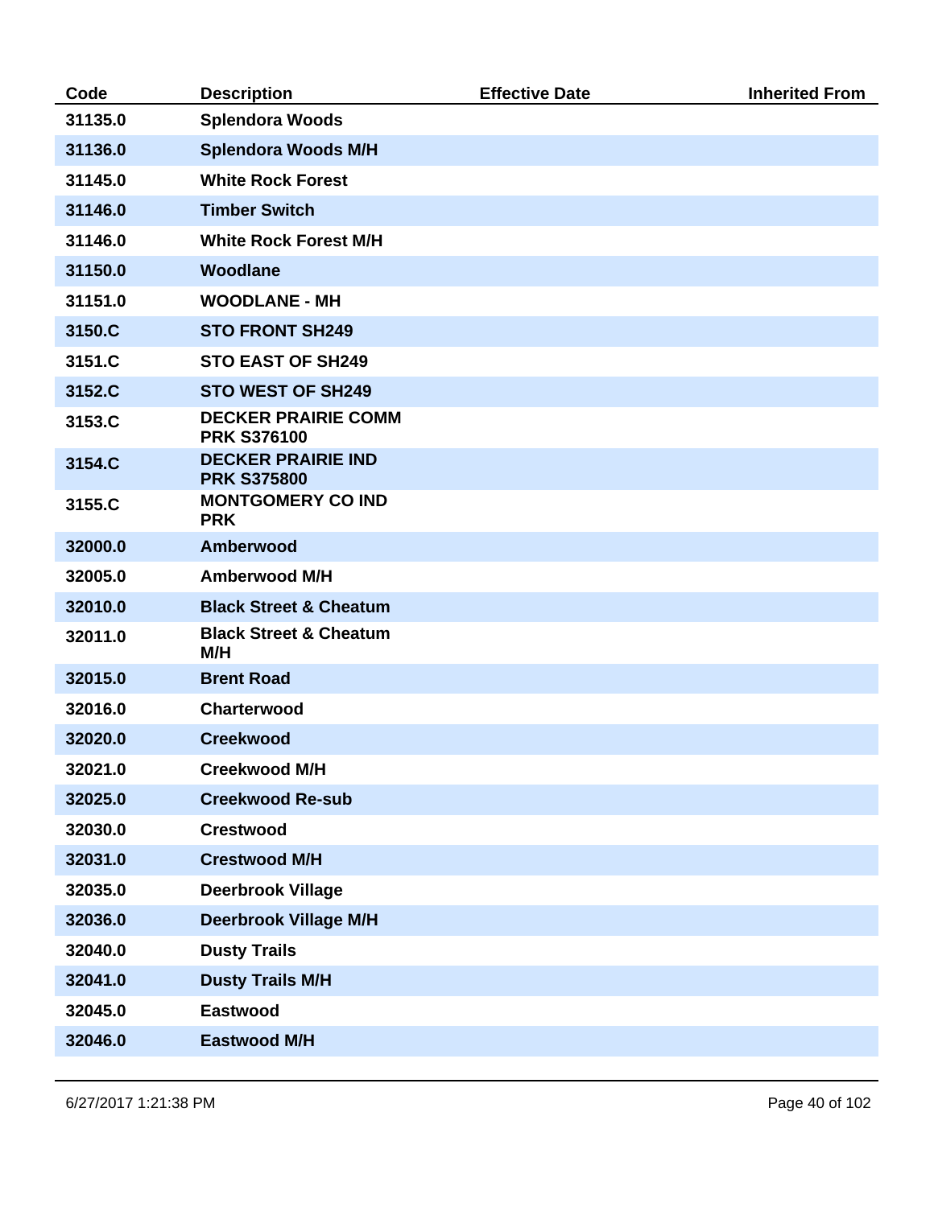| Code | Description | Effective Date | Inherited From |
|---|---|---|---|
| 31135.0 | Splendora Woods | | |
| 31136.0 | Splendora Woods M/H | | |
| 31145.0 | White Rock Forest | | |
| 31146.0 | Timber Switch | | |
| 31146.0 | White Rock Forest M/H | | |
| 31150.0 | Woodlane | | |
| 31151.0 | WOODLANE - MH | | |
| 3150.C | STO FRONT SH249 | | |
| 3151.C | STO EAST OF SH249 | | |
| 3152.C | STO WEST OF SH249 | | |
| 3153.C | DECKER PRAIRIE COMM PRK S376100 | | |
| 3154.C | DECKER PRAIRIE IND PRK S375800 | | |
| 3155.C | MONTGOMERY CO IND PRK | | |
| 32000.0 | Amberwood | | |
| 32005.0 | Amberwood M/H | | |
| 32010.0 | Black Street & Cheatum | | |
| 32011.0 | Black Street & Cheatum M/H | | |
| 32015.0 | Brent Road | | |
| 32016.0 | Charterwood | | |
| 32020.0 | Creekwood | | |
| 32021.0 | Creekwood M/H | | |
| 32025.0 | Creekwood Re-sub | | |
| 32030.0 | Crestwood | | |
| 32031.0 | Crestwood M/H | | |
| 32035.0 | Deerbrook Village | | |
| 32036.0 | Deerbrook Village M/H | | |
| 32040.0 | Dusty Trails | | |
| 32041.0 | Dusty Trails M/H | | |
| 32045.0 | Eastwood | | |
| 32046.0 | Eastwood M/H | | |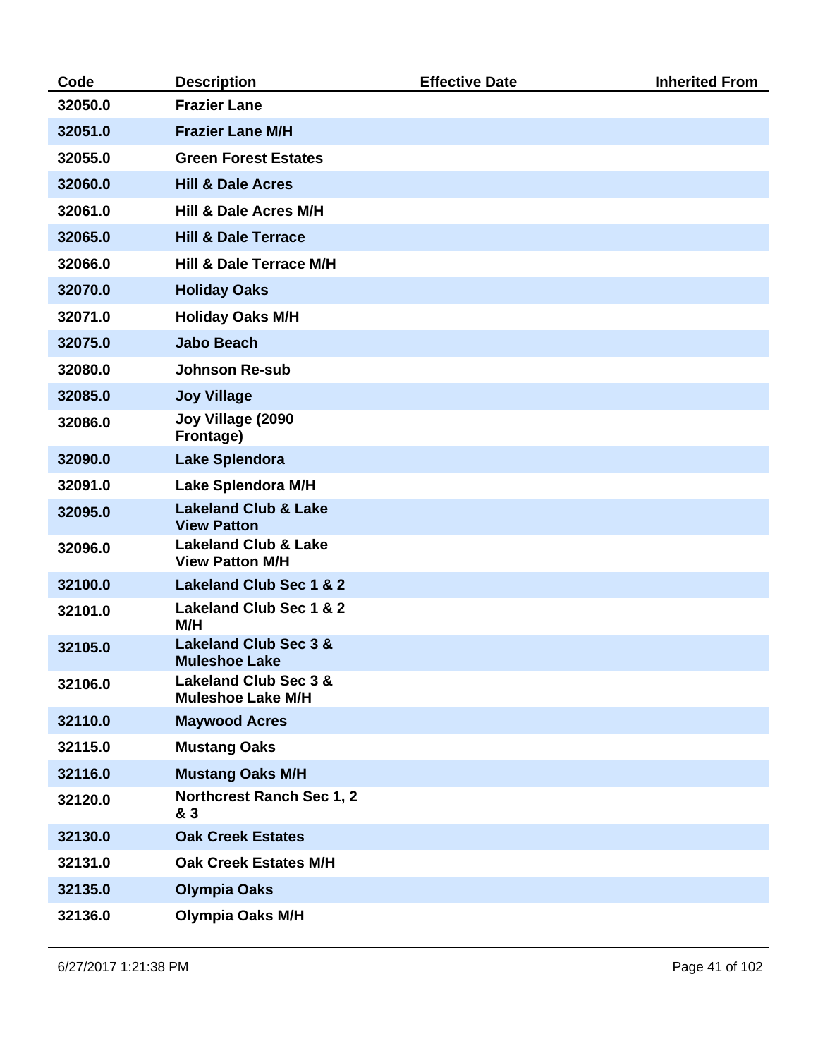| Code | Description | Effective Date | Inherited From |
|---|---|---|---|
| 32050.0 | Frazier Lane | | |
| 32051.0 | Frazier Lane M/H | | |
| 32055.0 | Green Forest Estates | | |
| 32060.0 | Hill & Dale Acres | | |
| 32061.0 | Hill & Dale Acres M/H | | |
| 32065.0 | Hill & Dale Terrace | | |
| 32066.0 | Hill & Dale Terrace M/H | | |
| 32070.0 | Holiday Oaks | | |
| 32071.0 | Holiday Oaks M/H | | |
| 32075.0 | Jabo Beach | | |
| 32080.0 | Johnson Re-sub | | |
| 32085.0 | Joy Village | | |
| 32086.0 | Joy Village (2090 Frontage) | | |
| 32090.0 | Lake Splendora | | |
| 32091.0 | Lake Splendora M/H | | |
| 32095.0 | Lakeland Club & Lake View Patton | | |
| 32096.0 | Lakeland Club & Lake View Patton M/H | | |
| 32100.0 | Lakeland Club Sec 1 & 2 | | |
| 32101.0 | Lakeland Club Sec 1 & 2 M/H | | |
| 32105.0 | Lakeland Club Sec 3 & Muleshoe Lake | | |
| 32106.0 | Lakeland Club Sec 3 & Muleshoe Lake M/H | | |
| 32110.0 | Maywood Acres | | |
| 32115.0 | Mustang Oaks | | |
| 32116.0 | Mustang Oaks M/H | | |
| 32120.0 | Northcrest Ranch Sec 1, 2 & 3 | | |
| 32130.0 | Oak Creek Estates | | |
| 32131.0 | Oak Creek Estates M/H | | |
| 32135.0 | Olympia Oaks | | |
| 32136.0 | Olympia Oaks M/H | | |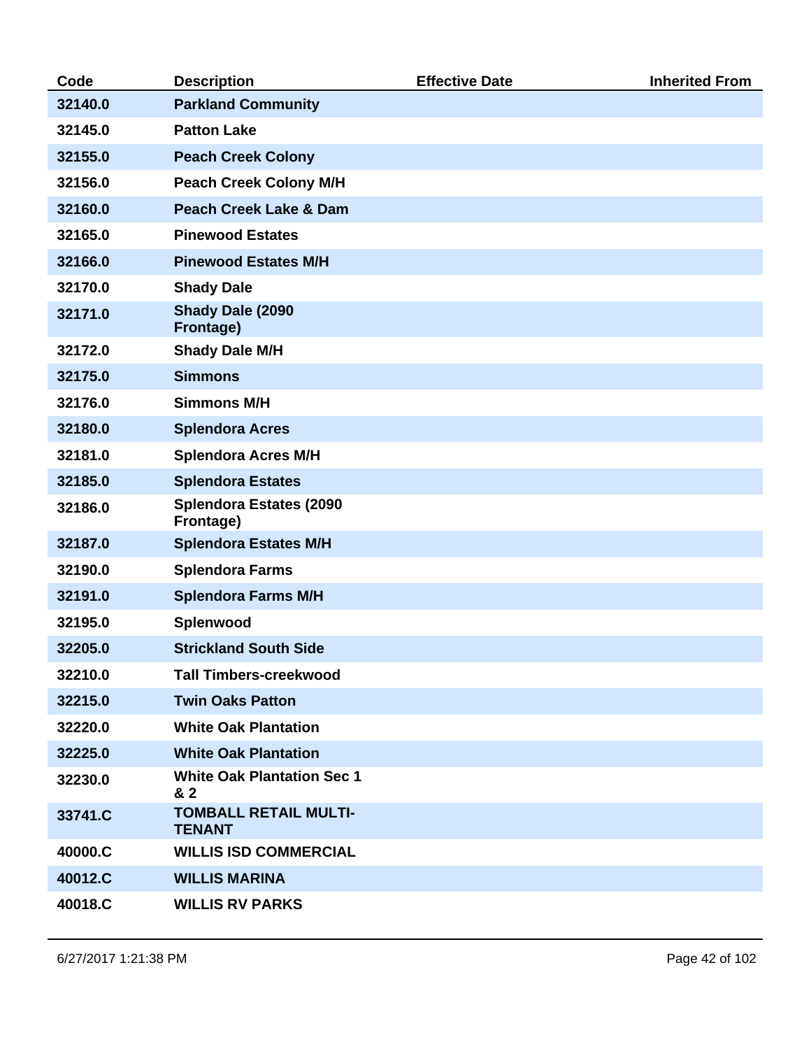| Code | Description | Effective Date | Inherited From |
|---|---|---|---|
| 32140.0 | Parkland Community | | |
| 32145.0 | Patton Lake | | |
| 32155.0 | Peach Creek Colony | | |
| 32156.0 | Peach Creek Colony M/H | | |
| 32160.0 | Peach Creek Lake & Dam | | |
| 32165.0 | Pinewood Estates | | |
| 32166.0 | Pinewood Estates M/H | | |
| 32170.0 | Shady Dale | | |
| 32171.0 | Shady Dale (2090 Frontage) | | |
| 32172.0 | Shady Dale M/H | | |
| 32175.0 | Simmons | | |
| 32176.0 | Simmons M/H | | |
| 32180.0 | Splendora Acres | | |
| 32181.0 | Splendora Acres M/H | | |
| 32185.0 | Splendora Estates | | |
| 32186.0 | Splendora Estates (2090 Frontage) | | |
| 32187.0 | Splendora Estates M/H | | |
| 32190.0 | Splendora Farms | | |
| 32191.0 | Splendora Farms M/H | | |
| 32195.0 | Splenwood | | |
| 32205.0 | Strickland South Side | | |
| 32210.0 | Tall Timbers-creekwood | | |
| 32215.0 | Twin Oaks Patton | | |
| 32220.0 | White Oak Plantation | | |
| 32225.0 | White Oak Plantation | | |
| 32230.0 | White Oak Plantation Sec 1 & 2 | | |
| 33741.C | TOMBALL RETAIL MULTI-TENANT | | |
| 40000.C | WILLIS ISD COMMERCIAL | | |
| 40012.C | WILLIS MARINA | | |
| 40018.C | WILLIS RV PARKS | | |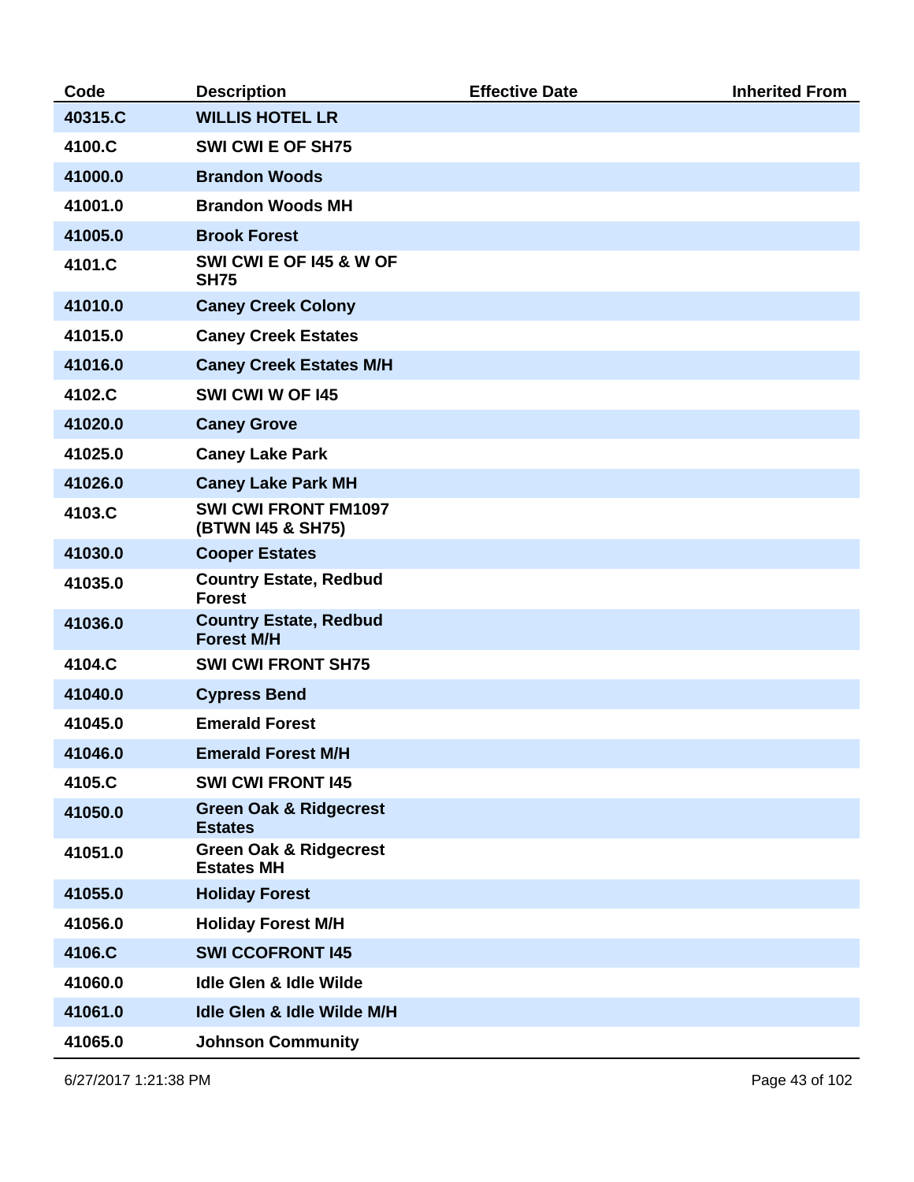| Code | Description | Effective Date | Inherited From |
| --- | --- | --- | --- |
| 40315.C | WILLIS HOTEL LR | | |
| 4100.C | SWI CWI E OF SH75 | | |
| 41000.0 | Brandon Woods | | |
| 41001.0 | Brandon Woods MH | | |
| 41005.0 | Brook Forest | | |
| 4101.C | SWI CWI E OF I45 & W OF SH75 | | |
| 41010.0 | Caney Creek Colony | | |
| 41015.0 | Caney Creek Estates | | |
| 41016.0 | Caney Creek Estates M/H | | |
| 4102.C | SWI CWI W OF I45 | | |
| 41020.0 | Caney Grove | | |
| 41025.0 | Caney Lake Park | | |
| 41026.0 | Caney Lake Park MH | | |
| 4103.C | SWI CWI FRONT FM1097 (BTWN I45 & SH75) | | |
| 41030.0 | Cooper Estates | | |
| 41035.0 | Country Estate, Redbud Forest | | |
| 41036.0 | Country Estate, Redbud Forest M/H | | |
| 4104.C | SWI CWI FRONT SH75 | | |
| 41040.0 | Cypress Bend | | |
| 41045.0 | Emerald Forest | | |
| 41046.0 | Emerald Forest M/H | | |
| 4105.C | SWI CWI FRONT I45 | | |
| 41050.0 | Green Oak & Ridgecrest Estates | | |
| 41051.0 | Green Oak & Ridgecrest Estates MH | | |
| 41055.0 | Holiday Forest | | |
| 41056.0 | Holiday Forest M/H | | |
| 4106.C | SWI CCOFRONT I45 | | |
| 41060.0 | Idle Glen & Idle Wilde | | |
| 41061.0 | Idle Glen & Idle Wilde M/H | | |
| 41065.0 | Johnson Community | | |

6/27/2017 1:21:38 PM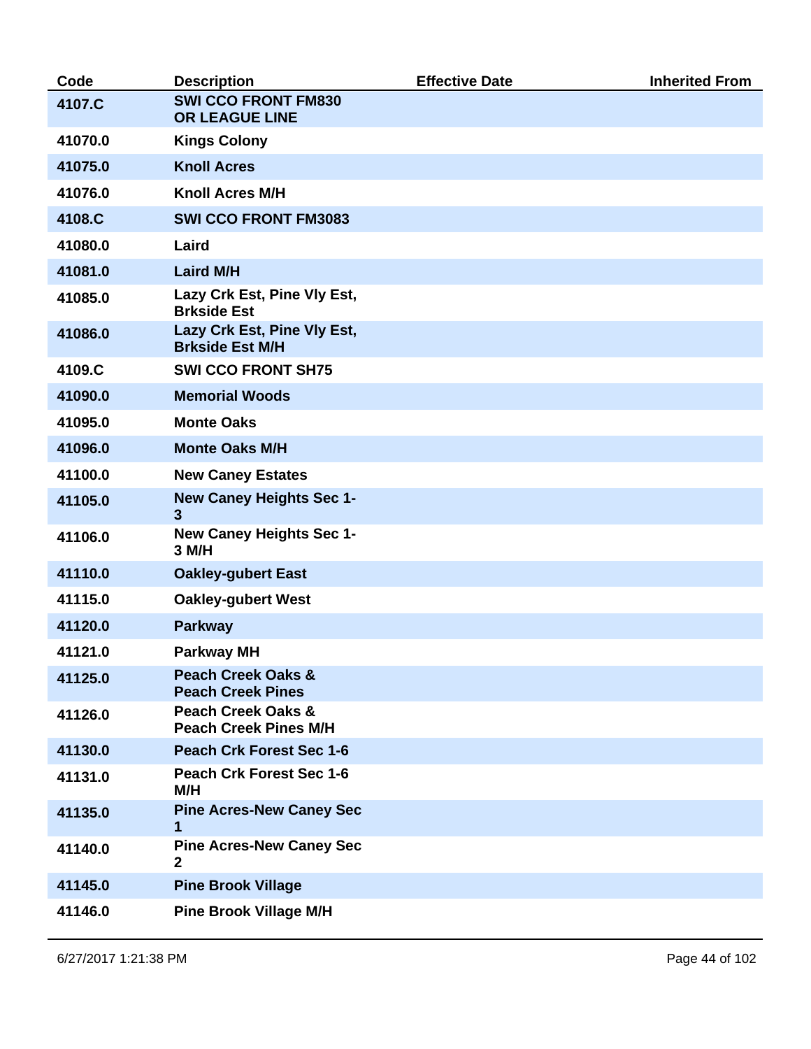| Code | Description | Effective Date | Inherited From |
|---|---|---|---|
| 4107.C | SWI CCO FRONT FM830 OR LEAGUE LINE | | |
| 41070.0 | Kings Colony | | |
| 41075.0 | Knoll Acres | | |
| 41076.0 | Knoll Acres M/H | | |
| 4108.C | SWI CCO FRONT FM3083 | | |
| 41080.0 | Laird | | |
| 41081.0 | Laird M/H | | |
| 41085.0 | Lazy Crk Est, Pine Vly Est, Brkside Est | | |
| 41086.0 | Lazy Crk Est, Pine Vly Est, Brkside Est M/H | | |
| 4109.C | SWI CCO FRONT SH75 | | |
| 41090.0 | Memorial Woods | | |
| 41095.0 | Monte Oaks | | |
| 41096.0 | Monte Oaks M/H | | |
| 41100.0 | New Caney Estates | | |
| 41105.0 | New Caney Heights Sec 1-3 | | |
| 41106.0 | New Caney Heights Sec 1-3 M/H | | |
| 41110.0 | Oakley-gubert East | | |
| 41115.0 | Oakley-gubert West | | |
| 41120.0 | Parkway | | |
| 41121.0 | Parkway MH | | |
| 41125.0 | Peach Creek Oaks & Peach Creek Pines | | |
| 41126.0 | Peach Creek Oaks & Peach Creek Pines M/H | | |
| 41130.0 | Peach Crk Forest Sec 1-6 | | |
| 41131.0 | Peach Crk Forest Sec 1-6 M/H | | |
| 41135.0 | Pine Acres-New Caney Sec 1 | | |
| 41140.0 | Pine Acres-New Caney Sec 2 | | |
| 41145.0 | Pine Brook Village | | |
| 41146.0 | Pine Brook Village M/H | | |

6/27/2017 1:21:38 PM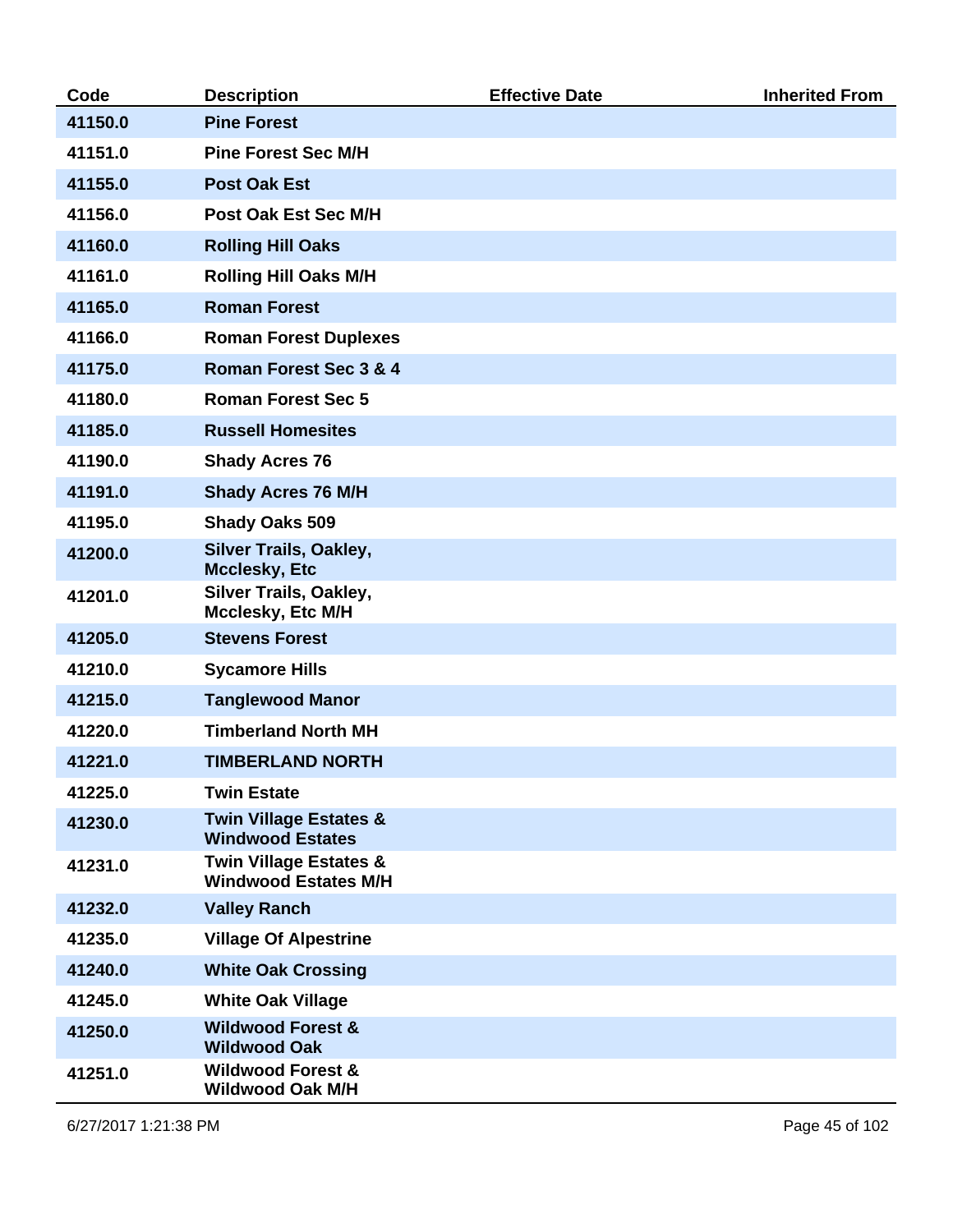| Code | Description | Effective Date | Inherited From |
| --- | --- | --- | --- |
| 41150.0 | Pine Forest | | |
| 41151.0 | Pine Forest Sec M/H | | |
| 41155.0 | Post Oak Est | | |
| 41156.0 | Post Oak Est Sec M/H | | |
| 41160.0 | Rolling Hill Oaks | | |
| 41161.0 | Rolling Hill Oaks M/H | | |
| 41165.0 | Roman Forest | | |
| 41166.0 | Roman Forest Duplexes | | |
| 41175.0 | Roman Forest Sec 3 & 4 | | |
| 41180.0 | Roman Forest Sec 5 | | |
| 41185.0 | Russell Homesites | | |
| 41190.0 | Shady Acres 76 | | |
| 41191.0 | Shady Acres 76 M/H | | |
| 41195.0 | Shady Oaks 509 | | |
| 41200.0 | Silver Trails, Oakley, Mcclesky, Etc | | |
| 41201.0 | Silver Trails, Oakley, Mcclesky, Etc M/H | | |
| 41205.0 | Stevens Forest | | |
| 41210.0 | Sycamore Hills | | |
| 41215.0 | Tanglewood Manor | | |
| 41220.0 | Timberland North MH | | |
| 41221.0 | TIMBERLAND NORTH | | |
| 41225.0 | Twin Estate | | |
| 41230.0 | Twin Village Estates & Windwood Estates | | |
| 41231.0 | Twin Village Estates & Windwood Estates M/H | | |
| 41232.0 | Valley Ranch | | |
| 41235.0 | Village Of Alpestrine | | |
| 41240.0 | White Oak Crossing | | |
| 41245.0 | White Oak Village | | |
| 41250.0 | Wildwood Forest & Wildwood Oak | | |
| 41251.0 | Wildwood Forest & Wildwood Oak M/H | | |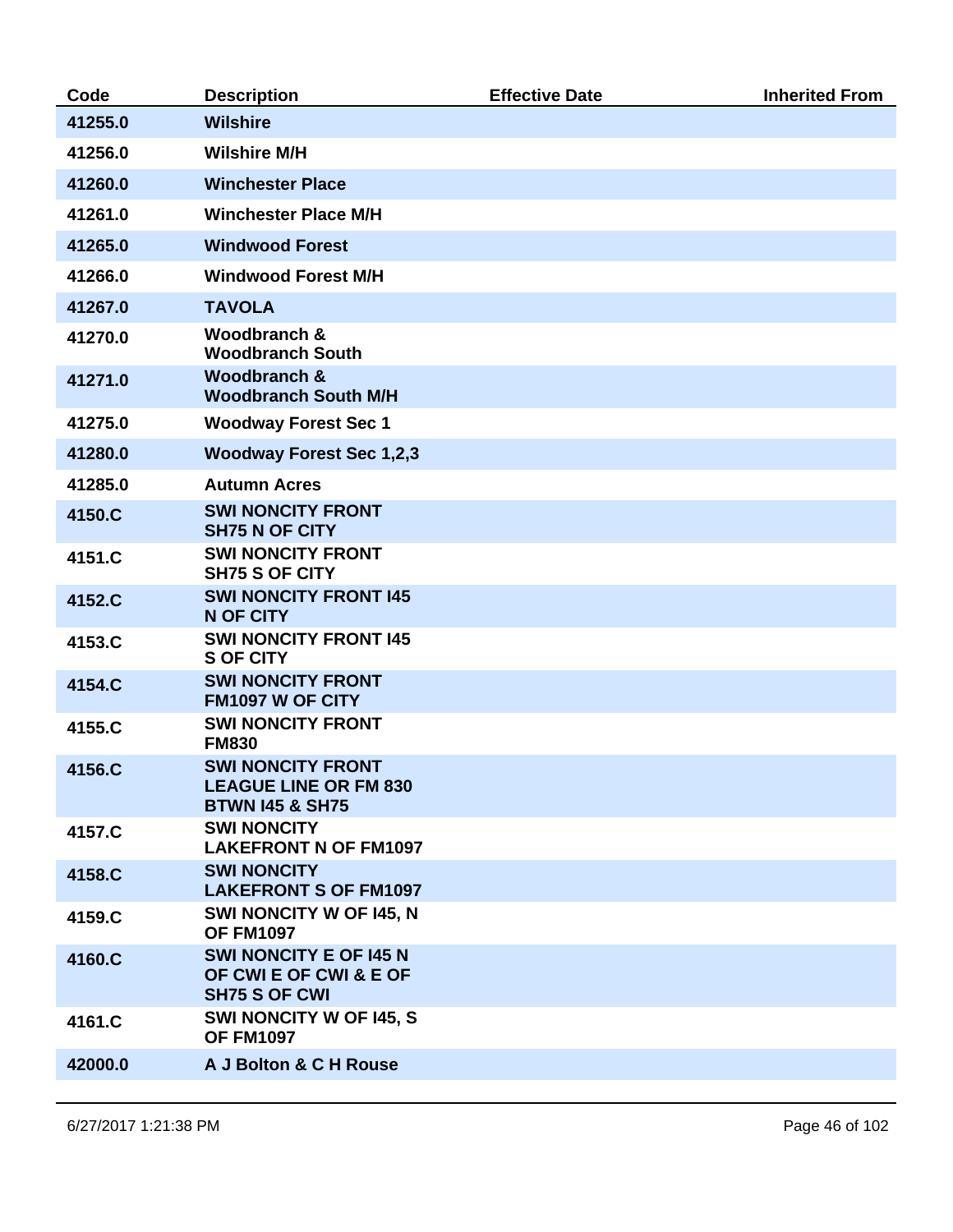| Code | Description | Effective Date | Inherited From |
|---|---|---|---|
| 41255.0 | Wilshire | | |
| 41256.0 | Wilshire M/H | | |
| 41260.0 | Winchester Place | | |
| 41261.0 | Winchester Place M/H | | |
| 41265.0 | Windwood Forest | | |
| 41266.0 | Windwood Forest M/H | | |
| 41267.0 | TAVOLA | | |
| 41270.0 | Woodbranch & Woodbranch South | | |
| 41271.0 | Woodbranch & Woodbranch South M/H | | |
| 41275.0 | Woodway Forest Sec 1 | | |
| 41280.0 | Woodway Forest Sec 1,2,3 | | |
| 41285.0 | Autumn Acres | | |
| 4150.C | SWI NONCITY FRONT SH75 N OF CITY | | |
| 4151.C | SWI NONCITY FRONT SH75 S OF CITY | | |
| 4152.C | SWI NONCITY FRONT I45 N OF CITY | | |
| 4153.C | SWI NONCITY FRONT I45 S OF CITY | | |
| 4154.C | SWI NONCITY FRONT FM1097 W OF CITY | | |
| 4155.C | SWI NONCITY FRONT FM830 | | |
| 4156.C | SWI NONCITY FRONT LEAGUE LINE OR FM 830 BTWN I45 & SH75 | | |
| 4157.C | SWI NONCITY LAKEFRONT N OF FM1097 | | |
| 4158.C | SWI NONCITY LAKEFRONT S OF FM1097 | | |
| 4159.C | SWI NONCITY W OF I45, N OF FM1097 | | |
| 4160.C | SWI NONCITY E OF I45 N OF CWI E OF CWI & E OF SH75 S OF CWI | | |
| 4161.C | SWI NONCITY W OF I45, S OF FM1097 | | |
| 42000.0 | A J Bolton & C H Rouse | | |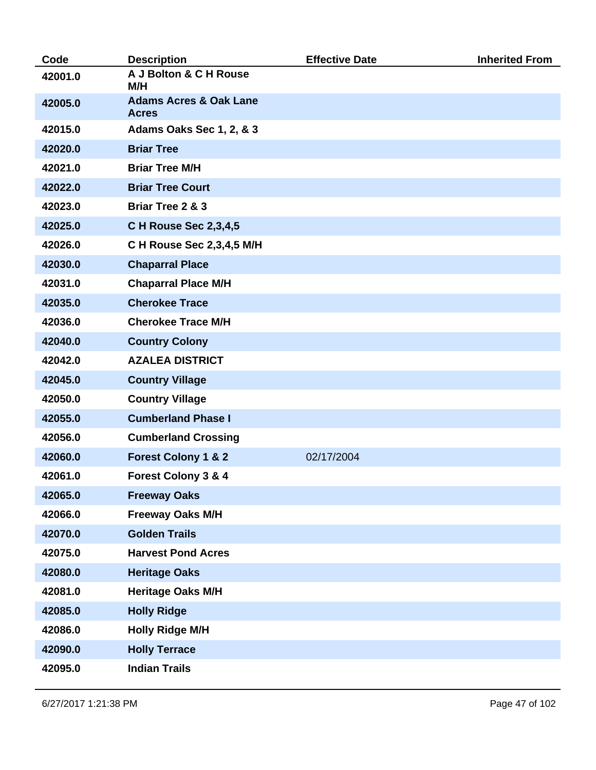| Code | Description | Effective Date | Inherited From |
|---|---|---|---|
| 42001.0 | A J Bolton & C H Rouse M/H | | |
| 42005.0 | Adams Acres & Oak Lane Acres | | |
| 42015.0 | Adams Oaks Sec 1, 2, & 3 | | |
| 42020.0 | Briar Tree | | |
| 42021.0 | Briar Tree M/H | | |
| 42022.0 | Briar Tree Court | | |
| 42023.0 | Briar Tree 2 & 3 | | |
| 42025.0 | C H Rouse Sec 2,3,4,5 | | |
| 42026.0 | C H Rouse Sec 2,3,4,5 M/H | | |
| 42030.0 | Chaparral Place | | |
| 42031.0 | Chaparral Place M/H | | |
| 42035.0 | Cherokee Trace | | |
| 42036.0 | Cherokee Trace M/H | | |
| 42040.0 | Country Colony | | |
| 42042.0 | AZALEA DISTRICT | | |
| 42045.0 | Country Village | | |
| 42050.0 | Country Village | | |
| 42055.0 | Cumberland Phase I | | |
| 42056.0 | Cumberland Crossing | | |
| 42060.0 | Forest Colony 1 & 2 | 02/17/2004 | |
| 42061.0 | Forest Colony 3 & 4 | | |
| 42065.0 | Freeway Oaks | | |
| 42066.0 | Freeway Oaks M/H | | |
| 42070.0 | Golden Trails | | |
| 42075.0 | Harvest Pond Acres | | |
| 42080.0 | Heritage Oaks | | |
| 42081.0 | Heritage Oaks M/H | | |
| 42085.0 | Holly Ridge | | |
| 42086.0 | Holly Ridge M/H | | |
| 42090.0 | Holly Terrace | | |
| 42095.0 | Indian Trails | | |

6/27/2017 1:21:38 PM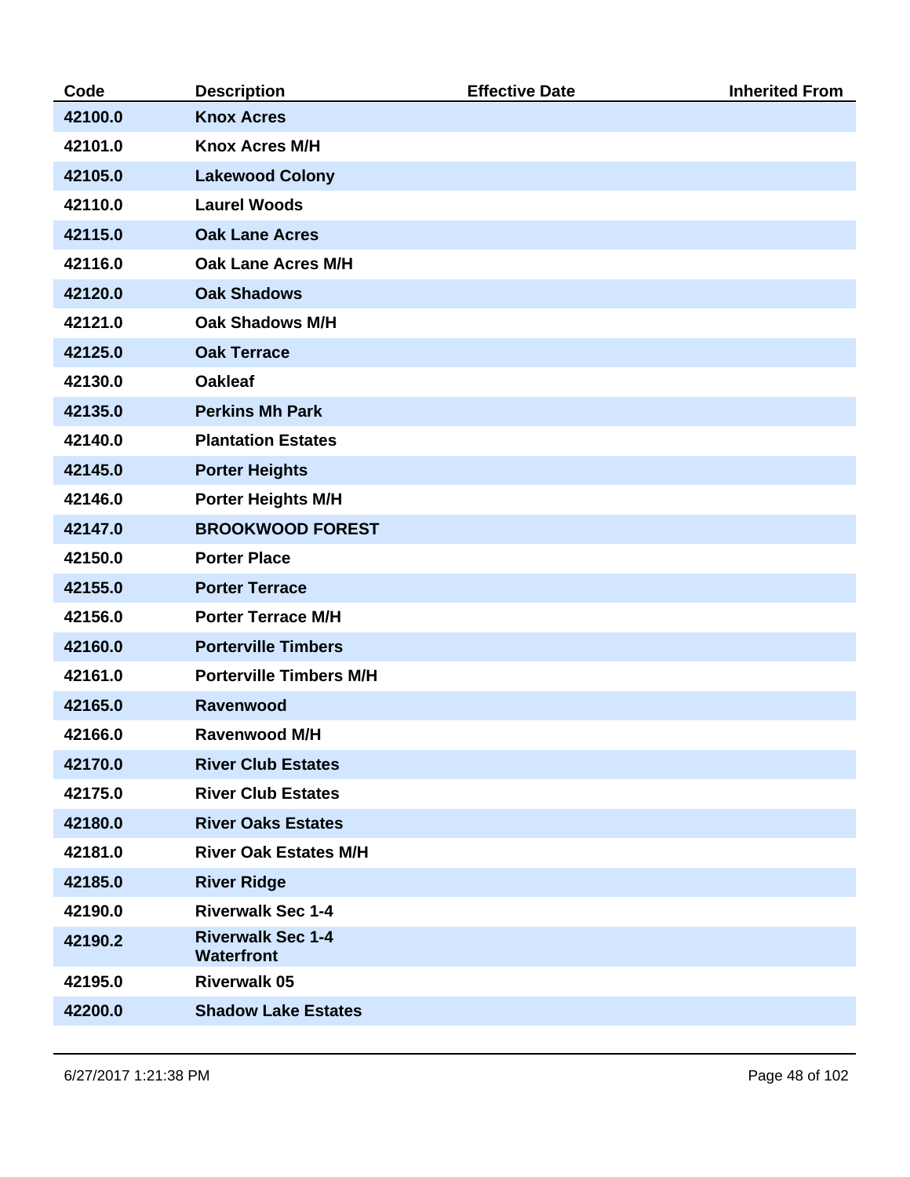| Code | Description | Effective Date | Inherited From |
|---|---|---|---|
| 42100.0 | Knox Acres | | |
| 42101.0 | Knox Acres M/H | | |
| 42105.0 | Lakewood Colony | | |
| 42110.0 | Laurel Woods | | |
| 42115.0 | Oak Lane Acres | | |
| 42116.0 | Oak Lane Acres M/H | | |
| 42120.0 | Oak Shadows | | |
| 42121.0 | Oak Shadows M/H | | |
| 42125.0 | Oak Terrace | | |
| 42130.0 | Oakleaf | | |
| 42135.0 | Perkins Mh Park | | |
| 42140.0 | Plantation Estates | | |
| 42145.0 | Porter Heights | | |
| 42146.0 | Porter Heights M/H | | |
| 42147.0 | BROOKWOOD FOREST | | |
| 42150.0 | Porter Place | | |
| 42155.0 | Porter Terrace | | |
| 42156.0 | Porter Terrace M/H | | |
| 42160.0 | Porterville Timbers | | |
| 42161.0 | Porterville Timbers M/H | | |
| 42165.0 | Ravenwood | | |
| 42166.0 | Ravenwood M/H | | |
| 42170.0 | River Club Estates | | |
| 42175.0 | River Club Estates | | |
| 42180.0 | River Oaks Estates | | |
| 42181.0 | River Oak Estates M/H | | |
| 42185.0 | River Ridge | | |
| 42190.0 | Riverwalk Sec 1-4 | | |
| 42190.2 | Riverwalk Sec 1-4 Waterfront | | |
| 42195.0 | Riverwalk 05 | | |
| 42200.0 | Shadow Lake Estates | | |

6/27/2017 1:21:38 PM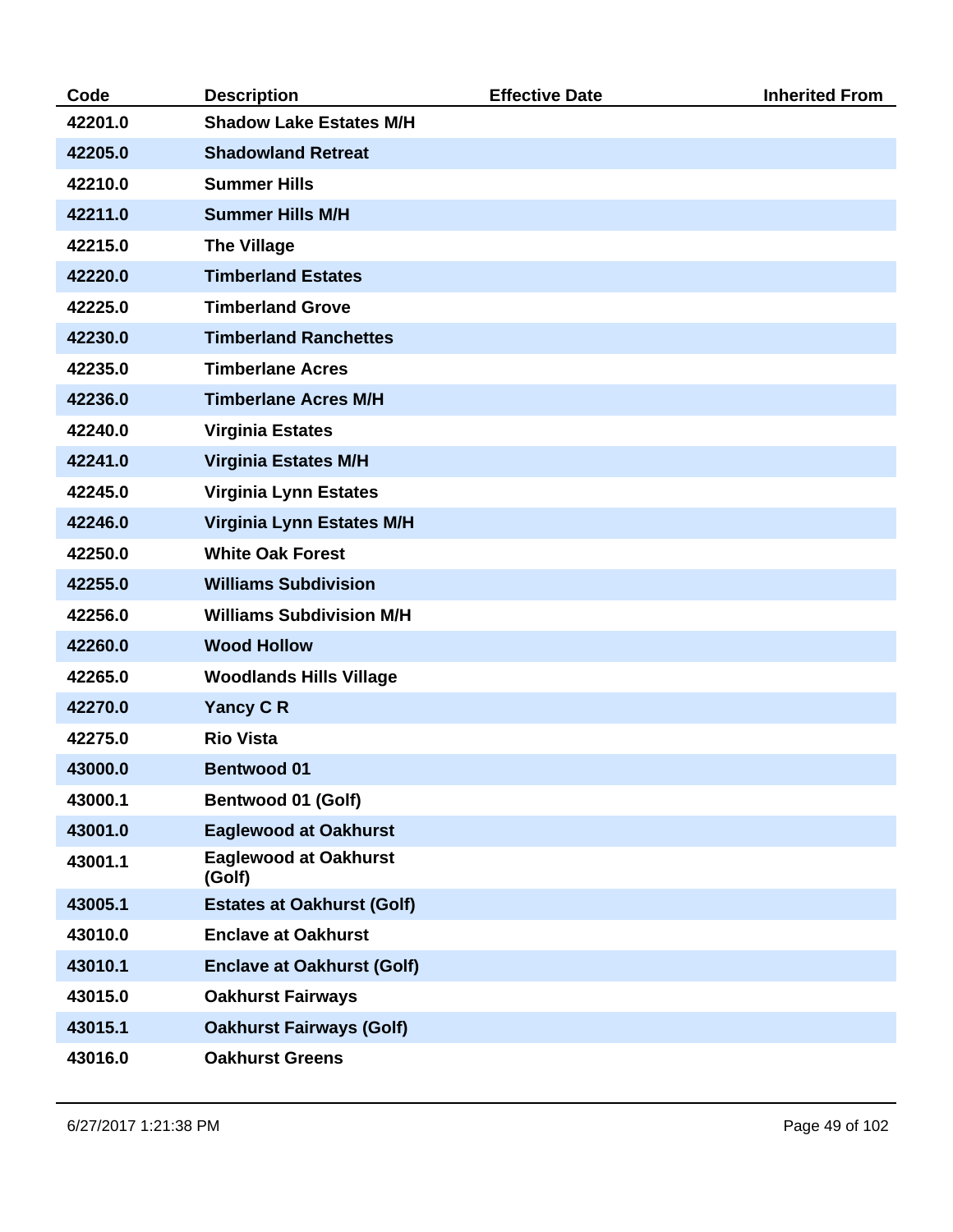| Code | Description | Effective Date | Inherited From |
|---|---|---|---|
| 42201.0 | Shadow Lake Estates M/H | | |
| 42205.0 | Shadowland Retreat | | |
| 42210.0 | Summer Hills | | |
| 42211.0 | Summer Hills M/H | | |
| 42215.0 | The Village | | |
| 42220.0 | Timberland Estates | | |
| 42225.0 | Timberland Grove | | |
| 42230.0 | Timberland Ranchettes | | |
| 42235.0 | Timberlane Acres | | |
| 42236.0 | Timberlane Acres M/H | | |
| 42240.0 | Virginia Estates | | |
| 42241.0 | Virginia Estates M/H | | |
| 42245.0 | Virginia Lynn Estates | | |
| 42246.0 | Virginia Lynn Estates M/H | | |
| 42250.0 | White Oak Forest | | |
| 42255.0 | Williams Subdivision | | |
| 42256.0 | Williams Subdivision M/H | | |
| 42260.0 | Wood Hollow | | |
| 42265.0 | Woodlands Hills Village | | |
| 42270.0 | Yancy C R | | |
| 42275.0 | Rio Vista | | |
| 43000.0 | Bentwood 01 | | |
| 43000.1 | Bentwood 01 (Golf) | | |
| 43001.0 | Eaglewood at Oakhurst | | |
| 43001.1 | Eaglewood at Oakhurst (Golf) | | |
| 43005.1 | Estates at Oakhurst (Golf) | | |
| 43010.0 | Enclave at Oakhurst | | |
| 43010.1 | Enclave at Oakhurst (Golf) | | |
| 43015.0 | Oakhurst Fairways | | |
| 43015.1 | Oakhurst Fairways (Golf) | | |
| 43016.0 | Oakhurst Greens | | |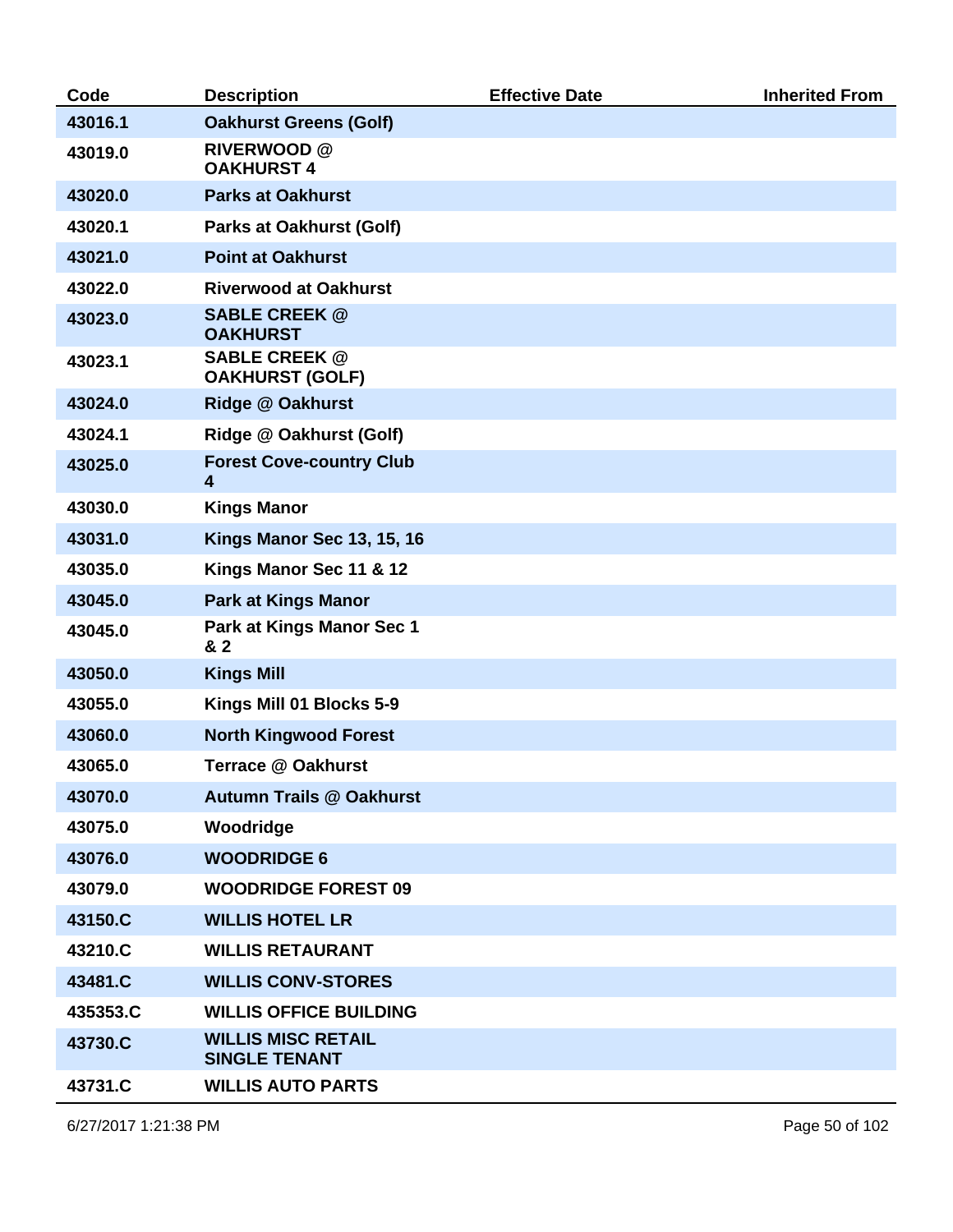| Code | Description | Effective Date | Inherited From |
|---|---|---|---|
| 43016.1 | Oakhurst Greens (Golf) | | |
| 43019.0 | RIVERWOOD @ OAKHURST 4 | | |
| 43020.0 | Parks at Oakhurst | | |
| 43020.1 | Parks at Oakhurst (Golf) | | |
| 43021.0 | Point at Oakhurst | | |
| 43022.0 | Riverwood at Oakhurst | | |
| 43023.0 | SABLE CREEK @ OAKHURST | | |
| 43023.1 | SABLE CREEK @ OAKHURST (GOLF) | | |
| 43024.0 | Ridge @ Oakhurst | | |
| 43024.1 | Ridge @ Oakhurst (Golf) | | |
| 43025.0 | Forest Cove-country Club 4 | | |
| 43030.0 | Kings Manor | | |
| 43031.0 | Kings Manor Sec 13, 15, 16 | | |
| 43035.0 | Kings Manor Sec 11 & 12 | | |
| 43045.0 | Park at Kings Manor | | |
| 43045.0 | Park at Kings Manor Sec 1 & 2 | | |
| 43050.0 | Kings Mill | | |
| 43055.0 | Kings Mill 01 Blocks 5-9 | | |
| 43060.0 | North Kingwood Forest | | |
| 43065.0 | Terrace @ Oakhurst | | |
| 43070.0 | Autumn Trails @ Oakhurst | | |
| 43075.0 | Woodridge | | |
| 43076.0 | WOODRIDGE 6 | | |
| 43079.0 | WOODRIDGE FOREST 09 | | |
| 43150.C | WILLIS HOTEL LR | | |
| 43210.C | WILLIS RETAURANT | | |
| 43481.C | WILLIS CONV-STORES | | |
| 435353.C | WILLIS OFFICE BUILDING | | |
| 43730.C | WILLIS MISC RETAIL SINGLE TENANT | | |
| 43731.C | WILLIS AUTO PARTS | | |

6/27/2017 1:21:38 PM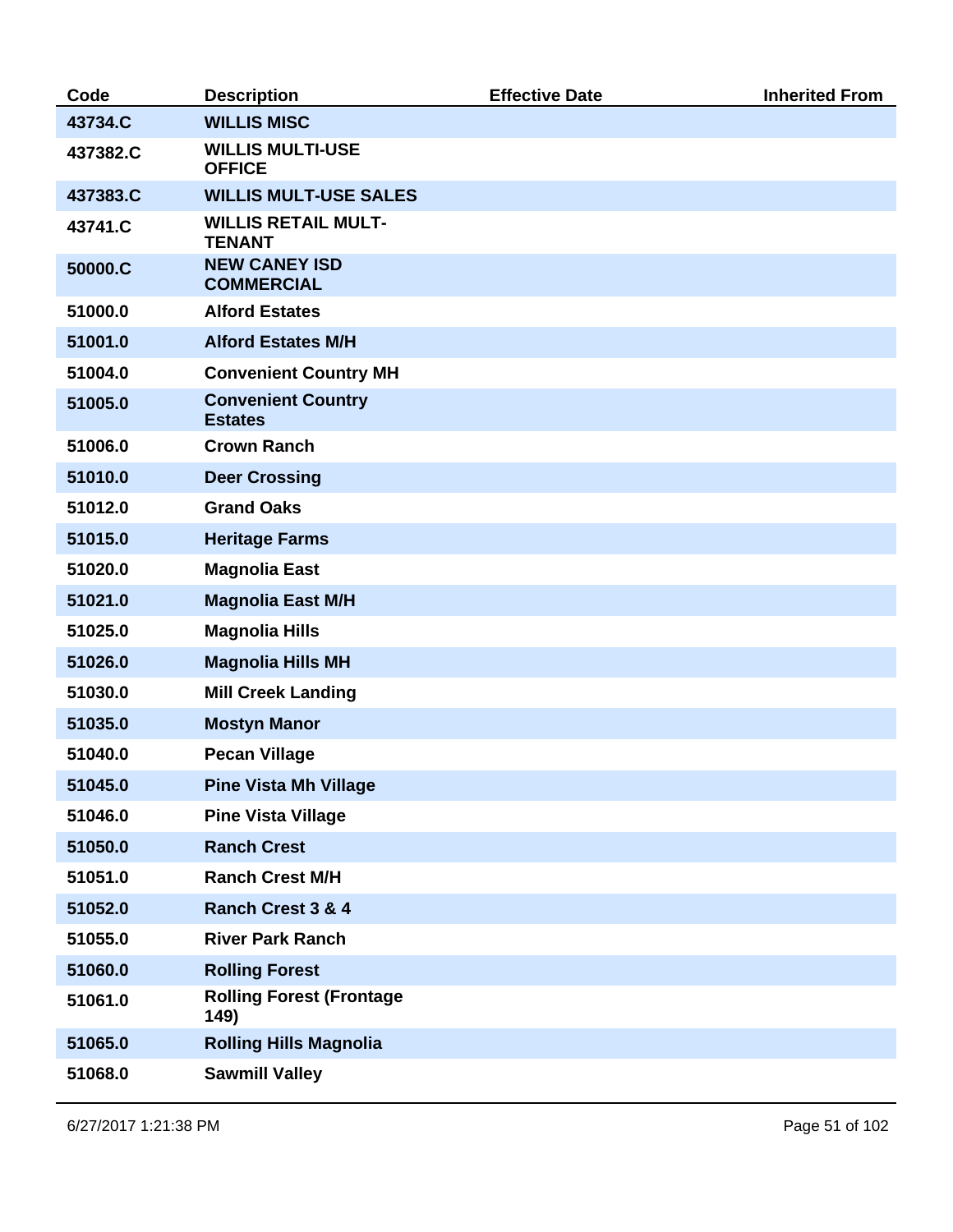| Code | Description | Effective Date | Inherited From |
|---|---|---|---|
| 43734.C | WILLIS MISC | | |
| 437382.C | WILLIS MULTI-USE OFFICE | | |
| 437383.C | WILLIS MULT-USE SALES | | |
| 43741.C | WILLIS RETAIL MULT-TENANT | | |
| 50000.C | NEW CANEY ISD COMMERCIAL | | |
| 51000.0 | Alford Estates | | |
| 51001.0 | Alford Estates M/H | | |
| 51004.0 | Convenient Country MH | | |
| 51005.0 | Convenient Country Estates | | |
| 51006.0 | Crown Ranch | | |
| 51010.0 | Deer Crossing | | |
| 51012.0 | Grand Oaks | | |
| 51015.0 | Heritage Farms | | |
| 51020.0 | Magnolia East | | |
| 51021.0 | Magnolia East M/H | | |
| 51025.0 | Magnolia Hills | | |
| 51026.0 | Magnolia Hills MH | | |
| 51030.0 | Mill Creek Landing | | |
| 51035.0 | Mostyn Manor | | |
| 51040.0 | Pecan Village | | |
| 51045.0 | Pine Vista Mh Village | | |
| 51046.0 | Pine Vista Village | | |
| 51050.0 | Ranch Crest | | |
| 51051.0 | Ranch Crest M/H | | |
| 51052.0 | Ranch Crest 3 & 4 | | |
| 51055.0 | River Park Ranch | | |
| 51060.0 | Rolling Forest | | |
| 51061.0 | Rolling Forest (Frontage 149) | | |
| 51065.0 | Rolling Hills Magnolia | | |
| 51068.0 | Sawmill Valley | | |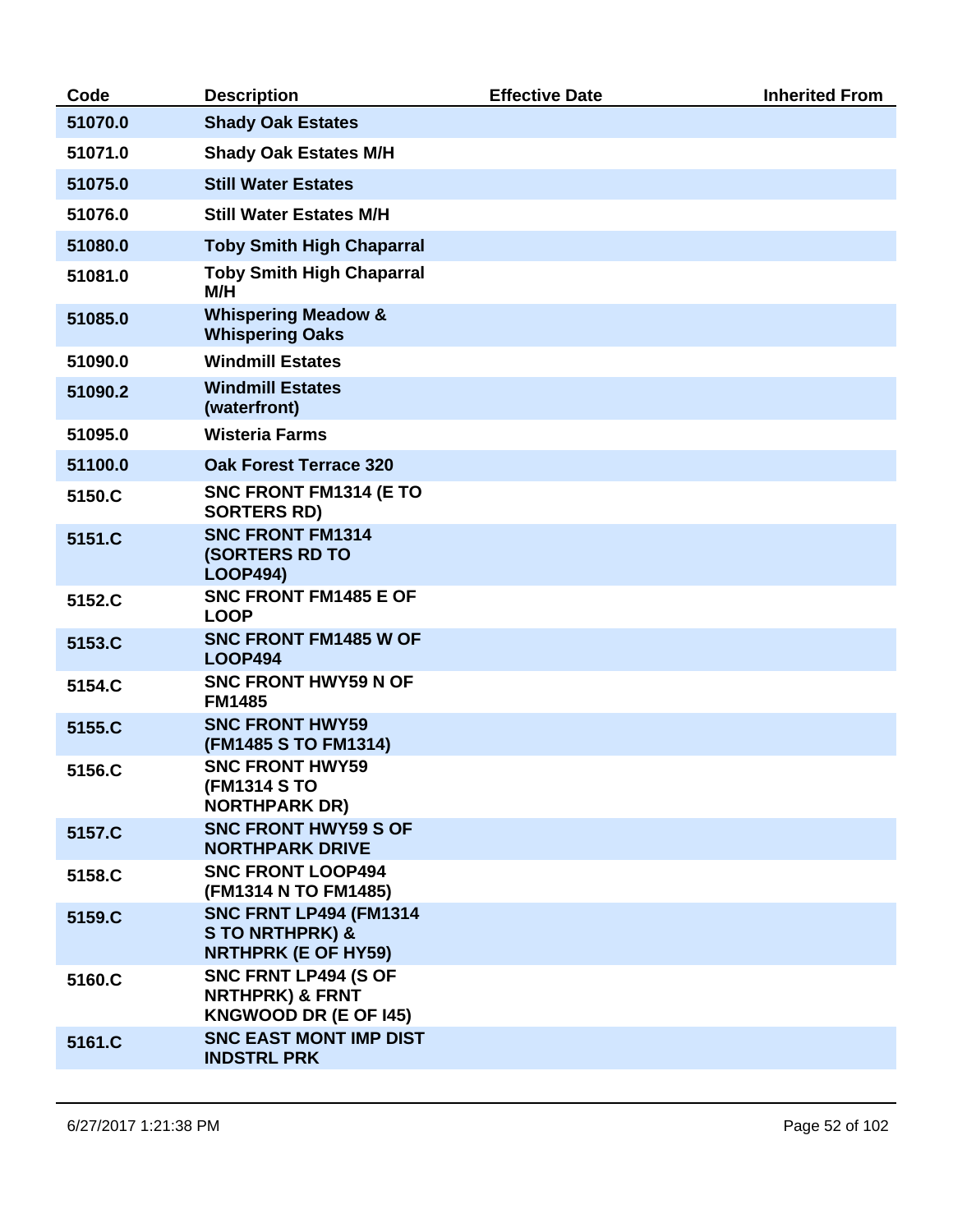| Code | Description | Effective Date | Inherited From |
|---|---|---|---|
| 51070.0 | Shady Oak Estates | | |
| 51071.0 | Shady Oak Estates M/H | | |
| 51075.0 | Still Water Estates | | |
| 51076.0 | Still Water Estates M/H | | |
| 51080.0 | Toby Smith High Chaparral | | |
| 51081.0 | Toby Smith High Chaparral M/H | | |
| 51085.0 | Whispering Meadow & Whispering Oaks | | |
| 51090.0 | Windmill Estates | | |
| 51090.2 | Windmill Estates (waterfront) | | |
| 51095.0 | Wisteria Farms | | |
| 51100.0 | Oak Forest Terrace 320 | | |
| 5150.C | SNC FRONT FM1314 (E TO SORTERS RD) | | |
| 5151.C | SNC FRONT FM1314 (SORTERS RD TO LOOP494) | | |
| 5152.C | SNC FRONT FM1485 E OF LOOP | | |
| 5153.C | SNC FRONT FM1485 W OF LOOP494 | | |
| 5154.C | SNC FRONT HWY59 N OF FM1485 | | |
| 5155.C | SNC FRONT HWY59 (FM1485 S TO FM1314) | | |
| 5156.C | SNC FRONT HWY59 (FM1314 S TO NORTHPARK DR) | | |
| 5157.C | SNC FRONT HWY59 S OF NORTHPARK DRIVE | | |
| 5158.C | SNC FRONT LOOP494 (FM1314 N TO FM1485) | | |
| 5159.C | SNC FRNT LP494 (FM1314 S TO NRTHPRK) & NRTHPRK (E OF HY59) | | |
| 5160.C | SNC FRNT LP494 (S OF NRTHPRK) & FRNT KNGWOOD DR (E OF I45) | | |
| 5161.C | SNC EAST MONT IMP DIST INDSTRL PRK | | |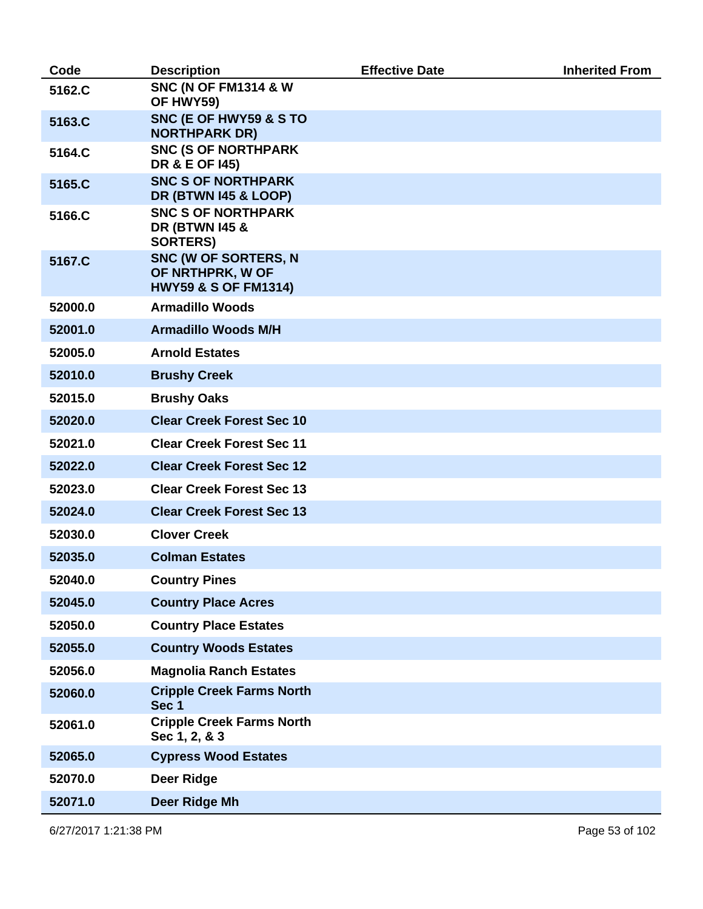| Code | Description | Effective Date | Inherited From |
|---|---|---|---|
| 5162.C | SNC (N OF FM1314 & W OF HWY59) | | |
| 5163.C | SNC (E OF HWY59 & S TO NORTHPARK DR) | | |
| 5164.C | SNC (S OF NORTHPARK DR & E OF I45) | | |
| 5165.C | SNC S OF NORTHPARK DR (BTWN I45 & LOOP) | | |
| 5166.C | SNC S OF NORTHPARK DR (BTWN I45 & SORTERS) | | |
| 5167.C | SNC (W OF SORTERS, N OF NRTHPRK, W OF HWY59 & S OF FM1314) | | |
| 52000.0 | Armadillo Woods | | |
| 52001.0 | Armadillo Woods M/H | | |
| 52005.0 | Arnold Estates | | |
| 52010.0 | Brushy Creek | | |
| 52015.0 | Brushy Oaks | | |
| 52020.0 | Clear Creek Forest Sec 10 | | |
| 52021.0 | Clear Creek Forest Sec 11 | | |
| 52022.0 | Clear Creek Forest Sec 12 | | |
| 52023.0 | Clear Creek Forest Sec 13 | | |
| 52024.0 | Clear Creek Forest Sec 13 | | |
| 52030.0 | Clover Creek | | |
| 52035.0 | Colman Estates | | |
| 52040.0 | Country Pines | | |
| 52045.0 | Country Place Acres | | |
| 52050.0 | Country Place Estates | | |
| 52055.0 | Country Woods Estates | | |
| 52056.0 | Magnolia Ranch Estates | | |
| 52060.0 | Cripple Creek Farms North Sec 1 | | |
| 52061.0 | Cripple Creek Farms North Sec 1, 2, & 3 | | |
| 52065.0 | Cypress Wood Estates | | |
| 52070.0 | Deer Ridge | | |
| 52071.0 | Deer Ridge Mh | | |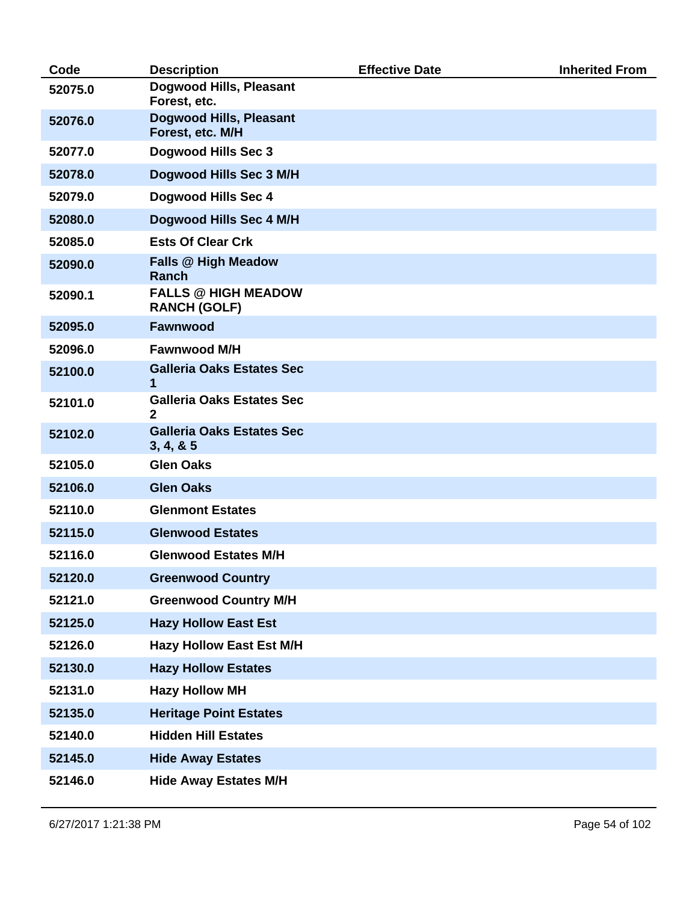| Code | Description | Effective Date | Inherited From |
|---|---|---|---|
| 52075.0 | Dogwood Hills, Pleasant Forest, etc. | | |
| 52076.0 | Dogwood Hills, Pleasant Forest, etc. M/H | | |
| 52077.0 | Dogwood Hills Sec 3 | | |
| 52078.0 | Dogwood Hills Sec 3 M/H | | |
| 52079.0 | Dogwood Hills Sec 4 | | |
| 52080.0 | Dogwood Hills Sec 4 M/H | | |
| 52085.0 | Ests Of Clear Crk | | |
| 52090.0 | Falls @ High Meadow Ranch | | |
| 52090.1 | FALLS @ HIGH MEADOW RANCH (GOLF) | | |
| 52095.0 | Fawnwood | | |
| 52096.0 | Fawnwood M/H | | |
| 52100.0 | Galleria Oaks Estates Sec 1 | | |
| 52101.0 | Galleria Oaks Estates Sec 2 | | |
| 52102.0 | Galleria Oaks Estates Sec 3, 4, & 5 | | |
| 52105.0 | Glen Oaks | | |
| 52106.0 | Glen Oaks | | |
| 52110.0 | Glenmont Estates | | |
| 52115.0 | Glenwood Estates | | |
| 52116.0 | Glenwood Estates M/H | | |
| 52120.0 | Greenwood Country | | |
| 52121.0 | Greenwood Country M/H | | |
| 52125.0 | Hazy Hollow East Est | | |
| 52126.0 | Hazy Hollow East Est M/H | | |
| 52130.0 | Hazy Hollow Estates | | |
| 52131.0 | Hazy Hollow MH | | |
| 52135.0 | Heritage Point Estates | | |
| 52140.0 | Hidden Hill Estates | | |
| 52145.0 | Hide Away Estates | | |
| 52146.0 | Hide Away Estates M/H | | |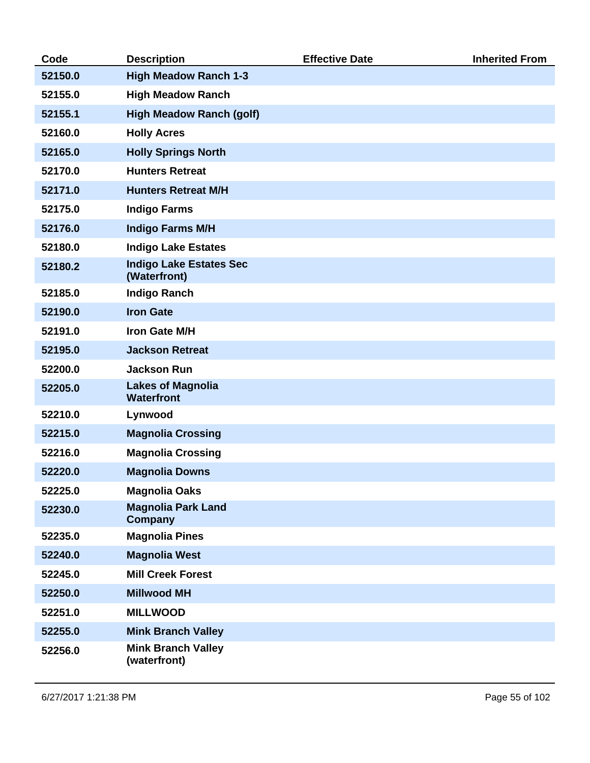| Code | Description | Effective Date | Inherited From |
|---|---|---|---|
| 52150.0 | High Meadow Ranch 1-3 | | |
| 52155.0 | High Meadow Ranch | | |
| 52155.1 | High Meadow Ranch (golf) | | |
| 52160.0 | Holly Acres | | |
| 52165.0 | Holly Springs North | | |
| 52170.0 | Hunters Retreat | | |
| 52171.0 | Hunters Retreat M/H | | |
| 52175.0 | Indigo Farms | | |
| 52176.0 | Indigo Farms M/H | | |
| 52180.0 | Indigo Lake Estates | | |
| 52180.2 | Indigo Lake Estates Sec (Waterfront) | | |
| 52185.0 | Indigo Ranch | | |
| 52190.0 | Iron Gate | | |
| 52191.0 | Iron Gate M/H | | |
| 52195.0 | Jackson Retreat | | |
| 52200.0 | Jackson Run | | |
| 52205.0 | Lakes of Magnolia Waterfront | | |
| 52210.0 | Lynwood | | |
| 52215.0 | Magnolia Crossing | | |
| 52216.0 | Magnolia Crossing | | |
| 52220.0 | Magnolia Downs | | |
| 52225.0 | Magnolia Oaks | | |
| 52230.0 | Magnolia Park Land Company | | |
| 52235.0 | Magnolia Pines | | |
| 52240.0 | Magnolia West | | |
| 52245.0 | Mill Creek Forest | | |
| 52250.0 | Millwood MH | | |
| 52251.0 | MILLWOOD | | |
| 52255.0 | Mink Branch Valley | | |
| 52256.0 | Mink Branch Valley (waterfront) | | |

6/27/2017 1:21:38 PM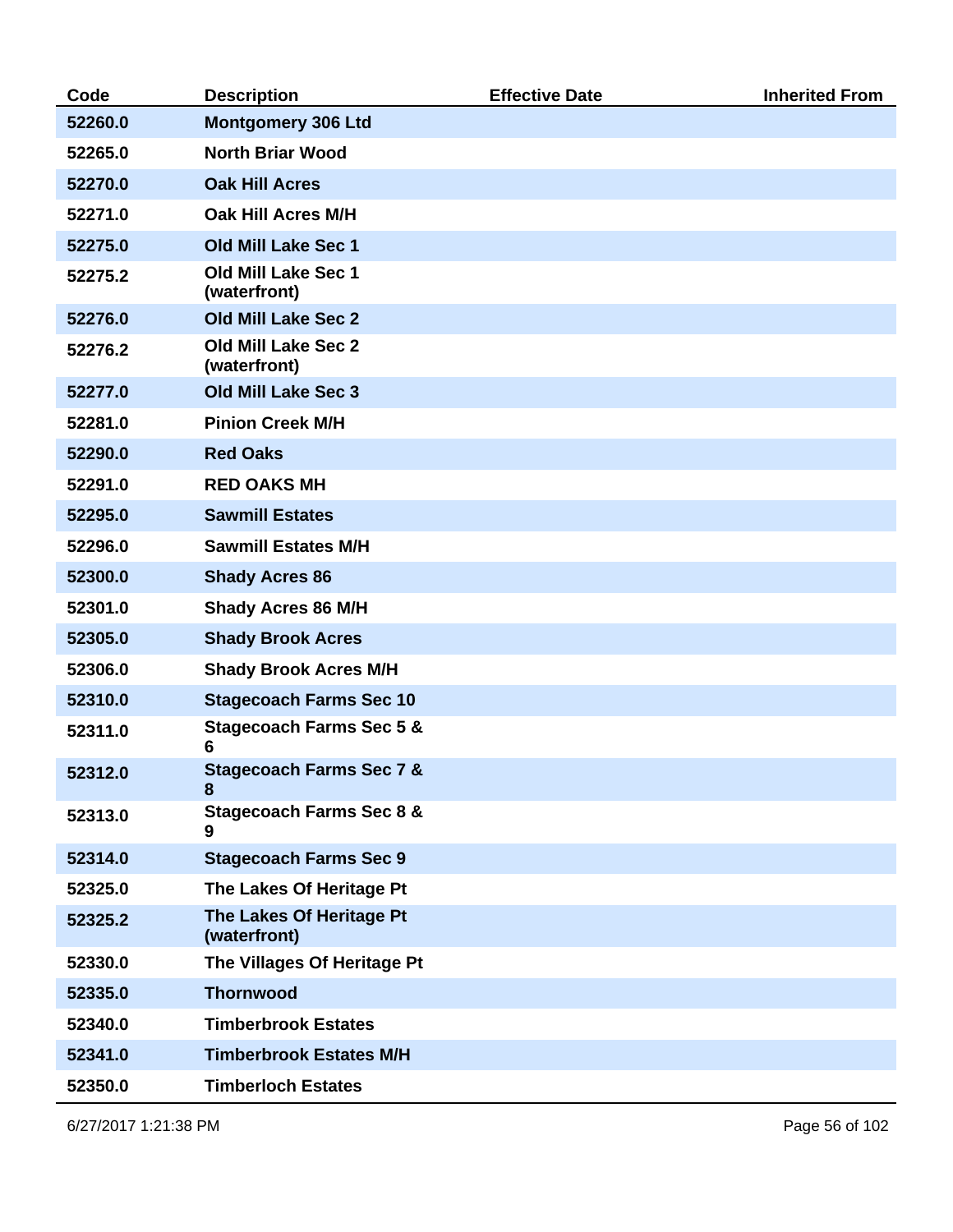| Code | Description | Effective Date | Inherited From |
|---|---|---|---|
| 52260.0 | Montgomery 306 Ltd | | |
| 52265.0 | North Briar Wood | | |
| 52270.0 | Oak Hill Acres | | |
| 52271.0 | Oak Hill Acres M/H | | |
| 52275.0 | Old Mill Lake Sec 1 | | |
| 52275.2 | Old Mill Lake Sec 1 (waterfront) | | |
| 52276.0 | Old Mill Lake Sec 2 | | |
| 52276.2 | Old Mill Lake Sec 2 (waterfront) | | |
| 52277.0 | Old Mill Lake Sec 3 | | |
| 52281.0 | Pinion Creek M/H | | |
| 52290.0 | Red Oaks | | |
| 52291.0 | RED OAKS MH | | |
| 52295.0 | Sawmill Estates | | |
| 52296.0 | Sawmill Estates M/H | | |
| 52300.0 | Shady Acres 86 | | |
| 52301.0 | Shady Acres 86 M/H | | |
| 52305.0 | Shady Brook Acres | | |
| 52306.0 | Shady Brook Acres M/H | | |
| 52310.0 | Stagecoach Farms Sec 10 | | |
| 52311.0 | Stagecoach Farms Sec 5 & 6 | | |
| 52312.0 | Stagecoach Farms Sec 7 & 8 | | |
| 52313.0 | Stagecoach Farms Sec 8 & 9 | | |
| 52314.0 | Stagecoach Farms Sec 9 | | |
| 52325.0 | The Lakes Of Heritage Pt | | |
| 52325.2 | The Lakes Of Heritage Pt (waterfront) | | |
| 52330.0 | The Villages Of Heritage Pt | | |
| 52335.0 | Thornwood | | |
| 52340.0 | Timberbrook Estates | | |
| 52341.0 | Timberbrook Estates M/H | | |
| 52350.0 | Timberloch Estates | | |

6/27/2017 1:21:38 PM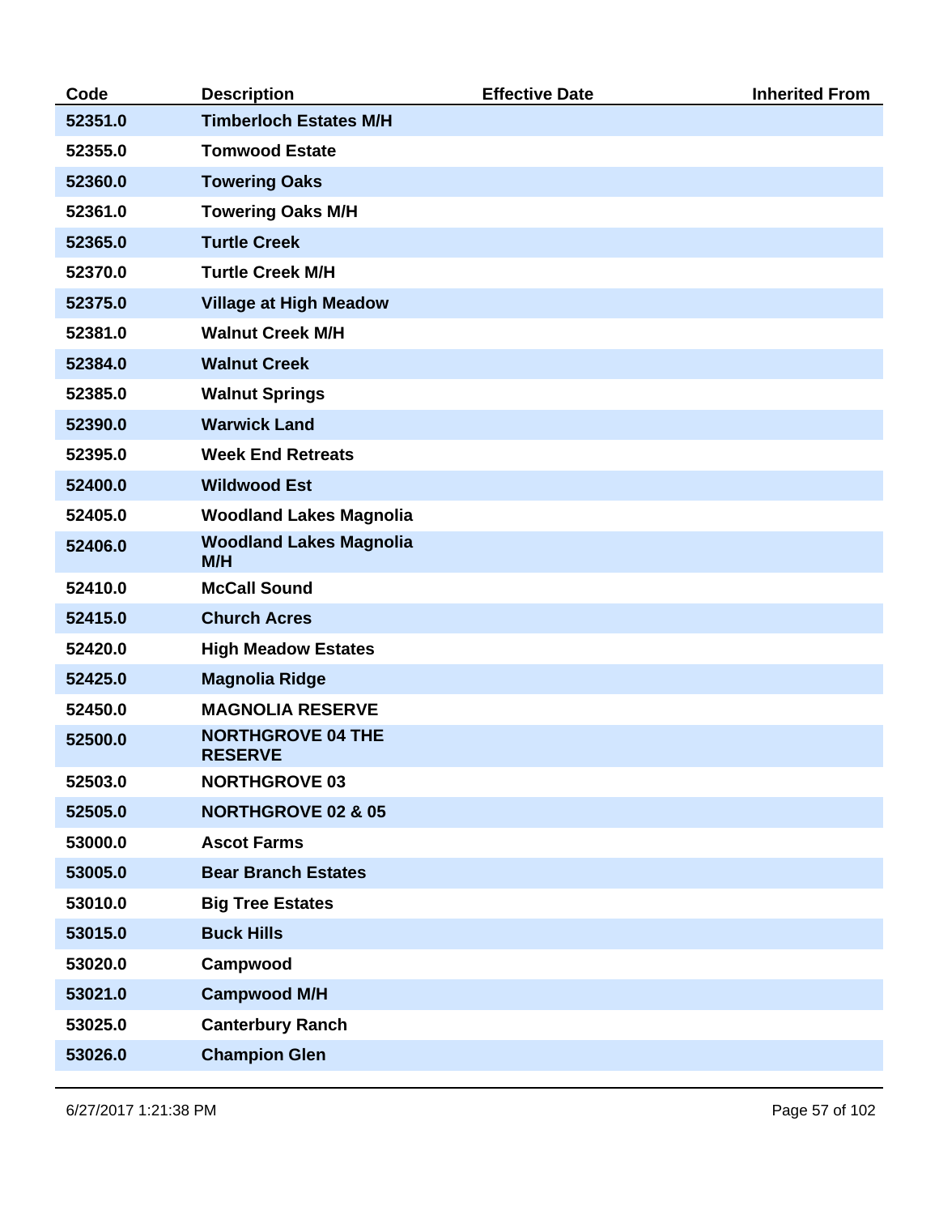| Code | Description | Effective Date | Inherited From |
|---|---|---|---|
| 52351.0 | Timberloch Estates M/H | | |
| 52355.0 | Tomwood Estate | | |
| 52360.0 | Towering Oaks | | |
| 52361.0 | Towering Oaks M/H | | |
| 52365.0 | Turtle Creek | | |
| 52370.0 | Turtle Creek M/H | | |
| 52375.0 | Village at High Meadow | | |
| 52381.0 | Walnut Creek M/H | | |
| 52384.0 | Walnut Creek | | |
| 52385.0 | Walnut Springs | | |
| 52390.0 | Warwick Land | | |
| 52395.0 | Week End Retreats | | |
| 52400.0 | Wildwood Est | | |
| 52405.0 | Woodland Lakes Magnolia | | |
| 52406.0 | Woodland Lakes Magnolia M/H | | |
| 52410.0 | McCall Sound | | |
| 52415.0 | Church Acres | | |
| 52420.0 | High Meadow Estates | | |
| 52425.0 | Magnolia Ridge | | |
| 52450.0 | MAGNOLIA RESERVE | | |
| 52500.0 | NORTHGROVE 04 THE RESERVE | | |
| 52503.0 | NORTHGROVE 03 | | |
| 52505.0 | NORTHGROVE 02 & 05 | | |
| 53000.0 | Ascot Farms | | |
| 53005.0 | Bear Branch Estates | | |
| 53010.0 | Big Tree Estates | | |
| 53015.0 | Buck Hills | | |
| 53020.0 | Campwood | | |
| 53021.0 | Campwood M/H | | |
| 53025.0 | Canterbury Ranch | | |
| 53026.0 | Champion Glen | | |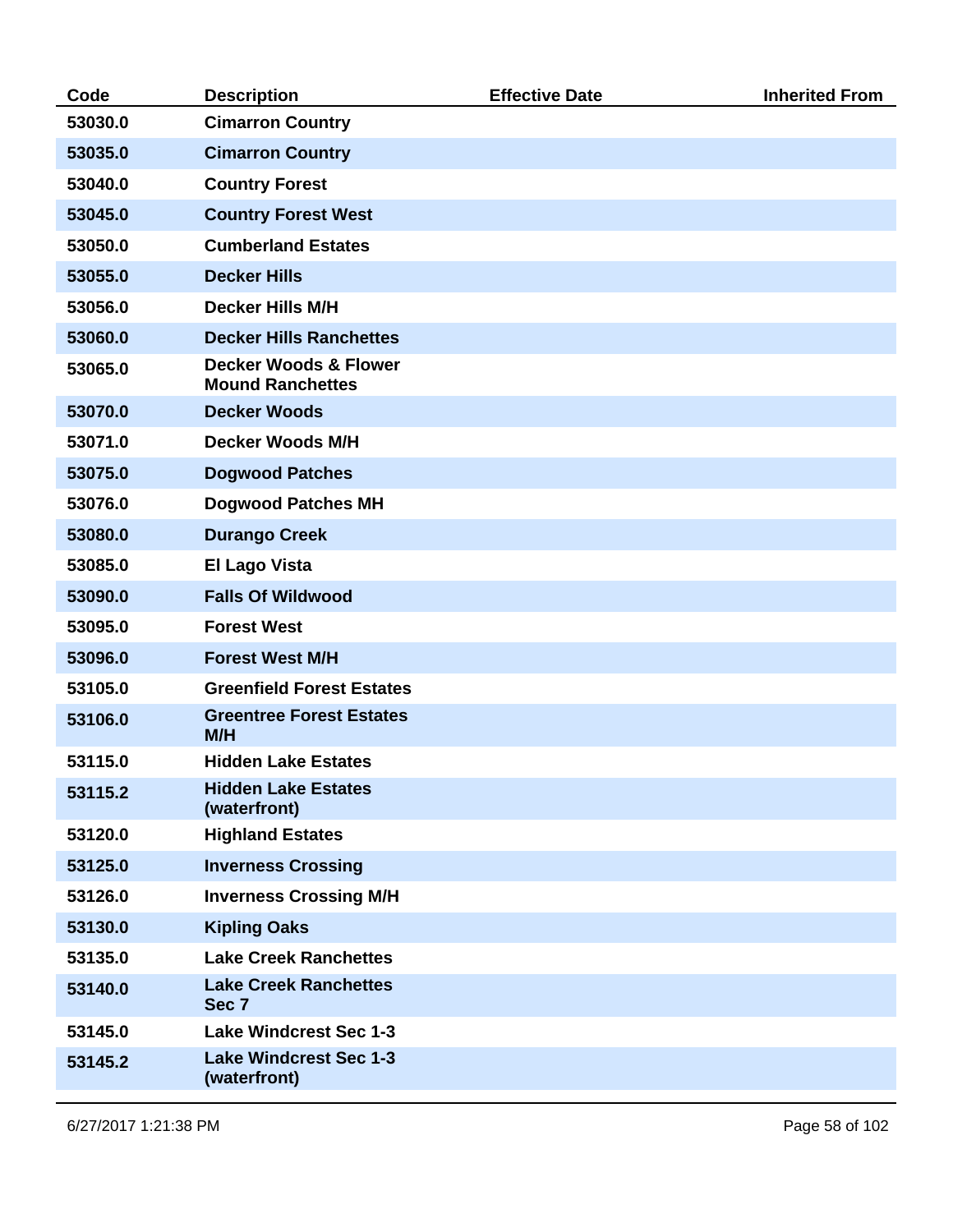| Code | Description | Effective Date | Inherited From |
|---|---|---|---|
| 53030.0 | Cimarron Country | | |
| 53035.0 | Cimarron Country | | |
| 53040.0 | Country Forest | | |
| 53045.0 | Country Forest West | | |
| 53050.0 | Cumberland Estates | | |
| 53055.0 | Decker Hills | | |
| 53056.0 | Decker Hills M/H | | |
| 53060.0 | Decker Hills Ranchettes | | |
| 53065.0 | Decker Woods & Flower Mound Ranchettes | | |
| 53070.0 | Decker Woods | | |
| 53071.0 | Decker Woods M/H | | |
| 53075.0 | Dogwood Patches | | |
| 53076.0 | Dogwood Patches MH | | |
| 53080.0 | Durango Creek | | |
| 53085.0 | El Lago Vista | | |
| 53090.0 | Falls Of Wildwood | | |
| 53095.0 | Forest West | | |
| 53096.0 | Forest West M/H | | |
| 53105.0 | Greenfield Forest Estates | | |
| 53106.0 | Greentree Forest Estates M/H | | |
| 53115.0 | Hidden Lake Estates | | |
| 53115.2 | Hidden Lake Estates (waterfront) | | |
| 53120.0 | Highland Estates | | |
| 53125.0 | Inverness Crossing | | |
| 53126.0 | Inverness Crossing M/H | | |
| 53130.0 | Kipling Oaks | | |
| 53135.0 | Lake Creek Ranchettes | | |
| 53140.0 | Lake Creek Ranchettes Sec 7 | | |
| 53145.0 | Lake Windcrest Sec 1-3 | | |
| 53145.2 | Lake Windcrest Sec 1-3 (waterfront) | | |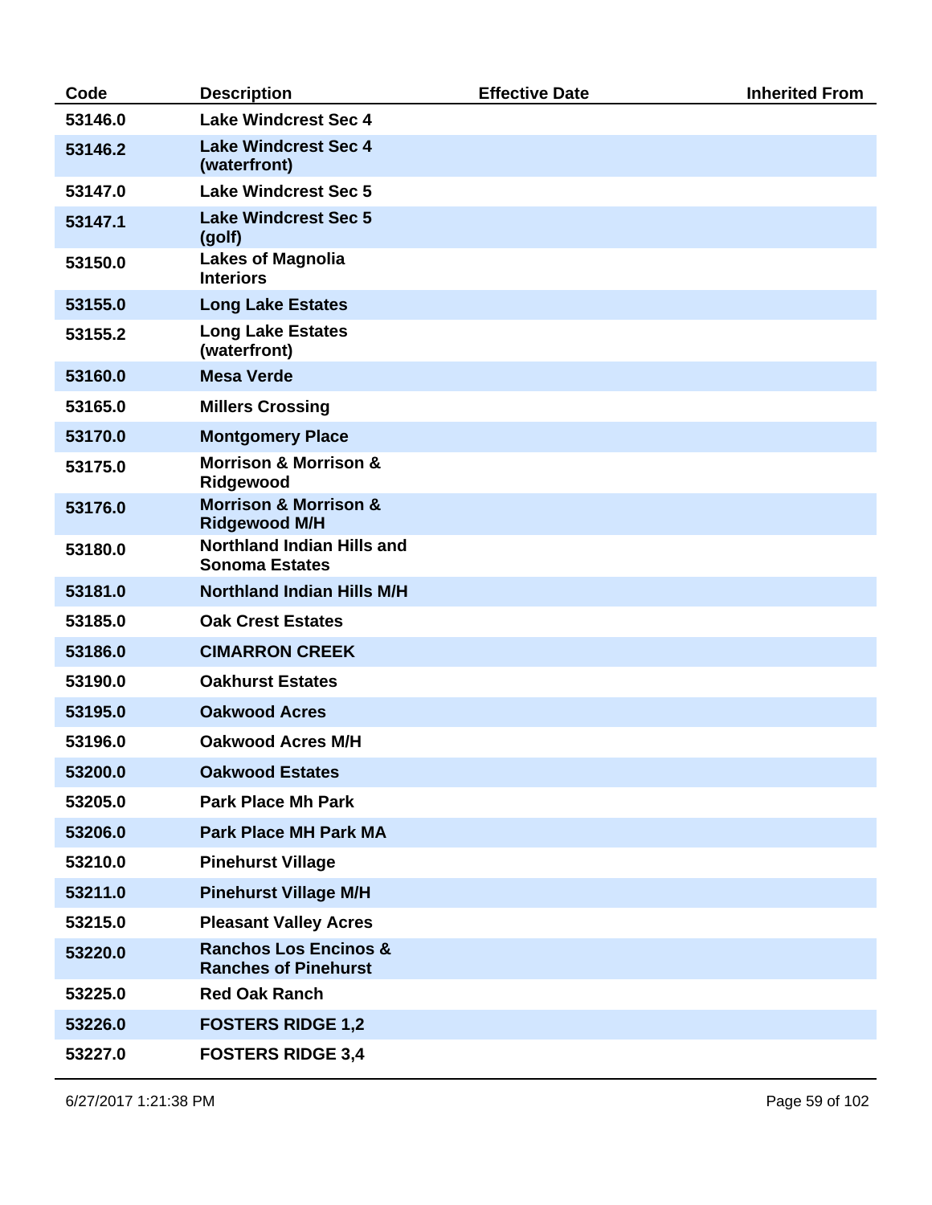| Code | Description | Effective Date | Inherited From |
|---|---|---|---|
| 53146.0 | Lake Windcrest Sec 4 | | |
| 53146.2 | Lake Windcrest Sec 4 (waterfront) | | |
| 53147.0 | Lake Windcrest Sec 5 | | |
| 53147.1 | Lake Windcrest Sec 5 (golf) | | |
| 53150.0 | Lakes of Magnolia Interiors | | |
| 53155.0 | Long Lake Estates | | |
| 53155.2 | Long Lake Estates (waterfront) | | |
| 53160.0 | Mesa Verde | | |
| 53165.0 | Millers Crossing | | |
| 53170.0 | Montgomery Place | | |
| 53175.0 | Morrison & Morrison & Ridgewood | | |
| 53176.0 | Morrison & Morrison & Ridgewood M/H | | |
| 53180.0 | Northland Indian Hills and Sonoma Estates | | |
| 53181.0 | Northland Indian Hills M/H | | |
| 53185.0 | Oak Crest Estates | | |
| 53186.0 | CIMARRON CREEK | | |
| 53190.0 | Oakhurst Estates | | |
| 53195.0 | Oakwood Acres | | |
| 53196.0 | Oakwood Acres M/H | | |
| 53200.0 | Oakwood Estates | | |
| 53205.0 | Park Place Mh Park | | |
| 53206.0 | Park Place MH Park MA | | |
| 53210.0 | Pinehurst Village | | |
| 53211.0 | Pinehurst Village M/H | | |
| 53215.0 | Pleasant Valley Acres | | |
| 53220.0 | Ranchos Los Encinos & Ranches of Pinehurst | | |
| 53225.0 | Red Oak Ranch | | |
| 53226.0 | FOSTERS RIDGE 1,2 | | |
| 53227.0 | FOSTERS RIDGE 3,4 | | |

6/27/2017 1:21:38 PM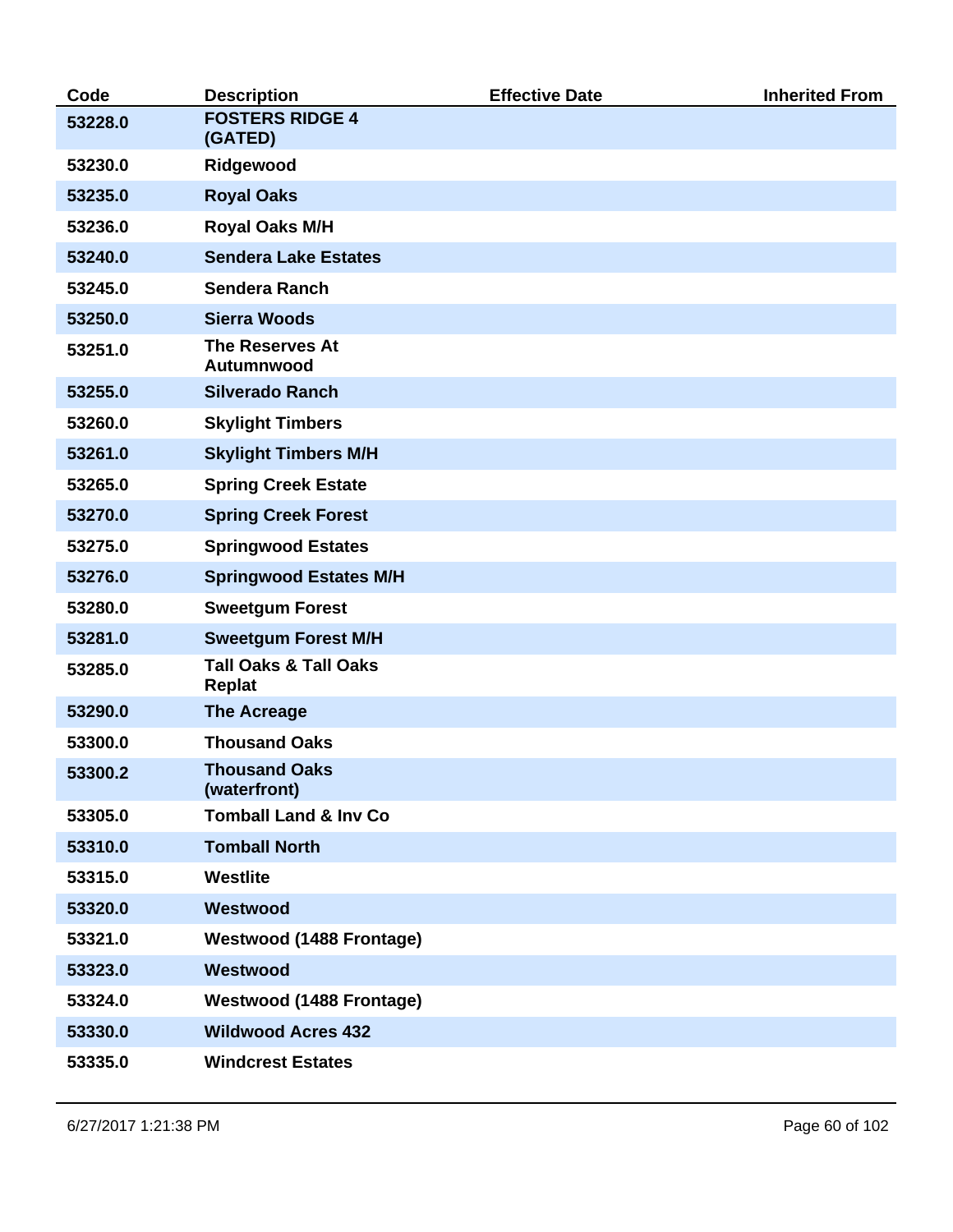| Code | Description | Effective Date | Inherited From |
|---|---|---|---|
| 53228.0 | FOSTERS RIDGE 4 (GATED) | | |
| 53230.0 | Ridgewood | | |
| 53235.0 | Royal Oaks | | |
| 53236.0 | Royal Oaks M/H | | |
| 53240.0 | Sendera Lake Estates | | |
| 53245.0 | Sendera Ranch | | |
| 53250.0 | Sierra Woods | | |
| 53251.0 | The Reserves At Autumnwood | | |
| 53255.0 | Silverado Ranch | | |
| 53260.0 | Skylight Timbers | | |
| 53261.0 | Skylight Timbers M/H | | |
| 53265.0 | Spring Creek Estate | | |
| 53270.0 | Spring Creek Forest | | |
| 53275.0 | Springwood Estates | | |
| 53276.0 | Springwood Estates M/H | | |
| 53280.0 | Sweetgum Forest | | |
| 53281.0 | Sweetgum Forest M/H | | |
| 53285.0 | Tall Oaks & Tall Oaks Replat | | |
| 53290.0 | The Acreage | | |
| 53300.0 | Thousand Oaks | | |
| 53300.2 | Thousand Oaks (waterfront) | | |
| 53305.0 | Tomball Land & Inv Co | | |
| 53310.0 | Tomball North | | |
| 53315.0 | Westlite | | |
| 53320.0 | Westwood | | |
| 53321.0 | Westwood (1488 Frontage) | | |
| 53323.0 | Westwood | | |
| 53324.0 | Westwood (1488 Frontage) | | |
| 53330.0 | Wildwood Acres 432 | | |
| 53335.0 | Windcrest Estates | | |

6/27/2017 1:21:38 PM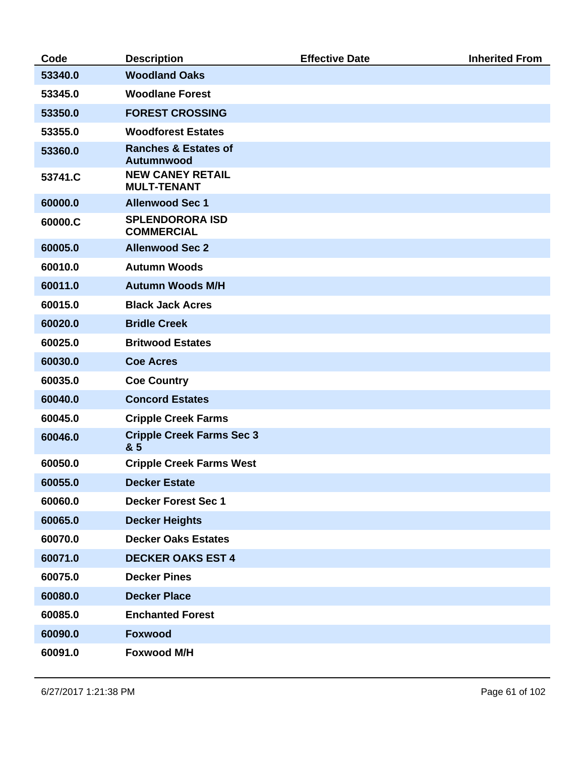| Code | Description | Effective Date | Inherited From |
| --- | --- | --- | --- |
| 53340.0 | Woodland Oaks | | |
| 53345.0 | Woodlane Forest | | |
| 53350.0 | FOREST CROSSING | | |
| 53355.0 | Woodforest Estates | | |
| 53360.0 | Ranches & Estates of Autumnwood | | |
| 53741.C | NEW CANEY RETAIL MULT-TENANT | | |
| 60000.0 | Allenwood Sec 1 | | |
| 60000.C | SPLENDORORA ISD COMMERCIAL | | |
| 60005.0 | Allenwood Sec 2 | | |
| 60010.0 | Autumn Woods | | |
| 60011.0 | Autumn Woods M/H | | |
| 60015.0 | Black Jack Acres | | |
| 60020.0 | Bridle Creek | | |
| 60025.0 | Britwood Estates | | |
| 60030.0 | Coe Acres | | |
| 60035.0 | Coe Country | | |
| 60040.0 | Concord Estates | | |
| 60045.0 | Cripple Creek Farms | | |
| 60046.0 | Cripple Creek Farms Sec 3 & 5 | | |
| 60050.0 | Cripple Creek Farms West | | |
| 60055.0 | Decker Estate | | |
| 60060.0 | Decker Forest Sec 1 | | |
| 60065.0 | Decker Heights | | |
| 60070.0 | Decker Oaks Estates | | |
| 60071.0 | DECKER OAKS EST 4 | | |
| 60075.0 | Decker Pines | | |
| 60080.0 | Decker Place | | |
| 60085.0 | Enchanted Forest | | |
| 60090.0 | Foxwood | | |
| 60091.0 | Foxwood M/H | | |

6/27/2017 1:21:38 PM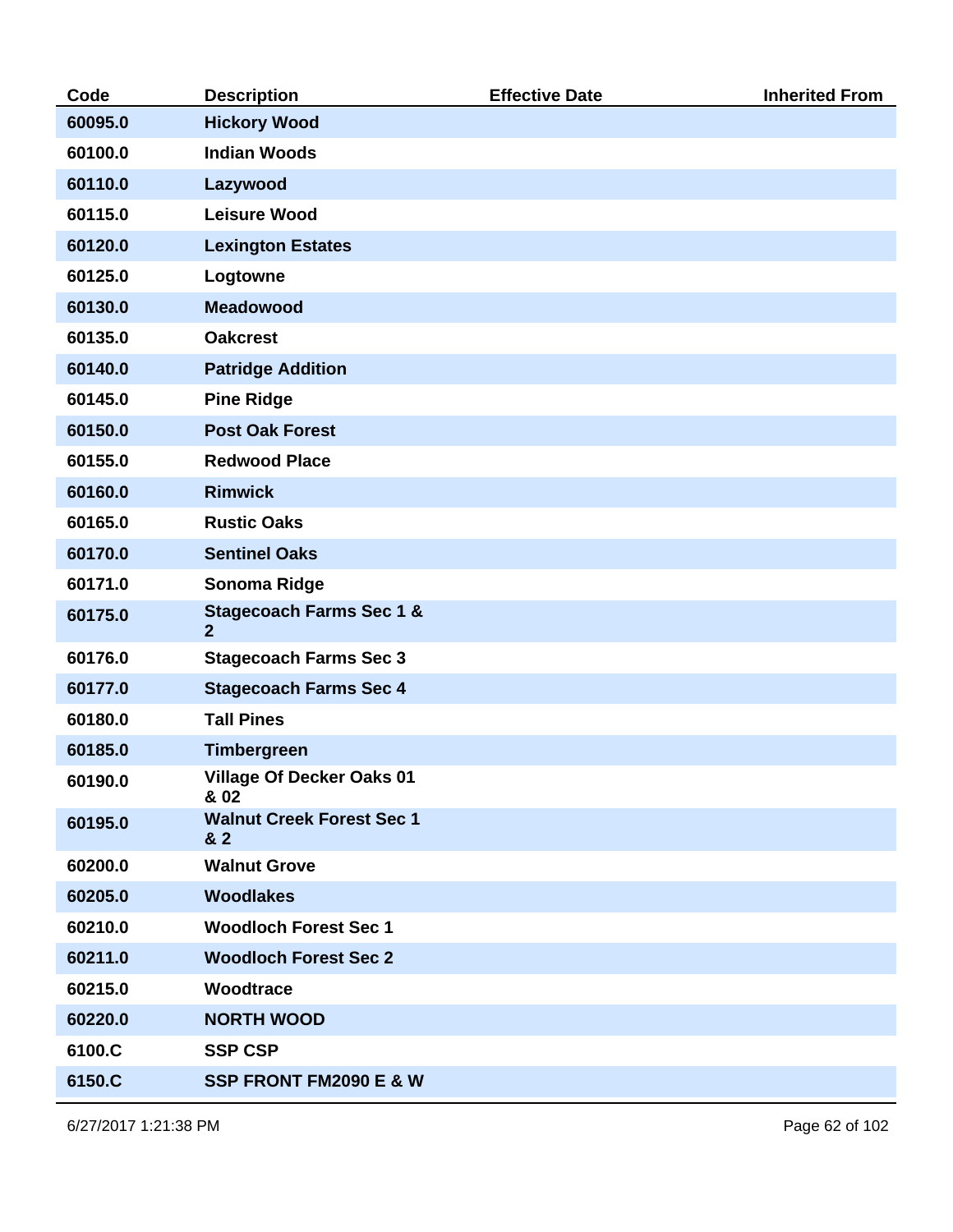| Code | Description | Effective Date | Inherited From |
| --- | --- | --- | --- |
| 60095.0 | Hickory Wood | | |
| 60100.0 | Indian Woods | | |
| 60110.0 | Lazywood | | |
| 60115.0 | Leisure Wood | | |
| 60120.0 | Lexington Estates | | |
| 60125.0 | Logtowne | | |
| 60130.0 | Meadowood | | |
| 60135.0 | Oakcrest | | |
| 60140.0 | Patridge Addition | | |
| 60145.0 | Pine Ridge | | |
| 60150.0 | Post Oak Forest | | |
| 60155.0 | Redwood Place | | |
| 60160.0 | Rimwick | | |
| 60165.0 | Rustic Oaks | | |
| 60170.0 | Sentinel Oaks | | |
| 60171.0 | Sonoma Ridge | | |
| 60175.0 | Stagecoach Farms Sec 1 & 2 | | |
| 60176.0 | Stagecoach Farms Sec 3 | | |
| 60177.0 | Stagecoach Farms Sec 4 | | |
| 60180.0 | Tall Pines | | |
| 60185.0 | Timbergreen | | |
| 60190.0 | Village Of Decker Oaks 01 & 02 | | |
| 60195.0 | Walnut Creek Forest Sec 1 & 2 | | |
| 60200.0 | Walnut Grove | | |
| 60205.0 | Woodlakes | | |
| 60210.0 | Woodloch Forest Sec 1 | | |
| 60211.0 | Woodloch Forest Sec 2 | | |
| 60215.0 | Woodtrace | | |
| 60220.0 | NORTH WOOD | | |
| 6100.C | SSP CSP | | |
| 6150.C | SSP FRONT FM2090 E & W | | |

6/27/2017 1:21:38 PM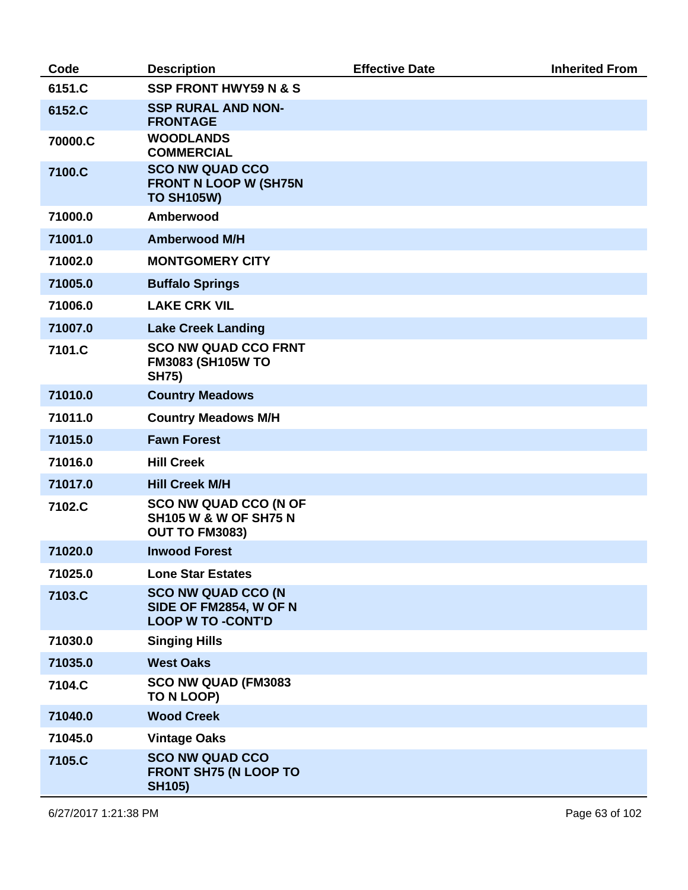| Code | Description | Effective Date | Inherited From |
|---|---|---|---|
| 6151.C | SSP FRONT HWY59 N & S | | |
| 6152.C | SSP RURAL AND NON-FRONTAGE | | |
| 70000.C | WOODLANDS COMMERCIAL | | |
| 7100.C | SCO NW QUAD CCO FRONT N LOOP W (SH75N TO SH105W) | | |
| 71000.0 | Amberwood | | |
| 71001.0 | Amberwood M/H | | |
| 71002.0 | MONTGOMERY CITY | | |
| 71005.0 | Buffalo Springs | | |
| 71006.0 | LAKE CRK VIL | | |
| 71007.0 | Lake Creek Landing | | |
| 7101.C | SCO NW QUAD CCO FRNT FM3083 (SH105W TO SH75) | | |
| 71010.0 | Country Meadows | | |
| 71011.0 | Country Meadows M/H | | |
| 71015.0 | Fawn Forest | | |
| 71016.0 | Hill Creek | | |
| 71017.0 | Hill Creek M/H | | |
| 7102.C | SCO NW QUAD CCO (N OF SH105 W & W OF SH75 N OUT TO FM3083) | | |
| 71020.0 | Inwood Forest | | |
| 71025.0 | Lone Star Estates | | |
| 7103.C | SCO NW QUAD CCO (N SIDE OF FM2854, W OF N LOOP W TO -CONT'D | | |
| 71030.0 | Singing Hills | | |
| 71035.0 | West Oaks | | |
| 7104.C | SCO NW QUAD (FM3083 TO N LOOP) | | |
| 71040.0 | Wood Creek | | |
| 71045.0 | Vintage Oaks | | |
| 7105.C | SCO NW QUAD CCO FRONT SH75 (N LOOP TO SH105) | | |

6/27/2017 1:21:38 PM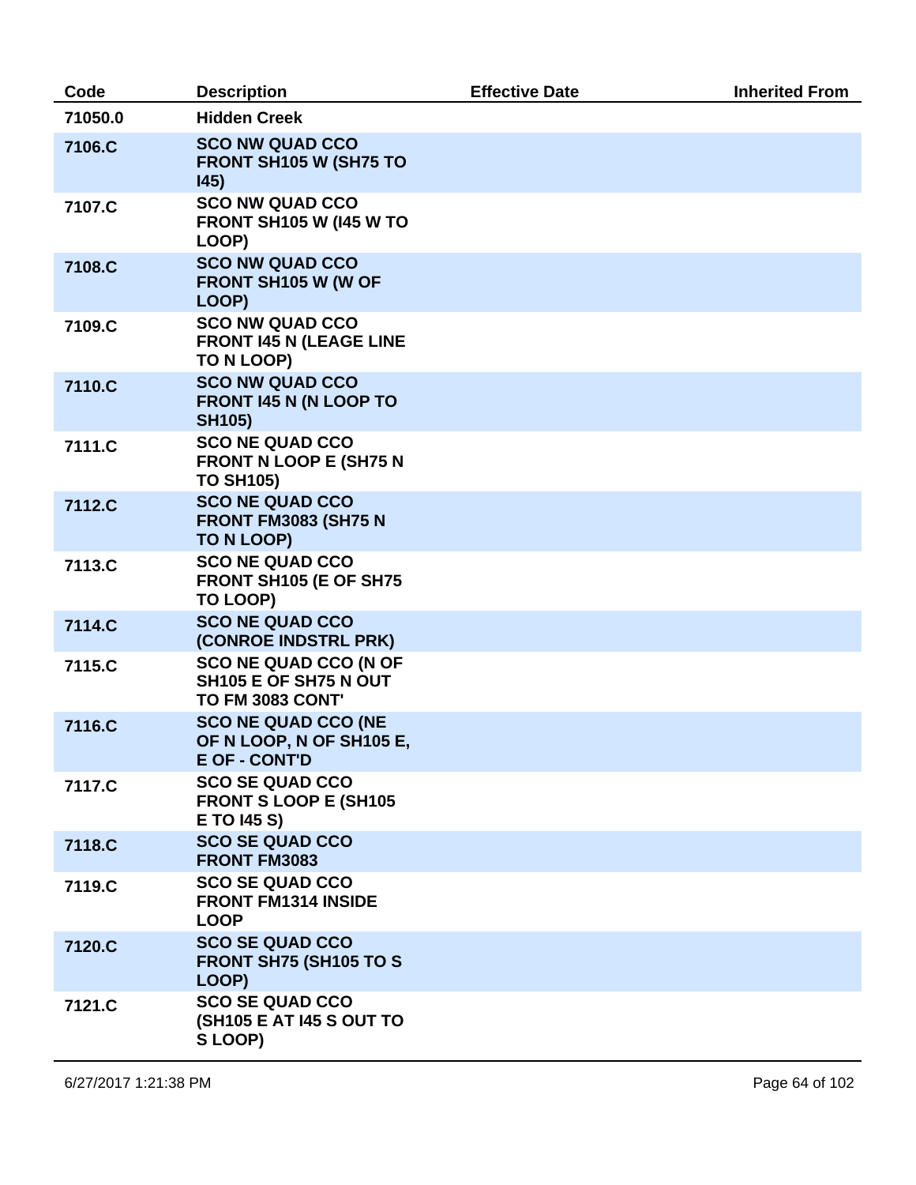| Code | Description | Effective Date | Inherited From |
| --- | --- | --- | --- |
| 71050.0 | Hidden Creek | | |
| 7106.C | SCO NW QUAD CCO FRONT SH105 W (SH75 TO I45) | | |
| 7107.C | SCO NW QUAD CCO FRONT SH105 W (I45 W TO LOOP) | | |
| 7108.C | SCO NW QUAD CCO FRONT SH105 W (W OF LOOP) | | |
| 7109.C | SCO NW QUAD CCO FRONT I45 N (LEAGE LINE TO N LOOP) | | |
| 7110.C | SCO NW QUAD CCO FRONT I45 N (N LOOP TO SH105) | | |
| 7111.C | SCO NE QUAD CCO FRONT N LOOP E (SH75 N TO SH105) | | |
| 7112.C | SCO NE QUAD CCO FRONT FM3083 (SH75 N TO N LOOP) | | |
| 7113.C | SCO NE QUAD CCO FRONT SH105 (E OF SH75 TO LOOP) | | |
| 7114.C | SCO NE QUAD CCO (CONROE INDSTRL PRK) | | |
| 7115.C | SCO NE QUAD CCO (N OF SH105 E OF SH75 N OUT TO FM 3083 CONT' | | |
| 7116.C | SCO NE QUAD CCO (NE OF N LOOP, N OF SH105 E, E OF - CONT'D | | |
| 7117.C | SCO SE QUAD CCO FRONT S LOOP E (SH105 E TO I45 S) | | |
| 7118.C | SCO SE QUAD CCO FRONT FM3083 | | |
| 7119.C | SCO SE QUAD CCO FRONT FM1314 INSIDE LOOP | | |
| 7120.C | SCO SE QUAD CCO FRONT SH75 (SH105 TO S LOOP) | | |
| 7121.C | SCO SE QUAD CCO (SH105 E AT I45 S OUT TO S LOOP) | | |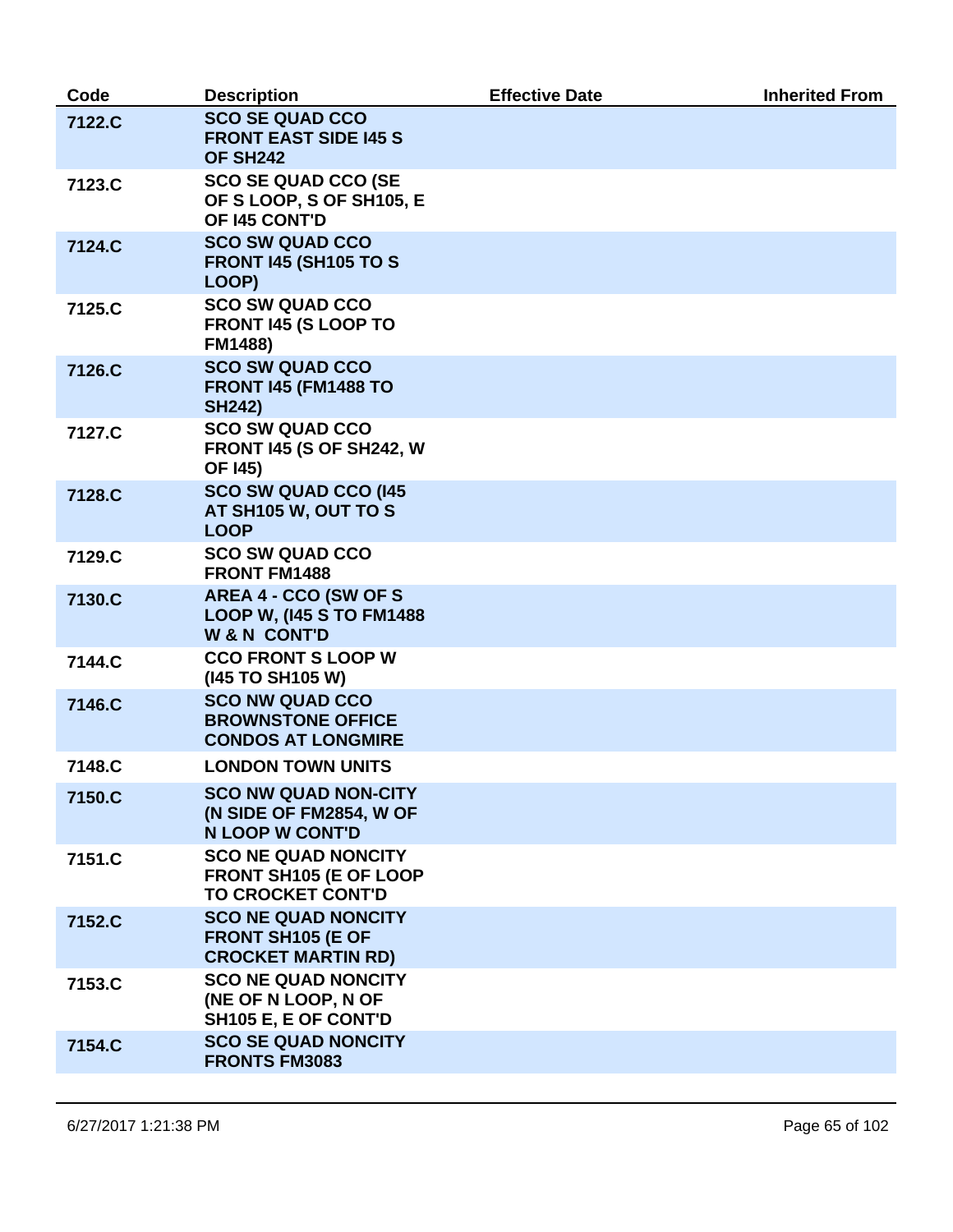| Code | Description | Effective Date | Inherited From |
|---|---|---|---|
| 7122.C | SCO SE QUAD CCO FRONT EAST SIDE I45 S OF SH242 | | |
| 7123.C | SCO SE QUAD CCO (SE OF S LOOP, S OF SH105, E OF I45 CONT'D | | |
| 7124.C | SCO SW QUAD CCO FRONT I45 (SH105 TO S LOOP) | | |
| 7125.C | SCO SW QUAD CCO FRONT I45 (S LOOP TO FM1488) | | |
| 7126.C | SCO SW QUAD CCO FRONT I45 (FM1488 TO SH242) | | |
| 7127.C | SCO SW QUAD CCO FRONT I45 (S OF SH242, W OF I45) | | |
| 7128.C | SCO SW QUAD CCO (I45 AT SH105 W, OUT TO S LOOP | | |
| 7129.C | SCO SW QUAD CCO FRONT FM1488 | | |
| 7130.C | AREA 4 - CCO (SW OF S LOOP W, (I45 S TO FM1488 W & N CONT'D | | |
| 7144.C | CCO FRONT S LOOP W (I45 TO SH105 W) | | |
| 7146.C | SCO NW QUAD CCO BROWNSTONE OFFICE CONDOS AT LONGMIRE | | |
| 7148.C | LONDON TOWN UNITS | | |
| 7150.C | SCO NW QUAD NON-CITY (N SIDE OF FM2854, W OF N LOOP W CONT'D | | |
| 7151.C | SCO NE QUAD NONCITY FRONT SH105 (E OF LOOP TO CROCKET CONT'D | | |
| 7152.C | SCO NE QUAD NONCITY FRONT SH105 (E OF CROCKET MARTIN RD) | | |
| 7153.C | SCO NE QUAD NONCITY (NE OF N LOOP, N OF SH105 E, E OF CONT'D | | |
| 7154.C | SCO SE QUAD NONCITY FRONTS FM3083 | | |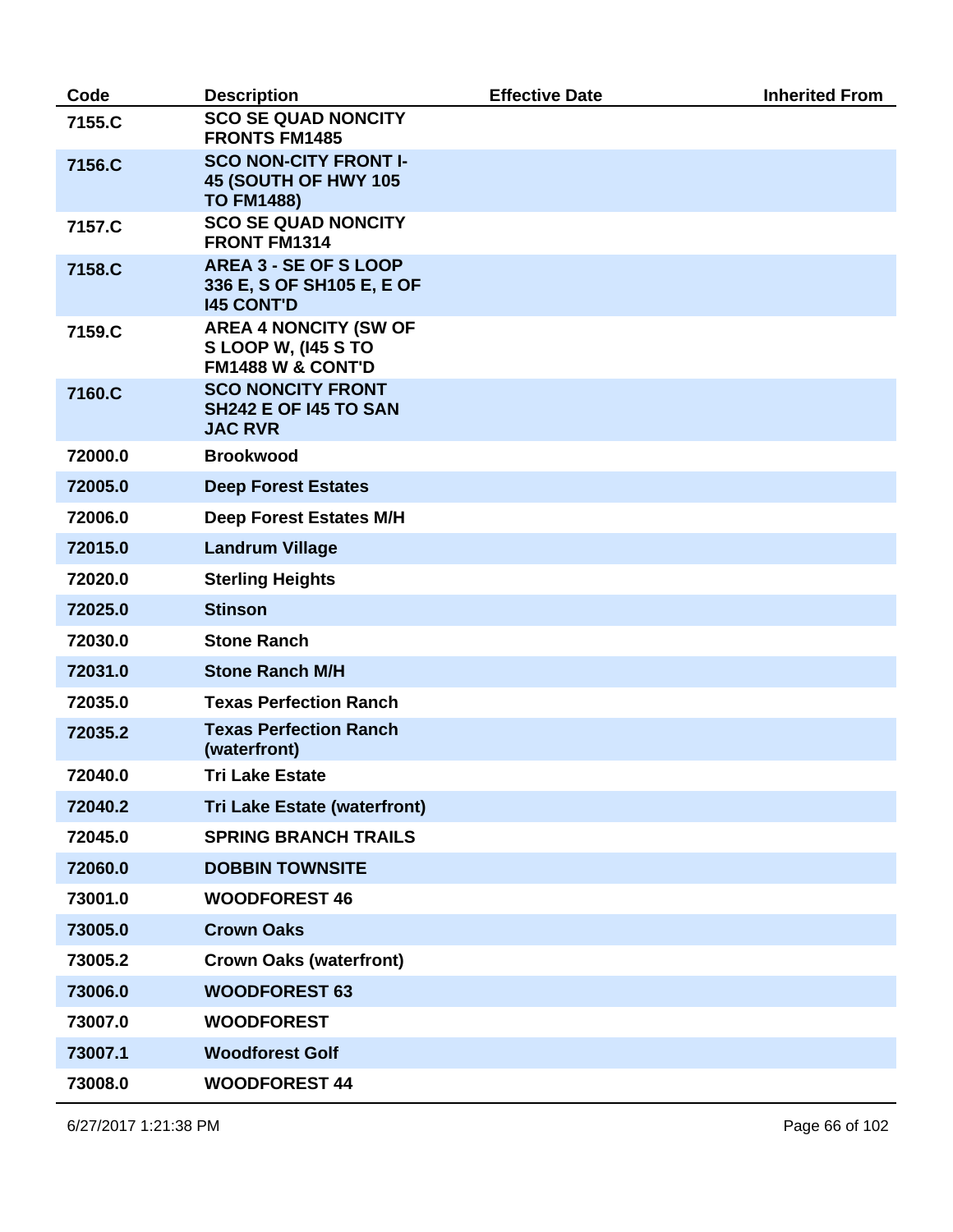| Code | Description | Effective Date | Inherited From |
|---|---|---|---|
| 7155.C | SCO SE QUAD NONCITY FRONTS FM1485 | | |
| 7156.C | SCO NON-CITY FRONT I-45 (SOUTH OF HWY 105 TO FM1488) | | |
| 7157.C | SCO SE QUAD NONCITY FRONT FM1314 | | |
| 7158.C | AREA 3 - SE OF S LOOP 336 E, S OF SH105 E, E OF I45 CONT'D | | |
| 7159.C | AREA 4 NONCITY (SW OF S LOOP W, (I45 S TO FM1488 W & CONT'D | | |
| 7160.C | SCO NONCITY FRONT SH242 E OF I45 TO SAN JAC RVR | | |
| 72000.0 | Brookwood | | |
| 72005.0 | Deep Forest Estates | | |
| 72006.0 | Deep Forest Estates M/H | | |
| 72015.0 | Landrum Village | | |
| 72020.0 | Sterling Heights | | |
| 72025.0 | Stinson | | |
| 72030.0 | Stone Ranch | | |
| 72031.0 | Stone Ranch M/H | | |
| 72035.0 | Texas Perfection Ranch | | |
| 72035.2 | Texas Perfection Ranch (waterfront) | | |
| 72040.0 | Tri Lake Estate | | |
| 72040.2 | Tri Lake Estate (waterfront) | | |
| 72045.0 | SPRING BRANCH TRAILS | | |
| 72060.0 | DOBBIN TOWNSITE | | |
| 73001.0 | WOODFOREST 46 | | |
| 73005.0 | Crown Oaks | | |
| 73005.2 | Crown Oaks (waterfront) | | |
| 73006.0 | WOODFOREST 63 | | |
| 73007.0 | WOODFOREST | | |
| 73007.1 | Woodforest Golf | | |
| 73008.0 | WOODFOREST 44 | | |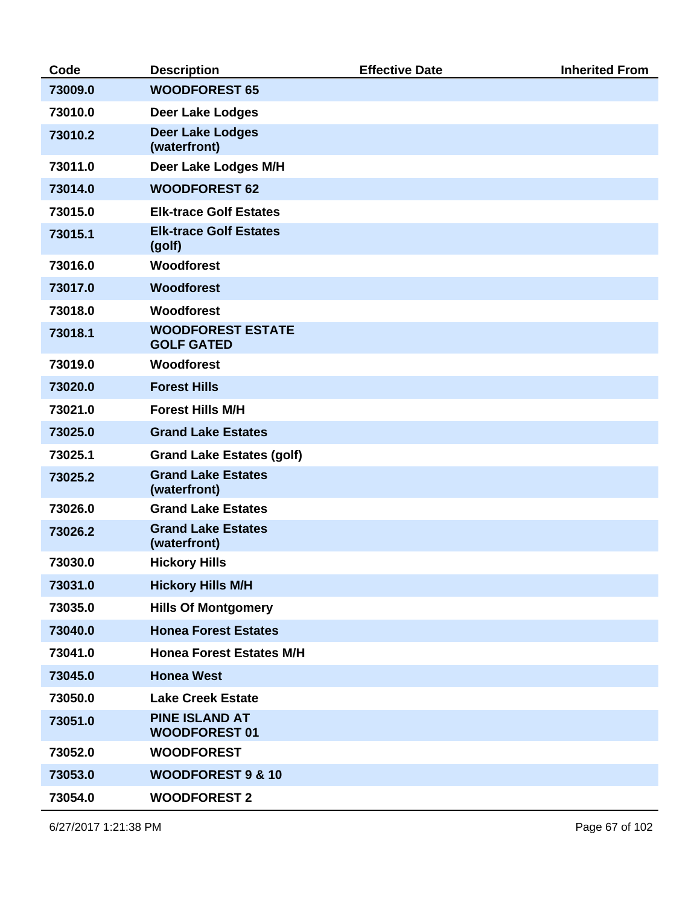| Code | Description | Effective Date | Inherited From |
|---|---|---|---|
| 73009.0 | WOODFOREST 65 | | |
| 73010.0 | Deer Lake Lodges | | |
| 73010.2 | Deer Lake Lodges (waterfront) | | |
| 73011.0 | Deer Lake Lodges M/H | | |
| 73014.0 | WOODFOREST 62 | | |
| 73015.0 | Elk-trace Golf Estates | | |
| 73015.1 | Elk-trace Golf Estates (golf) | | |
| 73016.0 | Woodforest | | |
| 73017.0 | Woodforest | | |
| 73018.0 | Woodforest | | |
| 73018.1 | WOODFOREST ESTATE GOLF GATED | | |
| 73019.0 | Woodforest | | |
| 73020.0 | Forest Hills | | |
| 73021.0 | Forest Hills M/H | | |
| 73025.0 | Grand Lake Estates | | |
| 73025.1 | Grand Lake Estates (golf) | | |
| 73025.2 | Grand Lake Estates (waterfront) | | |
| 73026.0 | Grand Lake Estates | | |
| 73026.2 | Grand Lake Estates (waterfront) | | |
| 73030.0 | Hickory Hills | | |
| 73031.0 | Hickory Hills M/H | | |
| 73035.0 | Hills Of Montgomery | | |
| 73040.0 | Honea Forest Estates | | |
| 73041.0 | Honea Forest Estates M/H | | |
| 73045.0 | Honea West | | |
| 73050.0 | Lake Creek Estate | | |
| 73051.0 | PINE ISLAND AT WOODFOREST 01 | | |
| 73052.0 | WOODFOREST | | |
| 73053.0 | WOODFOREST 9 & 10 | | |
| 73054.0 | WOODFOREST 2 | | |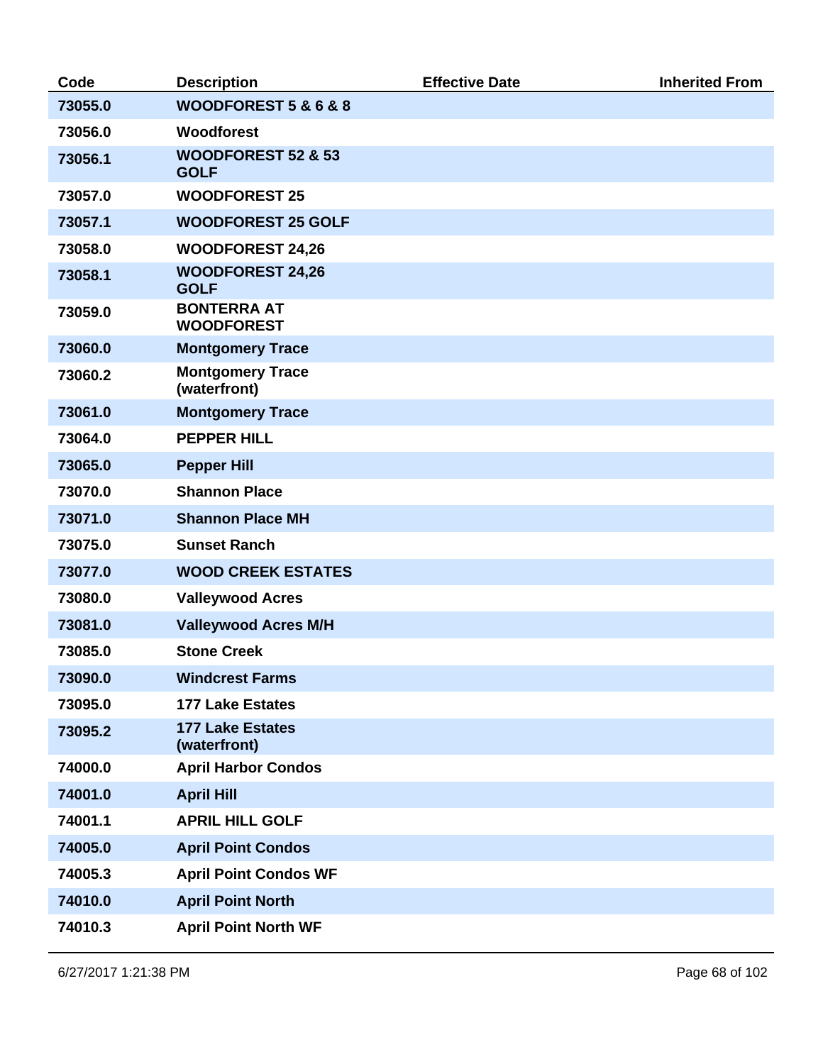| Code | Description | Effective Date | Inherited From |
| --- | --- | --- | --- |
| 73055.0 | WOODFOREST 5 & 6 & 8 | | |
| 73056.0 | Woodforest | | |
| 73056.1 | WOODFOREST 52 & 53 GOLF | | |
| 73057.0 | WOODFOREST 25 | | |
| 73057.1 | WOODFOREST 25 GOLF | | |
| 73058.0 | WOODFOREST 24,26 | | |
| 73058.1 | WOODFOREST 24,26 GOLF | | |
| 73059.0 | BONTERRA AT WOODFOREST | | |
| 73060.0 | Montgomery Trace | | |
| 73060.2 | Montgomery Trace (waterfront) | | |
| 73061.0 | Montgomery Trace | | |
| 73064.0 | PEPPER HILL | | |
| 73065.0 | Pepper Hill | | |
| 73070.0 | Shannon Place | | |
| 73071.0 | Shannon Place MH | | |
| 73075.0 | Sunset Ranch | | |
| 73077.0 | WOOD CREEK ESTATES | | |
| 73080.0 | Valleywood Acres | | |
| 73081.0 | Valleywood Acres M/H | | |
| 73085.0 | Stone Creek | | |
| 73090.0 | Windcrest Farms | | |
| 73095.0 | 177 Lake Estates | | |
| 73095.2 | 177 Lake Estates (waterfront) | | |
| 74000.0 | April Harbor Condos | | |
| 74001.0 | April Hill | | |
| 74001.1 | APRIL HILL GOLF | | |
| 74005.0 | April Point Condos | | |
| 74005.3 | April Point Condos WF | | |
| 74010.0 | April Point North | | |
| 74010.3 | April Point North WF | | |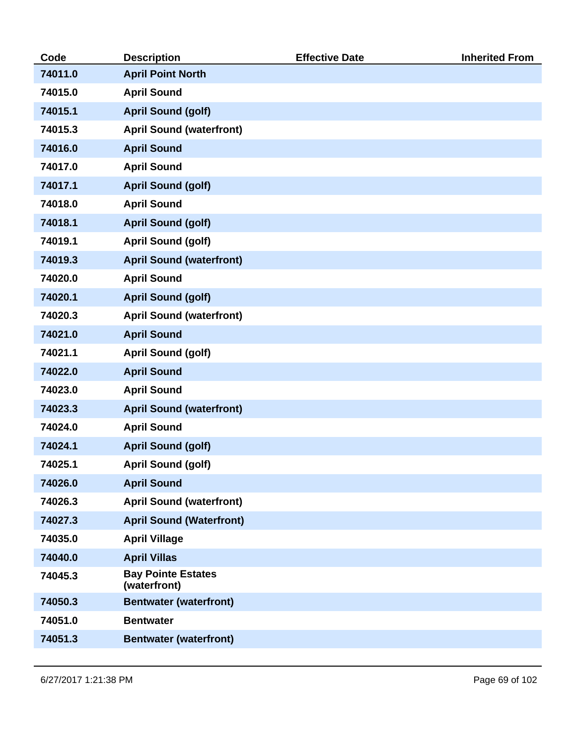| Code | Description | Effective Date | Inherited From |
| --- | --- | --- | --- |
| 74011.0 | April Point North | | |
| 74015.0 | April Sound | | |
| 74015.1 | April Sound (golf) | | |
| 74015.3 | April Sound (waterfront) | | |
| 74016.0 | April Sound | | |
| 74017.0 | April Sound | | |
| 74017.1 | April Sound (golf) | | |
| 74018.0 | April Sound | | |
| 74018.1 | April Sound (golf) | | |
| 74019.1 | April Sound (golf) | | |
| 74019.3 | April Sound (waterfront) | | |
| 74020.0 | April Sound | | |
| 74020.1 | April Sound (golf) | | |
| 74020.3 | April Sound (waterfront) | | |
| 74021.0 | April Sound | | |
| 74021.1 | April Sound (golf) | | |
| 74022.0 | April Sound | | |
| 74023.0 | April Sound | | |
| 74023.3 | April Sound (waterfront) | | |
| 74024.0 | April Sound | | |
| 74024.1 | April Sound (golf) | | |
| 74025.1 | April Sound (golf) | | |
| 74026.0 | April Sound | | |
| 74026.3 | April Sound (waterfront) | | |
| 74027.3 | April Sound (Waterfront) | | |
| 74035.0 | April Village | | |
| 74040.0 | April Villas | | |
| 74045.3 | Bay Pointe Estates (waterfront) | | |
| 74050.3 | Bentwater (waterfront) | | |
| 74051.0 | Bentwater | | |
| 74051.3 | Bentwater (waterfront) | | |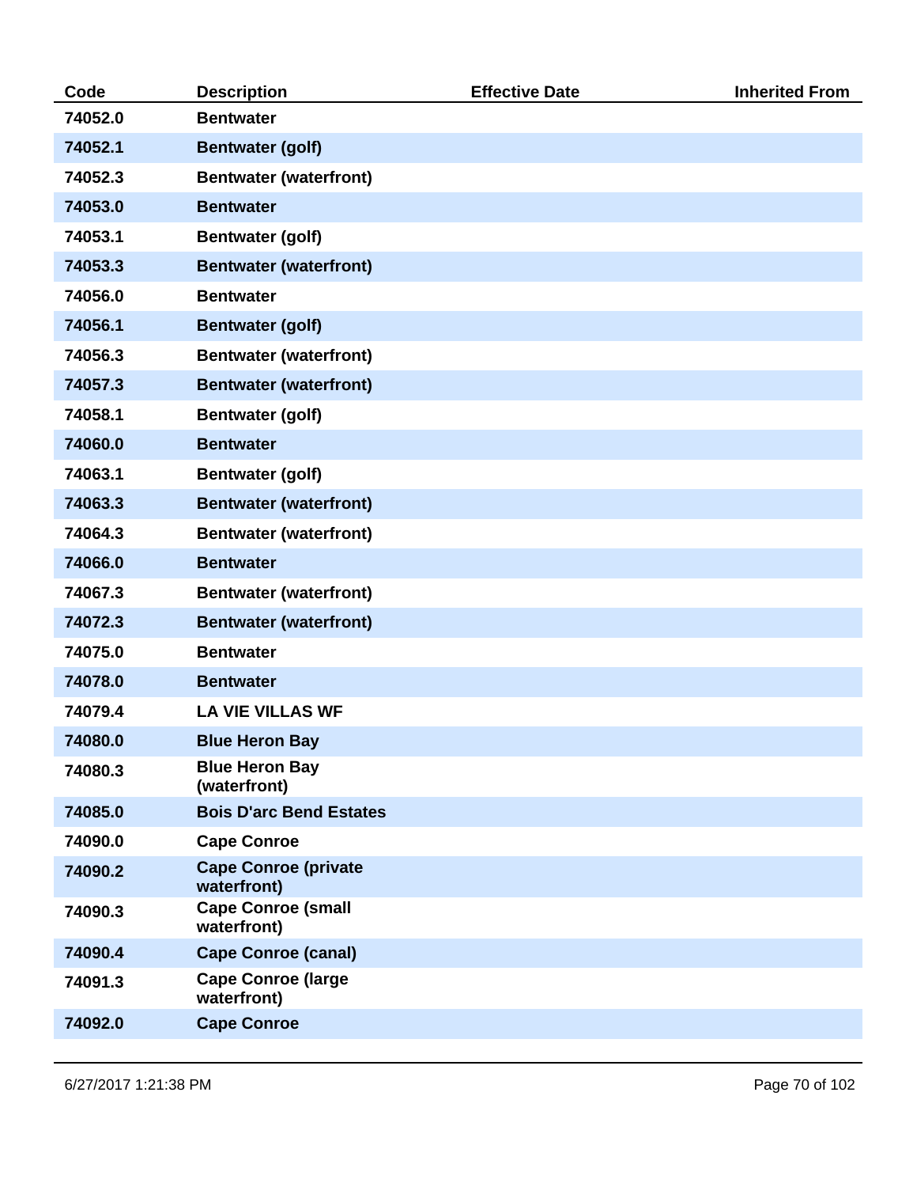| Code | Description | Effective Date | Inherited From |
|---|---|---|---|
| 74052.0 | Bentwater | | |
| 74052.1 | Bentwater (golf) | | |
| 74052.3 | Bentwater (waterfront) | | |
| 74053.0 | Bentwater | | |
| 74053.1 | Bentwater (golf) | | |
| 74053.3 | Bentwater (waterfront) | | |
| 74056.0 | Bentwater | | |
| 74056.1 | Bentwater (golf) | | |
| 74056.3 | Bentwater (waterfront) | | |
| 74057.3 | Bentwater (waterfront) | | |
| 74058.1 | Bentwater (golf) | | |
| 74060.0 | Bentwater | | |
| 74063.1 | Bentwater (golf) | | |
| 74063.3 | Bentwater (waterfront) | | |
| 74064.3 | Bentwater (waterfront) | | |
| 74066.0 | Bentwater | | |
| 74067.3 | Bentwater (waterfront) | | |
| 74072.3 | Bentwater (waterfront) | | |
| 74075.0 | Bentwater | | |
| 74078.0 | Bentwater | | |
| 74079.4 | LA VIE VILLAS WF | | |
| 74080.0 | Blue Heron Bay | | |
| 74080.3 | Blue Heron Bay (waterfront) | | |
| 74085.0 | Bois D'arc Bend Estates | | |
| 74090.0 | Cape Conroe | | |
| 74090.2 | Cape Conroe (private waterfront) | | |
| 74090.3 | Cape Conroe (small waterfront) | | |
| 74090.4 | Cape Conroe (canal) | | |
| 74091.3 | Cape Conroe (large waterfront) | | |
| 74092.0 | Cape Conroe | | |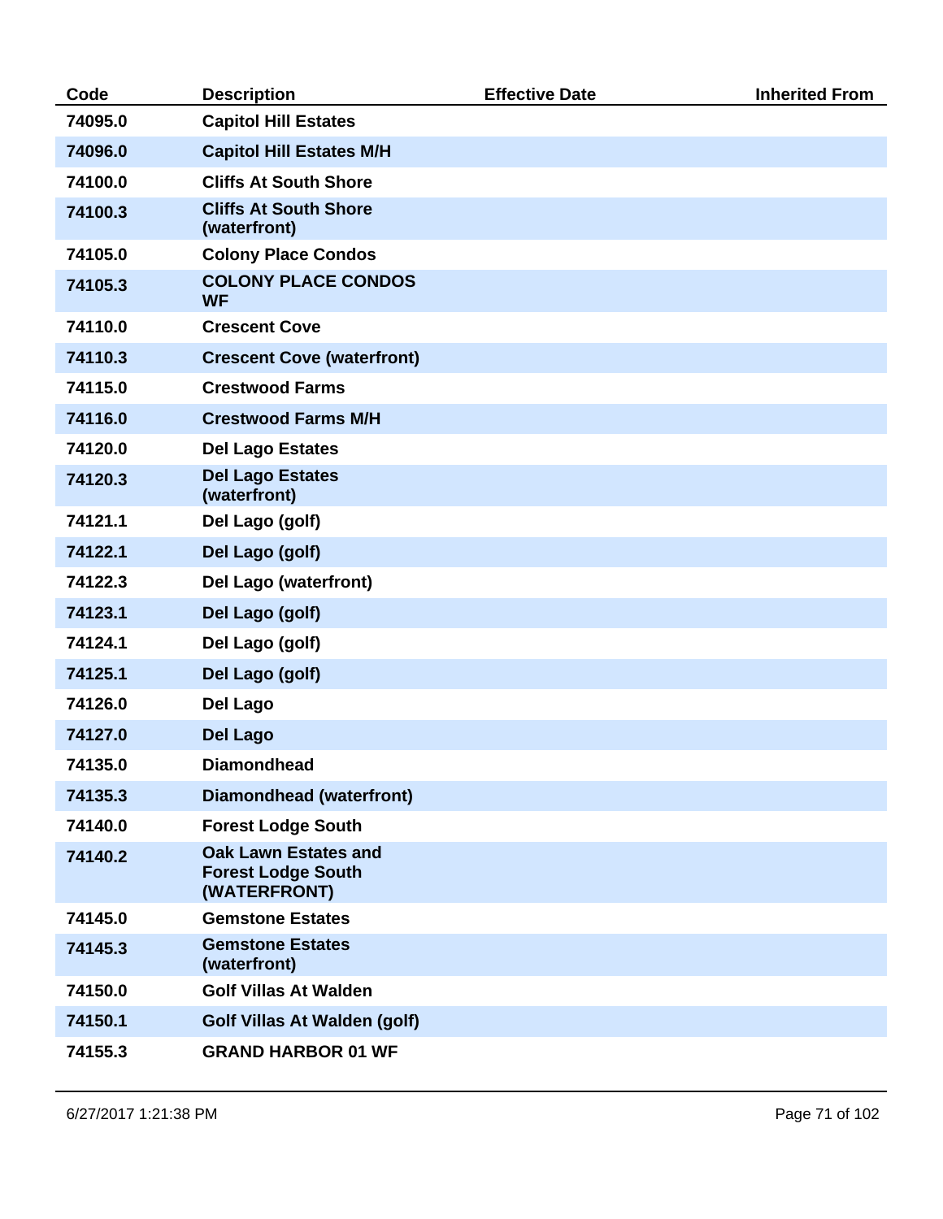| Code | Description | Effective Date | Inherited From |
| --- | --- | --- | --- |
| 74095.0 | Capitol Hill Estates | | |
| 74096.0 | Capitol Hill Estates M/H | | |
| 74100.0 | Cliffs At South Shore | | |
| 74100.3 | Cliffs At South Shore (waterfront) | | |
| 74105.0 | Colony Place Condos | | |
| 74105.3 | COLONY PLACE CONDOS WF | | |
| 74110.0 | Crescent Cove | | |
| 74110.3 | Crescent Cove (waterfront) | | |
| 74115.0 | Crestwood Farms | | |
| 74116.0 | Crestwood Farms M/H | | |
| 74120.0 | Del Lago Estates | | |
| 74120.3 | Del Lago Estates (waterfront) | | |
| 74121.1 | Del Lago (golf) | | |
| 74122.1 | Del Lago (golf) | | |
| 74122.3 | Del Lago (waterfront) | | |
| 74123.1 | Del Lago (golf) | | |
| 74124.1 | Del Lago (golf) | | |
| 74125.1 | Del Lago (golf) | | |
| 74126.0 | Del Lago | | |
| 74127.0 | Del Lago | | |
| 74135.0 | Diamondhead | | |
| 74135.3 | Diamondhead (waterfront) | | |
| 74140.0 | Forest Lodge South | | |
| 74140.2 | Oak Lawn Estates and Forest Lodge South (WATERFRONT) | | |
| 74145.0 | Gemstone Estates | | |
| 74145.3 | Gemstone Estates (waterfront) | | |
| 74150.0 | Golf Villas At Walden | | |
| 74150.1 | Golf Villas At Walden (golf) | | |
| 74155.3 | GRAND HARBOR 01 WF | | |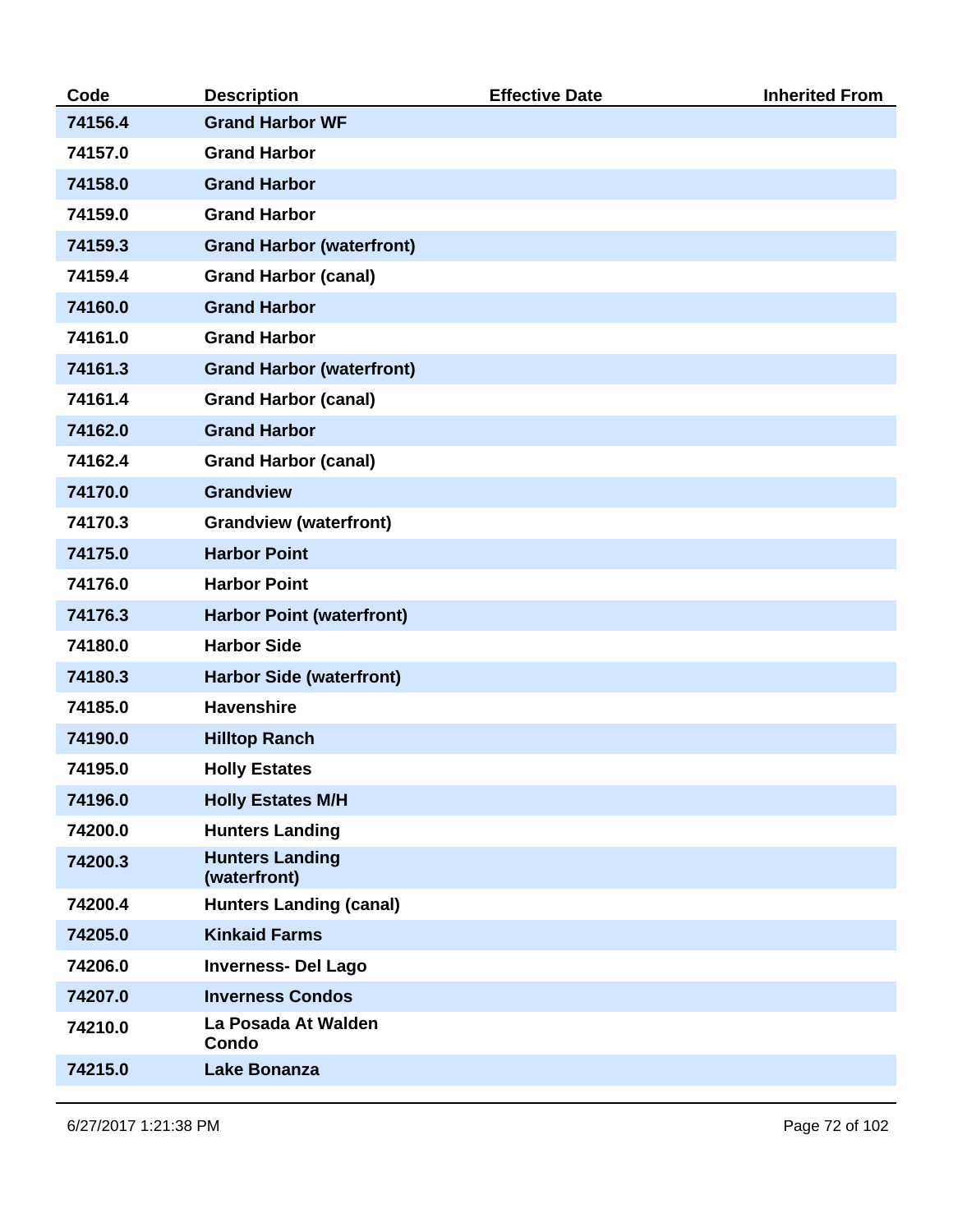| Code | Description | Effective Date | Inherited From |
|---|---|---|---|
| **74156.4** | **Grand Harbor WF** | | |
| **74157.0** | **Grand Harbor** | | |
| **74158.0** | **Grand Harbor** | | |
| **74159.0** | **Grand Harbor** | | |
| **74159.3** | **Grand Harbor (waterfront)** | | |
| **74159.4** | **Grand Harbor (canal)** | | |
| **74160.0** | **Grand Harbor** | | |
| **74161.0** | **Grand Harbor** | | |
| **74161.3** | **Grand Harbor (waterfront)** | | |
| **74161.4** | **Grand Harbor (canal)** | | |
| **74162.0** | **Grand Harbor** | | |
| **74162.4** | **Grand Harbor (canal)** | | |
| **74170.0** | **Grandview** | | |
| **74170.3** | **Grandview (waterfront)** | | |
| **74175.0** | **Harbor Point** | | |
| **74176.0** | **Harbor Point** | | |
| **74176.3** | **Harbor Point (waterfront)** | | |
| **74180.0** | **Harbor Side** | | |
| **74180.3** | **Harbor Side (waterfront)** | | |
| **74185.0** | **Havenshire** | | |
| **74190.0** | **Hilltop Ranch** | | |
| **74195.0** | **Holly Estates** | | |
| **74196.0** | **Holly Estates M/H** | | |
| **74200.0** | **Hunters Landing** | | |
| **74200.3** | **Hunters Landing (waterfront)** | | |
| **74200.4** | **Hunters Landing (canal)** | | |
| **74205.0** | **Kinkaid Farms** | | |
| **74206.0** | **Inverness- Del Lago** | | |
| **74207.0** | **Inverness Condos** | | |
| **74210.0** | **La Posada At Walden Condo** | | |
| **74215.0** | **Lake Bonanza** | | |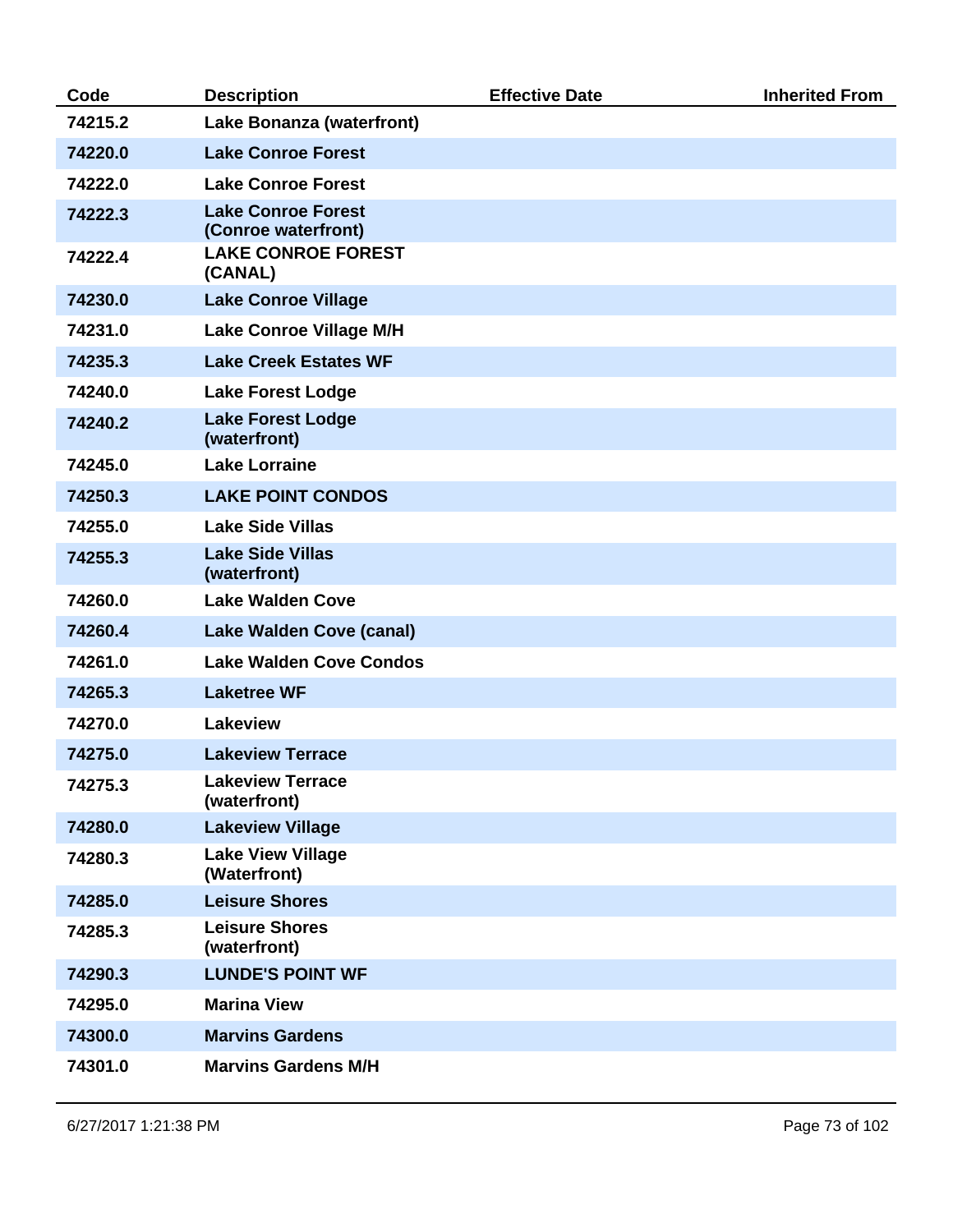| Code | Description | Effective Date | Inherited From |
|---|---|---|---|
| 74215.2 | Lake Bonanza (waterfront) | | |
| 74220.0 | Lake Conroe Forest | | |
| 74222.0 | Lake Conroe Forest | | |
| 74222.3 | Lake Conroe Forest (Conroe waterfront) | | |
| 74222.4 | LAKE CONROE FOREST (CANAL) | | |
| 74230.0 | Lake Conroe Village | | |
| 74231.0 | Lake Conroe Village M/H | | |
| 74235.3 | Lake Creek Estates WF | | |
| 74240.0 | Lake Forest Lodge | | |
| 74240.2 | Lake Forest Lodge (waterfront) | | |
| 74245.0 | Lake Lorraine | | |
| 74250.3 | LAKE POINT CONDOS | | |
| 74255.0 | Lake Side Villas | | |
| 74255.3 | Lake Side Villas (waterfront) | | |
| 74260.0 | Lake Walden Cove | | |
| 74260.4 | Lake Walden Cove (canal) | | |
| 74261.0 | Lake Walden Cove Condos | | |
| 74265.3 | Laketree WF | | |
| 74270.0 | Lakeview | | |
| 74275.0 | Lakeview Terrace | | |
| 74275.3 | Lakeview Terrace (waterfront) | | |
| 74280.0 | Lakeview Village | | |
| 74280.3 | Lake View Village (Waterfront) | | |
| 74285.0 | Leisure Shores | | |
| 74285.3 | Leisure Shores (waterfront) | | |
| 74290.3 | LUNDE'S POINT WF | | |
| 74295.0 | Marina View | | |
| 74300.0 | Marvins Gardens | | |
| 74301.0 | Marvins Gardens M/H | | |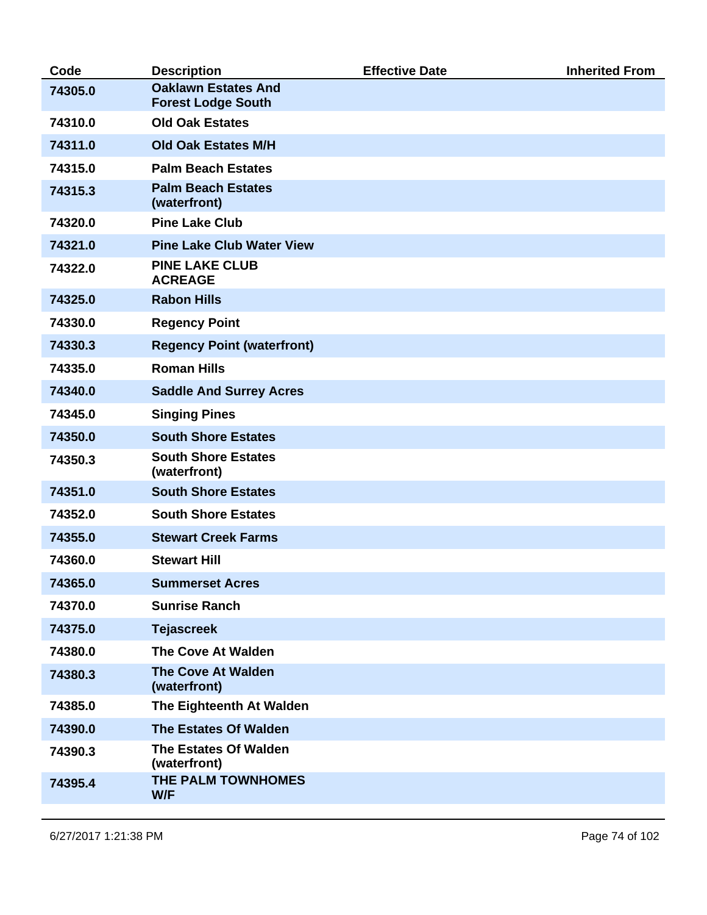| Code | Description | Effective Date | Inherited From |
|---|---|---|---|
| 74305.0 | Oaklawn Estates And Forest Lodge South | | |
| 74310.0 | Old Oak Estates | | |
| 74311.0 | Old Oak Estates M/H | | |
| 74315.0 | Palm Beach Estates | | |
| 74315.3 | Palm Beach Estates (waterfront) | | |
| 74320.0 | Pine Lake Club | | |
| 74321.0 | Pine Lake Club Water View | | |
| 74322.0 | PINE LAKE CLUB ACREAGE | | |
| 74325.0 | Rabon Hills | | |
| 74330.0 | Regency Point | | |
| 74330.3 | Regency Point (waterfront) | | |
| 74335.0 | Roman Hills | | |
| 74340.0 | Saddle And Surrey Acres | | |
| 74345.0 | Singing Pines | | |
| 74350.0 | South Shore Estates | | |
| 74350.3 | South Shore Estates (waterfront) | | |
| 74351.0 | South Shore Estates | | |
| 74352.0 | South Shore Estates | | |
| 74355.0 | Stewart Creek Farms | | |
| 74360.0 | Stewart Hill | | |
| 74365.0 | Summerset Acres | | |
| 74370.0 | Sunrise Ranch | | |
| 74375.0 | Tejascreek | | |
| 74380.0 | The Cove At Walden | | |
| 74380.3 | The Cove At Walden (waterfront) | | |
| 74385.0 | The Eighteenth At Walden | | |
| 74390.0 | The Estates Of Walden | | |
| 74390.3 | The Estates Of Walden (waterfront) | | |
| 74395.4 | THE PALM TOWNHOMES W/F | | |

6/27/2017 1:21:38 PM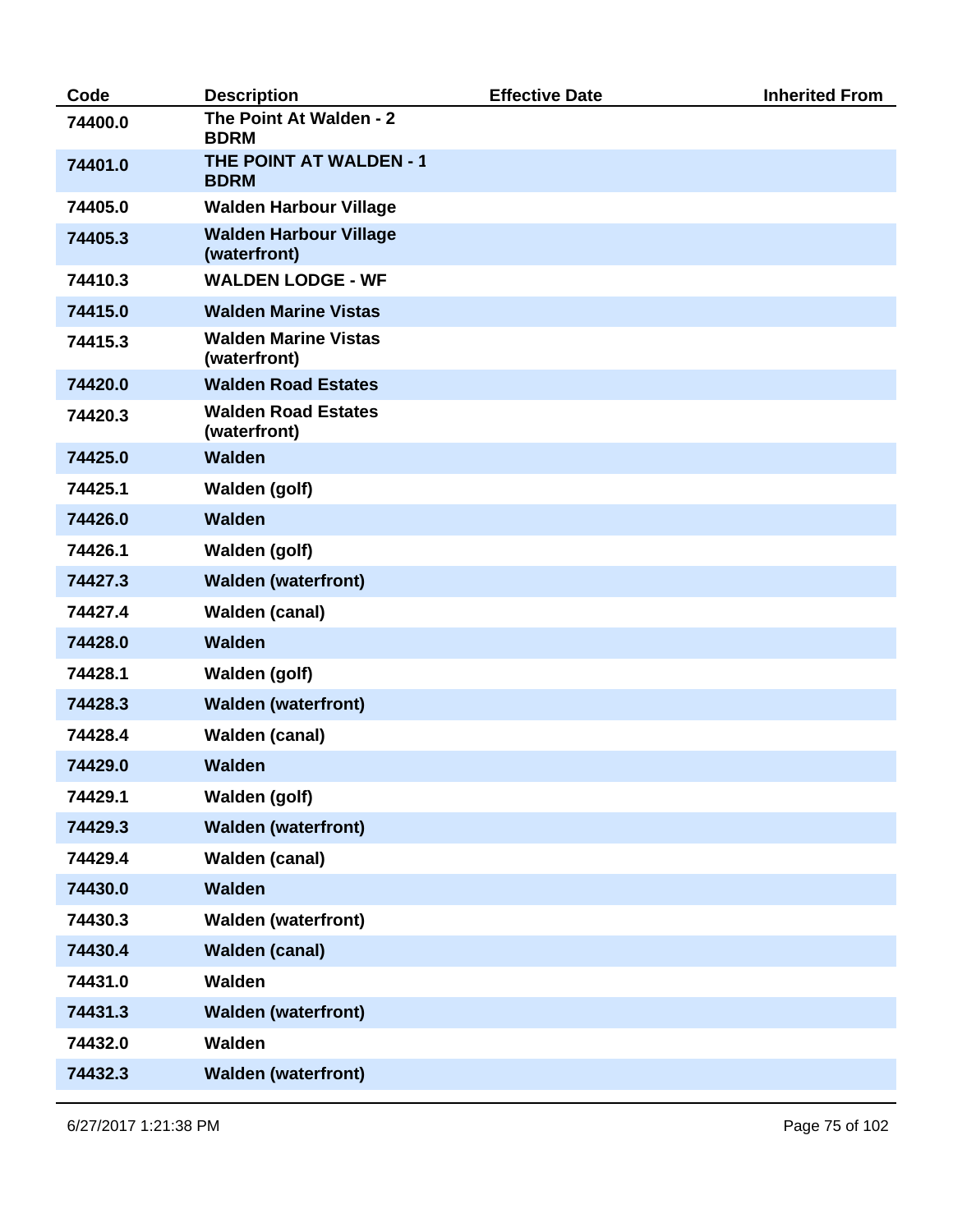| Code | Description | Effective Date | Inherited From |
|---|---|---|---|
| 74400.0 | The Point At Walden - 2 BDRM | | |
| 74401.0 | THE POINT AT WALDEN - 1 BDRM | | |
| 74405.0 | Walden Harbour Village | | |
| 74405.3 | Walden Harbour Village (waterfront) | | |
| 74410.3 | WALDEN LODGE - WF | | |
| 74415.0 | Walden Marine Vistas | | |
| 74415.3 | Walden Marine Vistas (waterfront) | | |
| 74420.0 | Walden Road Estates | | |
| 74420.3 | Walden Road Estates (waterfront) | | |
| 74425.0 | Walden | | |
| 74425.1 | Walden (golf) | | |
| 74426.0 | Walden | | |
| 74426.1 | Walden (golf) | | |
| 74427.3 | Walden (waterfront) | | |
| 74427.4 | Walden (canal) | | |
| 74428.0 | Walden | | |
| 74428.1 | Walden (golf) | | |
| 74428.3 | Walden (waterfront) | | |
| 74428.4 | Walden (canal) | | |
| 74429.0 | Walden | | |
| 74429.1 | Walden (golf) | | |
| 74429.3 | Walden (waterfront) | | |
| 74429.4 | Walden (canal) | | |
| 74430.0 | Walden | | |
| 74430.3 | Walden (waterfront) | | |
| 74430.4 | Walden (canal) | | |
| 74431.0 | Walden | | |
| 74431.3 | Walden (waterfront) | | |
| 74432.0 | Walden | | |
| 74432.3 | Walden (waterfront) | | |

6/27/2017 1:21:38 PM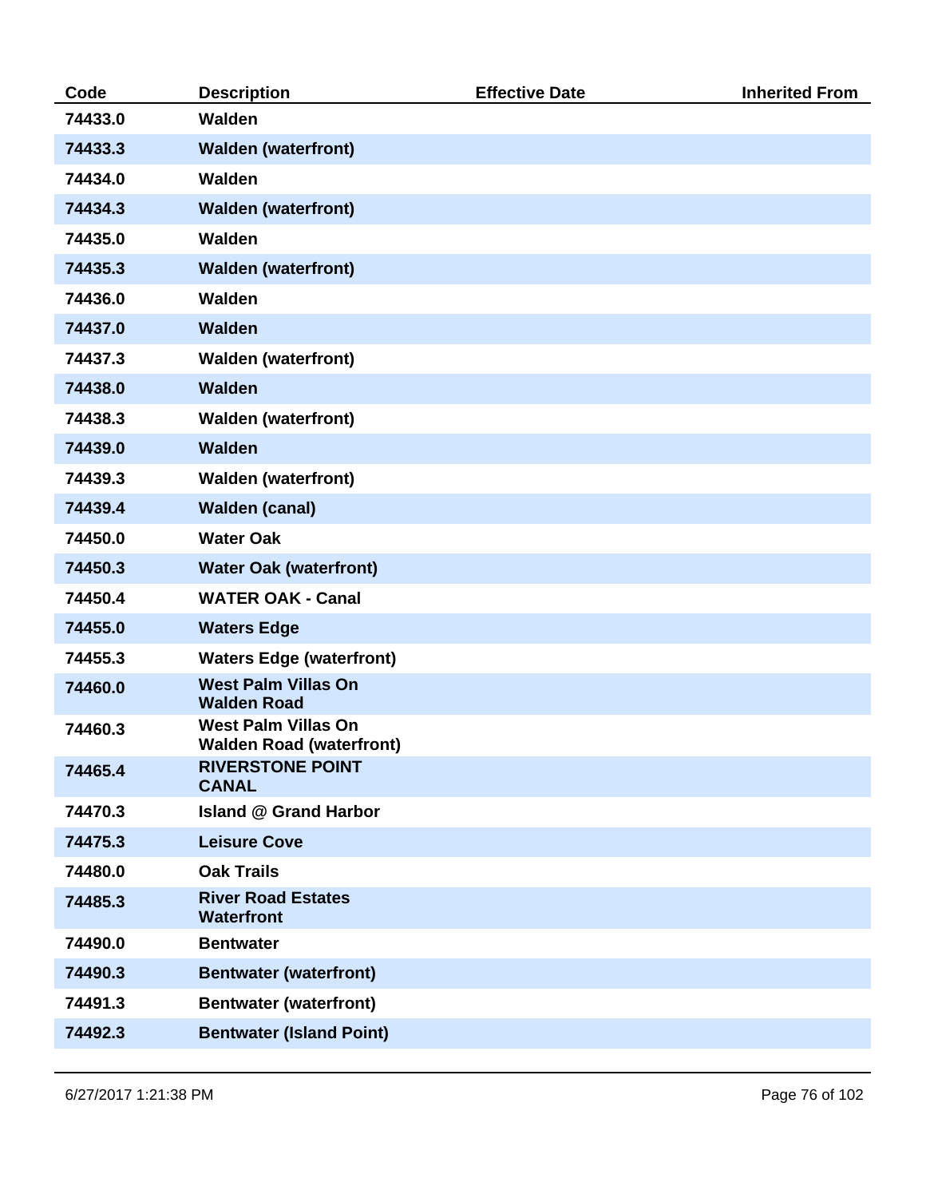| Code | Description | Effective Date | Inherited From |
|---|---|---|---|
| 74433.0 | Walden | | |
| 74433.3 | Walden (waterfront) | | |
| 74434.0 | Walden | | |
| 74434.3 | Walden (waterfront) | | |
| 74435.0 | Walden | | |
| 74435.3 | Walden (waterfront) | | |
| 74436.0 | Walden | | |
| 74437.0 | Walden | | |
| 74437.3 | Walden (waterfront) | | |
| 74438.0 | Walden | | |
| 74438.3 | Walden (waterfront) | | |
| 74439.0 | Walden | | |
| 74439.3 | Walden (waterfront) | | |
| 74439.4 | Walden (canal) | | |
| 74450.0 | Water Oak | | |
| 74450.3 | Water Oak (waterfront) | | |
| 74450.4 | WATER OAK - Canal | | |
| 74455.0 | Waters Edge | | |
| 74455.3 | Waters Edge (waterfront) | | |
| 74460.0 | West Palm Villas On Walden Road | | |
| 74460.3 | West Palm Villas On Walden Road (waterfront) | | |
| 74465.4 | RIVERSTONE POINT CANAL | | |
| 74470.3 | Island @ Grand Harbor | | |
| 74475.3 | Leisure Cove | | |
| 74480.0 | Oak Trails | | |
| 74485.3 | River Road Estates Waterfront | | |
| 74490.0 | Bentwater | | |
| 74490.3 | Bentwater (waterfront) | | |
| 74491.3 | Bentwater (waterfront) | | |
| 74492.3 | Bentwater (Island Point) | | |

6/27/2017 1:21:38 PM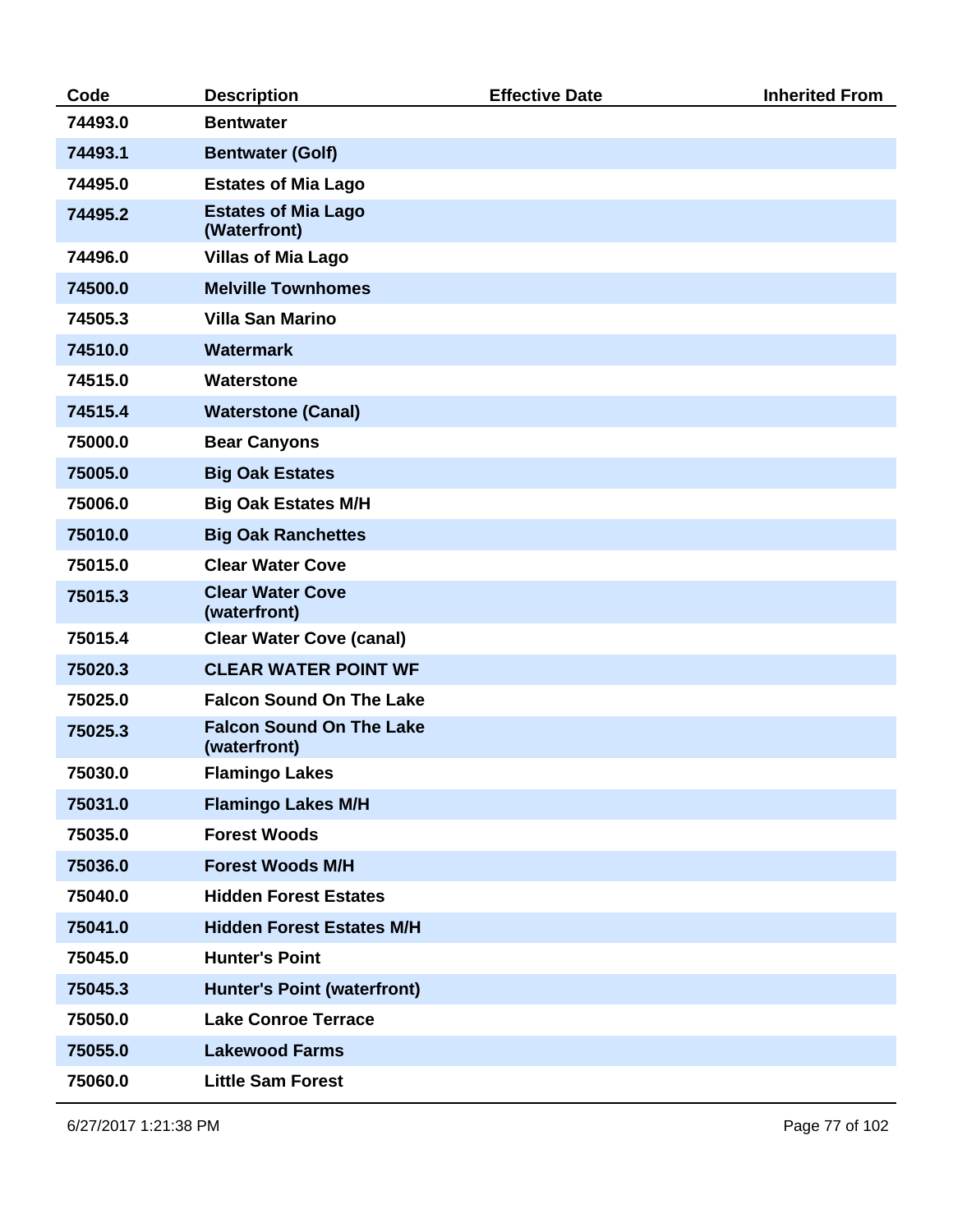| Code | Description | Effective Date | Inherited From |
|---|---|---|---|
| 74493.0 | Bentwater | | |
| 74493.1 | Bentwater (Golf) | | |
| 74495.0 | Estates of Mia Lago | | |
| 74495.2 | Estates of Mia Lago (Waterfront) | | |
| 74496.0 | Villas of Mia Lago | | |
| 74500.0 | Melville Townhomes | | |
| 74505.3 | Villa San Marino | | |
| 74510.0 | Watermark | | |
| 74515.0 | Waterstone | | |
| 74515.4 | Waterstone (Canal) | | |
| 75000.0 | Bear Canyons | | |
| 75005.0 | Big Oak Estates | | |
| 75006.0 | Big Oak Estates M/H | | |
| 75010.0 | Big Oak Ranchettes | | |
| 75015.0 | Clear Water Cove | | |
| 75015.3 | Clear Water Cove (waterfront) | | |
| 75015.4 | Clear Water Cove (canal) | | |
| 75020.3 | CLEAR WATER POINT WF | | |
| 75025.0 | Falcon Sound On The Lake | | |
| 75025.3 | Falcon Sound On The Lake (waterfront) | | |
| 75030.0 | Flamingo Lakes | | |
| 75031.0 | Flamingo Lakes M/H | | |
| 75035.0 | Forest Woods | | |
| 75036.0 | Forest Woods M/H | | |
| 75040.0 | Hidden Forest Estates | | |
| 75041.0 | Hidden Forest Estates M/H | | |
| 75045.0 | Hunter's Point | | |
| 75045.3 | Hunter's Point (waterfront) | | |
| 75050.0 | Lake Conroe Terrace | | |
| 75055.0 | Lakewood Farms | | |
| 75060.0 | Little Sam Forest | | |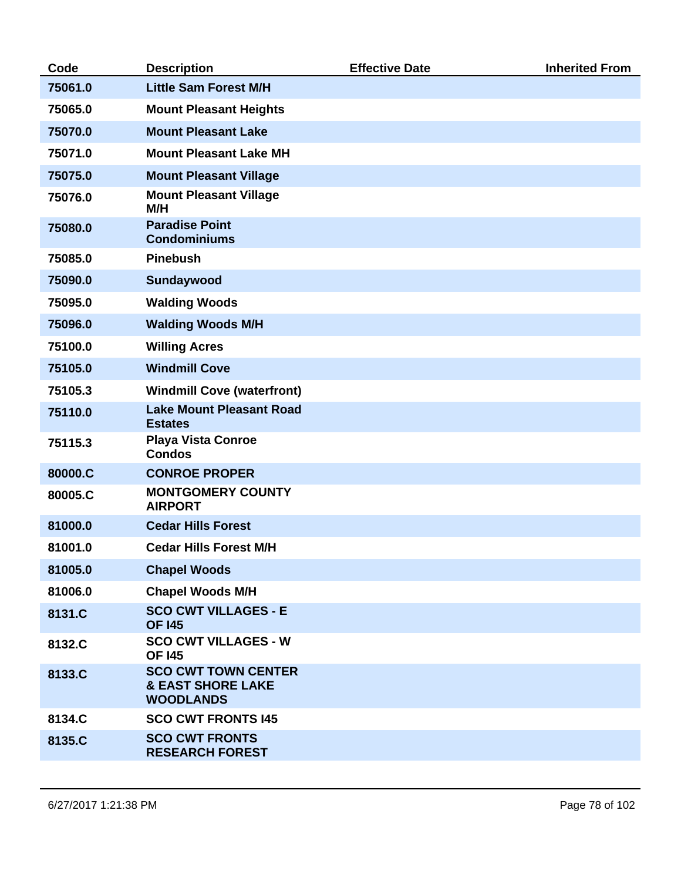| Code | Description | Effective Date | Inherited From |
|---|---|---|---|
| 75061.0 | Little Sam Forest M/H | | |
| 75065.0 | Mount Pleasant Heights | | |
| 75070.0 | Mount Pleasant Lake | | |
| 75071.0 | Mount Pleasant Lake MH | | |
| 75075.0 | Mount Pleasant Village | | |
| 75076.0 | Mount Pleasant Village M/H | | |
| 75080.0 | Paradise Point Condominiums | | |
| 75085.0 | Pinebush | | |
| 75090.0 | Sundaywood | | |
| 75095.0 | Walding Woods | | |
| 75096.0 | Walding Woods M/H | | |
| 75100.0 | Willing Acres | | |
| 75105.0 | Windmill Cove | | |
| 75105.3 | Windmill Cove (waterfront) | | |
| 75110.0 | Lake Mount Pleasant Road Estates | | |
| 75115.3 | Playa Vista Conroe Condos | | |
| 80000.C | CONROE PROPER | | |
| 80005.C | MONTGOMERY COUNTY AIRPORT | | |
| 81000.0 | Cedar Hills Forest | | |
| 81001.0 | Cedar Hills Forest M/H | | |
| 81005.0 | Chapel Woods | | |
| 81006.0 | Chapel Woods M/H | | |
| 8131.C | SCO CWT VILLAGES - E OF I45 | | |
| 8132.C | SCO CWT VILLAGES - W OF I45 | | |
| 8133.C | SCO CWT TOWN CENTER & EAST SHORE LAKE WOODLANDS | | |
| 8134.C | SCO CWT FRONTS I45 | | |
| 8135.C | SCO CWT FRONTS RESEARCH FOREST | | |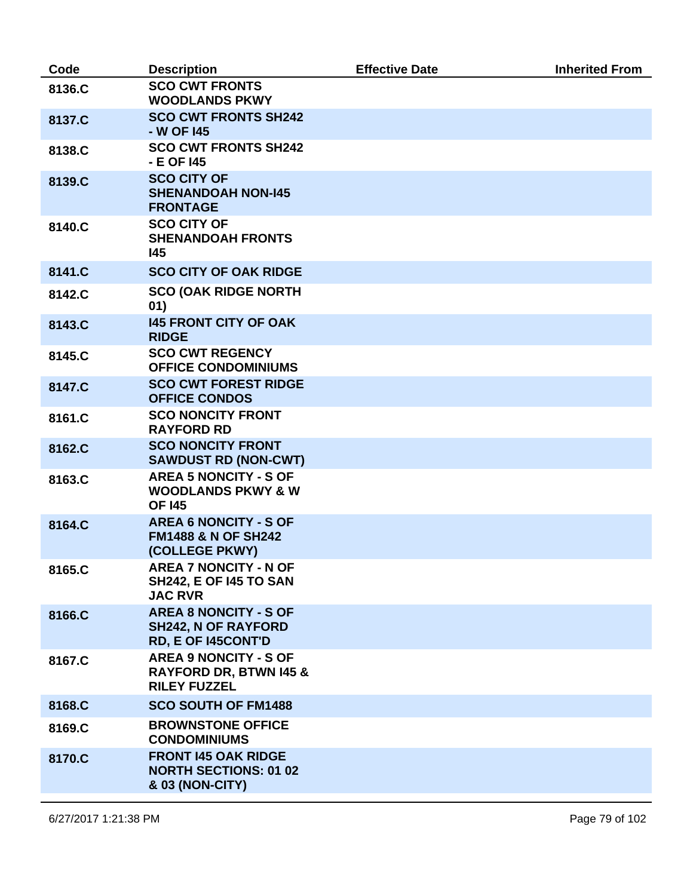| Code | Description | Effective Date | Inherited From |
|---|---|---|---|
| 8136.C | SCO CWT FRONTS WOODLANDS PKWY | | |
| 8137.C | SCO CWT FRONTS SH242 - W OF I45 | | |
| 8138.C | SCO CWT FRONTS SH242 - E OF I45 | | |
| 8139.C | SCO CITY OF SHENANDOAH NON-I45 FRONTAGE | | |
| 8140.C | SCO CITY OF SHENANDOAH FRONTS I45 | | |
| 8141.C | SCO CITY OF OAK RIDGE | | |
| 8142.C | SCO (OAK RIDGE NORTH 01) | | |
| 8143.C | I45 FRONT CITY OF OAK RIDGE | | |
| 8145.C | SCO CWT REGENCY OFFICE CONDOMINIUMS | | |
| 8147.C | SCO CWT FOREST RIDGE OFFICE CONDOS | | |
| 8161.C | SCO NONCITY FRONT RAYFORD RD | | |
| 8162.C | SCO NONCITY FRONT SAWDUST RD (NON-CWT) | | |
| 8163.C | AREA 5 NONCITY - S OF WOODLANDS PKWY & W OF I45 | | |
| 8164.C | AREA 6 NONCITY - S OF FM1488 & N OF SH242 (COLLEGE PKWY) | | |
| 8165.C | AREA 7 NONCITY - N OF SH242, E OF I45 TO SAN JAC RVR | | |
| 8166.C | AREA 8 NONCITY - S OF SH242, N OF RAYFORD RD, E OF I45CONT'D | | |
| 8167.C | AREA 9 NONCITY - S OF RAYFORD DR, BTWN I45 & RILEY FUZZEL | | |
| 8168.C | SCO SOUTH OF FM1488 | | |
| 8169.C | BROWNSTONE OFFICE CONDOMINIUMS | | |
| 8170.C | FRONT I45 OAK RIDGE NORTH SECTIONS: 01 02 & 03 (NON-CITY) | | |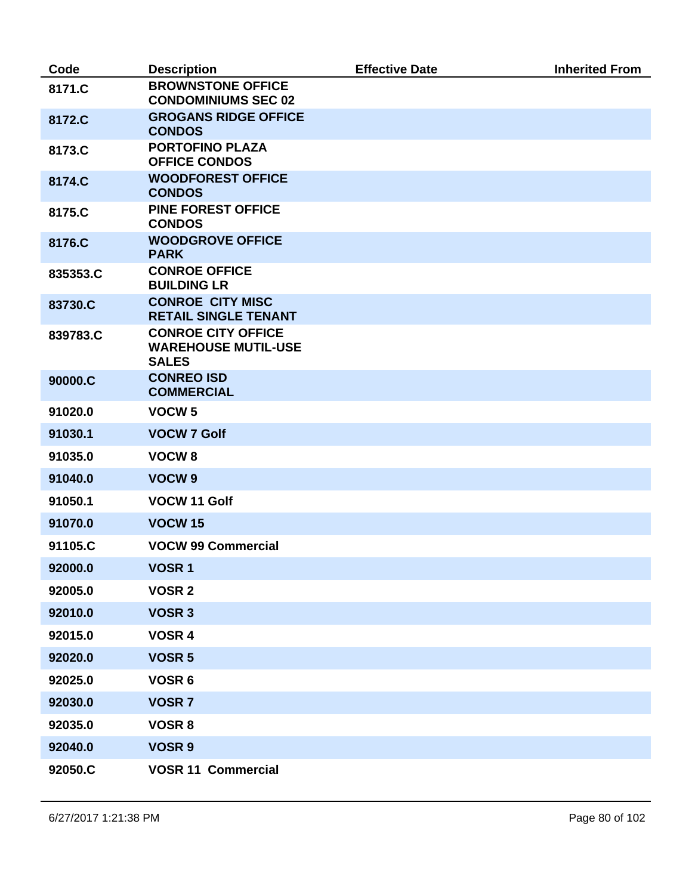| Code | Description | Effective Date | Inherited From |
|---|---|---|---|
| 8171.C | BROWNSTONE OFFICE CONDOMINIUMS SEC 02 | | |
| 8172.C | GROGANS RIDGE OFFICE CONDOS | | |
| 8173.C | PORTOFINO PLAZA OFFICE CONDOS | | |
| 8174.C | WOODFOREST OFFICE CONDOS | | |
| 8175.C | PINE FOREST OFFICE CONDOS | | |
| 8176.C | WOODGROVE OFFICE PARK | | |
| 835353.C | CONROE OFFICE BUILDING LR | | |
| 83730.C | CONROE CITY MISC RETAIL SINGLE TENANT | | |
| 839783.C | CONROE CITY OFFICE WAREHOUSE MUTIL-USE SALES | | |
| 90000.C | CONREO ISD COMMERCIAL | | |
| 91020.0 | VOCW 5 | | |
| 91030.1 | VOCW 7 Golf | | |
| 91035.0 | VOCW 8 | | |
| 91040.0 | VOCW 9 | | |
| 91050.1 | VOCW 11 Golf | | |
| 91070.0 | VOCW 15 | | |
| 91105.C | VOCW 99 Commercial | | |
| 92000.0 | VOSR 1 | | |
| 92005.0 | VOSR 2 | | |
| 92010.0 | VOSR 3 | | |
| 92015.0 | VOSR 4 | | |
| 92020.0 | VOSR 5 | | |
| 92025.0 | VOSR 6 | | |
| 92030.0 | VOSR 7 | | |
| 92035.0 | VOSR 8 | | |
| 92040.0 | VOSR 9 | | |
| 92050.C | VOSR 11 Commercial | | |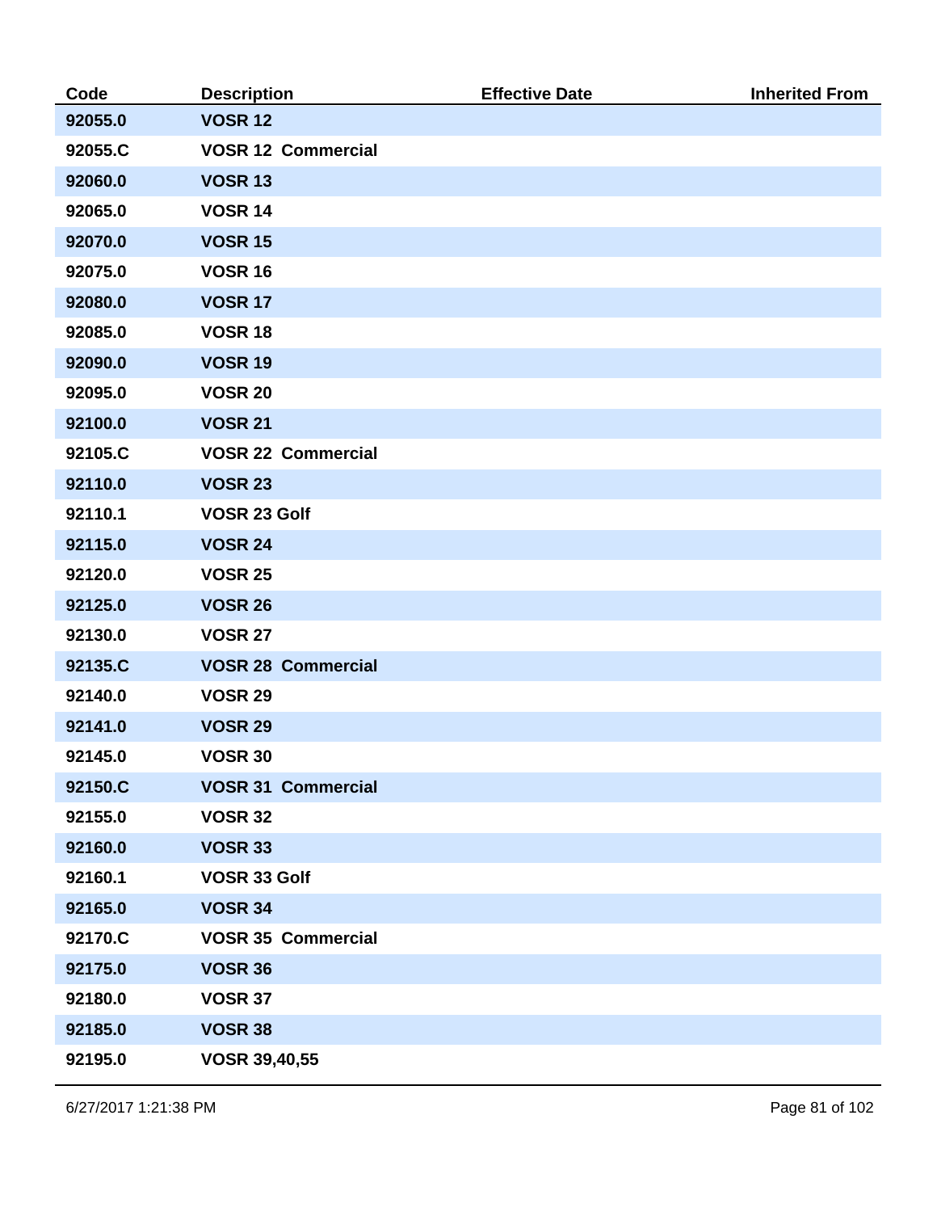| Code | Description | Effective Date | Inherited From |
| --- | --- | --- | --- |
| 92055.0 | VOSR 12 | | |
| 92055.C | VOSR 12  Commercial | | |
| 92060.0 | VOSR 13 | | |
| 92065.0 | VOSR 14 | | |
| 92070.0 | VOSR 15 | | |
| 92075.0 | VOSR 16 | | |
| 92080.0 | VOSR 17 | | |
| 92085.0 | VOSR 18 | | |
| 92090.0 | VOSR 19 | | |
| 92095.0 | VOSR 20 | | |
| 92100.0 | VOSR 21 | | |
| 92105.C | VOSR 22  Commercial | | |
| 92110.0 | VOSR 23 | | |
| 92110.1 | VOSR 23 Golf | | |
| 92115.0 | VOSR 24 | | |
| 92120.0 | VOSR 25 | | |
| 92125.0 | VOSR 26 | | |
| 92130.0 | VOSR 27 | | |
| 92135.C | VOSR 28  Commercial | | |
| 92140.0 | VOSR 29 | | |
| 92141.0 | VOSR 29 | | |
| 92145.0 | VOSR 30 | | |
| 92150.C | VOSR 31  Commercial | | |
| 92155.0 | VOSR 32 | | |
| 92160.0 | VOSR 33 | | |
| 92160.1 | VOSR 33 Golf | | |
| 92165.0 | VOSR 34 | | |
| 92170.C | VOSR 35  Commercial | | |
| 92175.0 | VOSR 36 | | |
| 92180.0 | VOSR 37 | | |
| 92185.0 | VOSR 38 | | |
| 92195.0 | VOSR 39,40,55 | | |

6/27/2017 1:21:38 PM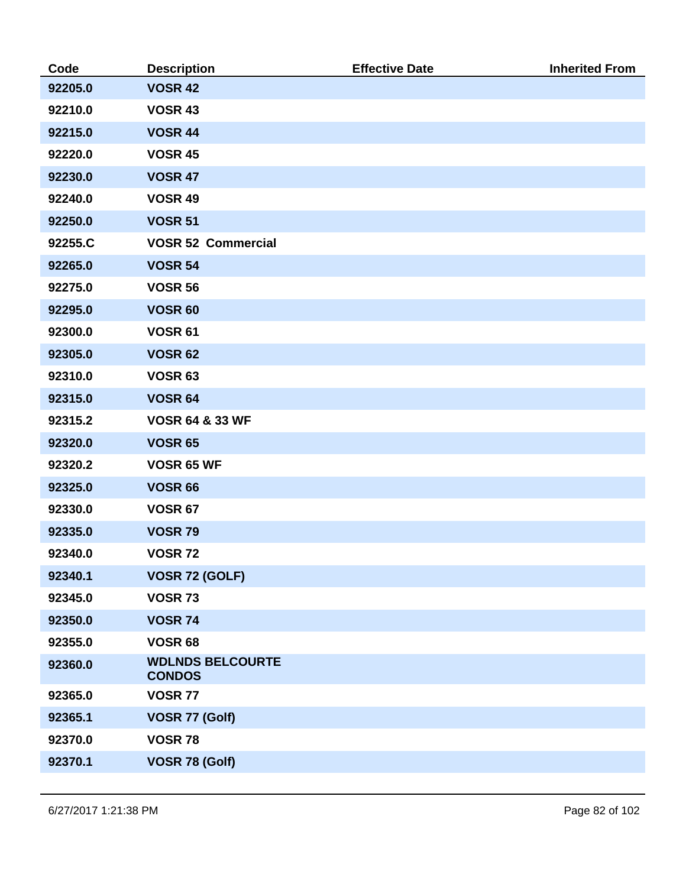| Code | Description | Effective Date | Inherited From |
|---|---|---|---|
| 92205.0 | VOSR 42 | | |
| 92210.0 | VOSR 43 | | |
| 92215.0 | VOSR 44 | | |
| 92220.0 | VOSR 45 | | |
| 92230.0 | VOSR 47 | | |
| 92240.0 | VOSR 49 | | |
| 92250.0 | VOSR 51 | | |
| 92255.C | VOSR 52 Commercial | | |
| 92265.0 | VOSR 54 | | |
| 92275.0 | VOSR 56 | | |
| 92295.0 | VOSR 60 | | |
| 92300.0 | VOSR 61 | | |
| 92305.0 | VOSR 62 | | |
| 92310.0 | VOSR 63 | | |
| 92315.0 | VOSR 64 | | |
| 92315.2 | VOSR 64 & 33 WF | | |
| 92320.0 | VOSR 65 | | |
| 92320.2 | VOSR 65 WF | | |
| 92325.0 | VOSR 66 | | |
| 92330.0 | VOSR 67 | | |
| 92335.0 | VOSR 79 | | |
| 92340.0 | VOSR 72 | | |
| 92340.1 | VOSR 72 (GOLF) | | |
| 92345.0 | VOSR 73 | | |
| 92350.0 | VOSR 74 | | |
| 92355.0 | VOSR 68 | | |
| 92360.0 | WDLNDS BELCOURTE CONDOS | | |
| 92365.0 | VOSR 77 | | |
| 92365.1 | VOSR 77 (Golf) | | |
| 92370.0 | VOSR 78 | | |
| 92370.1 | VOSR 78 (Golf) | | |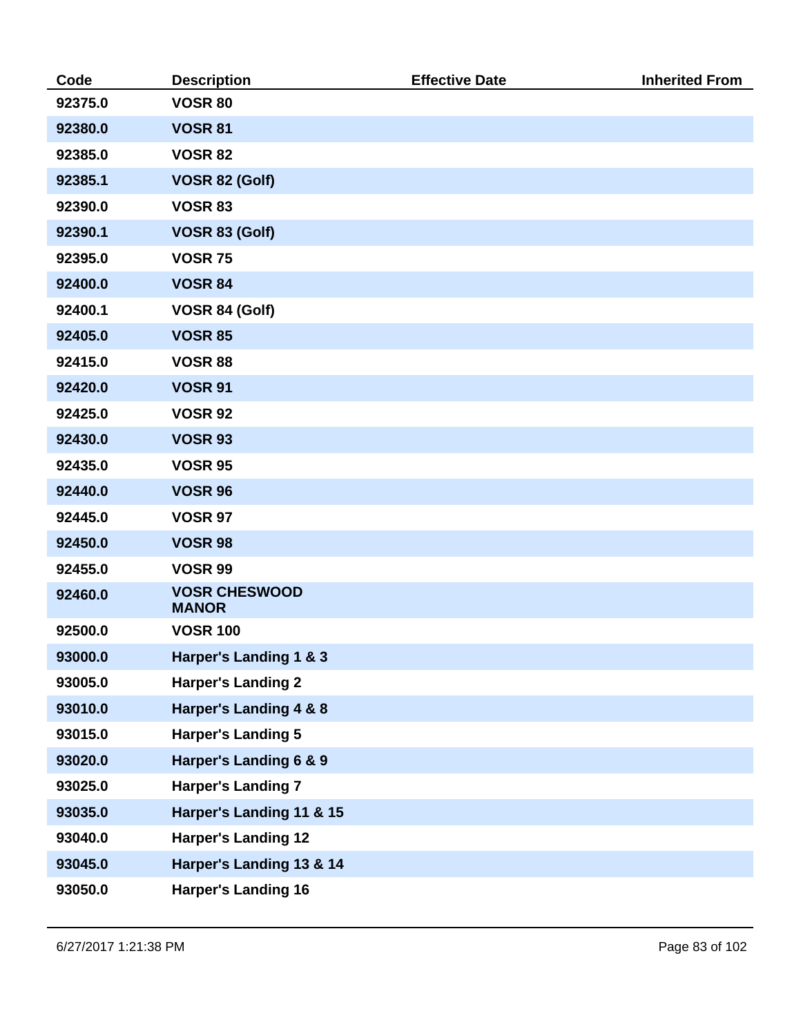| Code | Description | Effective Date | Inherited From |
| --- | --- | --- | --- |
| 92375.0 | **VOSR 80** | | |
| 92380.0 | **VOSR 81** | | |
| 92385.0 | **VOSR 82** | | |
| 92385.1 | **VOSR 82 (Golf)** | | |
| 92390.0 | **VOSR 83** | | |
| 92390.1 | **VOSR 83 (Golf)** | | |
| 92395.0 | **VOSR 75** | | |
| 92400.0 | **VOSR 84** | | |
| 92400.1 | **VOSR 84 (Golf)** | | |
| 92405.0 | **VOSR 85** | | |
| 92415.0 | **VOSR 88** | | |
| 92420.0 | **VOSR 91** | | |
| 92425.0 | **VOSR 92** | | |
| 92430.0 | **VOSR 93** | | |
| 92435.0 | **VOSR 95** | | |
| 92440.0 | **VOSR 96** | | |
| 92445.0 | **VOSR 97** | | |
| 92450.0 | **VOSR 98** | | |
| 92455.0 | **VOSR 99** | | |
| 92460.0 | **VOSR CHESWOOD MANOR** | | |
| 92500.0 | **VOSR 100** | | |
| 93000.0 | **Harper's Landing 1 & 3** | | |
| 93005.0 | **Harper's Landing 2** | | |
| 93010.0 | **Harper's Landing 4 & 8** | | |
| 93015.0 | **Harper's Landing 5** | | |
| 93020.0 | **Harper's Landing 6 & 9** | | |
| 93025.0 | **Harper's Landing 7** | | |
| 93035.0 | **Harper's Landing 11 & 15** | | |
| 93040.0 | **Harper's Landing 12** | | |
| 93045.0 | **Harper's Landing 13 & 14** | | |
| 93050.0 | **Harper's Landing 16** | | |

6/27/2017 1:21:38 PM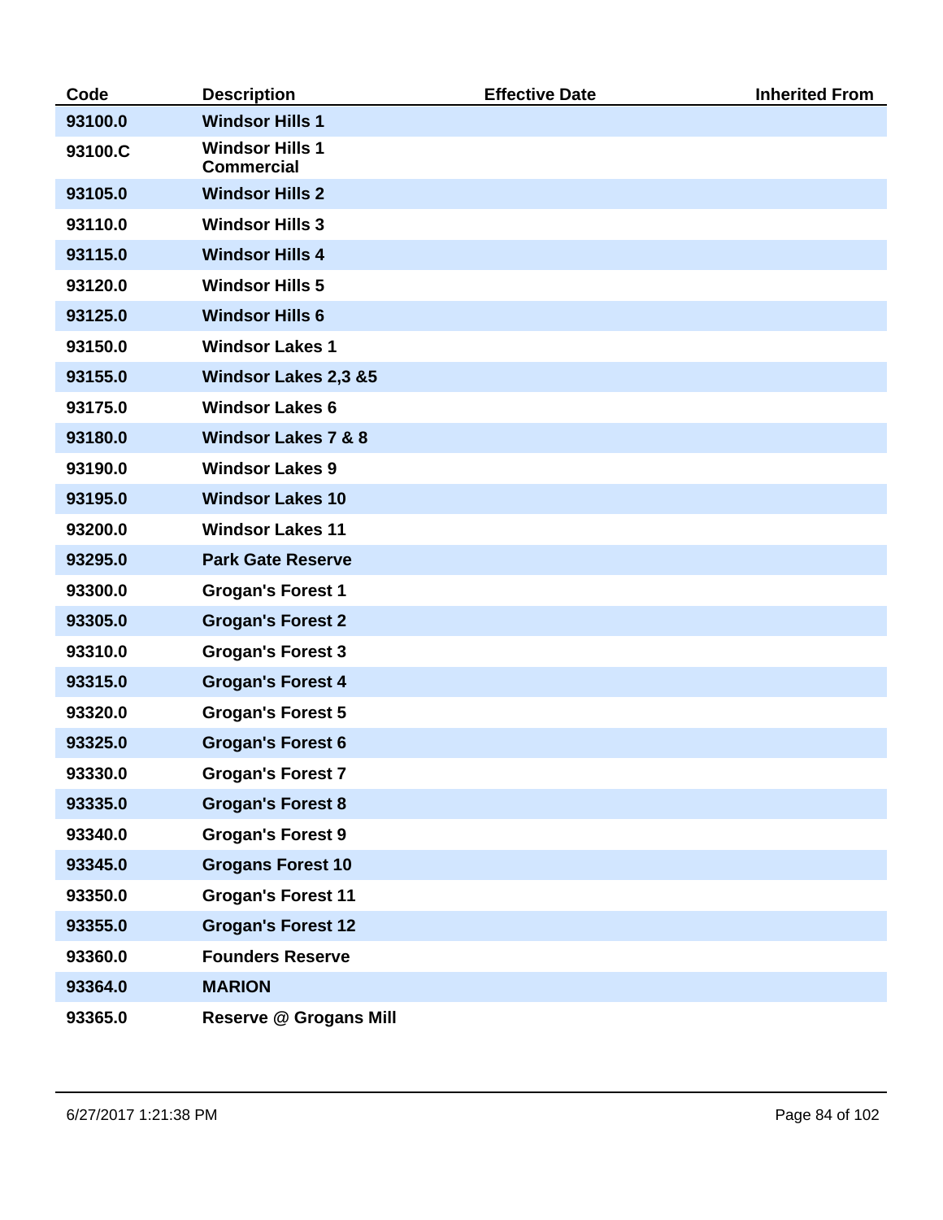| Code | Description | Effective Date | Inherited From |
|---|---|---|---|
| **93100.0** | **Windsor Hills 1** | | |
| **93100.C** | **Windsor Hills 1 Commercial** | | |
| **93105.0** | **Windsor Hills 2** | | |
| **93110.0** | **Windsor Hills 3** | | |
| **93115.0** | **Windsor Hills 4** | | |
| **93120.0** | **Windsor Hills 5** | | |
| **93125.0** | **Windsor Hills 6** | | |
| **93150.0** | **Windsor Lakes 1** | | |
| **93155.0** | **Windsor Lakes 2,3 &5** | | |
| **93175.0** | **Windsor Lakes 6** | | |
| **93180.0** | **Windsor Lakes 7 & 8** | | |
| **93190.0** | **Windsor Lakes 9** | | |
| **93195.0** | **Windsor Lakes 10** | | |
| **93200.0** | **Windsor Lakes 11** | | |
| **93295.0** | **Park Gate Reserve** | | |
| **93300.0** | **Grogan's Forest 1** | | |
| **93305.0** | **Grogan's Forest 2** | | |
| **93310.0** | **Grogan's Forest 3** | | |
| **93315.0** | **Grogan's Forest 4** | | |
| **93320.0** | **Grogan's Forest 5** | | |
| **93325.0** | **Grogan's Forest 6** | | |
| **93330.0** | **Grogan's Forest 7** | | |
| **93335.0** | **Grogan's Forest 8** | | |
| **93340.0** | **Grogan's Forest 9** | | |
| **93345.0** | **Grogans Forest 10** | | |
| **93350.0** | **Grogan's Forest 11** | | |
| **93355.0** | **Grogan's Forest 12** | | |
| **93360.0** | **Founders Reserve** | | |
| **93364.0** | **MARION** | | |
| **93365.0** | **Reserve @ Grogans Mill** | | |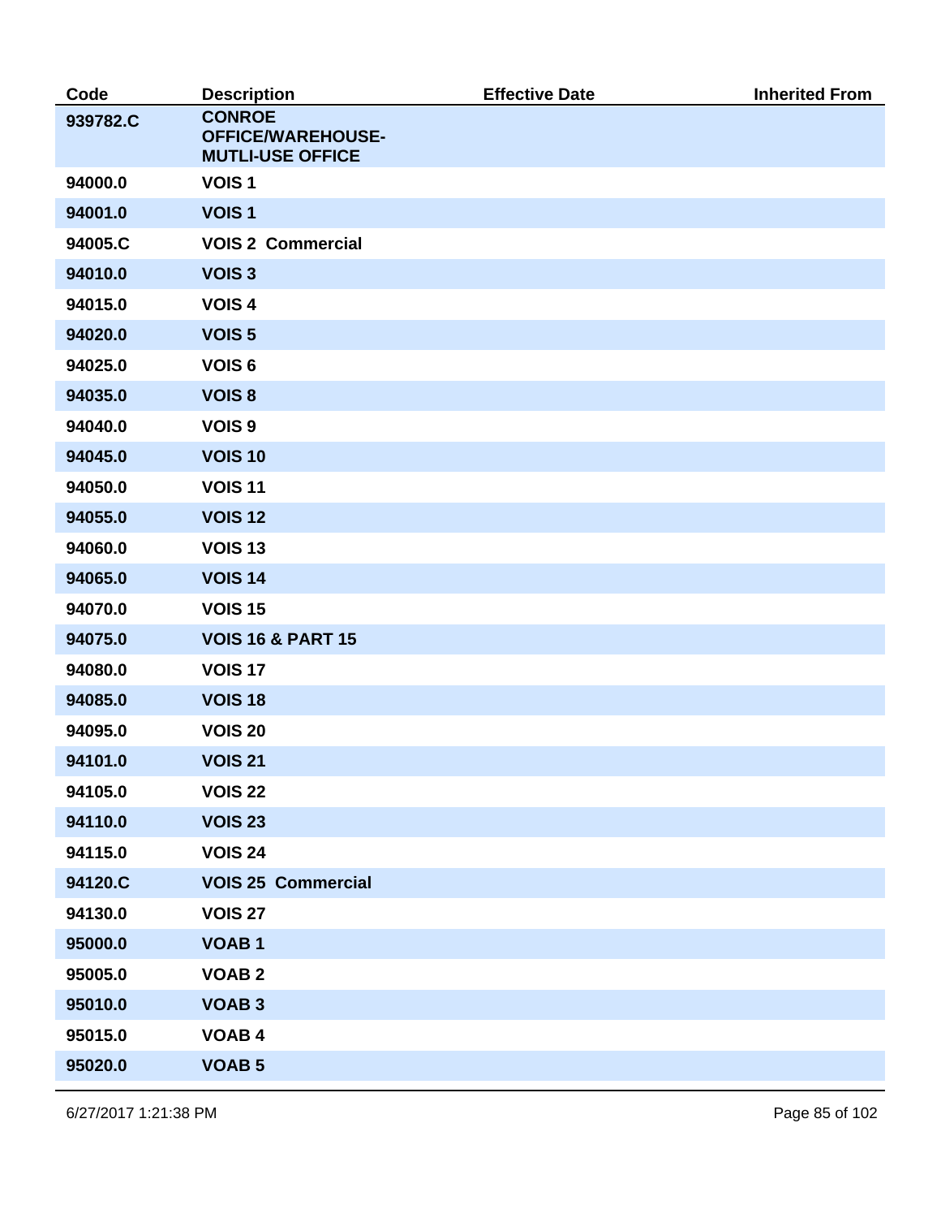| Code | Description | Effective Date | Inherited From |
|---|---|---|---|
| 939782.C | CONROE OFFICE/WAREHOUSE-MUTLI-USE OFFICE | | |
| 94000.0 | VOIS 1 | | |
| 94001.0 | VOIS 1 | | |
| 94005.C | VOIS 2  Commercial | | |
| 94010.0 | VOIS 3 | | |
| 94015.0 | VOIS 4 | | |
| 94020.0 | VOIS 5 | | |
| 94025.0 | VOIS 6 | | |
| 94035.0 | VOIS 8 | | |
| 94040.0 | VOIS 9 | | |
| 94045.0 | VOIS 10 | | |
| 94050.0 | VOIS 11 | | |
| 94055.0 | VOIS 12 | | |
| 94060.0 | VOIS 13 | | |
| 94065.0 | VOIS 14 | | |
| 94070.0 | VOIS 15 | | |
| 94075.0 | VOIS 16 & PART 15 | | |
| 94080.0 | VOIS 17 | | |
| 94085.0 | VOIS 18 | | |
| 94095.0 | VOIS 20 | | |
| 94101.0 | VOIS 21 | | |
| 94105.0 | VOIS 22 | | |
| 94110.0 | VOIS 23 | | |
| 94115.0 | VOIS 24 | | |
| 94120.C | VOIS 25  Commercial | | |
| 94130.0 | VOIS 27 | | |
| 95000.0 | VOAB 1 | | |
| 95005.0 | VOAB 2 | | |
| 95010.0 | VOAB 3 | | |
| 95015.0 | VOAB 4 | | |
| 95020.0 | VOAB 5 | | |

6/27/2017 1:21:38 PM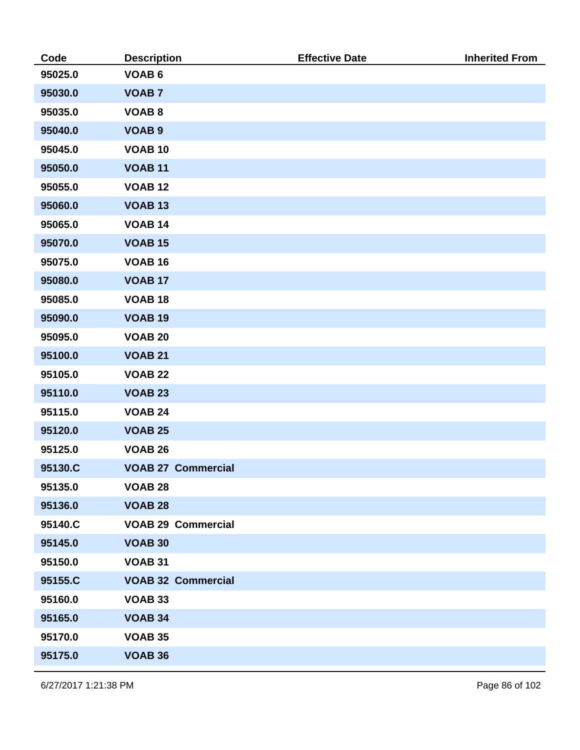| Code | Description | Effective Date | Inherited From |
|---|---|---|---|
| 95025.0 | VOAB 6 | | |
| 95030.0 | VOAB 7 | | |
| 95035.0 | VOAB 8 | | |
| 95040.0 | VOAB 9 | | |
| 95045.0 | VOAB 10 | | |
| 95050.0 | VOAB 11 | | |
| 95055.0 | VOAB 12 | | |
| 95060.0 | VOAB 13 | | |
| 95065.0 | VOAB 14 | | |
| 95070.0 | VOAB 15 | | |
| 95075.0 | VOAB 16 | | |
| 95080.0 | VOAB 17 | | |
| 95085.0 | VOAB 18 | | |
| 95090.0 | VOAB 19 | | |
| 95095.0 | VOAB 20 | | |
| 95100.0 | VOAB 21 | | |
| 95105.0 | VOAB 22 | | |
| 95110.0 | VOAB 23 | | |
| 95115.0 | VOAB 24 | | |
| 95120.0 | VOAB 25 | | |
| 95125.0 | VOAB 26 | | |
| 95130.C | VOAB 27 Commercial | | |
| 95135.0 | VOAB 28 | | |
| 95136.0 | VOAB 28 | | |
| 95140.C | VOAB 29 Commercial | | |
| 95145.0 | VOAB 30 | | |
| 95150.0 | VOAB 31 | | |
| 95155.C | VOAB 32 Commercial | | |
| 95160.0 | VOAB 33 | | |
| 95165.0 | VOAB 34 | | |
| 95170.0 | VOAB 35 | | |
| 95175.0 | VOAB 36 | | |

6/27/2017 1:21:38 PM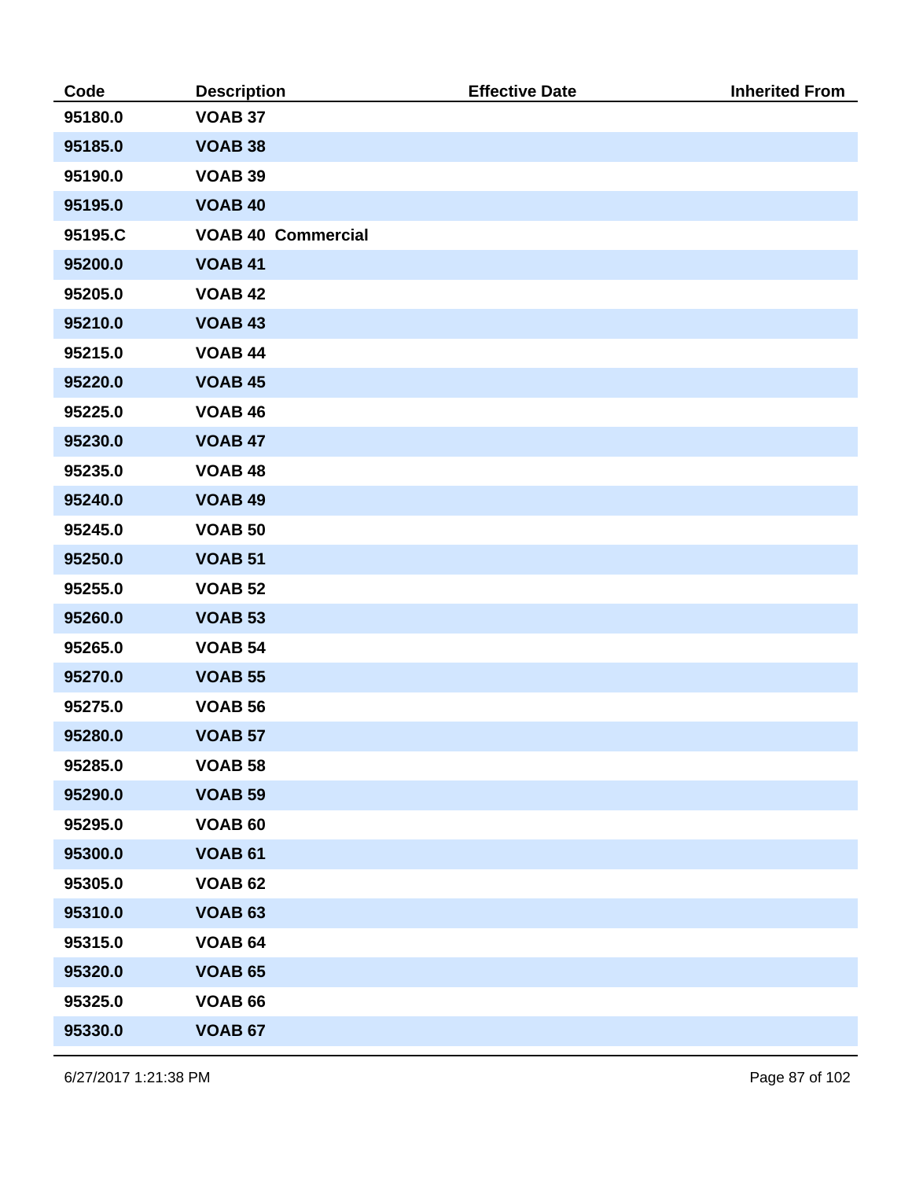| Code | Description | Effective Date | Inherited From |
| --- | --- | --- | --- |
| 95180.0 | VOAB 37 | | |
| 95185.0 | VOAB 38 | | |
| 95190.0 | VOAB 39 | | |
| 95195.0 | VOAB 40 | | |
| 95195.C | VOAB 40 Commercial | | |
| 95200.0 | VOAB 41 | | |
| 95205.0 | VOAB 42 | | |
| 95210.0 | VOAB 43 | | |
| 95215.0 | VOAB 44 | | |
| 95220.0 | VOAB 45 | | |
| 95225.0 | VOAB 46 | | |
| 95230.0 | VOAB 47 | | |
| 95235.0 | VOAB 48 | | |
| 95240.0 | VOAB 49 | | |
| 95245.0 | VOAB 50 | | |
| 95250.0 | VOAB 51 | | |
| 95255.0 | VOAB 52 | | |
| 95260.0 | VOAB 53 | | |
| 95265.0 | VOAB 54 | | |
| 95270.0 | VOAB 55 | | |
| 95275.0 | VOAB 56 | | |
| 95280.0 | VOAB 57 | | |
| 95285.0 | VOAB 58 | | |
| 95290.0 | VOAB 59 | | |
| 95295.0 | VOAB 60 | | |
| 95300.0 | VOAB 61 | | |
| 95305.0 | VOAB 62 | | |
| 95310.0 | VOAB 63 | | |
| 95315.0 | VOAB 64 | | |
| 95320.0 | VOAB 65 | | |
| 95325.0 | VOAB 66 | | |
| 95330.0 | VOAB 67 | | |

6/27/2017 1:21:38 PM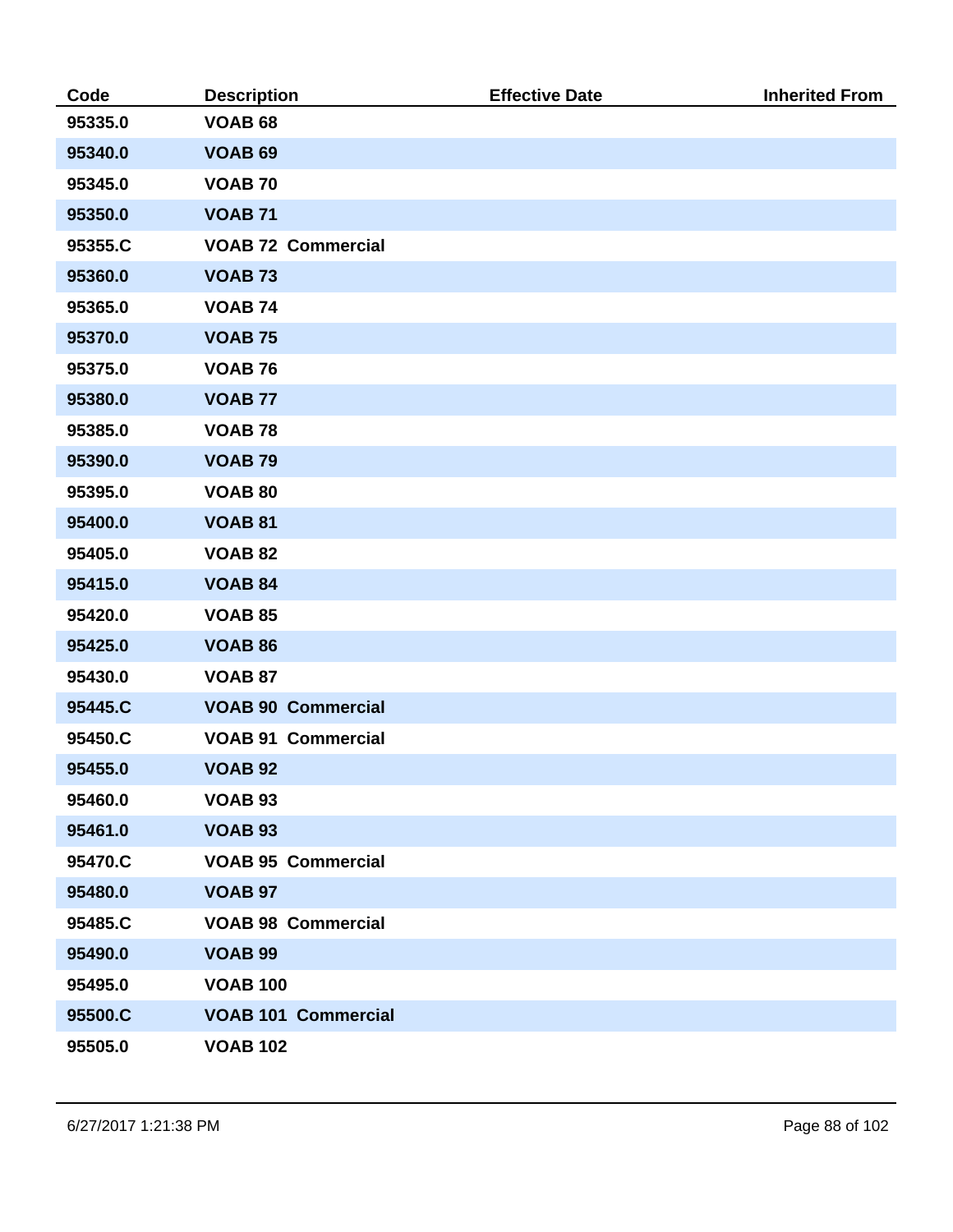| Code | Description | Effective Date | Inherited From |
|---|---|---|---|
| **95335.0** | **VOAB 68** | | |
| **95340.0** | **VOAB 69** | | |
| **95345.0** | **VOAB 70** | | |
| **95350.0** | **VOAB 71** | | |
| **95355.C** | **VOAB 72 Commercial** | | |
| **95360.0** | **VOAB 73** | | |
| **95365.0** | **VOAB 74** | | |
| **95370.0** | **VOAB 75** | | |
| **95375.0** | **VOAB 76** | | |
| **95380.0** | **VOAB 77** | | |
| **95385.0** | **VOAB 78** | | |
| **95390.0** | **VOAB 79** | | |
| **95395.0** | **VOAB 80** | | |
| **95400.0** | **VOAB 81** | | |
| **95405.0** | **VOAB 82** | | |
| **95415.0** | **VOAB 84** | | |
| **95420.0** | **VOAB 85** | | |
| **95425.0** | **VOAB 86** | | |
| **95430.0** | **VOAB 87** | | |
| **95445.C** | **VOAB 90 Commercial** | | |
| **95450.C** | **VOAB 91 Commercial** | | |
| **95455.0** | **VOAB 92** | | |
| **95460.0** | **VOAB 93** | | |
| **95461.0** | **VOAB 93** | | |
| **95470.C** | **VOAB 95 Commercial** | | |
| **95480.0** | **VOAB 97** | | |
| **95485.C** | **VOAB 98 Commercial** | | |
| **95490.0** | **VOAB 99** | | |
| **95495.0** | **VOAB 100** | | |
| **95500.C** | **VOAB 101 Commercial** | | |
| **95505.0** | **VOAB 102** | | |

6/27/2017 1:21:38 PM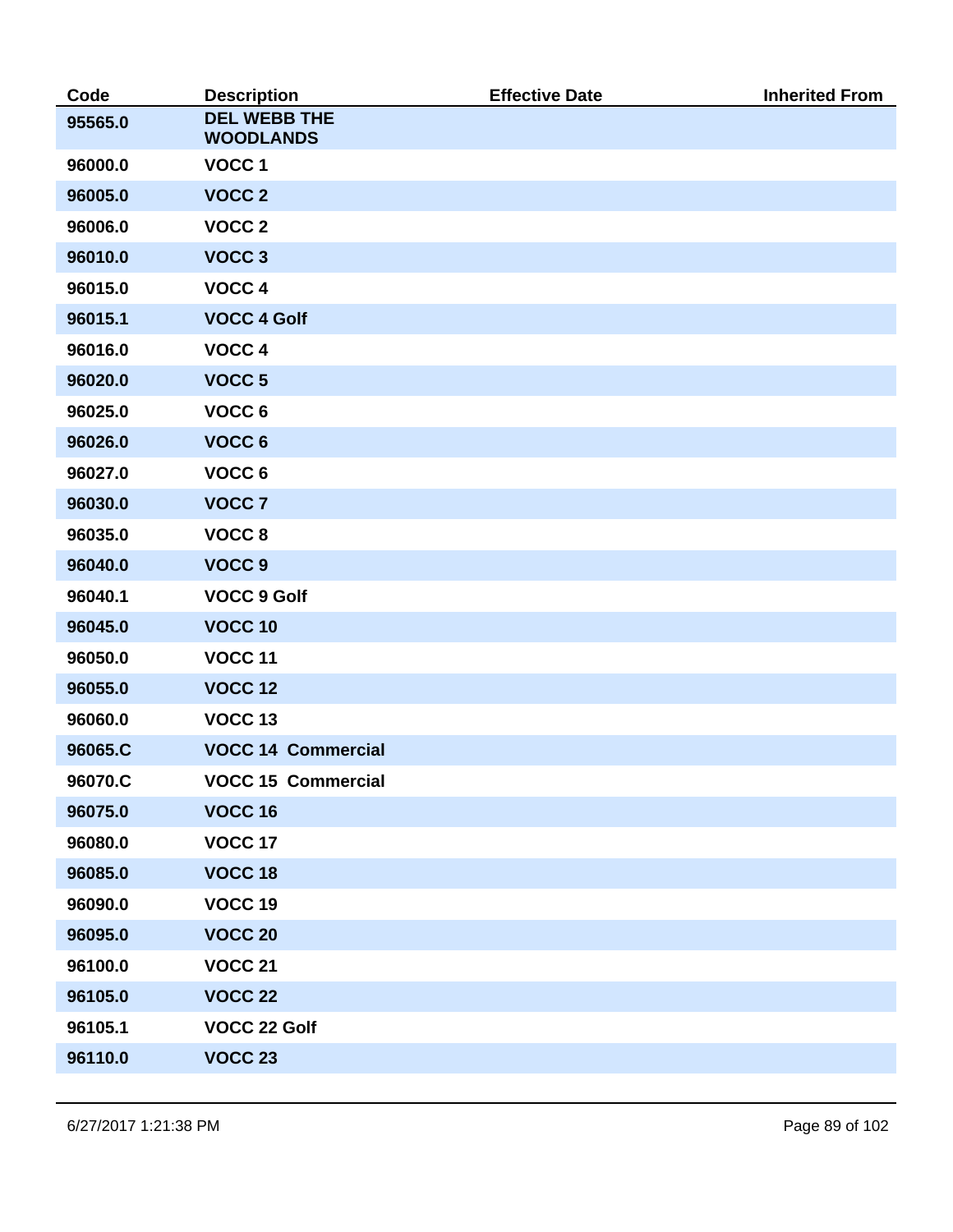| Code | Description | Effective Date | Inherited From |
|---|---|---|---|
| 95565.0 | DEL WEBB THE WOODLANDS | | |
| 96000.0 | VOCC 1 | | |
| 96005.0 | VOCC 2 | | |
| 96006.0 | VOCC 2 | | |
| 96010.0 | VOCC 3 | | |
| 96015.0 | VOCC 4 | | |
| 96015.1 | VOCC 4 Golf | | |
| 96016.0 | VOCC 4 | | |
| 96020.0 | VOCC 5 | | |
| 96025.0 | VOCC 6 | | |
| 96026.0 | VOCC 6 | | |
| 96027.0 | VOCC 6 | | |
| 96030.0 | VOCC 7 | | |
| 96035.0 | VOCC 8 | | |
| 96040.0 | VOCC 9 | | |
| 96040.1 | VOCC 9 Golf | | |
| 96045.0 | VOCC 10 | | |
| 96050.0 | VOCC 11 | | |
| 96055.0 | VOCC 12 | | |
| 96060.0 | VOCC 13 | | |
| 96065.C | VOCC 14 Commercial | | |
| 96070.C | VOCC 15 Commercial | | |
| 96075.0 | VOCC 16 | | |
| 96080.0 | VOCC 17 | | |
| 96085.0 | VOCC 18 | | |
| 96090.0 | VOCC 19 | | |
| 96095.0 | VOCC 20 | | |
| 96100.0 | VOCC 21 | | |
| 96105.0 | VOCC 22 | | |
| 96105.1 | VOCC 22 Golf | | |
| 96110.0 | VOCC 23 | | |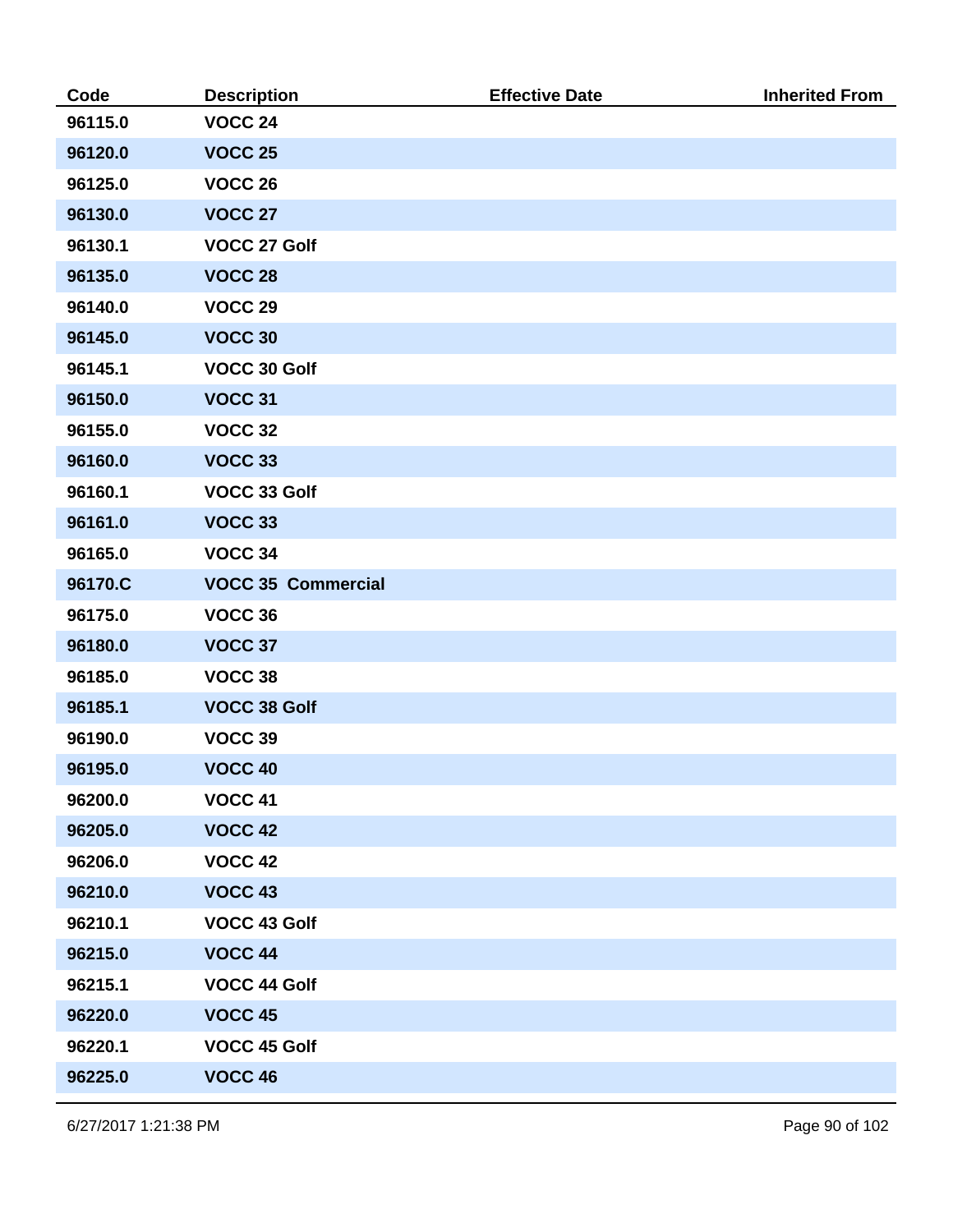| Code | Description | Effective Date | Inherited From |
|---|---|---|---|
| 96115.0 | VOCC 24 | | |
| 96120.0 | VOCC 25 | | |
| 96125.0 | VOCC 26 | | |
| 96130.0 | VOCC 27 | | |
| 96130.1 | VOCC 27 Golf | | |
| 96135.0 | VOCC 28 | | |
| 96140.0 | VOCC 29 | | |
| 96145.0 | VOCC 30 | | |
| 96145.1 | VOCC 30 Golf | | |
| 96150.0 | VOCC 31 | | |
| 96155.0 | VOCC 32 | | |
| 96160.0 | VOCC 33 | | |
| 96160.1 | VOCC 33 Golf | | |
| 96161.0 | VOCC 33 | | |
| 96165.0 | VOCC 34 | | |
| 96170.C | VOCC 35 Commercial | | |
| 96175.0 | VOCC 36 | | |
| 96180.0 | VOCC 37 | | |
| 96185.0 | VOCC 38 | | |
| 96185.1 | VOCC 38 Golf | | |
| 96190.0 | VOCC 39 | | |
| 96195.0 | VOCC 40 | | |
| 96200.0 | VOCC 41 | | |
| 96205.0 | VOCC 42 | | |
| 96206.0 | VOCC 42 | | |
| 96210.0 | VOCC 43 | | |
| 96210.1 | VOCC 43 Golf | | |
| 96215.0 | VOCC 44 | | |
| 96215.1 | VOCC 44 Golf | | |
| 96220.0 | VOCC 45 | | |
| 96220.1 | VOCC 45 Golf | | |
| 96225.0 | VOCC 46 | | |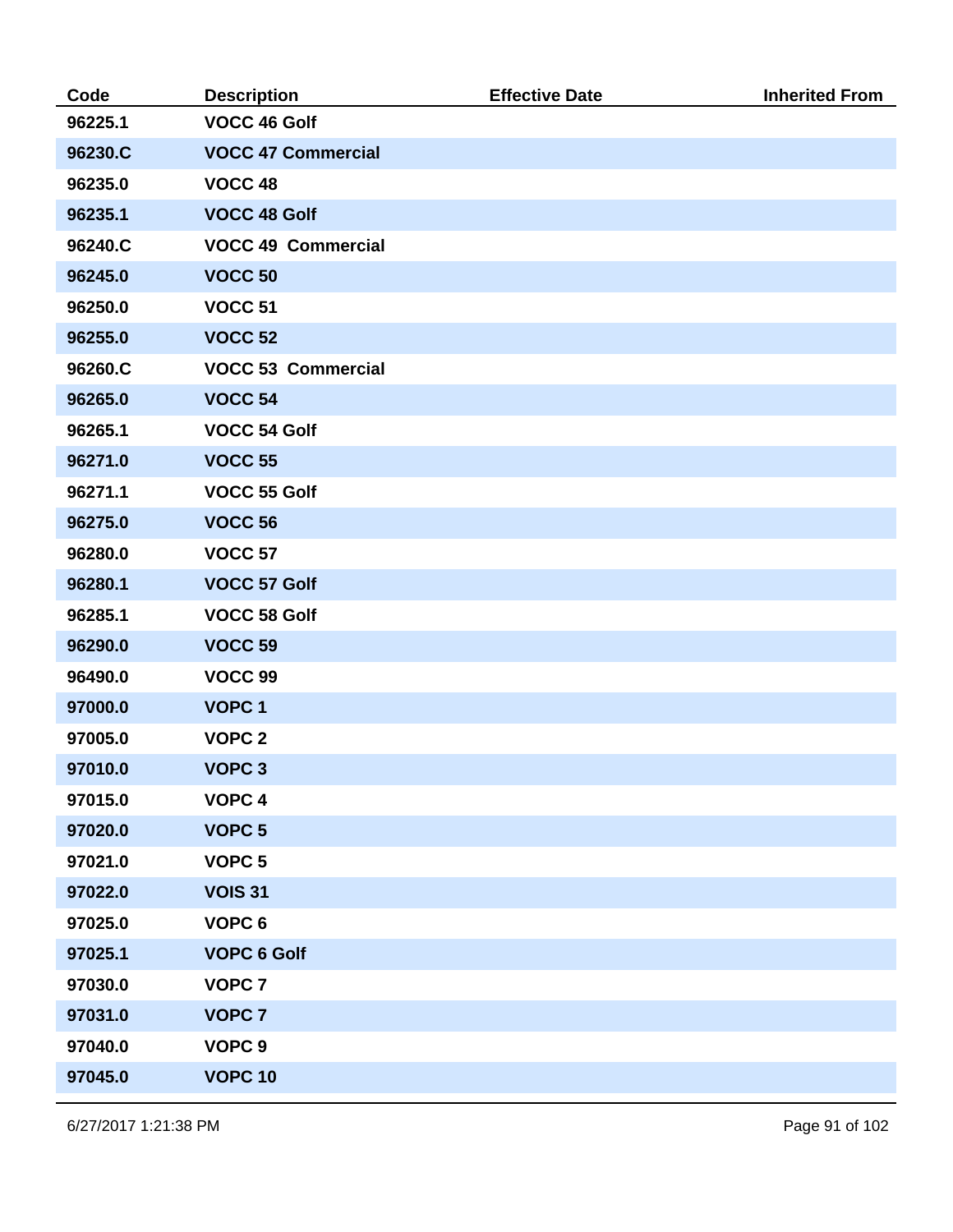| Code | Description | Effective Date | Inherited From |
|---|---|---|---|
| 96225.1 | VOCC 46 Golf | | |
| 96230.C | VOCC 47 Commercial | | |
| 96235.0 | VOCC 48 | | |
| 96235.1 | VOCC 48 Golf | | |
| 96240.C | VOCC 49  Commercial | | |
| 96245.0 | VOCC 50 | | |
| 96250.0 | VOCC 51 | | |
| 96255.0 | VOCC 52 | | |
| 96260.C | VOCC 53  Commercial | | |
| 96265.0 | VOCC 54 | | |
| 96265.1 | VOCC 54 Golf | | |
| 96271.0 | VOCC 55 | | |
| 96271.1 | VOCC 55 Golf | | |
| 96275.0 | VOCC 56 | | |
| 96280.0 | VOCC 57 | | |
| 96280.1 | VOCC 57 Golf | | |
| 96285.1 | VOCC 58 Golf | | |
| 96290.0 | VOCC 59 | | |
| 96490.0 | VOCC 99 | | |
| 97000.0 | VOPC 1 | | |
| 97005.0 | VOPC 2 | | |
| 97010.0 | VOPC 3 | | |
| 97015.0 | VOPC 4 | | |
| 97020.0 | VOPC 5 | | |
| 97021.0 | VOPC 5 | | |
| 97022.0 | VOIS 31 | | |
| 97025.0 | VOPC 6 | | |
| 97025.1 | VOPC 6 Golf | | |
| 97030.0 | VOPC 7 | | |
| 97031.0 | VOPC 7 | | |
| 97040.0 | VOPC 9 | | |
| 97045.0 | VOPC 10 | | |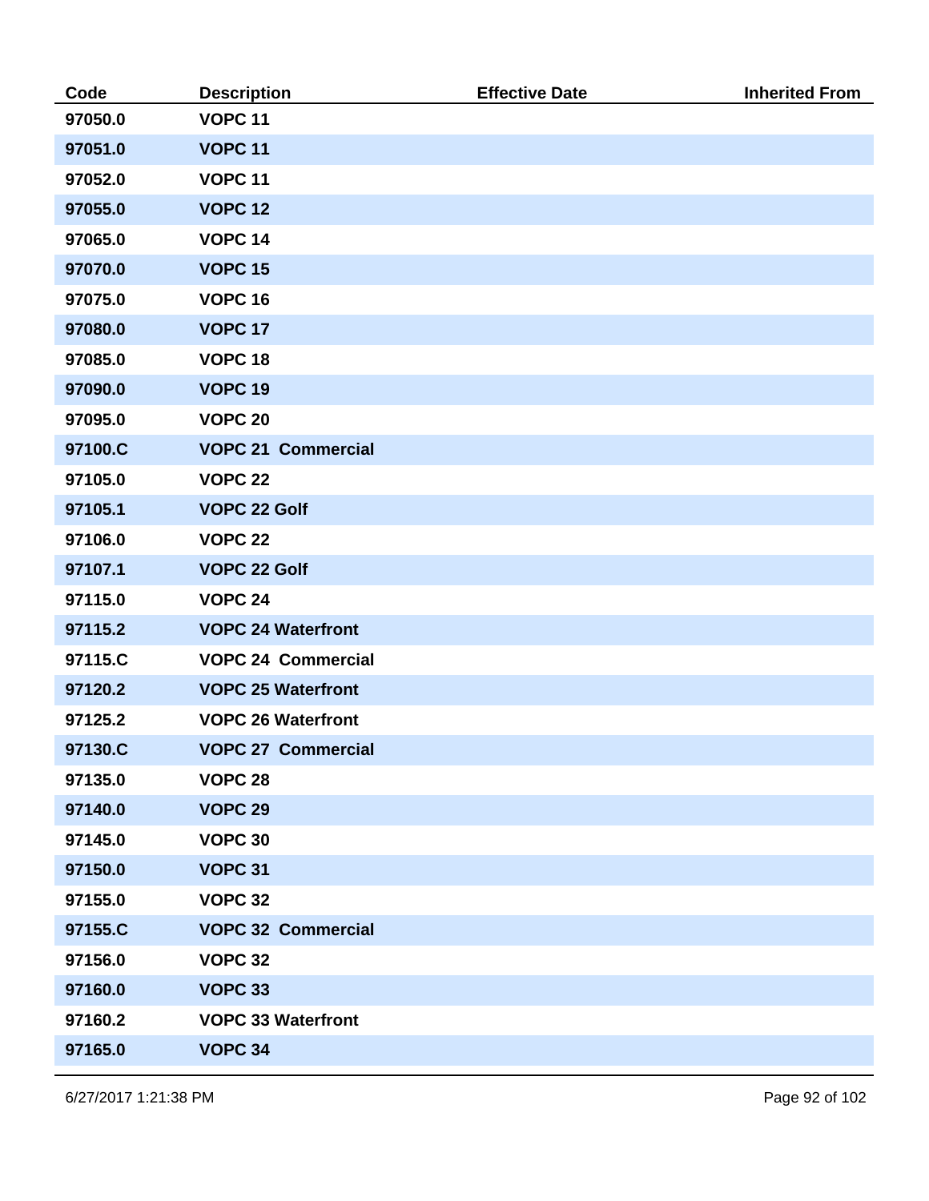| Code | Description | Effective Date | Inherited From |
|---|---|---|---|
| 97050.0 | VOPC 11 | | |
| 97051.0 | VOPC 11 | | |
| 97052.0 | VOPC 11 | | |
| 97055.0 | VOPC 12 | | |
| 97065.0 | VOPC 14 | | |
| 97070.0 | VOPC 15 | | |
| 97075.0 | VOPC 16 | | |
| 97080.0 | VOPC 17 | | |
| 97085.0 | VOPC 18 | | |
| 97090.0 | VOPC 19 | | |
| 97095.0 | VOPC 20 | | |
| 97100.C | VOPC 21  Commercial | | |
| 97105.0 | VOPC 22 | | |
| 97105.1 | VOPC 22 Golf | | |
| 97106.0 | VOPC 22 | | |
| 97107.1 | VOPC 22 Golf | | |
| 97115.0 | VOPC 24 | | |
| 97115.2 | VOPC 24 Waterfront | | |
| 97115.C | VOPC 24  Commercial | | |
| 97120.2 | VOPC 25 Waterfront | | |
| 97125.2 | VOPC 26 Waterfront | | |
| 97130.C | VOPC 27  Commercial | | |
| 97135.0 | VOPC 28 | | |
| 97140.0 | VOPC 29 | | |
| 97145.0 | VOPC 30 | | |
| 97150.0 | VOPC 31 | | |
| 97155.0 | VOPC 32 | | |
| 97155.C | VOPC 32  Commercial | | |
| 97156.0 | VOPC 32 | | |
| 97160.0 | VOPC 33 | | |
| 97160.2 | VOPC 33 Waterfront | | |
| 97165.0 | VOPC 34 | | |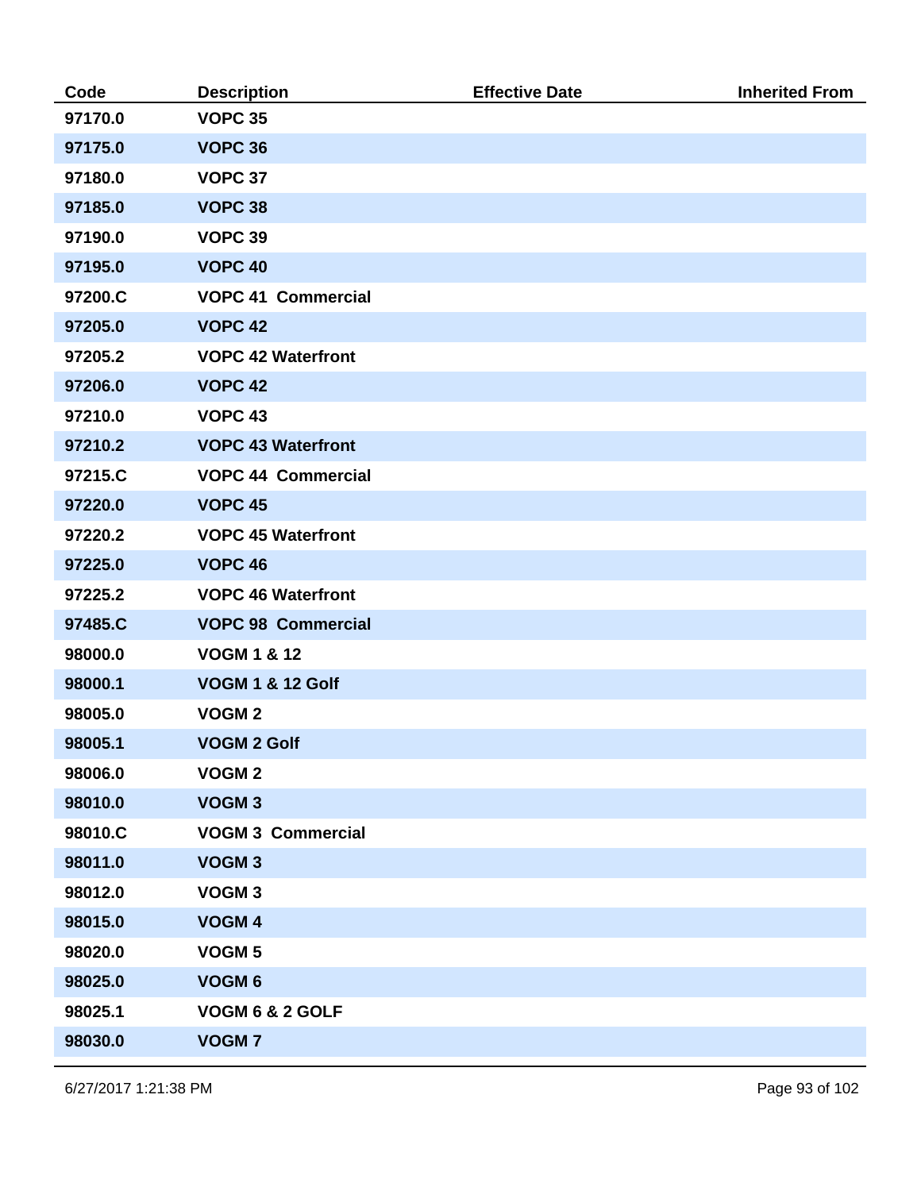| Code | Description | Effective Date | Inherited From |
| --- | --- | --- | --- |
| 97170.0 | VOPC 35 | | |
| 97175.0 | VOPC 36 | | |
| 97180.0 | VOPC 37 | | |
| 97185.0 | VOPC 38 | | |
| 97190.0 | VOPC 39 | | |
| 97195.0 | VOPC 40 | | |
| 97200.C | VOPC 41 Commercial | | |
| 97205.0 | VOPC 42 | | |
| 97205.2 | VOPC 42 Waterfront | | |
| 97206.0 | VOPC 42 | | |
| 97210.0 | VOPC 43 | | |
| 97210.2 | VOPC 43 Waterfront | | |
| 97215.C | VOPC 44 Commercial | | |
| 97220.0 | VOPC 45 | | |
| 97220.2 | VOPC 45 Waterfront | | |
| 97225.0 | VOPC 46 | | |
| 97225.2 | VOPC 46 Waterfront | | |
| 97485.C | VOPC 98 Commercial | | |
| 98000.0 | VOGM 1 & 12 | | |
| 98000.1 | VOGM 1 & 12 Golf | | |
| 98005.0 | VOGM 2 | | |
| 98005.1 | VOGM 2 Golf | | |
| 98006.0 | VOGM 2 | | |
| 98010.0 | VOGM 3 | | |
| 98010.C | VOGM 3 Commercial | | |
| 98011.0 | VOGM 3 | | |
| 98012.0 | VOGM 3 | | |
| 98015.0 | VOGM 4 | | |
| 98020.0 | VOGM 5 | | |
| 98025.0 | VOGM 6 | | |
| 98025.1 | VOGM 6 & 2 GOLF | | |
| 98030.0 | VOGM 7 | | |

6/27/2017 1:21:38 PM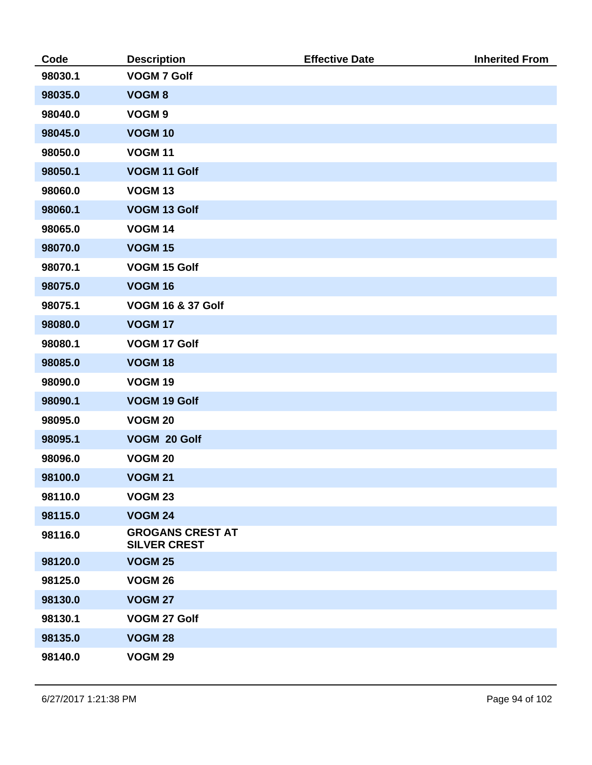| Code | Description | Effective Date | Inherited From |
|---|---|---|---|
| 98030.1 | VOGM 7 Golf | | |
| 98035.0 | VOGM 8 | | |
| 98040.0 | VOGM 9 | | |
| 98045.0 | VOGM 10 | | |
| 98050.0 | VOGM 11 | | |
| 98050.1 | VOGM 11 Golf | | |
| 98060.0 | VOGM 13 | | |
| 98060.1 | VOGM 13 Golf | | |
| 98065.0 | VOGM 14 | | |
| 98070.0 | VOGM 15 | | |
| 98070.1 | VOGM 15 Golf | | |
| 98075.0 | VOGM 16 | | |
| 98075.1 | VOGM 16 & 37 Golf | | |
| 98080.0 | VOGM 17 | | |
| 98080.1 | VOGM 17 Golf | | |
| 98085.0 | VOGM 18 | | |
| 98090.0 | VOGM 19 | | |
| 98090.1 | VOGM 19 Golf | | |
| 98095.0 | VOGM 20 | | |
| 98095.1 | VOGM 20 Golf | | |
| 98096.0 | VOGM 20 | | |
| 98100.0 | VOGM 21 | | |
| 98110.0 | VOGM 23 | | |
| 98115.0 | VOGM 24 | | |
| 98116.0 | GROGANS CREST AT SILVER CREST | | |
| 98120.0 | VOGM 25 | | |
| 98125.0 | VOGM 26 | | |
| 98130.0 | VOGM 27 | | |
| 98130.1 | VOGM 27 Golf | | |
| 98135.0 | VOGM 28 | | |
| 98140.0 | VOGM 29 | | |

6/27/2017 1:21:38 PM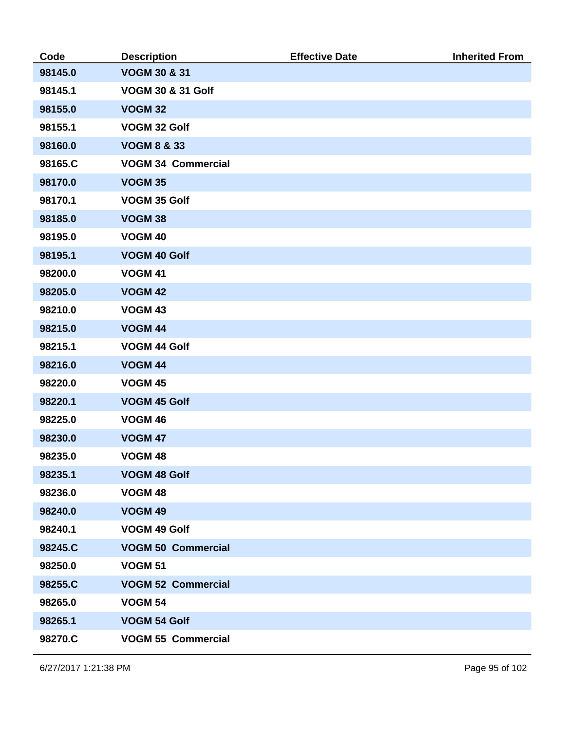| Code | Description | Effective Date | Inherited From |
|---|---|---|---|
| 98145.0 | VOGM 30 & 31 | | |
| 98145.1 | VOGM 30 & 31 Golf | | |
| 98155.0 | VOGM 32 | | |
| 98155.1 | VOGM 32 Golf | | |
| 98160.0 | VOGM 8 & 33 | | |
| 98165.C | VOGM 34 Commercial | | |
| 98170.0 | VOGM 35 | | |
| 98170.1 | VOGM 35 Golf | | |
| 98185.0 | VOGM 38 | | |
| 98195.0 | VOGM 40 | | |
| 98195.1 | VOGM 40 Golf | | |
| 98200.0 | VOGM 41 | | |
| 98205.0 | VOGM 42 | | |
| 98210.0 | VOGM 43 | | |
| 98215.0 | VOGM 44 | | |
| 98215.1 | VOGM 44 Golf | | |
| 98216.0 | VOGM 44 | | |
| 98220.0 | VOGM 45 | | |
| 98220.1 | VOGM 45 Golf | | |
| 98225.0 | VOGM 46 | | |
| 98230.0 | VOGM 47 | | |
| 98235.0 | VOGM 48 | | |
| 98235.1 | VOGM 48 Golf | | |
| 98236.0 | VOGM 48 | | |
| 98240.0 | VOGM 49 | | |
| 98240.1 | VOGM 49 Golf | | |
| 98245.C | VOGM 50 Commercial | | |
| 98250.0 | VOGM 51 | | |
| 98255.C | VOGM 52 Commercial | | |
| 98265.0 | VOGM 54 | | |
| 98265.1 | VOGM 54 Golf | | |
| 98270.C | VOGM 55 Commercial | | |

6/27/2017 1:21:38 PM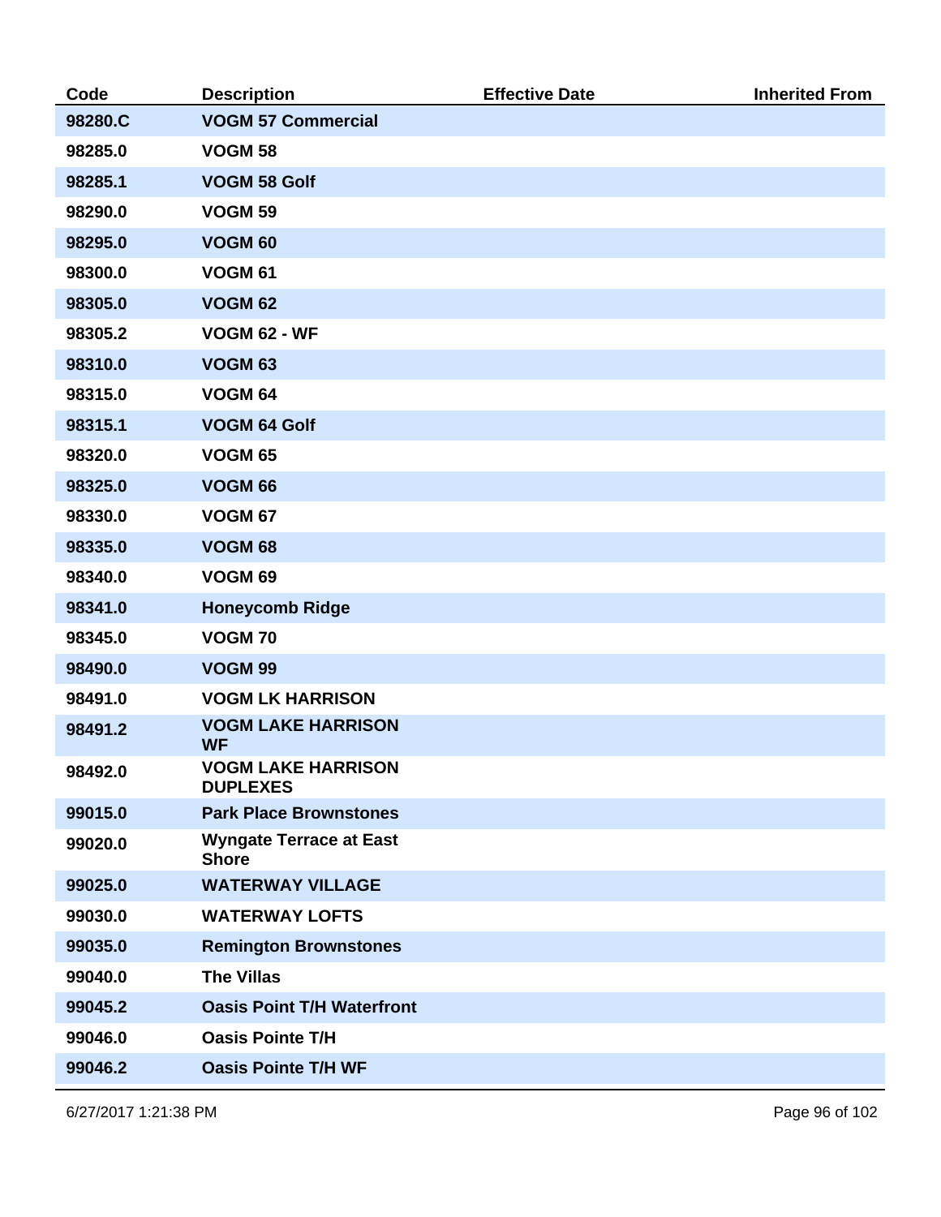| Code | Description | Effective Date | Inherited From |
| --- | --- | --- | --- |
| 98280.C | VOGM 57 Commercial | | |
| 98285.0 | VOGM 58 | | |
| 98285.1 | VOGM 58 Golf | | |
| 98290.0 | VOGM 59 | | |
| 98295.0 | VOGM 60 | | |
| 98300.0 | VOGM 61 | | |
| 98305.0 | VOGM 62 | | |
| 98305.2 | VOGM 62 - WF | | |
| 98310.0 | VOGM 63 | | |
| 98315.0 | VOGM 64 | | |
| 98315.1 | VOGM 64 Golf | | |
| 98320.0 | VOGM 65 | | |
| 98325.0 | VOGM 66 | | |
| 98330.0 | VOGM 67 | | |
| 98335.0 | VOGM 68 | | |
| 98340.0 | VOGM 69 | | |
| 98341.0 | Honeycomb Ridge | | |
| 98345.0 | VOGM 70 | | |
| 98490.0 | VOGM 99 | | |
| 98491.0 | VOGM LK HARRISON | | |
| 98491.2 | VOGM LAKE HARRISON WF | | |
| 98492.0 | VOGM LAKE HARRISON DUPLEXES | | |
| 99015.0 | Park Place Brownstones | | |
| 99020.0 | Wyngate Terrace at East Shore | | |
| 99025.0 | WATERWAY VILLAGE | | |
| 99030.0 | WATERWAY LOFTS | | |
| 99035.0 | Remington Brownstones | | |
| 99040.0 | The Villas | | |
| 99045.2 | Oasis Point T/H Waterfront | | |
| 99046.0 | Oasis Pointe T/H | | |
| 99046.2 | Oasis Pointe T/H WF | | |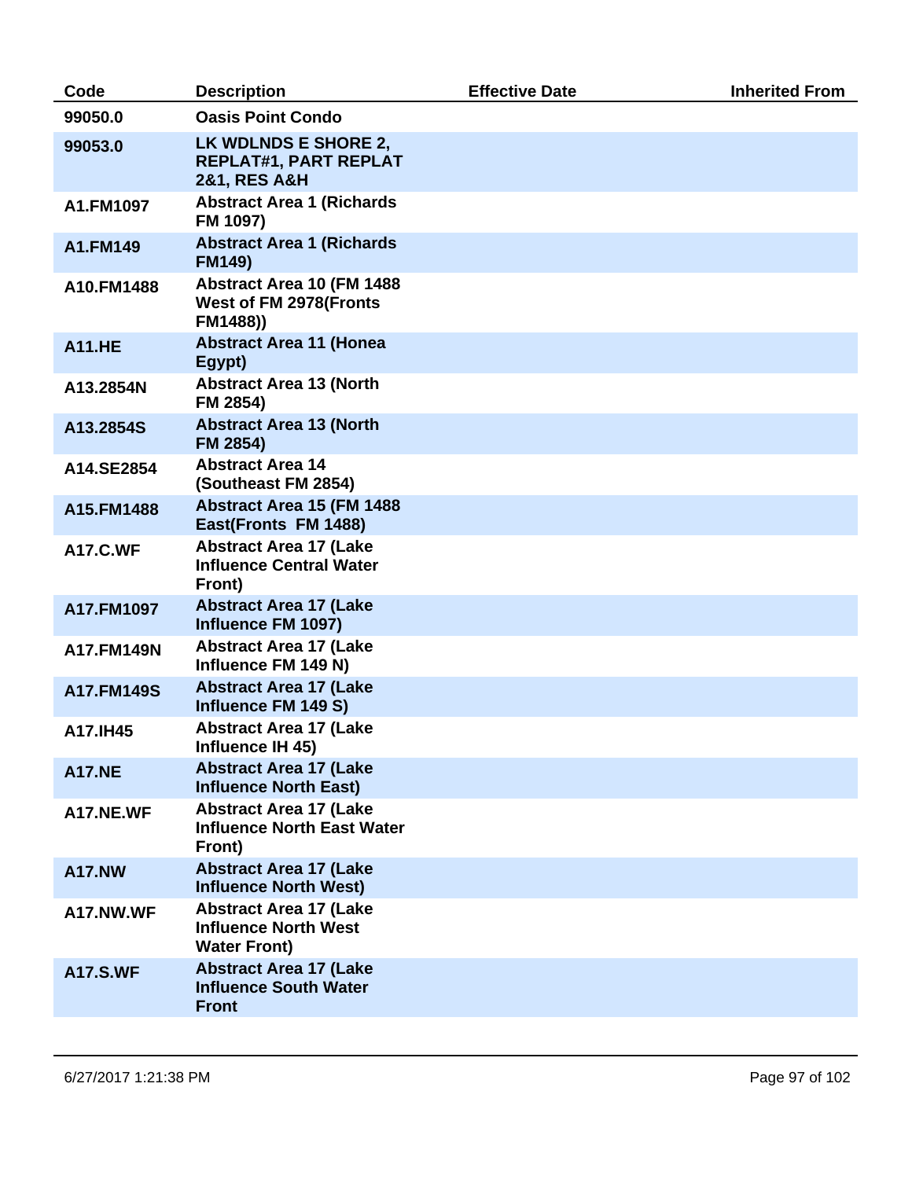| Code | Description | Effective Date | Inherited From |
|---|---|---|---|
| 99050.0 | Oasis Point Condo | | |
| 99053.0 | LK WDLNDS E SHORE 2, REPLAT#1, PART REPLAT 2&1, RES A&H | | |
| A1.FM1097 | Abstract Area 1 (Richards FM 1097) | | |
| A1.FM149 | Abstract Area 1 (Richards FM149) | | |
| A10.FM1488 | Abstract Area 10 (FM 1488 West of FM 2978(Fronts FM1488)) | | |
| A11.HE | Abstract Area 11 (Honea Egypt) | | |
| A13.2854N | Abstract Area 13 (North FM 2854) | | |
| A13.2854S | Abstract Area 13 (North FM 2854) | | |
| A14.SE2854 | Abstract Area 14 (Southeast FM 2854) | | |
| A15.FM1488 | Abstract Area 15 (FM 1488 East(Fronts FM 1488) | | |
| A17.C.WF | Abstract Area 17 (Lake Influence Central Water Front) | | |
| A17.FM1097 | Abstract Area 17 (Lake Influence FM 1097) | | |
| A17.FM149N | Abstract Area 17 (Lake Influence FM 149 N) | | |
| A17.FM149S | Abstract Area 17 (Lake Influence FM 149 S) | | |
| A17.IH45 | Abstract Area 17 (Lake Influence IH 45) | | |
| A17.NE | Abstract Area 17 (Lake Influence North East) | | |
| A17.NE.WF | Abstract Area 17 (Lake Influence North East Water Front) | | |
| A17.NW | Abstract Area 17 (Lake Influence North West) | | |
| A17.NW.WF | Abstract Area 17 (Lake Influence North West Water Front) | | |
| A17.S.WF | Abstract Area 17 (Lake Influence South Water Front | | |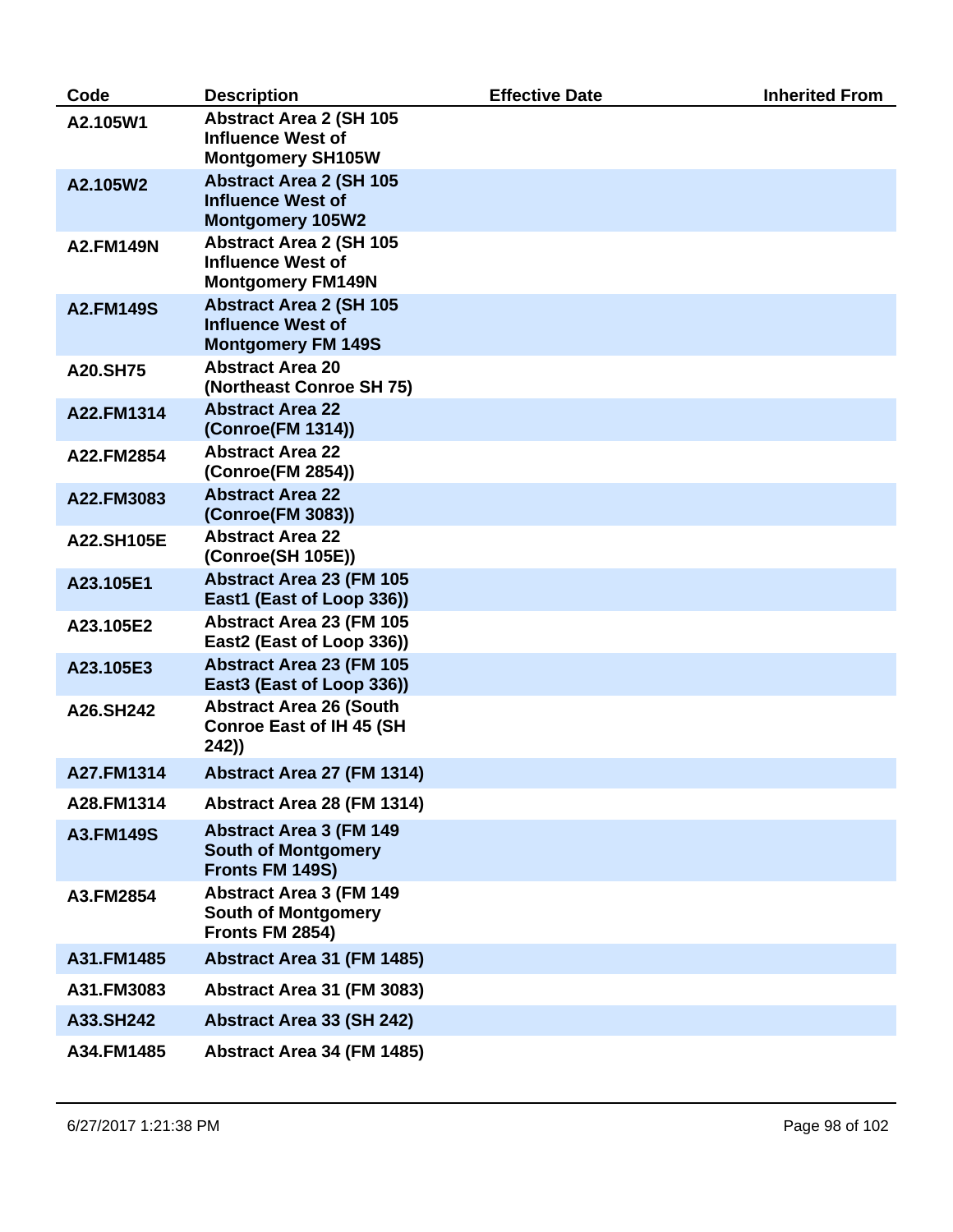| Code | Description | Effective Date | Inherited From |
| --- | --- | --- | --- |
| A2.105W1 | Abstract Area 2 (SH 105 Influence West of Montgomery SH105W | | |
| A2.105W2 | Abstract Area 2 (SH 105 Influence West of Montgomery 105W2 | | |
| A2.FM149N | Abstract Area 2 (SH 105 Influence West of Montgomery FM149N | | |
| A2.FM149S | Abstract Area 2 (SH 105 Influence West of Montgomery FM 149S | | |
| A20.SH75 | Abstract Area 20 (Northeast Conroe SH 75) | | |
| A22.FM1314 | Abstract Area 22 (Conroe(FM 1314)) | | |
| A22.FM2854 | Abstract Area 22 (Conroe(FM 2854)) | | |
| A22.FM3083 | Abstract Area 22 (Conroe(FM 3083)) | | |
| A22.SH105E | Abstract Area 22 (Conroe(SH 105E)) | | |
| A23.105E1 | Abstract Area 23 (FM 105 East1 (East of Loop 336)) | | |
| A23.105E2 | Abstract Area 23 (FM 105 East2 (East of Loop 336)) | | |
| A23.105E3 | Abstract Area 23 (FM 105 East3 (East of Loop 336)) | | |
| A26.SH242 | Abstract Area 26 (South Conroe East of IH 45 (SH 242)) | | |
| A27.FM1314 | Abstract Area 27 (FM 1314) | | |
| A28.FM1314 | Abstract Area 28 (FM 1314) | | |
| A3.FM149S | Abstract Area 3 (FM 149 South of Montgomery Fronts FM 149S) | | |
| A3.FM2854 | Abstract Area 3 (FM 149 South of Montgomery Fronts FM 2854) | | |
| A31.FM1485 | Abstract Area 31 (FM 1485) | | |
| A31.FM3083 | Abstract Area 31 (FM 3083) | | |
| A33.SH242 | Abstract Area 33 (SH 242) | | |
| A34.FM1485 | Abstract Area 34 (FM 1485) | | |

6/27/2017 1:21:38 PM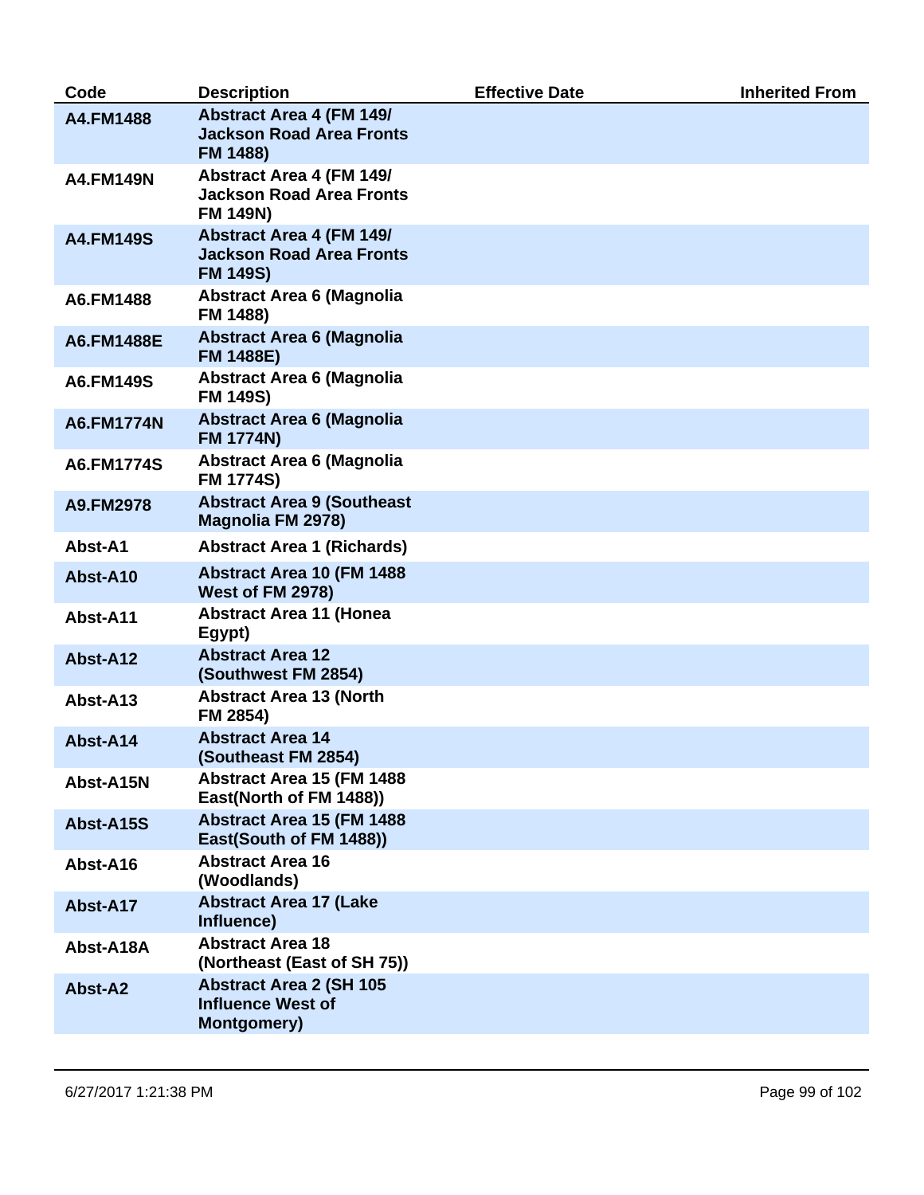| Code | Description | Effective Date | Inherited From |
|---|---|---|---|
| A4.FM1488 | Abstract Area 4 (FM 149/ Jackson Road Area Fronts FM 1488) | | |
| A4.FM149N | Abstract Area 4 (FM 149/ Jackson Road Area Fronts FM 149N) | | |
| A4.FM149S | Abstract Area 4 (FM 149/ Jackson Road Area Fronts FM 149S) | | |
| A6.FM1488 | Abstract Area 6 (Magnolia FM 1488) | | |
| A6.FM1488E | Abstract Area 6 (Magnolia FM 1488E) | | |
| A6.FM149S | Abstract Area 6 (Magnolia FM 149S) | | |
| A6.FM1774N | Abstract Area 6 (Magnolia FM 1774N) | | |
| A6.FM1774S | Abstract Area 6 (Magnolia FM 1774S) | | |
| A9.FM2978 | Abstract Area 9 (Southeast Magnolia FM 2978) | | |
| Abst-A1 | Abstract Area 1 (Richards) | | |
| Abst-A10 | Abstract Area 10 (FM 1488 West of FM 2978) | | |
| Abst-A11 | Abstract Area 11 (Honea Egypt) | | |
| Abst-A12 | Abstract Area 12 (Southwest FM 2854) | | |
| Abst-A13 | Abstract Area 13 (North FM 2854) | | |
| Abst-A14 | Abstract Area 14 (Southeast FM 2854) | | |
| Abst-A15N | Abstract Area 15 (FM 1488 East(North of FM 1488)) | | |
| Abst-A15S | Abstract Area 15 (FM 1488 East(South of FM 1488)) | | |
| Abst-A16 | Abstract Area 16 (Woodlands) | | |
| Abst-A17 | Abstract Area 17 (Lake Influence) | | |
| Abst-A18A | Abstract Area 18 (Northeast (East of SH 75)) | | |
| Abst-A2 | Abstract Area 2 (SH 105 Influence West of Montgomery) | | |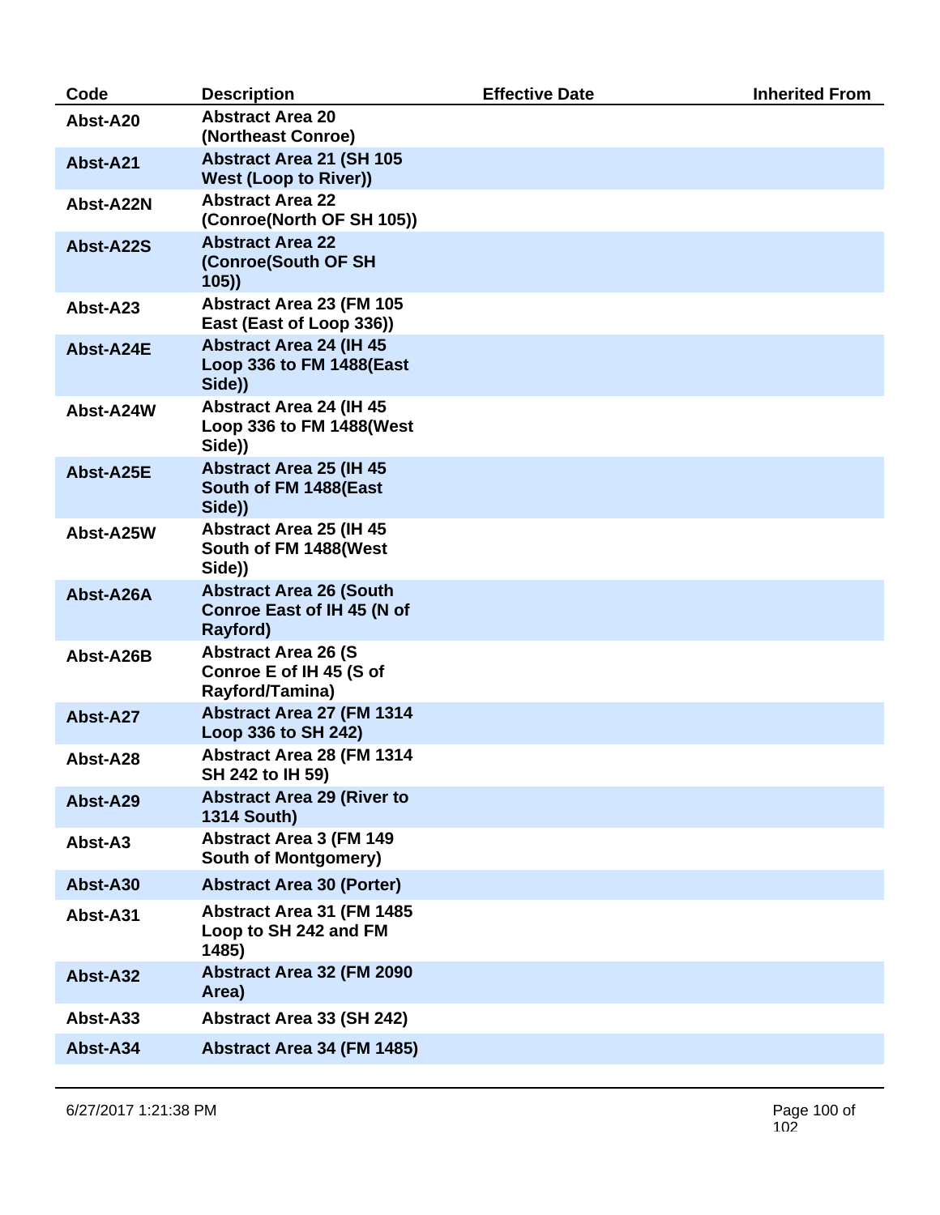| Code | Description | Effective Date | Inherited From |
| --- | --- | --- | --- |
| Abst-A20 | Abstract Area 20 (Northeast Conroe) | | |
| Abst-A21 | Abstract Area 21 (SH 105 West (Loop to River)) | | |
| Abst-A22N | Abstract Area 22 (Conroe(North OF SH 105)) | | |
| Abst-A22S | Abstract Area 22 (Conroe(South OF SH 105)) | | |
| Abst-A23 | Abstract Area 23 (FM 105 East (East of Loop 336)) | | |
| Abst-A24E | Abstract Area 24 (IH 45 Loop 336 to FM 1488(East Side)) | | |
| Abst-A24W | Abstract Area 24 (IH 45 Loop 336 to FM 1488(West Side)) | | |
| Abst-A25E | Abstract Area 25 (IH 45 South of FM 1488(East Side)) | | |
| Abst-A25W | Abstract Area 25 (IH 45 South of FM 1488(West Side)) | | |
| Abst-A26A | Abstract Area 26 (South Conroe East of IH 45 (N of Rayford) | | |
| Abst-A26B | Abstract Area 26 (S Conroe E of IH 45 (S of Rayford/Tamina) | | |
| Abst-A27 | Abstract Area 27 (FM 1314 Loop 336 to SH 242) | | |
| Abst-A28 | Abstract Area 28 (FM 1314 SH 242 to IH 59) | | |
| Abst-A29 | Abstract Area 29 (River to 1314 South) | | |
| Abst-A3 | Abstract Area 3 (FM 149 South of Montgomery) | | |
| Abst-A30 | Abstract Area 30 (Porter) | | |
| Abst-A31 | Abstract Area 31 (FM 1485 Loop to SH 242 and FM 1485) | | |
| Abst-A32 | Abstract Area 32 (FM 2090 Area) | | |
| Abst-A33 | Abstract Area 33 (SH 242) | | |
| Abst-A34 | Abstract Area 34 (FM 1485) | | |

6/27/2017 1:21:38 PM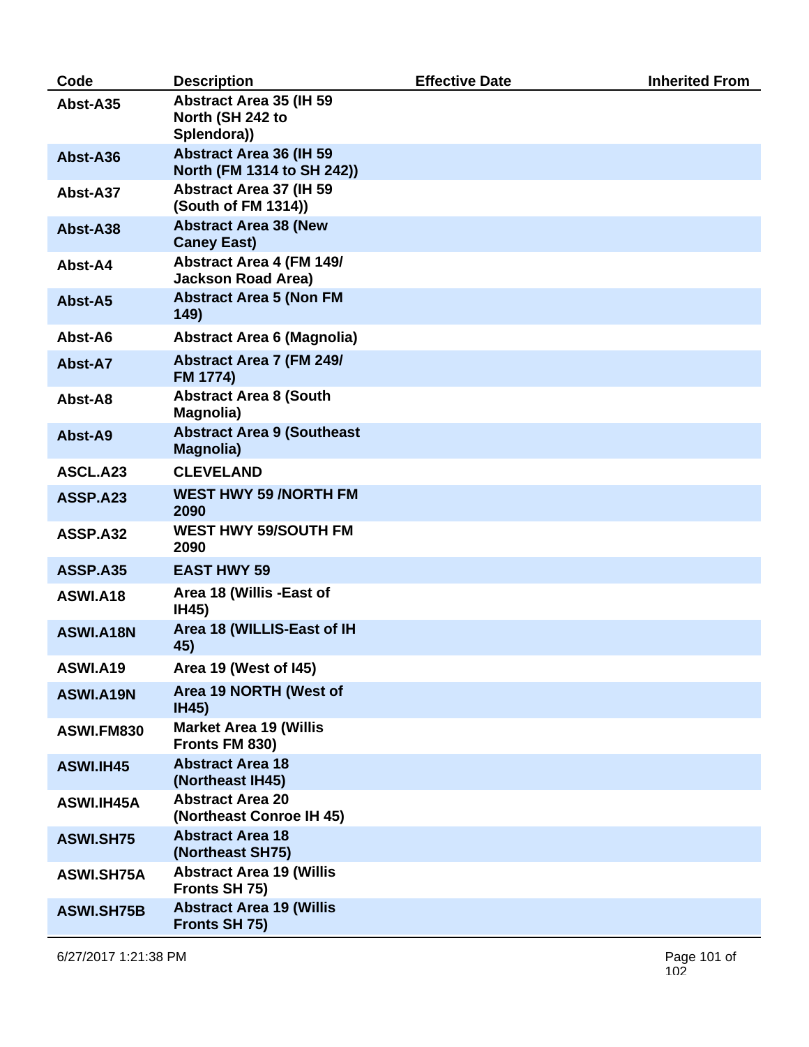| Code | Description | Effective Date | Inherited From |
| --- | --- | --- | --- |
| Abst-A35 | Abstract Area 35 (IH 59 North (SH 242 to Splendora)) | | |
| Abst-A36 | Abstract Area 36 (IH 59 North (FM 1314 to SH 242)) | | |
| Abst-A37 | Abstract Area 37 (IH 59 (South of FM 1314)) | | |
| Abst-A38 | Abstract Area 38 (New Caney East) | | |
| Abst-A4 | Abstract Area 4 (FM 149/ Jackson Road Area) | | |
| Abst-A5 | Abstract Area 5 (Non FM 149) | | |
| Abst-A6 | Abstract Area 6 (Magnolia) | | |
| Abst-A7 | Abstract Area 7 (FM 249/ FM 1774) | | |
| Abst-A8 | Abstract Area 8 (South Magnolia) | | |
| Abst-A9 | Abstract Area 9 (Southeast Magnolia) | | |
| ASCL.A23 | CLEVELAND | | |
| ASSP.A23 | WEST HWY 59 /NORTH FM 2090 | | |
| ASSP.A32 | WEST HWY 59/SOUTH FM 2090 | | |
| ASSP.A35 | EAST HWY 59 | | |
| ASWI.A18 | Area 18 (Willis -East of IH45) | | |
| ASWI.A18N | Area 18 (WILLIS-East of IH 45) | | |
| ASWI.A19 | Area 19 (West of I45) | | |
| ASWI.A19N | Area 19 NORTH (West of IH45) | | |
| ASWI.FM830 | Market Area 19 (Willis Fronts FM 830) | | |
| ASWI.IH45 | Abstract Area 18 (Northeast IH45) | | |
| ASWI.IH45A | Abstract Area 20 (Northeast Conroe IH 45) | | |
| ASWI.SH75 | Abstract Area 18 (Northeast SH75) | | |
| ASWI.SH75A | Abstract Area 19 (Willis Fronts SH 75) | | |
| ASWI.SH75B | Abstract Area 19 (Willis Fronts SH 75) | | |

6/27/2017 1:21:38 PM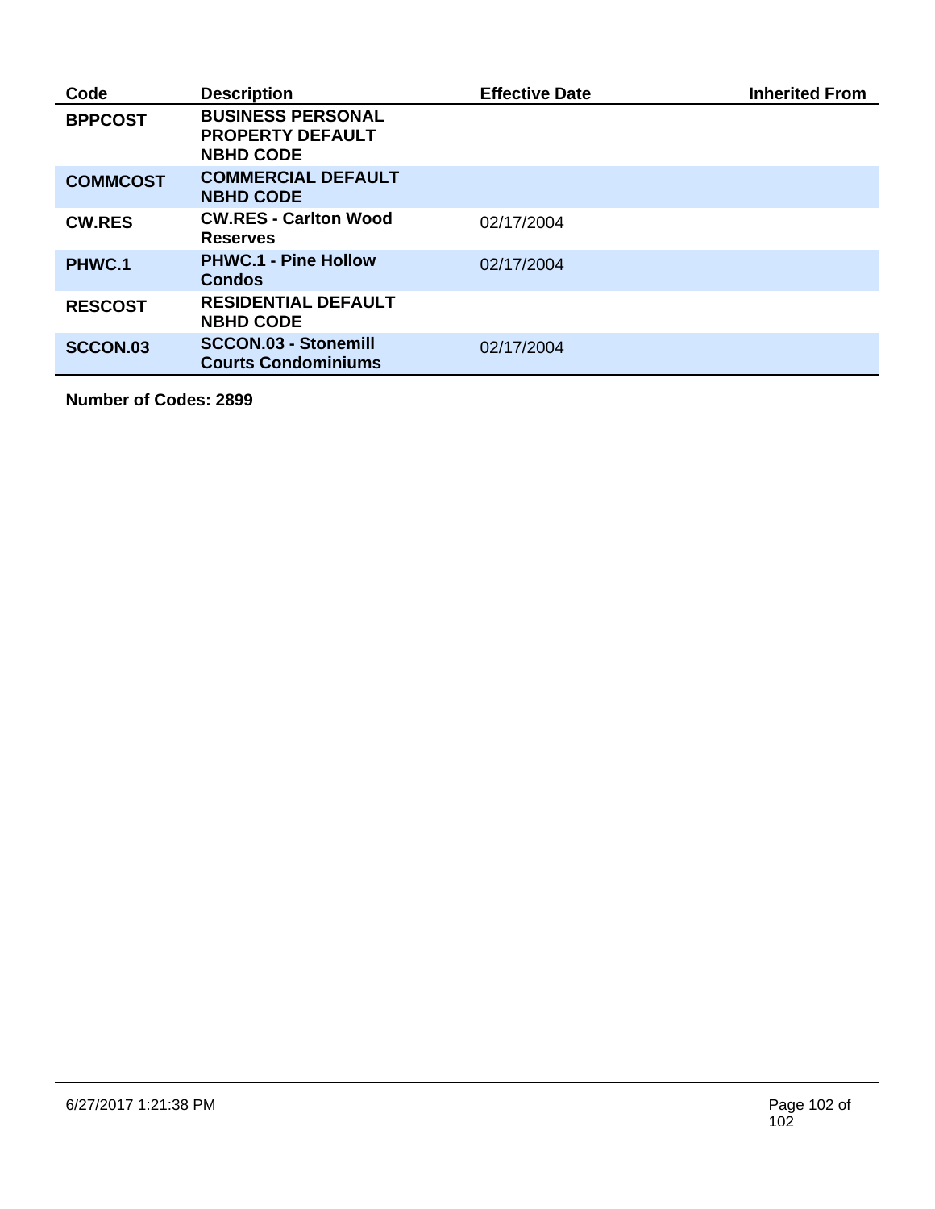| Code | Description | Effective Date | Inherited From |
|---|---|---|---|
| **BPPCOST** | **BUSINESS PERSONAL PROPERTY DEFAULT NBHD CODE** | | |
| **COMMCOST** | **COMMERCIAL DEFAULT NBHD CODE** | | |
| **CW.RES** | **CW.RES - Carlton Wood Reserves** | 02/17/2004 | |
| **PHWC.1** | **PHWC.1 - Pine Hollow Condos** | 02/17/2004 | |
| **RESCOST** | **RESIDENTIAL DEFAULT NBHD CODE** | | |
| **SCCON.03** | **SCCON.03 - Stonemill Courts Condominiums** | 02/17/2004 | |

**Number of Codes: 2899**

6/27/2017 1:21:38 PM